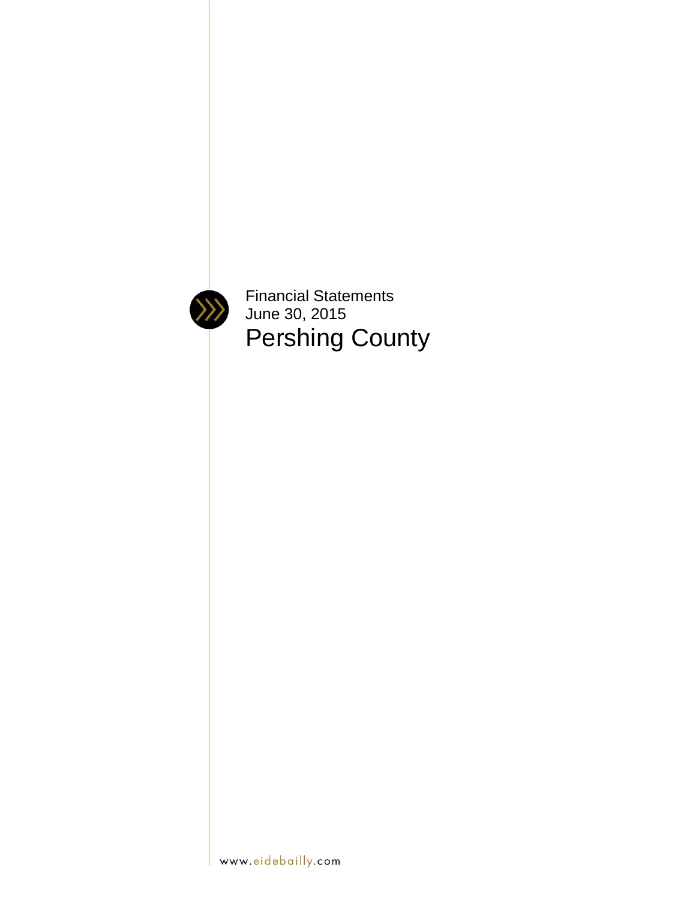Financial Statements

June 30, 2015

# Pershing County

www.eidebailly.com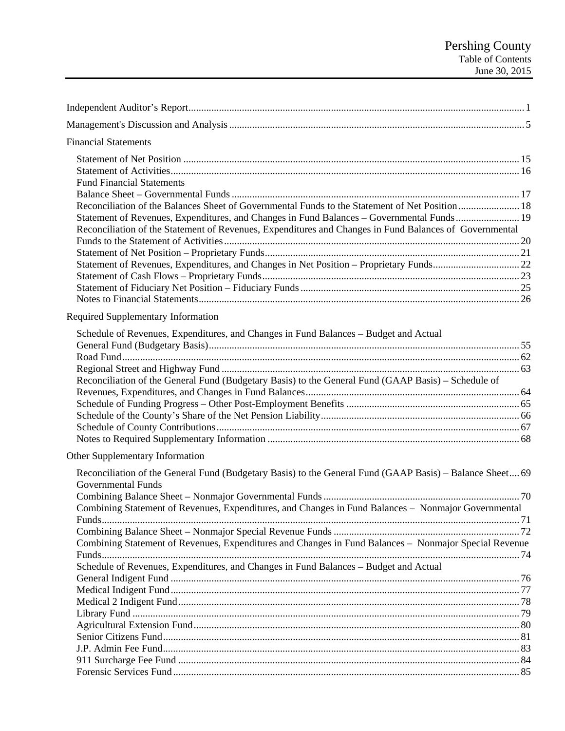# Pershing County
## Table of Contents
June 30, 2015

Independent Auditor's Report .......... 1

Management's Discussion and Analysis .......... 5

Financial Statements

- Statement of Net Position .......... 15
- Statement of Activities .......... 16
- Fund Financial Statements
- Balance Sheet – Governmental Funds .......... 17
- Reconciliation of the Balances Sheet of Governmental Funds to the Statement of Net Position .......... 18
- Statement of Revenues, Expenditures, and Changes in Fund Balances – Governmental Funds .......... 19
- Reconciliation of the Statement of Revenues, Expenditures and Changes in Fund Balances of Governmental Funds to the Statement of Activities .......... 20
- Statement of Net Position – Proprietary Funds .......... 21
- Statement of Revenues, Expenditures, and Changes in Net Position – Proprietary Funds .......... 22
- Statement of Cash Flows – Proprietary Funds .......... 23
- Statement of Fiduciary Net Position – Fiduciary Funds .......... 25
- Notes to Financial Statements .......... 26

Required Supplementary Information

- Schedule of Revenues, Expenditures, and Changes in Fund Balances – Budget and Actual
- General Fund (Budgetary Basis) .......... 55
- Road Fund .......... 62
- Regional Street and Highway Fund .......... 63
- Reconciliation of the General Fund (Budgetary Basis) to the General Fund (GAAP Basis) – Schedule of Revenues, Expenditures, and Changes in Fund Balances .......... 64
- Schedule of Funding Progress – Other Post-Employment Benefits .......... 65
- Schedule of the County's Share of the Net Pension Liability .......... 66
- Schedule of County Contributions .......... 67
- Notes to Required Supplementary Information .......... 68

Other Supplementary Information

- Reconciliation of the General Fund (Budgetary Basis) to the General Fund (GAAP Basis) – Balance Sheet .... 69
- Governmental Funds
- Combining Balance Sheet – Nonmajor Governmental Funds .......... 70
- Combining Statement of Revenues, Expenditures, and Changes in Fund Balances – Nonmajor Governmental Funds .......... 71
- Combining Balance Sheet – Nonmajor Special Revenue Funds .......... 72
- Combining Statement of Revenues, Expenditures and Changes in Fund Balances – Nonmajor Special Revenue Funds .......... 74
- Schedule of Revenues, Expenditures, and Changes in Fund Balances – Budget and Actual
- General Indigent Fund .......... 76
- Medical Indigent Fund .......... 77
- Medical 2 Indigent Fund .......... 78
- Library Fund .......... 79
- Agricultural Extension Fund .......... 80
- Senior Citizens Fund .......... 81
- J.P. Admin Fee Fund .......... 83
- 911 Surcharge Fee Fund .......... 84
- Forensic Services Fund .......... 85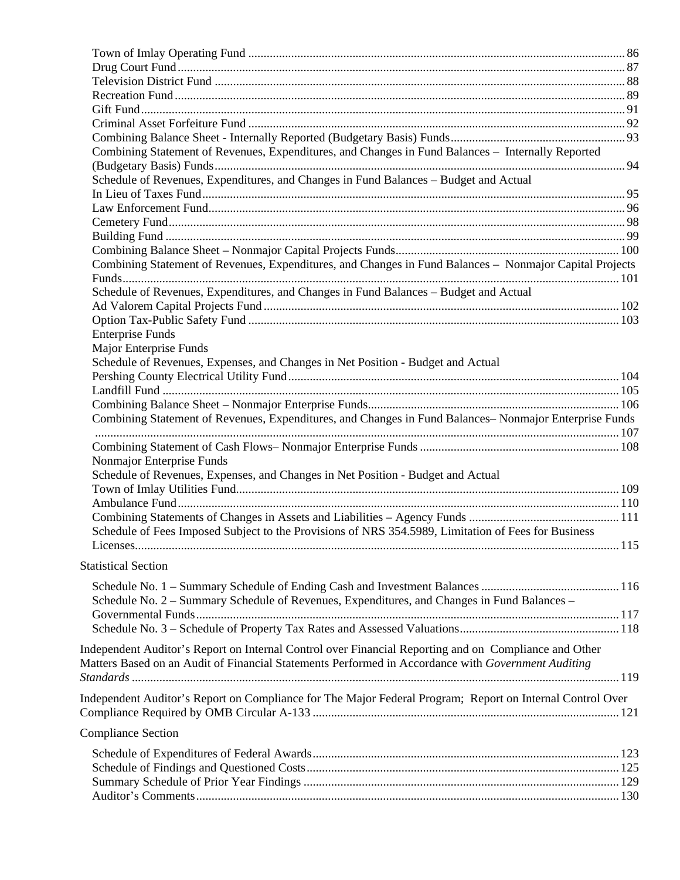Town of Imlay Operating Fund ........................................................................................................ 86
Drug Court Fund ............................................................................................................................... 87
Television District Fund ................................................................................................................... 88
Recreation Fund ................................................................................................................................ 89
Gift Fund ........................................................................................................................................... 91
Criminal Asset Forfeiture Fund ........................................................................................................ 92
Combining Balance Sheet - Internally Reported (Budgetary Basis) Funds ........................................ 93
Combining Statement of Revenues, Expenditures, and Changes in Fund Balances – Internally Reported (Budgetary Basis) Funds ................................................................................................................... 94
Schedule of Revenues, Expenditures, and Changes in Fund Balances – Budget and Actual
In Lieu of Taxes Fund ........................................................................................................................ 95
Law Enforcement Fund ...................................................................................................................... 96
Cemetery Fund .................................................................................................................................. 98
Building Fund .................................................................................................................................... 99
Combining Balance Sheet – Nonmajor Capital Projects Funds ........................................................ 100
Combining Statement of Revenues, Expenditures, and Changes in Fund Balances – Nonmajor Capital Projects Funds ............................................................................................................................................. 101
Schedule of Revenues, Expenditures, and Changes in Fund Balances – Budget and Actual
Ad Valorem Capital Projects Fund .................................................................................................. 102
Option Tax-Public Safety Fund ....................................................................................................... 103
Enterprise Funds
Major Enterprise Funds
Schedule of Revenues, Expenses, and Changes in Net Position - Budget and Actual
Pershing County Electrical Utility Fund .......................................................................................... 104
Landfill Fund ................................................................................................................................... 105
Combining Balance Sheet – Nonmajor Enterprise Funds ................................................................ 106
Combining Statement of Revenues, Expenditures, and Changes in Fund Balances– Nonmajor Enterprise Funds ......................................................................................................................................................... 107
Combining Statement of Cash Flows– Nonmajor Enterprise Funds ................................................ 108
Nonmajor Enterprise Funds
Schedule of Revenues, Expenses, and Changes in Net Position - Budget and Actual
Town of Imlay Utilities Fund ........................................................................................................... 109
Ambulance Fund .............................................................................................................................. 110
Combining Statements of Changes in Assets and Liabilities – Agency Funds ................................ 111
Schedule of Fees Imposed Subject to the Provisions of NRS 354.5989, Limitation of Fees for Business Licenses ............................................................................................................................................ 115

Statistical Section

Schedule No. 1 – Summary Schedule of Ending Cash and Investment Balances ............................ 116
Schedule No. 2 – Summary Schedule of Revenues, Expenditures, and Changes in Fund Balances – Governmental Funds ......................................................................................................................... 117
Schedule No. 3 – Schedule of Property Tax Rates and Assessed Valuations ................................... 118

Independent Auditor's Report on Internal Control over Financial Reporting and on Compliance and Other Matters Based on an Audit of Financial Statements Performed in Accordance with *Government Auditing Standards* ............................................................................................................................................. 119

Independent Auditor's Report on Compliance for The Major Federal Program; Report on Internal Control Over Compliance Required by OMB Circular A-133 ................................................................................... 121

Compliance Section

Schedule of Expenditures of Federal Awards ................................................................................... 123
Schedule of Findings and Questioned Costs ..................................................................................... 125
Summary Schedule of Prior Year Findings ...................................................................................... 129
Auditor's Comments ........................................................................................................................ 130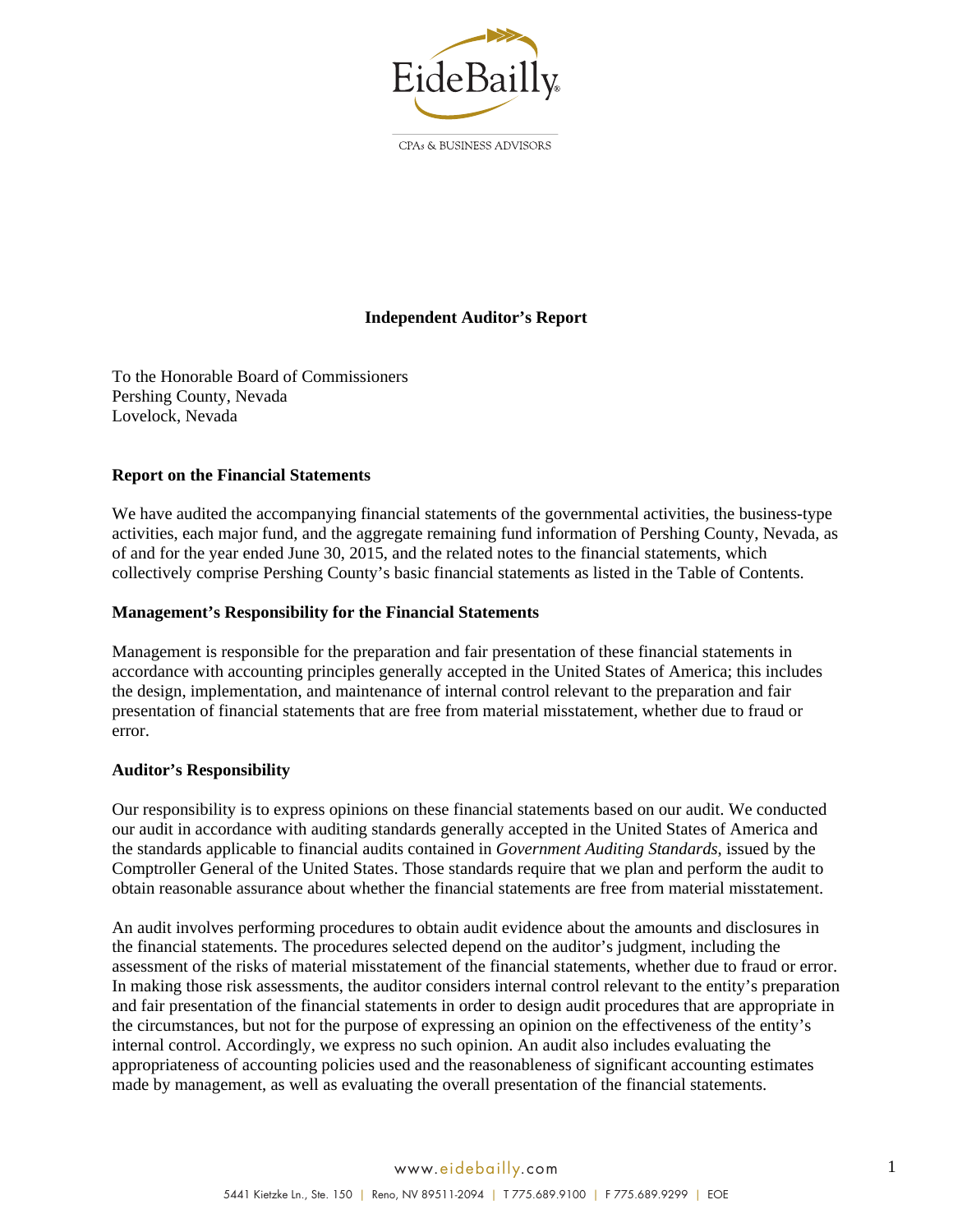## Independent Auditor's Report

To the Honorable Board of Commissioners
Pershing County, Nevada
Lovelock, Nevada

### Report on the Financial Statements

We have audited the accompanying financial statements of the governmental activities, the business-type activities, each major fund, and the aggregate remaining fund information of Pershing County, Nevada, as of and for the year ended June 30, 2015, and the related notes to the financial statements, which collectively comprise Pershing County's basic financial statements as listed in the Table of Contents.

### Management's Responsibility for the Financial Statements

Management is responsible for the preparation and fair presentation of these financial statements in accordance with accounting principles generally accepted in the United States of America; this includes the design, implementation, and maintenance of internal control relevant to the preparation and fair presentation of financial statements that are free from material misstatement, whether due to fraud or error.

### Auditor's Responsibility

Our responsibility is to express opinions on these financial statements based on our audit. We conducted our audit in accordance with auditing standards generally accepted in the United States of America and the standards applicable to financial audits contained in *Government Auditing Standards*, issued by the Comptroller General of the United States. Those standards require that we plan and perform the audit to obtain reasonable assurance about whether the financial statements are free from material misstatement.

An audit involves performing procedures to obtain audit evidence about the amounts and disclosures in the financial statements. The procedures selected depend on the auditor's judgment, including the assessment of the risks of material misstatement of the financial statements, whether due to fraud or error. In making those risk assessments, the auditor considers internal control relevant to the entity's preparation and fair presentation of the financial statements in order to design audit procedures that are appropriate in the circumstances, but not for the purpose of expressing an opinion on the effectiveness of the entity's internal control. Accordingly, we express no such opinion. An audit also includes evaluating the appropriateness of accounting policies used and the reasonableness of significant accounting estimates made by management, as well as evaluating the overall presentation of the financial statements.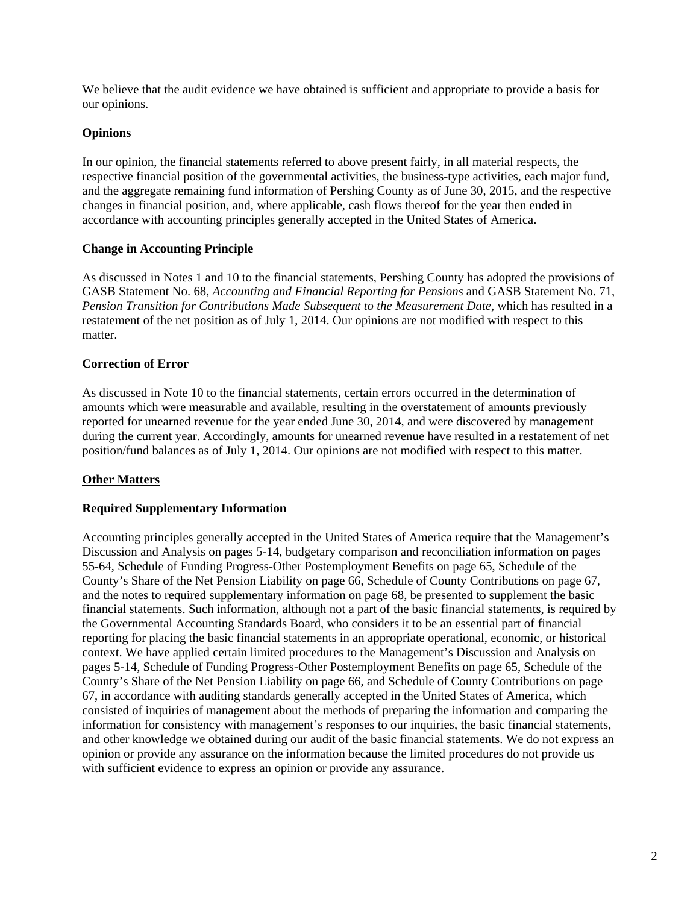We believe that the audit evidence we have obtained is sufficient and appropriate to provide a basis for our opinions.

**Opinions**

In our opinion, the financial statements referred to above present fairly, in all material respects, the respective financial position of the governmental activities, the business-type activities, each major fund, and the aggregate remaining fund information of Pershing County as of June 30, 2015, and the respective changes in financial position, and, where applicable, cash flows thereof for the year then ended in accordance with accounting principles generally accepted in the United States of America.

**Change in Accounting Principle**

As discussed in Notes 1 and 10 to the financial statements, Pershing County has adopted the provisions of GASB Statement No. 68, *Accounting and Financial Reporting for Pensions* and GASB Statement No. 71, *Pension Transition for Contributions Made Subsequent to the Measurement Date*, which has resulted in a restatement of the net position as of July 1, 2014. Our opinions are not modified with respect to this matter.

**Correction of Error**

As discussed in Note 10 to the financial statements, certain errors occurred in the determination of amounts which were measurable and available, resulting in the overstatement of amounts previously reported for unearned revenue for the year ended June 30, 2014, and were discovered by management during the current year. Accordingly, amounts for unearned revenue have resulted in a restatement of net position/fund balances as of July 1, 2014. Our opinions are not modified with respect to this matter.

**Other Matters**

**Required Supplementary Information**

Accounting principles generally accepted in the United States of America require that the Management's Discussion and Analysis on pages 5-14, budgetary comparison and reconciliation information on pages 55-64, Schedule of Funding Progress-Other Postemployment Benefits on page 65, Schedule of the County's Share of the Net Pension Liability on page 66, Schedule of County Contributions on page 67, and the notes to required supplementary information on page 68, be presented to supplement the basic financial statements. Such information, although not a part of the basic financial statements, is required by the Governmental Accounting Standards Board, who considers it to be an essential part of financial reporting for placing the basic financial statements in an appropriate operational, economic, or historical context. We have applied certain limited procedures to the Management's Discussion and Analysis on pages 5-14, Schedule of Funding Progress-Other Postemployment Benefits on page 65, Schedule of the County's Share of the Net Pension Liability on page 66, and Schedule of County Contributions on page 67, in accordance with auditing standards generally accepted in the United States of America, which consisted of inquiries of management about the methods of preparing the information and comparing the information for consistency with management's responses to our inquiries, the basic financial statements, and other knowledge we obtained during our audit of the basic financial statements. We do not express an opinion or provide any assurance on the information because the limited procedures do not provide us with sufficient evidence to express an opinion or provide any assurance.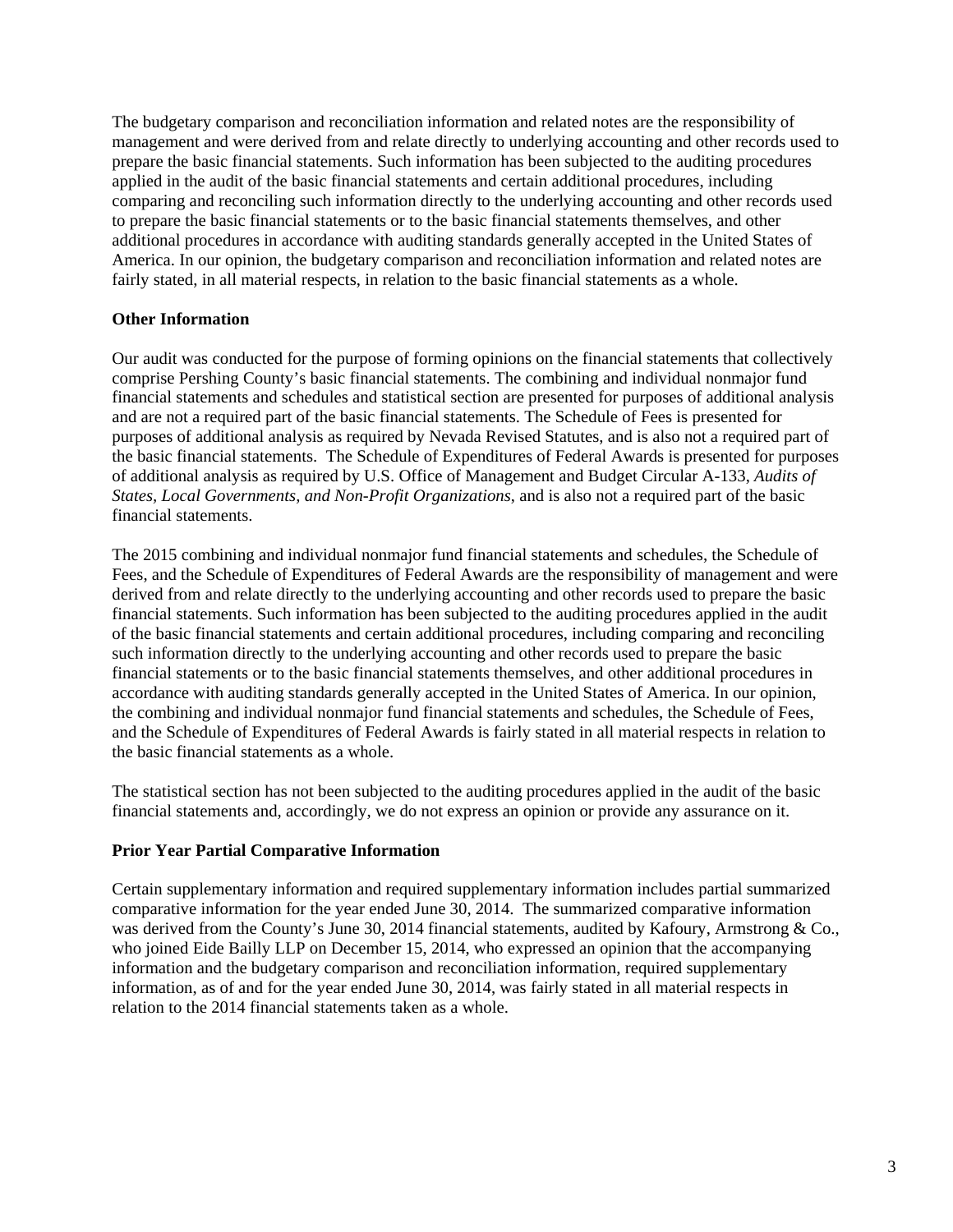The budgetary comparison and reconciliation information and related notes are the responsibility of management and were derived from and relate directly to underlying accounting and other records used to prepare the basic financial statements. Such information has been subjected to the auditing procedures applied in the audit of the basic financial statements and certain additional procedures, including comparing and reconciling such information directly to the underlying accounting and other records used to prepare the basic financial statements or to the basic financial statements themselves, and other additional procedures in accordance with auditing standards generally accepted in the United States of America. In our opinion, the budgetary comparison and reconciliation information and related notes are fairly stated, in all material respects, in relation to the basic financial statements as a whole.

**Other Information**

Our audit was conducted for the purpose of forming opinions on the financial statements that collectively comprise Pershing County's basic financial statements. The combining and individual nonmajor fund financial statements and schedules and statistical section are presented for purposes of additional analysis and are not a required part of the basic financial statements. The Schedule of Fees is presented for purposes of additional analysis as required by Nevada Revised Statutes, and is also not a required part of the basic financial statements. The Schedule of Expenditures of Federal Awards is presented for purposes of additional analysis as required by U.S. Office of Management and Budget Circular A-133, *Audits of States, Local Governments, and Non-Profit Organizations*, and is also not a required part of the basic financial statements.

The 2015 combining and individual nonmajor fund financial statements and schedules, the Schedule of Fees, and the Schedule of Expenditures of Federal Awards are the responsibility of management and were derived from and relate directly to the underlying accounting and other records used to prepare the basic financial statements. Such information has been subjected to the auditing procedures applied in the audit of the basic financial statements and certain additional procedures, including comparing and reconciling such information directly to the underlying accounting and other records used to prepare the basic financial statements or to the basic financial statements themselves, and other additional procedures in accordance with auditing standards generally accepted in the United States of America. In our opinion, the combining and individual nonmajor fund financial statements and schedules, the Schedule of Fees, and the Schedule of Expenditures of Federal Awards is fairly stated in all material respects in relation to the basic financial statements as a whole.

The statistical section has not been subjected to the auditing procedures applied in the audit of the basic financial statements and, accordingly, we do not express an opinion or provide any assurance on it.

**Prior Year Partial Comparative Information**

Certain supplementary information and required supplementary information includes partial summarized comparative information for the year ended June 30, 2014. The summarized comparative information was derived from the County's June 30, 2014 financial statements, audited by Kafoury, Armstrong & Co., who joined Eide Bailly LLP on December 15, 2014, who expressed an opinion that the accompanying information and the budgetary comparison and reconciliation information, required supplementary information, as of and for the year ended June 30, 2014, was fairly stated in all material respects in relation to the 2014 financial statements taken as a whole.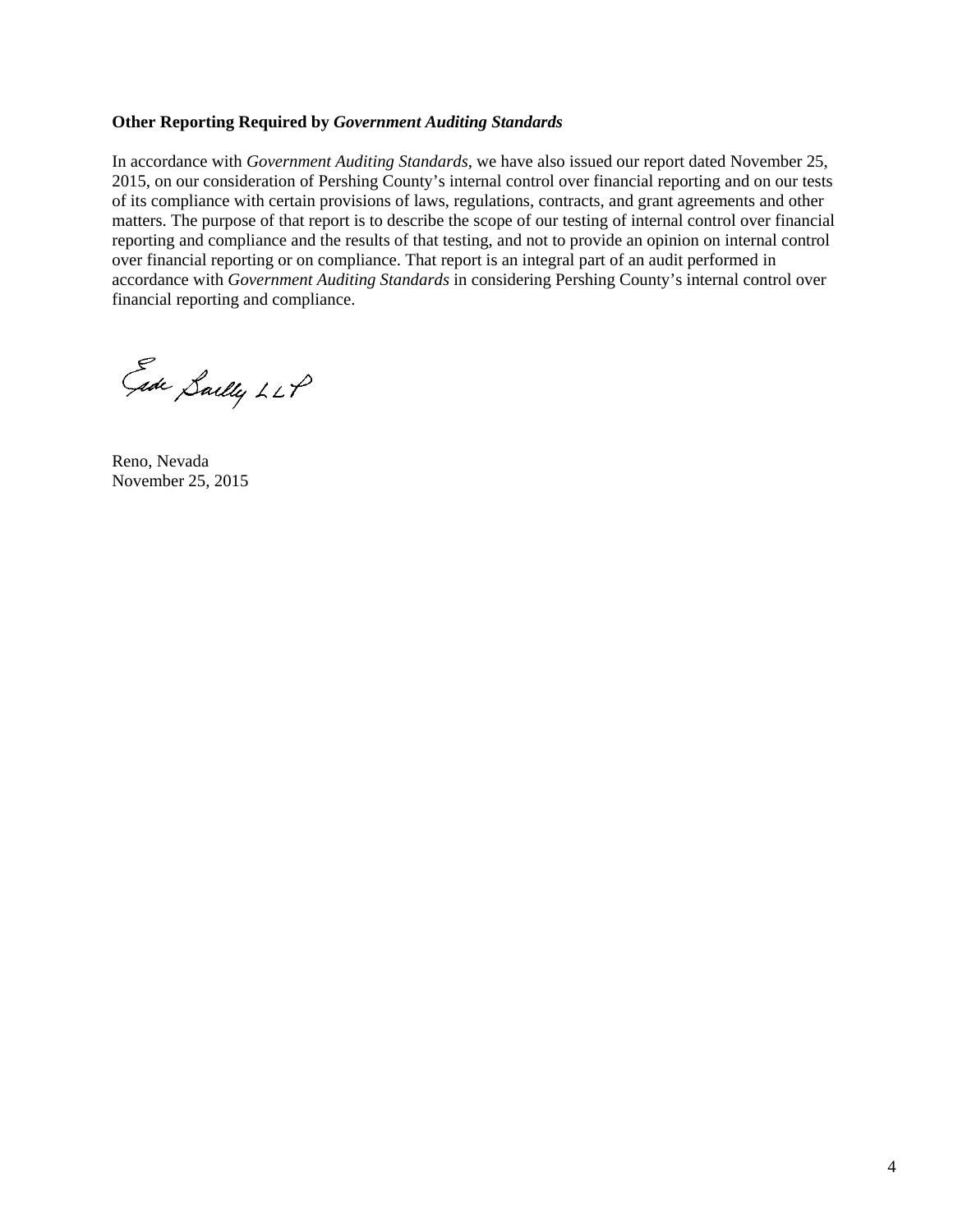**Other Reporting Required by *Government Auditing Standards***

In accordance with *Government Auditing Standards*, we have also issued our report dated November 25, 2015, on our consideration of Pershing County's internal control over financial reporting and on our tests of its compliance with certain provisions of laws, regulations, contracts, and grant agreements and other matters. The purpose of that report is to describe the scope of our testing of internal control over financial reporting and compliance and the results of that testing, and not to provide an opinion on internal control over financial reporting or on compliance. That report is an integral part of an audit performed in accordance with *Government Auditing Standards* in considering Pershing County's internal control over financial reporting and compliance.

Eide Bailly LLP

Reno, Nevada
November 25, 2015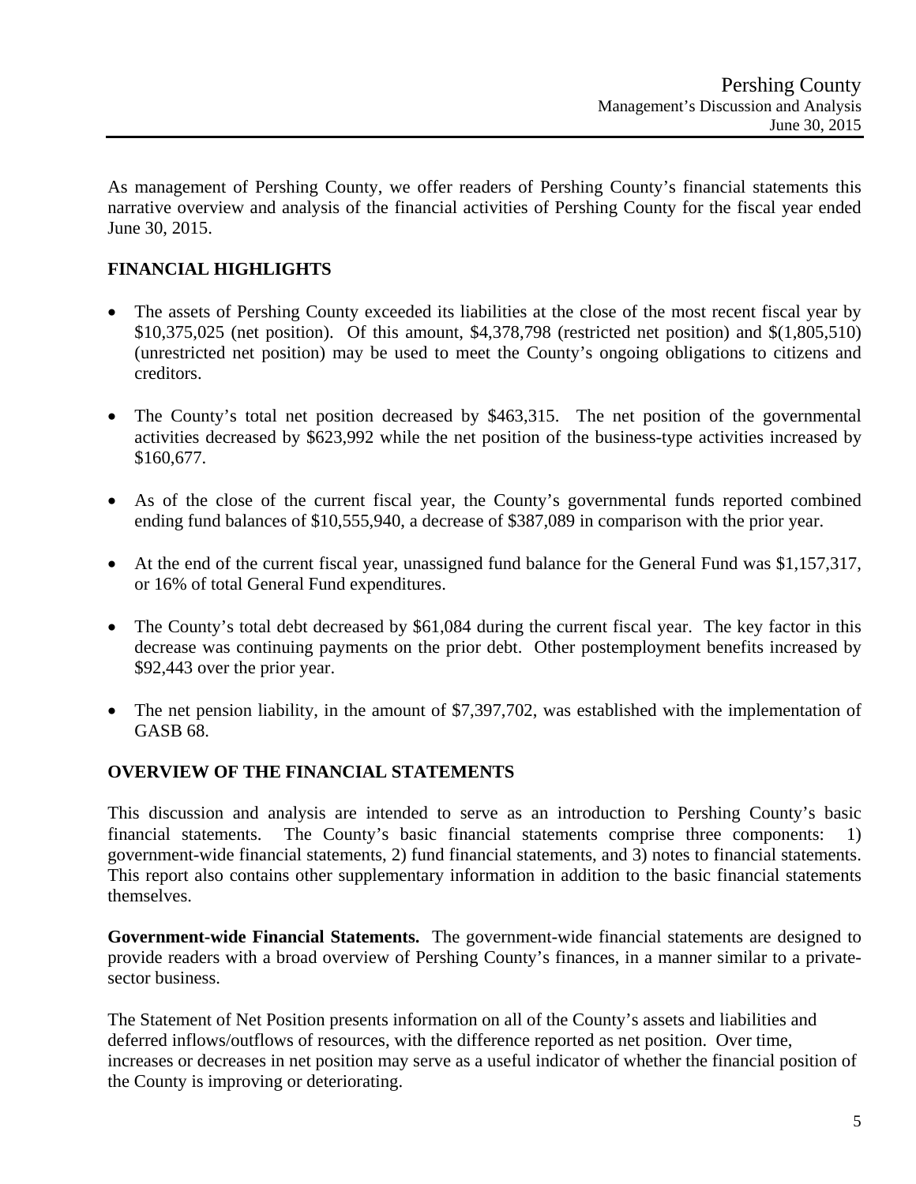As management of Pershing County, we offer readers of Pershing County's financial statements this narrative overview and analysis of the financial activities of Pershing County for the fiscal year ended June 30, 2015.

## FINANCIAL HIGHLIGHTS

- The assets of Pershing County exceeded its liabilities at the close of the most recent fiscal year by $10,375,025 (net position). Of this amount, $4,378,798 (restricted net position) and $(1,805,510) (unrestricted net position) may be used to meet the County's ongoing obligations to citizens and creditors.
- The County's total net position decreased by $463,315. The net position of the governmental activities decreased by $623,992 while the net position of the business-type activities increased by $160,677.
- As of the close of the current fiscal year, the County's governmental funds reported combined ending fund balances of $10,555,940, a decrease of $387,089 in comparison with the prior year.
- At the end of the current fiscal year, unassigned fund balance for the General Fund was $1,157,317, or 16% of total General Fund expenditures.
- The County's total debt decreased by $61,084 during the current fiscal year. The key factor in this decrease was continuing payments on the prior debt. Other postemployment benefits increased by $92,443 over the prior year.
- The net pension liability, in the amount of $7,397,702, was established with the implementation of GASB 68.

## OVERVIEW OF THE FINANCIAL STATEMENTS

This discussion and analysis are intended to serve as an introduction to Pershing County's basic financial statements. The County's basic financial statements comprise three components: 1) government-wide financial statements, 2) fund financial statements, and 3) notes to financial statements. This report also contains other supplementary information in addition to the basic financial statements themselves.

**Government-wide Financial Statements.** The government-wide financial statements are designed to provide readers with a broad overview of Pershing County's finances, in a manner similar to a private-sector business.

The Statement of Net Position presents information on all of the County's assets and liabilities and deferred inflows/outflows of resources, with the difference reported as net position. Over time, increases or decreases in net position may serve as a useful indicator of whether the financial position of the County is improving or deteriorating.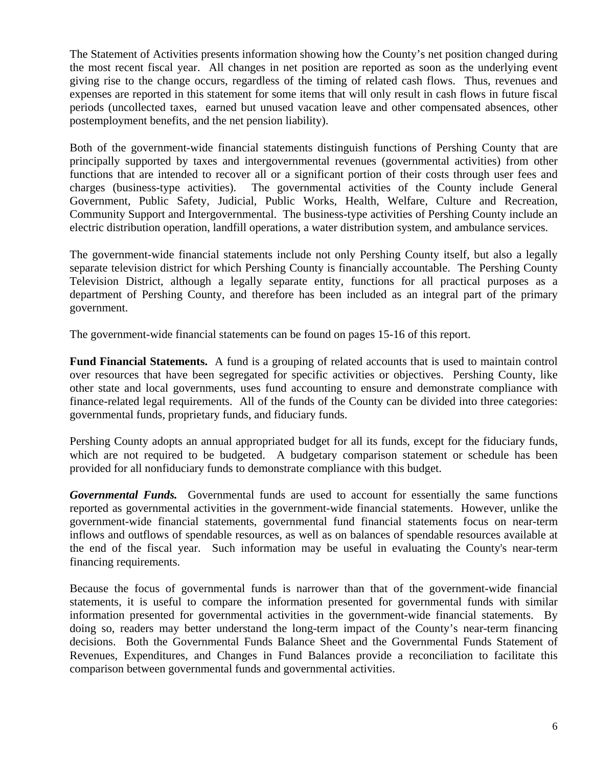The Statement of Activities presents information showing how the County's net position changed during the most recent fiscal year. All changes in net position are reported as soon as the underlying event giving rise to the change occurs, regardless of the timing of related cash flows. Thus, revenues and expenses are reported in this statement for some items that will only result in cash flows in future fiscal periods (uncollected taxes, earned but unused vacation leave and other compensated absences, other postemployment benefits, and the net pension liability).

Both of the government-wide financial statements distinguish functions of Pershing County that are principally supported by taxes and intergovernmental revenues (governmental activities) from other functions that are intended to recover all or a significant portion of their costs through user fees and charges (business-type activities). The governmental activities of the County include General Government, Public Safety, Judicial, Public Works, Health, Welfare, Culture and Recreation, Community Support and Intergovernmental. The business-type activities of Pershing County include an electric distribution operation, landfill operations, a water distribution system, and ambulance services.

The government-wide financial statements include not only Pershing County itself, but also a legally separate television district for which Pershing County is financially accountable. The Pershing County Television District, although a legally separate entity, functions for all practical purposes as a department of Pershing County, and therefore has been included as an integral part of the primary government.

The government-wide financial statements can be found on pages 15-16 of this report.

**Fund Financial Statements.** A fund is a grouping of related accounts that is used to maintain control over resources that have been segregated for specific activities or objectives. Pershing County, like other state and local governments, uses fund accounting to ensure and demonstrate compliance with finance-related legal requirements. All of the funds of the County can be divided into three categories: governmental funds, proprietary funds, and fiduciary funds.

Pershing County adopts an annual appropriated budget for all its funds, except for the fiduciary funds, which are not required to be budgeted. A budgetary comparison statement or schedule has been provided for all nonfiduciary funds to demonstrate compliance with this budget.

***Governmental Funds.*** Governmental funds are used to account for essentially the same functions reported as governmental activities in the government-wide financial statements. However, unlike the government-wide financial statements, governmental fund financial statements focus on near-term inflows and outflows of spendable resources, as well as on balances of spendable resources available at the end of the fiscal year. Such information may be useful in evaluating the County's near-term financing requirements.

Because the focus of governmental funds is narrower than that of the government-wide financial statements, it is useful to compare the information presented for governmental funds with similar information presented for governmental activities in the government-wide financial statements. By doing so, readers may better understand the long-term impact of the County's near-term financing decisions. Both the Governmental Funds Balance Sheet and the Governmental Funds Statement of Revenues, Expenditures, and Changes in Fund Balances provide a reconciliation to facilitate this comparison between governmental funds and governmental activities.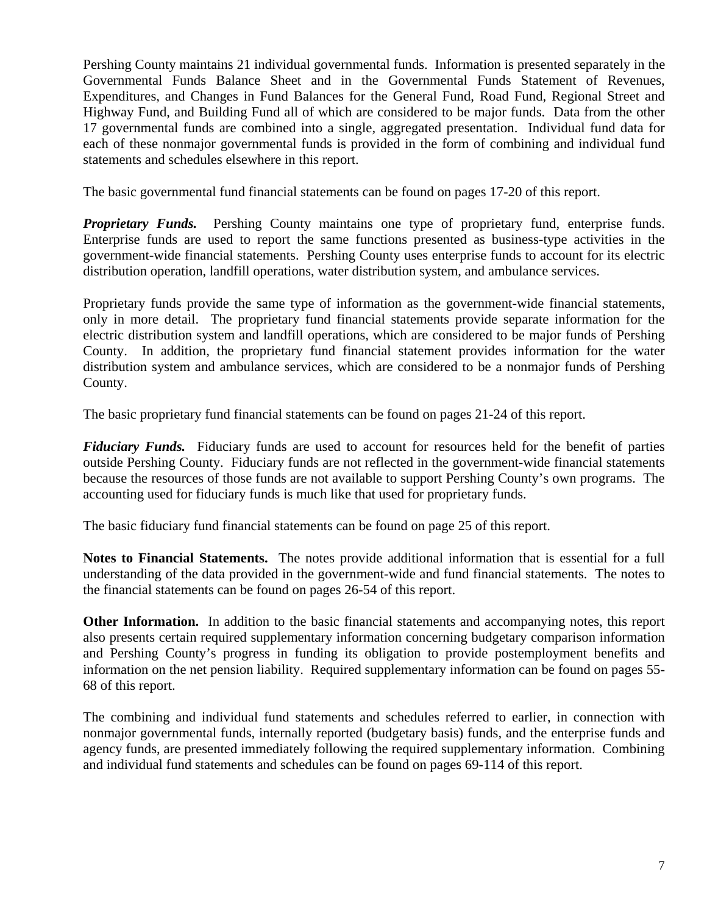Pershing County maintains 21 individual governmental funds. Information is presented separately in the Governmental Funds Balance Sheet and in the Governmental Funds Statement of Revenues, Expenditures, and Changes in Fund Balances for the General Fund, Road Fund, Regional Street and Highway Fund, and Building Fund all of which are considered to be major funds. Data from the other 17 governmental funds are combined into a single, aggregated presentation. Individual fund data for each of these nonmajor governmental funds is provided in the form of combining and individual fund statements and schedules elsewhere in this report.

The basic governmental fund financial statements can be found on pages 17-20 of this report.

***Proprietary Funds.*** Pershing County maintains one type of proprietary fund, enterprise funds. Enterprise funds are used to report the same functions presented as business-type activities in the government-wide financial statements. Pershing County uses enterprise funds to account for its electric distribution operation, landfill operations, water distribution system, and ambulance services.

Proprietary funds provide the same type of information as the government-wide financial statements, only in more detail. The proprietary fund financial statements provide separate information for the electric distribution system and landfill operations, which are considered to be major funds of Pershing County. In addition, the proprietary fund financial statement provides information for the water distribution system and ambulance services, which are considered to be a nonmajor funds of Pershing County.

The basic proprietary fund financial statements can be found on pages 21-24 of this report.

***Fiduciary Funds.*** Fiduciary funds are used to account for resources held for the benefit of parties outside Pershing County. Fiduciary funds are not reflected in the government-wide financial statements because the resources of those funds are not available to support Pershing County's own programs. The accounting used for fiduciary funds is much like that used for proprietary funds.

The basic fiduciary fund financial statements can be found on page 25 of this report.

**Notes to Financial Statements.** The notes provide additional information that is essential for a full understanding of the data provided in the government-wide and fund financial statements. The notes to the financial statements can be found on pages 26-54 of this report.

**Other Information.** In addition to the basic financial statements and accompanying notes, this report also presents certain required supplementary information concerning budgetary comparison information and Pershing County's progress in funding its obligation to provide postemployment benefits and information on the net pension liability. Required supplementary information can be found on pages 55-68 of this report.

The combining and individual fund statements and schedules referred to earlier, in connection with nonmajor governmental funds, internally reported (budgetary basis) funds, and the enterprise funds and agency funds, are presented immediately following the required supplementary information. Combining and individual fund statements and schedules can be found on pages 69-114 of this report.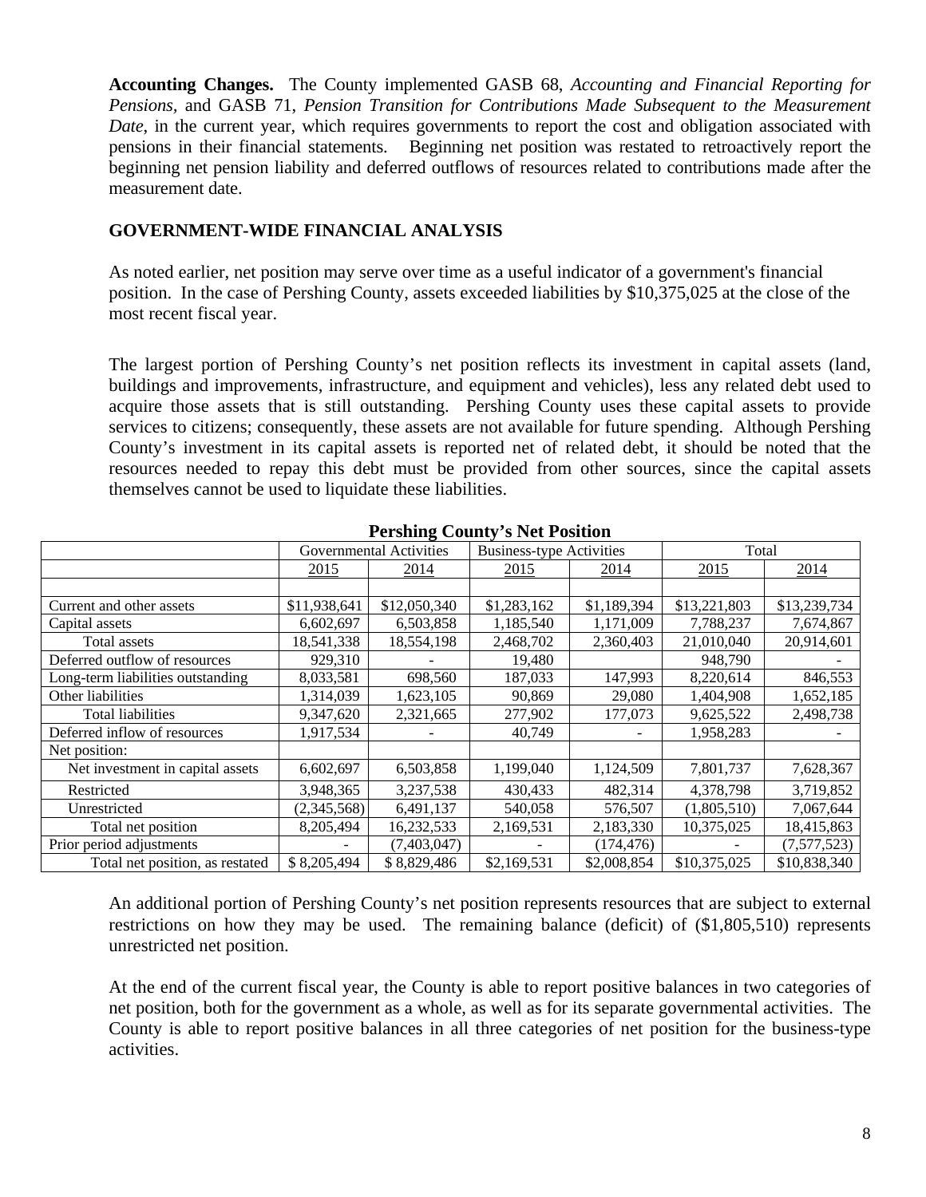**Accounting Changes.** The County implemented GASB 68, *Accounting and Financial Reporting for Pensions*, and GASB 71, *Pension Transition for Contributions Made Subsequent to the Measurement Date*, in the current year, which requires governments to report the cost and obligation associated with pensions in their financial statements. Beginning net position was restated to retroactively report the beginning net pension liability and deferred outflows of resources related to contributions made after the measurement date.

## GOVERNMENT-WIDE FINANCIAL ANALYSIS

As noted earlier, net position may serve over time as a useful indicator of a government's financial position. In the case of Pershing County, assets exceeded liabilities by $10,375,025 at the close of the most recent fiscal year.

The largest portion of Pershing County's net position reflects its investment in capital assets (land, buildings and improvements, infrastructure, and equipment and vehicles), less any related debt used to acquire those assets that is still outstanding. Pershing County uses these capital assets to provide services to citizens; consequently, these assets are not available for future spending. Although Pershing County's investment in its capital assets is reported net of related debt, it should be noted that the resources needed to repay this debt must be provided from other sources, since the capital assets themselves cannot be used to liquidate these liabilities.

**Pershing County's Net Position**

| | Governmental Activities | | Business-type Activities | | Total | |
|---|---|---|---|---|---|---|
| | 2015 | 2014 | 2015 | 2014 | 2015 | 2014 |
| Current and other assets | $11,938,641 | $12,050,340 | $1,283,162 | $1,189,394 | $13,221,803 | $13,239,734 |
| Capital assets | 6,602,697 | 6,503,858 | 1,185,540 | 1,171,009 | 7,788,237 | 7,674,867 |
| Total assets | 18,541,338 | 18,554,198 | 2,468,702 | 2,360,403 | 21,010,040 | 20,914,601 |
| Deferred outflow of resources | 929,310 | - | 19,480 | | 948,790 | - |
| Long-term liabilities outstanding | 8,033,581 | 698,560 | 187,033 | 147,993 | 8,220,614 | 846,553 |
| Other liabilities | 1,314,039 | 1,623,105 | 90,869 | 29,080 | 1,404,908 | 1,652,185 |
| Total liabilities | 9,347,620 | 2,321,665 | 277,902 | 177,073 | 9,625,522 | 2,498,738 |
| Deferred inflow of resources | 1,917,534 | - | 40,749 | - | 1,958,283 | - |
| Net position: | | | | | | |
| Net investment in capital assets | 6,602,697 | 6,503,858 | 1,199,040 | 1,124,509 | 7,801,737 | 7,628,367 |
| Restricted | 3,948,365 | 3,237,538 | 430,433 | 482,314 | 4,378,798 | 3,719,852 |
| Unrestricted | (2,345,568) | 6,491,137 | 540,058 | 576,507 | (1,805,510) | 7,067,644 |
| Total net position | 8,205,494 | 16,232,533 | 2,169,531 | 2,183,330 | 10,375,025 | 18,415,863 |
| Prior period adjustments | - | (7,403,047) | - | (174,476) | - | (7,577,523) |
| Total net position, as restated | $ 8,205,494 | $ 8,829,486 | $2,169,531 | $2,008,854 | $10,375,025 | $10,838,340 |

An additional portion of Pershing County's net position represents resources that are subject to external restrictions on how they may be used. The remaining balance (deficit) of ($1,805,510) represents unrestricted net position.

At the end of the current fiscal year, the County is able to report positive balances in two categories of net position, both for the government as a whole, as well as for its separate governmental activities. The County is able to report positive balances in all three categories of net position for the business-type activities.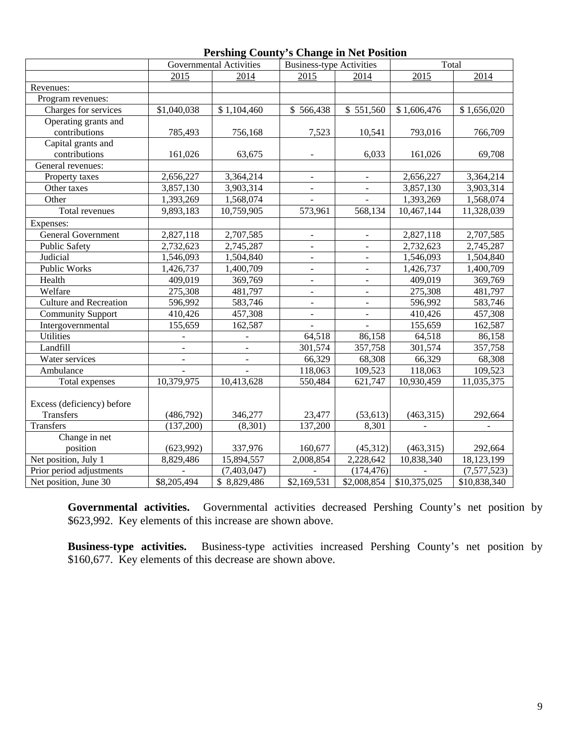**Pershing County's Change in Net Position**

| | Governmental Activities | | Business-type Activities | | Total | |
|---|---|---|---|---|---|---|
| | 2015 | 2014 | 2015 | 2014 | 2015 | 2014 |
| Revenues: | | | | | | |
| Program revenues: | | | | | | |
| Charges for services | $1,040,038 | $ 1,104,460 | $ 566,438 | $ 551,560 | $ 1,606,476 | $ 1,656,020 |
| Operating grants and contributions | 785,493 | 756,168 | 7,523 | 10,541 | 793,016 | 766,709 |
| Capital grants and contributions | 161,026 | 63,675 | - | 6,033 | 161,026 | 69,708 |
| General revenues: | | | | | | |
| Property taxes | 2,656,227 | 3,364,214 | - | - | 2,656,227 | 3,364,214 |
| Other taxes | 3,857,130 | 3,903,314 | - | - | 3,857,130 | 3,903,314 |
| Other | 1,393,269 | 1,568,074 | - | - | 1,393,269 | 1,568,074 |
| Total revenues | 9,893,183 | 10,759,905 | 573,961 | 568,134 | 10,467,144 | 11,328,039 |
| Expenses: | | | | | | |
| General Government | 2,827,118 | 2,707,585 | - | - | 2,827,118 | 2,707,585 |
| Public Safety | 2,732,623 | 2,745,287 | - | - | 2,732,623 | 2,745,287 |
| Judicial | 1,546,093 | 1,504,840 | - | - | 1,546,093 | 1,504,840 |
| Public Works | 1,426,737 | 1,400,709 | - | - | 1,426,737 | 1,400,709 |
| Health | 409,019 | 369,769 | - | - | 409,019 | 369,769 |
| Welfare | 275,308 | 481,797 | - | - | 275,308 | 481,797 |
| Culture and Recreation | 596,992 | 583,746 | - | - | 596,992 | 583,746 |
| Community Support | 410,426 | 457,308 | - | - | 410,426 | 457,308 |
| Intergovernmental | 155,659 | 162,587 | - | - | 155,659 | 162,587 |
| Utilities | - | - | 64,518 | 86,158 | 64,518 | 86,158 |
| Landfill | - | - | 301,574 | 357,758 | 301,574 | 357,758 |
| Water services | - | - | 66,329 | 68,308 | 66,329 | 68,308 |
| Ambulance | - | - | 118,063 | 109,523 | 118,063 | 109,523 |
| Total expenses | 10,379,975 | 10,413,628 | 550,484 | 621,747 | 10,930,459 | 11,035,375 |
| Excess (deficiency) before Transfers | (486,792) | 346,277 | 23,477 | (53,613) | (463,315) | 292,664 |
| Transfers | (137,200) | (8,301) | 137,200 | 8,301 | - | - |
| Change in net position | (623,992) | 337,976 | 160,677 | (45,312) | (463,315) | 292,664 |
| Net position, July 1 | 8,829,486 | 15,894,557 | 2,008,854 | 2,228,642 | 10,838,340 | 18,123,199 |
| Prior period adjustments | - | (7,403,047) | - | (174,476) | - | (7,577,523) |
| Net position, June 30 | $8,205,494 | $ 8,829,486 | $2,169,531 | $2,008,854 | $10,375,025 | $10,838,340 |

**Governmental activities.** Governmental activities decreased Pershing County's net position by $623,992. Key elements of this increase are shown above.

**Business-type activities.** Business-type activities increased Pershing County's net position by $160,677. Key elements of this decrease are shown above.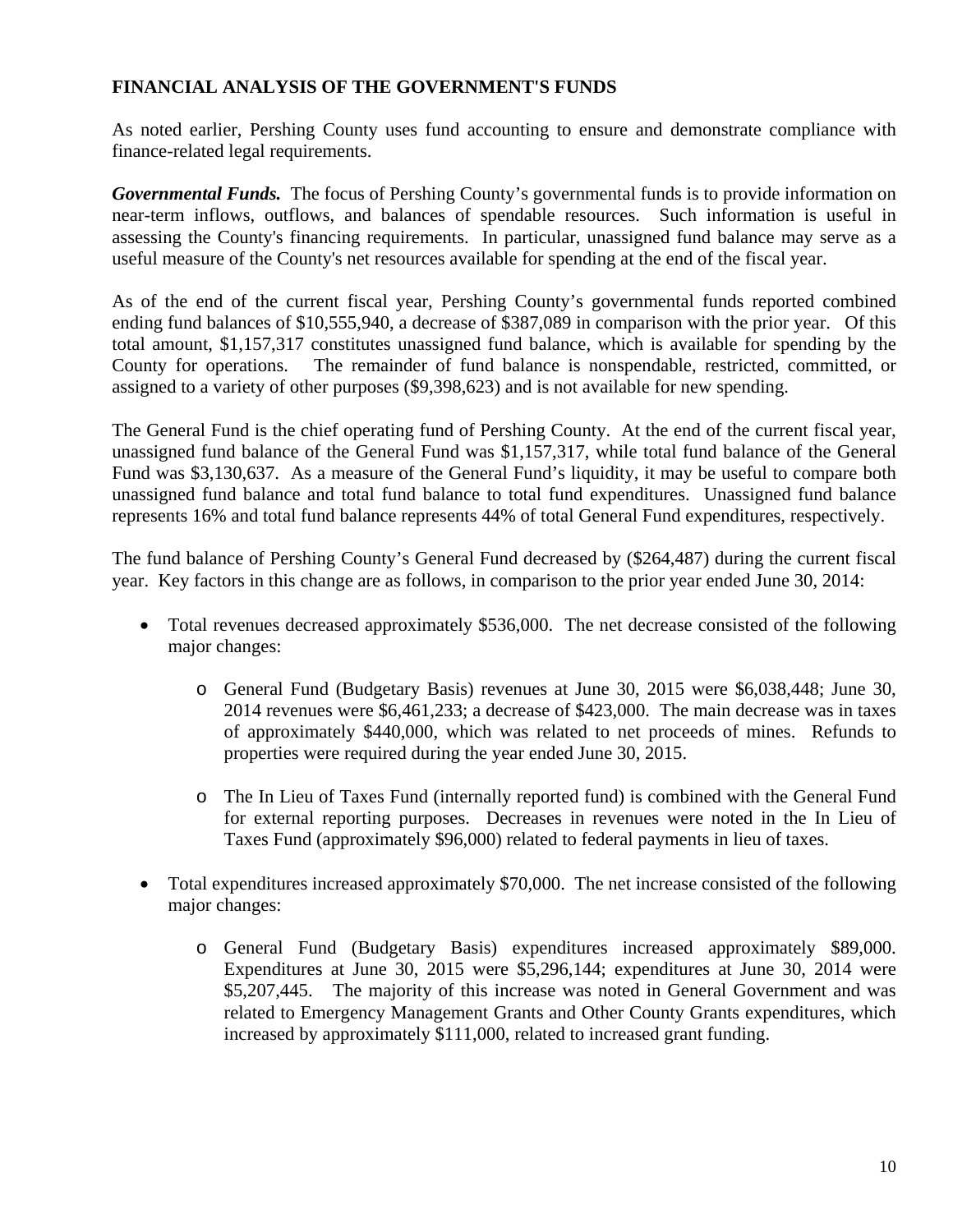## FINANCIAL ANALYSIS OF THE GOVERNMENT'S FUNDS

As noted earlier, Pershing County uses fund accounting to ensure and demonstrate compliance with finance-related legal requirements.

***Governmental Funds.*** The focus of Pershing County's governmental funds is to provide information on near-term inflows, outflows, and balances of spendable resources. Such information is useful in assessing the County's financing requirements. In particular, unassigned fund balance may serve as a useful measure of the County's net resources available for spending at the end of the fiscal year.

As of the end of the current fiscal year, Pershing County's governmental funds reported combined ending fund balances of $10,555,940, a decrease of $387,089 in comparison with the prior year. Of this total amount, $1,157,317 constitutes unassigned fund balance, which is available for spending by the County for operations. The remainder of fund balance is nonspendable, restricted, committed, or assigned to a variety of other purposes ($9,398,623) and is not available for new spending.

The General Fund is the chief operating fund of Pershing County. At the end of the current fiscal year, unassigned fund balance of the General Fund was $1,157,317, while total fund balance of the General Fund was $3,130,637. As a measure of the General Fund's liquidity, it may be useful to compare both unassigned fund balance and total fund balance to total fund expenditures. Unassigned fund balance represents 16% and total fund balance represents 44% of total General Fund expenditures, respectively.

The fund balance of Pershing County's General Fund decreased by ($264,487) during the current fiscal year. Key factors in this change are as follows, in comparison to the prior year ended June 30, 2014:

- Total revenues decreased approximately $536,000. The net decrease consisted of the following major changes:
  - General Fund (Budgetary Basis) revenues at June 30, 2015 were $6,038,448; June 30, 2014 revenues were $6,461,233; a decrease of $423,000. The main decrease was in taxes of approximately $440,000, which was related to net proceeds of mines. Refunds to properties were required during the year ended June 30, 2015.
  - The In Lieu of Taxes Fund (internally reported fund) is combined with the General Fund for external reporting purposes. Decreases in revenues were noted in the In Lieu of Taxes Fund (approximately $96,000) related to federal payments in lieu of taxes.
- Total expenditures increased approximately $70,000. The net increase consisted of the following major changes:
  - General Fund (Budgetary Basis) expenditures increased approximately $89,000. Expenditures at June 30, 2015 were $5,296,144; expenditures at June 30, 2014 were $5,207,445. The majority of this increase was noted in General Government and was related to Emergency Management Grants and Other County Grants expenditures, which increased by approximately $111,000, related to increased grant funding.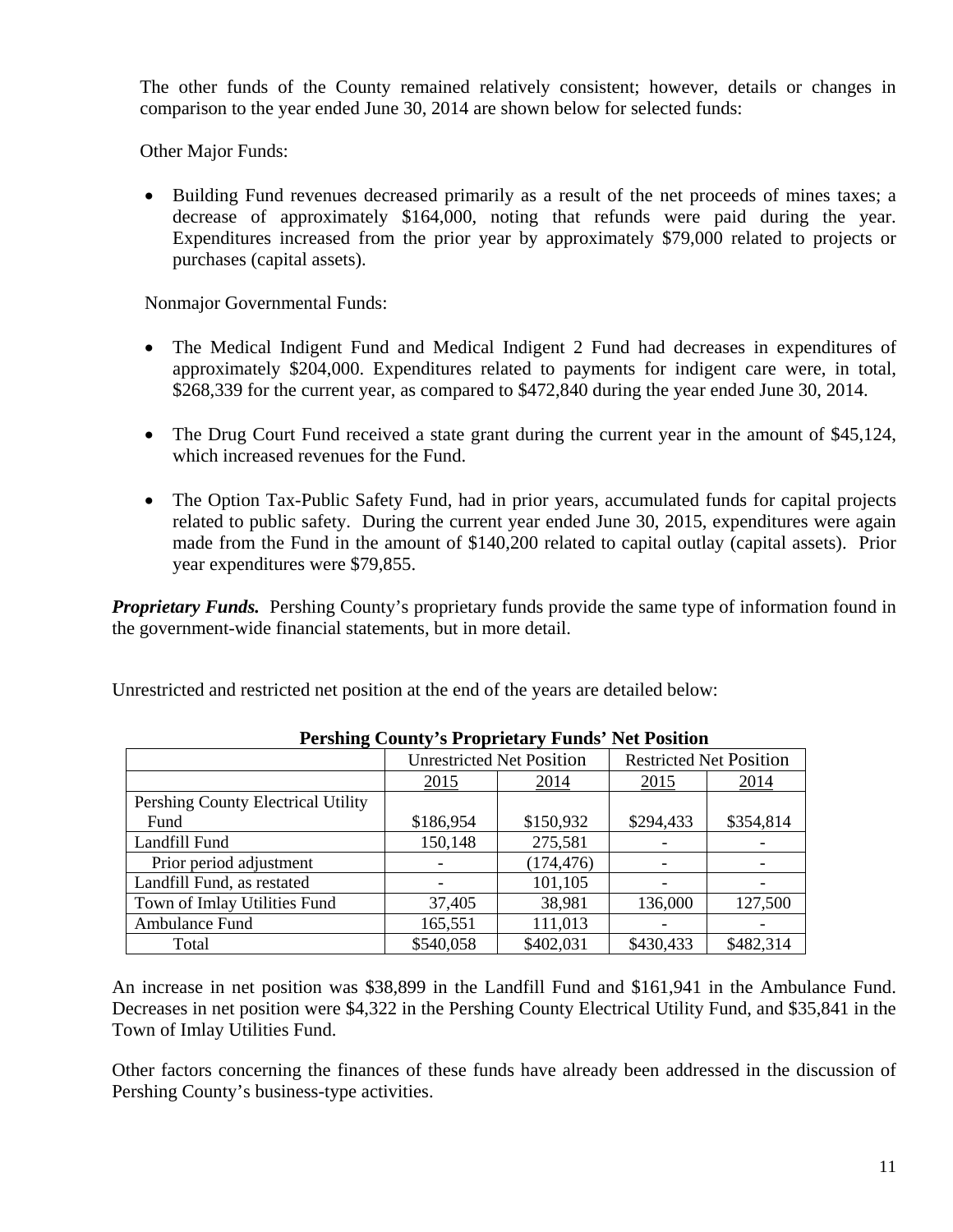The other funds of the County remained relatively consistent; however, details or changes in comparison to the year ended June 30, 2014 are shown below for selected funds:

Other Major Funds:

- Building Fund revenues decreased primarily as a result of the net proceeds of mines taxes; a decrease of approximately $164,000, noting that refunds were paid during the year. Expenditures increased from the prior year by approximately $79,000 related to projects or purchases (capital assets).

Nonmajor Governmental Funds:

- The Medical Indigent Fund and Medical Indigent 2 Fund had decreases in expenditures of approximately $204,000. Expenditures related to payments for indigent care were, in total, $268,339 for the current year, as compared to $472,840 during the year ended June 30, 2014.

- The Drug Court Fund received a state grant during the current year in the amount of $45,124, which increased revenues for the Fund.

- The Option Tax-Public Safety Fund, had in prior years, accumulated funds for capital projects related to public safety. During the current year ended June 30, 2015, expenditures were again made from the Fund in the amount of $140,200 related to capital outlay (capital assets). Prior year expenditures were $79,855.

***Proprietary Funds.*** Pershing County's proprietary funds provide the same type of information found in the government-wide financial statements, but in more detail.

Unrestricted and restricted net position at the end of the years are detailed below:

**Pershing County's Proprietary Funds' Net Position**

| | Unrestricted Net Position | | Restricted Net Position | |
|---|---|---|---|---|
| | 2015 | 2014 | 2015 | 2014 |
| Pershing County Electrical Utility Fund | $186,954 | $150,932 | $294,433 | $354,814 |
| Landfill Fund | 150,148 | 275,581 | - | - |
| Prior period adjustment | - | (174,476) | - | - |
| Landfill Fund, as restated | - | 101,105 | - | - |
| Town of Imlay Utilities Fund | 37,405 | 38,981 | 136,000 | 127,500 |
| Ambulance Fund | 165,551 | 111,013 | - | - |
| Total | $540,058 | $402,031 | $430,433 | $482,314 |

An increase in net position was $38,899 in the Landfill Fund and $161,941 in the Ambulance Fund. Decreases in net position were $4,322 in the Pershing County Electrical Utility Fund, and $35,841 in the Town of Imlay Utilities Fund.

Other factors concerning the finances of these funds have already been addressed in the discussion of Pershing County's business-type activities.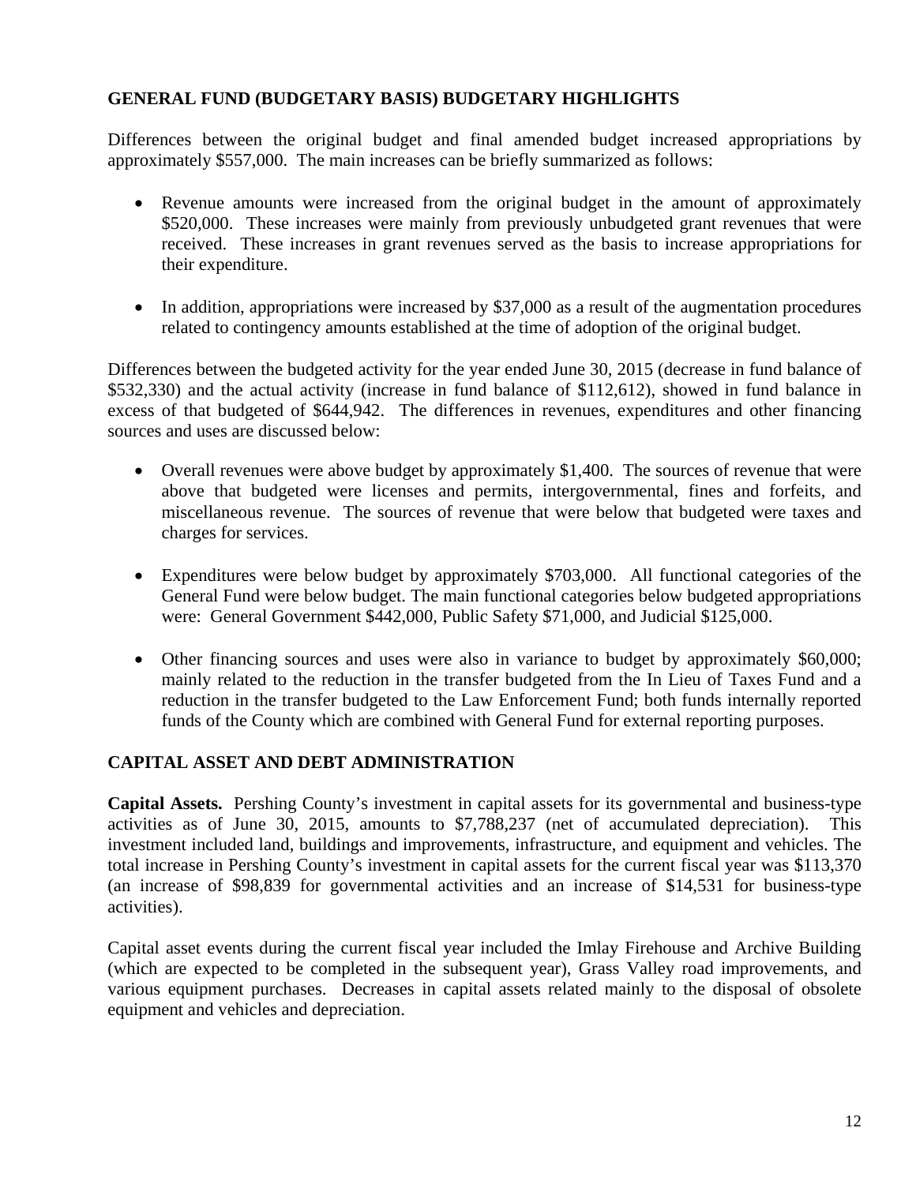## GENERAL FUND (BUDGETARY BASIS) BUDGETARY HIGHLIGHTS

Differences between the original budget and final amended budget increased appropriations by approximately $557,000. The main increases can be briefly summarized as follows:

- Revenue amounts were increased from the original budget in the amount of approximately $520,000. These increases were mainly from previously unbudgeted grant revenues that were received. These increases in grant revenues served as the basis to increase appropriations for their expenditure.
- In addition, appropriations were increased by $37,000 as a result of the augmentation procedures related to contingency amounts established at the time of adoption of the original budget.

Differences between the budgeted activity for the year ended June 30, 2015 (decrease in fund balance of $532,330) and the actual activity (increase in fund balance of $112,612), showed in fund balance in excess of that budgeted of $644,942. The differences in revenues, expenditures and other financing sources and uses are discussed below:

- Overall revenues were above budget by approximately $1,400. The sources of revenue that were above that budgeted were licenses and permits, intergovernmental, fines and forfeits, and miscellaneous revenue. The sources of revenue that were below that budgeted were taxes and charges for services.
- Expenditures were below budget by approximately $703,000. All functional categories of the General Fund were below budget. The main functional categories below budgeted appropriations were: General Government $442,000, Public Safety $71,000, and Judicial $125,000.
- Other financing sources and uses were also in variance to budget by approximately $60,000; mainly related to the reduction in the transfer budgeted from the In Lieu of Taxes Fund and a reduction in the transfer budgeted to the Law Enforcement Fund; both funds internally reported funds of the County which are combined with General Fund for external reporting purposes.

## CAPITAL ASSET AND DEBT ADMINISTRATION

**Capital Assets.** Pershing County's investment in capital assets for its governmental and business-type activities as of June 30, 2015, amounts to $7,788,237 (net of accumulated depreciation). This investment included land, buildings and improvements, infrastructure, and equipment and vehicles. The total increase in Pershing County's investment in capital assets for the current fiscal year was $113,370 (an increase of $98,839 for governmental activities and an increase of $14,531 for business-type activities).

Capital asset events during the current fiscal year included the Imlay Firehouse and Archive Building (which are expected to be completed in the subsequent year), Grass Valley road improvements, and various equipment purchases. Decreases in capital assets related mainly to the disposal of obsolete equipment and vehicles and depreciation.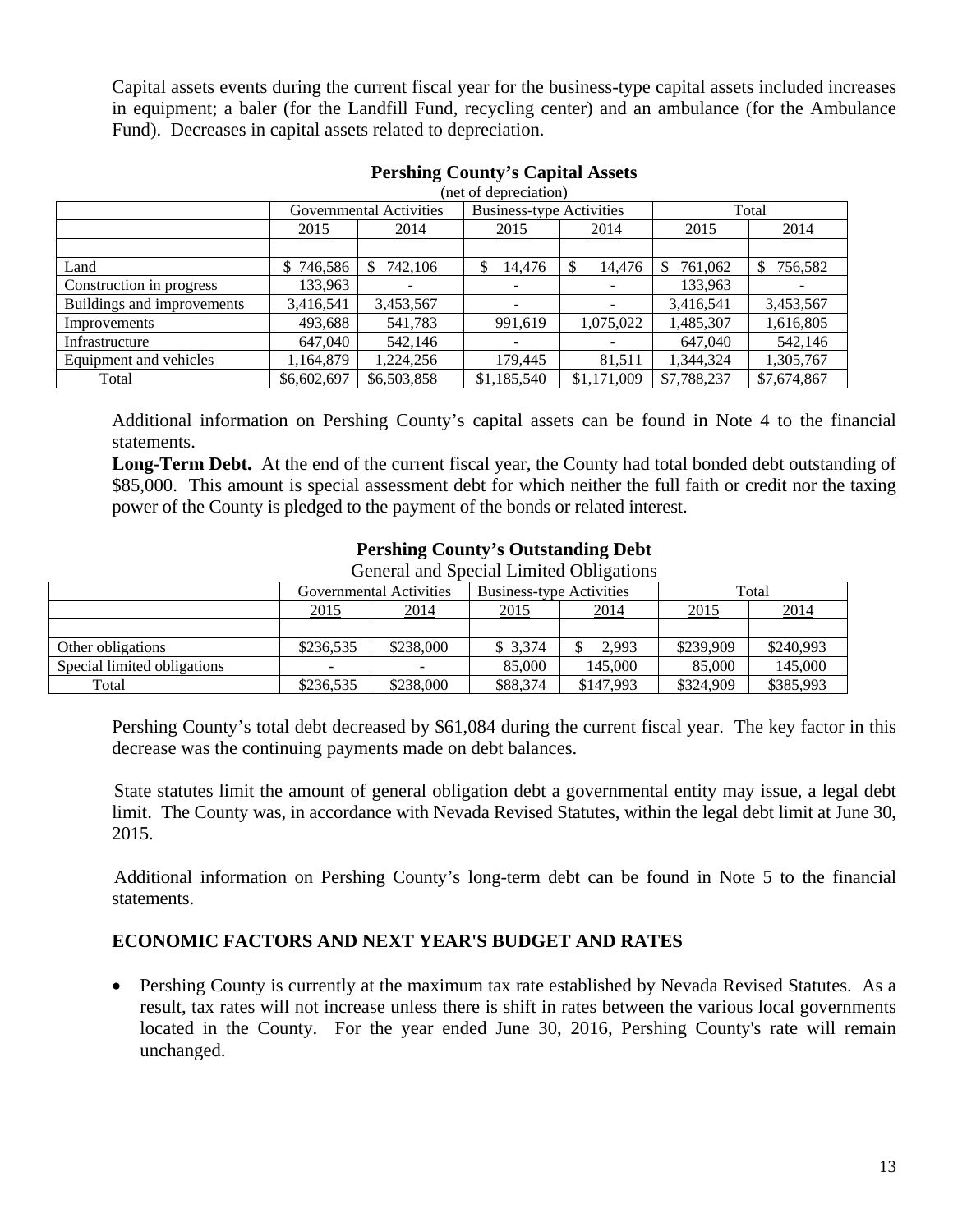Capital assets events during the current fiscal year for the business-type capital assets included increases in equipment; a baler (for the Landfill Fund, recycling center) and an ambulance (for the Ambulance Fund). Decreases in capital assets related to depreciation.

**Pershing County's Capital Assets**
(net of depreciation)

| | Governmental Activities | | Business-type Activities | | Total | |
|---|---|---|---|---|---|---|
| | 2015 | 2014 | 2015 | 2014 | 2015 | 2014 |
| Land | $ 746,586 | $ 742,106 | $ 14,476 | $ 14,476 | $ 761,062 | $ 756,582 |
| Construction in progress | 133,963 | - | - | - | 133,963 | - |
| Buildings and improvements | 3,416,541 | 3,453,567 | - | - | 3,416,541 | 3,453,567 |
| Improvements | 493,688 | 541,783 | 991,619 | 1,075,022 | 1,485,307 | 1,616,805 |
| Infrastructure | 647,040 | 542,146 | - | - | 647,040 | 542,146 |
| Equipment and vehicles | 1,164,879 | 1,224,256 | 179,445 | 81,511 | 1,344,324 | 1,305,767 |
| Total | $6,602,697 | $6,503,858 | $1,185,540 | $1,171,009 | $7,788,237 | $7,674,867 |

Additional information on Pershing County's capital assets can be found in Note 4 to the financial statements.

**Long-Term Debt.** At the end of the current fiscal year, the County had total bonded debt outstanding of $85,000. This amount is special assessment debt for which neither the full faith or credit nor the taxing power of the County is pledged to the payment of the bonds or related interest.

**Pershing County's Outstanding Debt**
General and Special Limited Obligations

| | Governmental Activities | | Business-type Activities | | Total | |
|---|---|---|---|---|---|---|
| | 2015 | 2014 | 2015 | 2014 | 2015 | 2014 |
| Other obligations | $236,535 | $238,000 | $ 3,374 | $ 2,993 | $239,909 | $240,993 |
| Special limited obligations | - | - | 85,000 | 145,000 | 85,000 | 145,000 |
| Total | $236,535 | $238,000 | $88,374 | $147,993 | $324,909 | $385,993 |

Pershing County's total debt decreased by $61,084 during the current fiscal year. The key factor in this decrease was the continuing payments made on debt balances.

State statutes limit the amount of general obligation debt a governmental entity may issue, a legal debt limit. The County was, in accordance with Nevada Revised Statutes, within the legal debt limit at June 30, 2015.

Additional information on Pershing County's long-term debt can be found in Note 5 to the financial statements.

## ECONOMIC FACTORS AND NEXT YEAR'S BUDGET AND RATES

- Pershing County is currently at the maximum tax rate established by Nevada Revised Statutes. As a result, tax rates will not increase unless there is shift in rates between the various local governments located in the County. For the year ended June 30, 2016, Pershing County's rate will remain unchanged.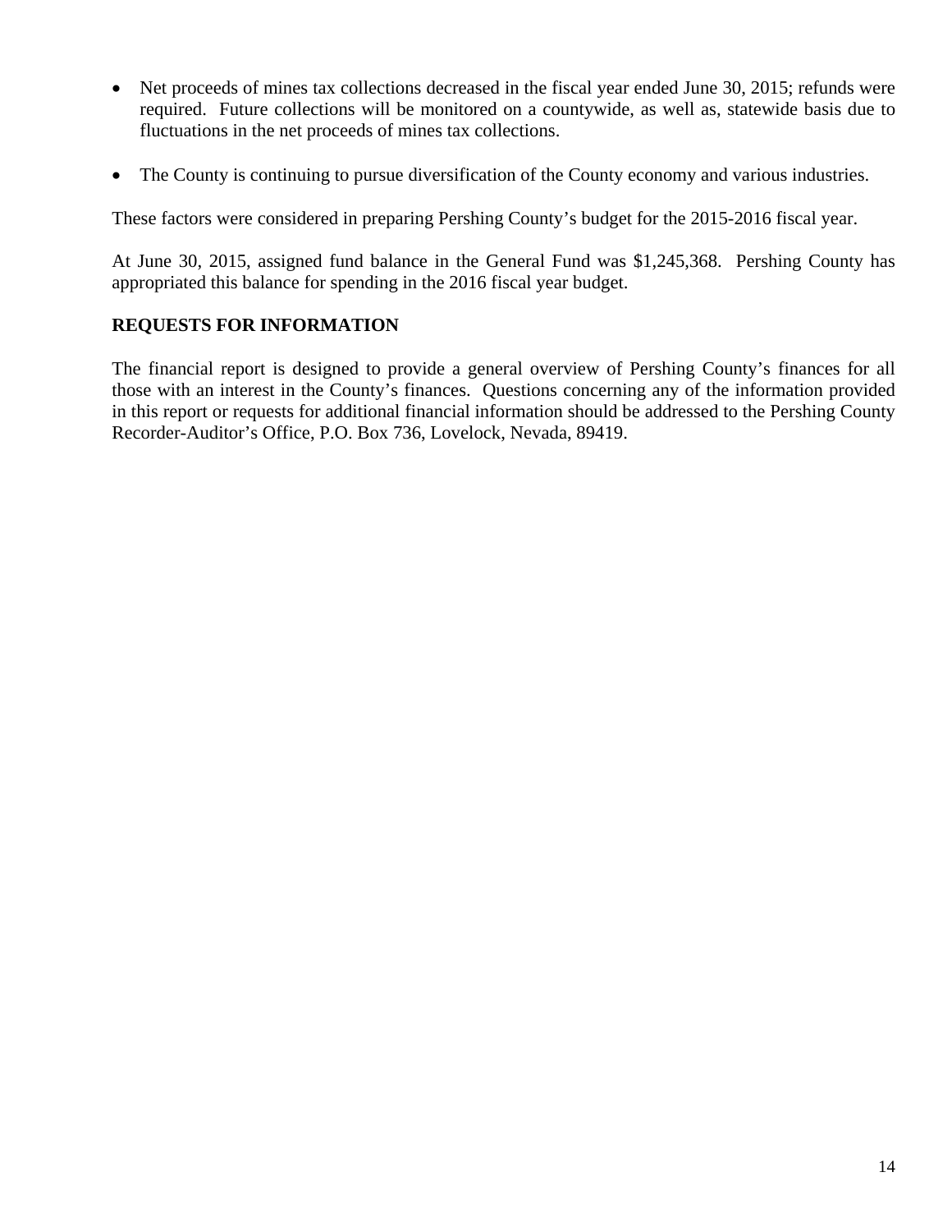- Net proceeds of mines tax collections decreased in the fiscal year ended June 30, 2015; refunds were required. Future collections will be monitored on a countywide, as well as, statewide basis due to fluctuations in the net proceeds of mines tax collections.

- The County is continuing to pursue diversification of the County economy and various industries.

These factors were considered in preparing Pershing County's budget for the 2015-2016 fiscal year.

At June 30, 2015, assigned fund balance in the General Fund was $1,245,368. Pershing County has appropriated this balance for spending in the 2016 fiscal year budget.

**REQUESTS FOR INFORMATION**

The financial report is designed to provide a general overview of Pershing County's finances for all those with an interest in the County's finances. Questions concerning any of the information provided in this report or requests for additional financial information should be addressed to the Pershing County Recorder-Auditor's Office, P.O. Box 736, Lovelock, Nevada, 89419.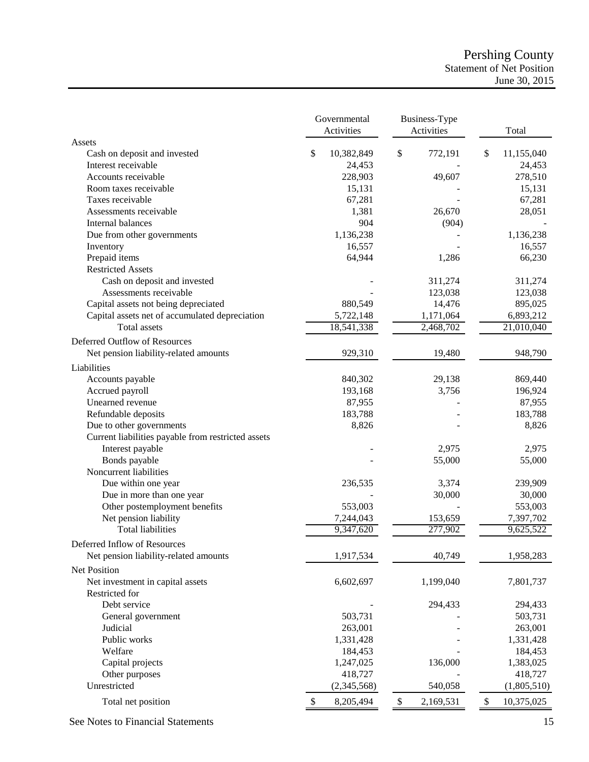# Pershing County
## Statement of Net Position
### June 30, 2015

| | Governmental Activities | Business-Type Activities | Total |
|---|---|---|---|
| **Assets** | | | |
| Cash on deposit and invested | $ 10,382,849 | $ 772,191 | $ 11,155,040 |
| Interest receivable | 24,453 | - | 24,453 |
| Accounts receivable | 228,903 | 49,607 | 278,510 |
| Room taxes receivable | 15,131 | - | 15,131 |
| Taxes receivable | 67,281 | - | 67,281 |
| Assessments receivable | 1,381 | 26,670 | 28,051 |
| Internal balances | 904 | (904) | - |
| Due from other governments | 1,136,238 | - | 1,136,238 |
| Inventory | 16,557 | - | 16,557 |
| Prepaid items | 64,944 | 1,286 | 66,230 |
| Restricted Assets | | | |
| Cash on deposit and invested | - | 311,274 | 311,274 |
| Assessments receivable | - | 123,038 | 123,038 |
| Capital assets not being depreciated | 880,549 | 14,476 | 895,025 |
| Capital assets net of accumulated depreciation | 5,722,148 | 1,171,064 | 6,893,212 |
| Total assets | 18,541,338 | 2,468,702 | 21,010,040 |
| **Deferred Outflow of Resources** | | | |
| Net pension liability-related amounts | 929,310 | 19,480 | 948,790 |
| **Liabilities** | | | |
| Accounts payable | 840,302 | 29,138 | 869,440 |
| Accrued payroll | 193,168 | 3,756 | 196,924 |
| Unearned revenue | 87,955 | - | 87,955 |
| Refundable deposits | 183,788 | - | 183,788 |
| Due to other governments | 8,826 | - | 8,826 |
| Current liabilities payable from restricted assets | | | |
| Interest payable | - | 2,975 | 2,975 |
| Bonds payable | - | 55,000 | 55,000 |
| Noncurrent liabilities | | | |
| Due within one year | 236,535 | 3,374 | 239,909 |
| Due in more than one year | - | 30,000 | 30,000 |
| Other postemployment benefits | 553,003 | - | 553,003 |
| Net pension liability | 7,244,043 | 153,659 | 7,397,702 |
| Total liabilities | 9,347,620 | 277,902 | 9,625,522 |
| **Deferred Inflow of Resources** | | | |
| Net pension liability-related amounts | 1,917,534 | 40,749 | 1,958,283 |
| **Net Position** | | | |
| Net investment in capital assets | 6,602,697 | 1,199,040 | 7,801,737 |
| Restricted for | | | |
| Debt service | - | 294,433 | 294,433 |
| General government | 503,731 | - | 503,731 |
| Judicial | 263,001 | - | 263,001 |
| Public works | 1,331,428 | - | 1,331,428 |
| Welfare | 184,453 | - | 184,453 |
| Capital projects | 1,247,025 | 136,000 | 1,383,025 |
| Other purposes | 418,727 | - | 418,727 |
| Unrestricted | (2,345,568) | 540,058 | (1,805,510) |
| Total net position | $ 8,205,494 | $ 2,169,531 | $ 10,375,025 |

See Notes to Financial Statements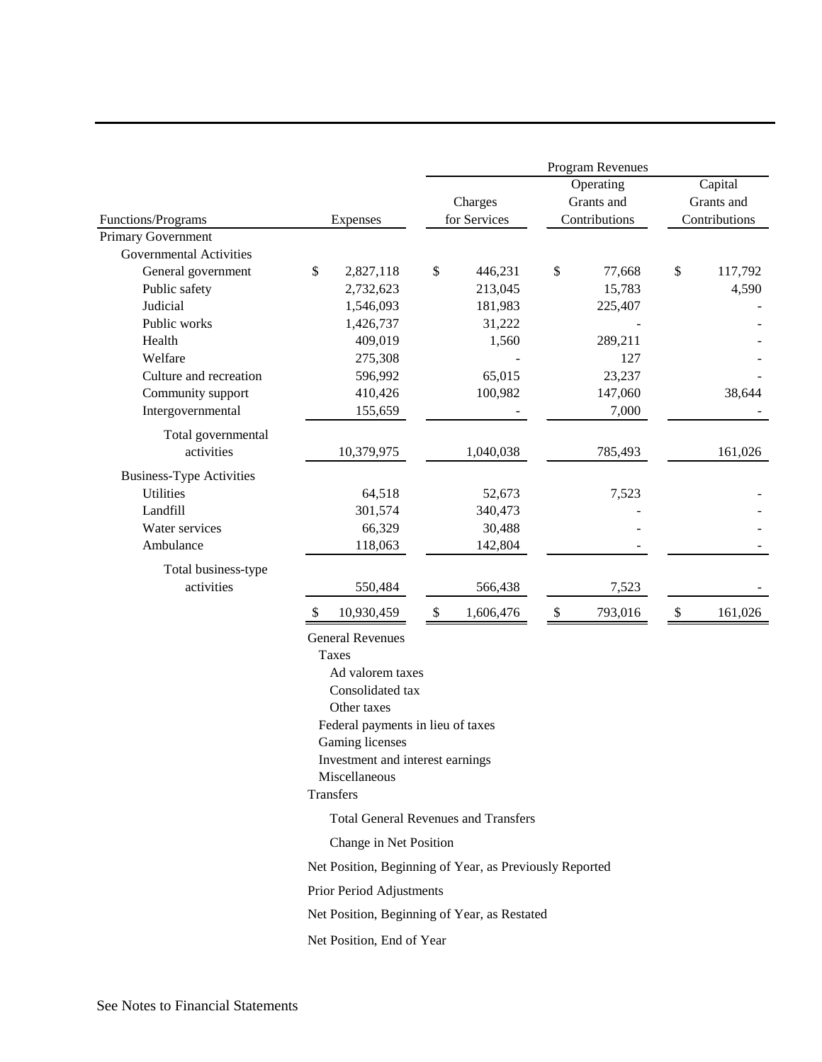| Functions/Programs | Expenses | Program Revenues: Charges for Services | Program Revenues: Operating Grants and Contributions | Program Revenues: Capital Grants and Contributions |
|---|---|---|---|---|
| Primary Government | | | | |
| Governmental Activities | | | | |
| General government | $ 2,827,118 | $ 446,231 | $ 77,668 | $ 117,792 |
| Public safety | 2,732,623 | 213,045 | 15,783 | 4,590 |
| Judicial | 1,546,093 | 181,983 | 225,407 | - |
| Public works | 1,426,737 | 31,222 | - | - |
| Health | 409,019 | 1,560 | 289,211 | - |
| Welfare | 275,308 | - | 127 | - |
| Culture and recreation | 596,992 | 65,015 | 23,237 | - |
| Community support | 410,426 | 100,982 | 147,060 | 38,644 |
| Intergovernmental | 155,659 | - | 7,000 | - |
| Total governmental activities | 10,379,975 | 1,040,038 | 785,493 | 161,026 |
| Business-Type Activities | | | | |
| Utilities | 64,518 | 52,673 | 7,523 | - |
| Landfill | 301,574 | 340,473 | - | - |
| Water services | 66,329 | 30,488 | - | - |
| Ambulance | 118,063 | 142,804 | - | - |
| Total business-type activities | 550,484 | 566,438 | 7,523 | - |
| | $ 10,930,459 | $ 1,606,476 | $ 793,016 | $ 161,026 |

General Revenues
- Taxes
  - Ad valorem taxes
  - Consolidated tax
  - Other taxes
- Federal payments in lieu of taxes
- Gaming licenses
- Investment and interest earnings
- Miscellaneous

Transfers

Total General Revenues and Transfers

Change in Net Position

Net Position, Beginning of Year, as Previously Reported

Prior Period Adjustments

Net Position, Beginning of Year, as Restated

Net Position, End of Year

See Notes to Financial Statements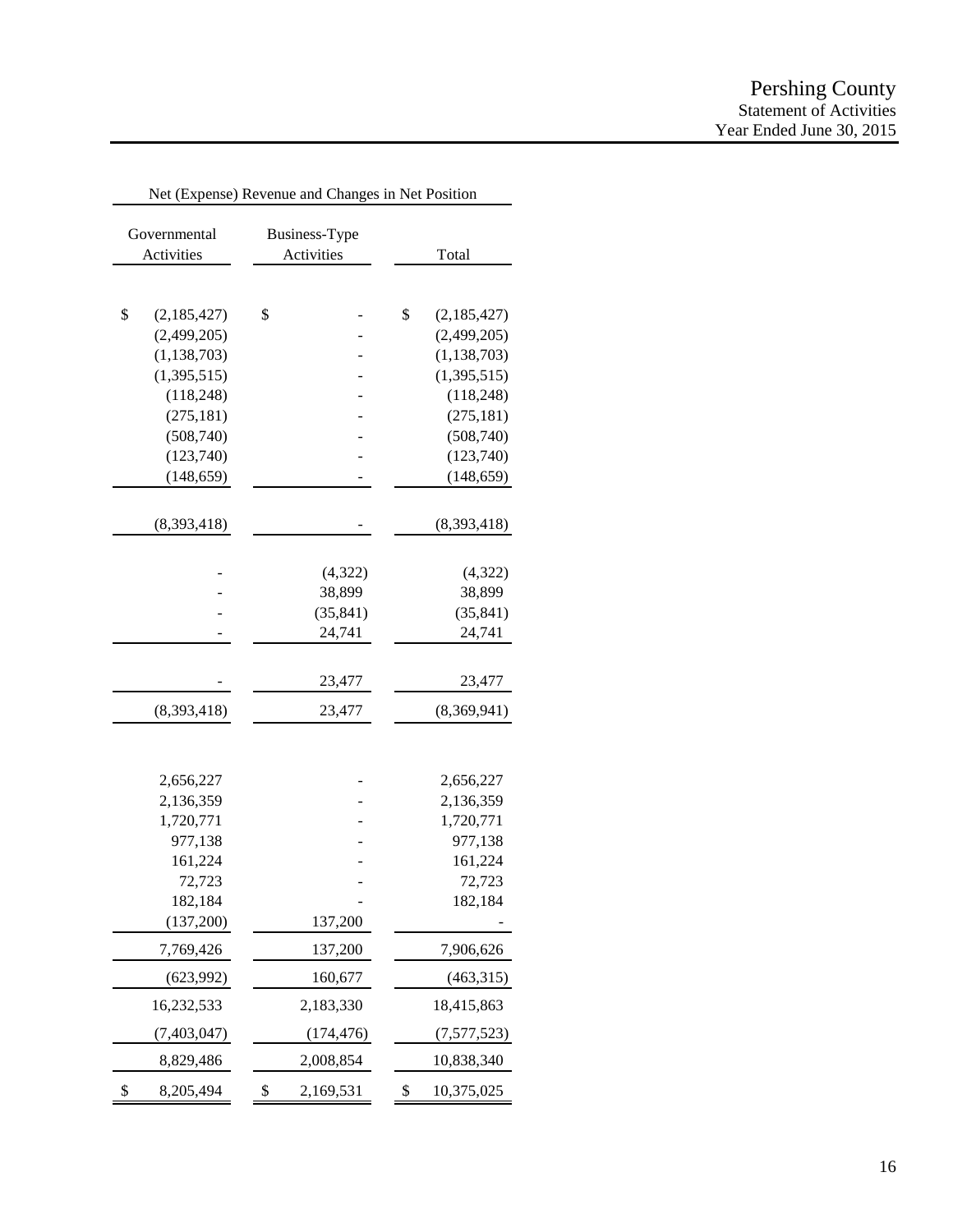# Pershing County
## Statement of Activities
## Year Ended June 30, 2015

| Net (Expense) Revenue and Changes in Net Position | | |
|---|---|---|
| Governmental Activities | Business-Type Activities | Total |
| $ (2,185,427) | $ - | $ (2,185,427) |
| (2,499,205) | - | (2,499,205) |
| (1,138,703) | - | (1,138,703) |
| (1,395,515) | - | (1,395,515) |
| (118,248) | - | (118,248) |
| (275,181) | - | (275,181) |
| (508,740) | - | (508,740) |
| (123,740) | - | (123,740) |
| (148,659) | - | (148,659) |
| (8,393,418) | - | (8,393,418) |
| - | (4,322) | (4,322) |
| - | 38,899 | 38,899 |
| - | (35,841) | (35,841) |
| - | 24,741 | 24,741 |
| - | 23,477 | 23,477 |
| (8,393,418) | 23,477 | (8,369,941) |
| 2,656,227 | - | 2,656,227 |
| 2,136,359 | - | 2,136,359 |
| 1,720,771 | - | 1,720,771 |
| 977,138 | - | 977,138 |
| 161,224 | - | 161,224 |
| 72,723 | - | 72,723 |
| 182,184 | - | 182,184 |
| (137,200) | 137,200 | - |
| 7,769,426 | 137,200 | 7,906,626 |
| (623,992) | 160,677 | (463,315) |
| 16,232,533 | 2,183,330 | 18,415,863 |
| (7,403,047) | (174,476) | (7,577,523) |
| 8,829,486 | 2,008,854 | 10,838,340 |
| $ 8,205,494 | $ 2,169,531 | $ 10,375,025 |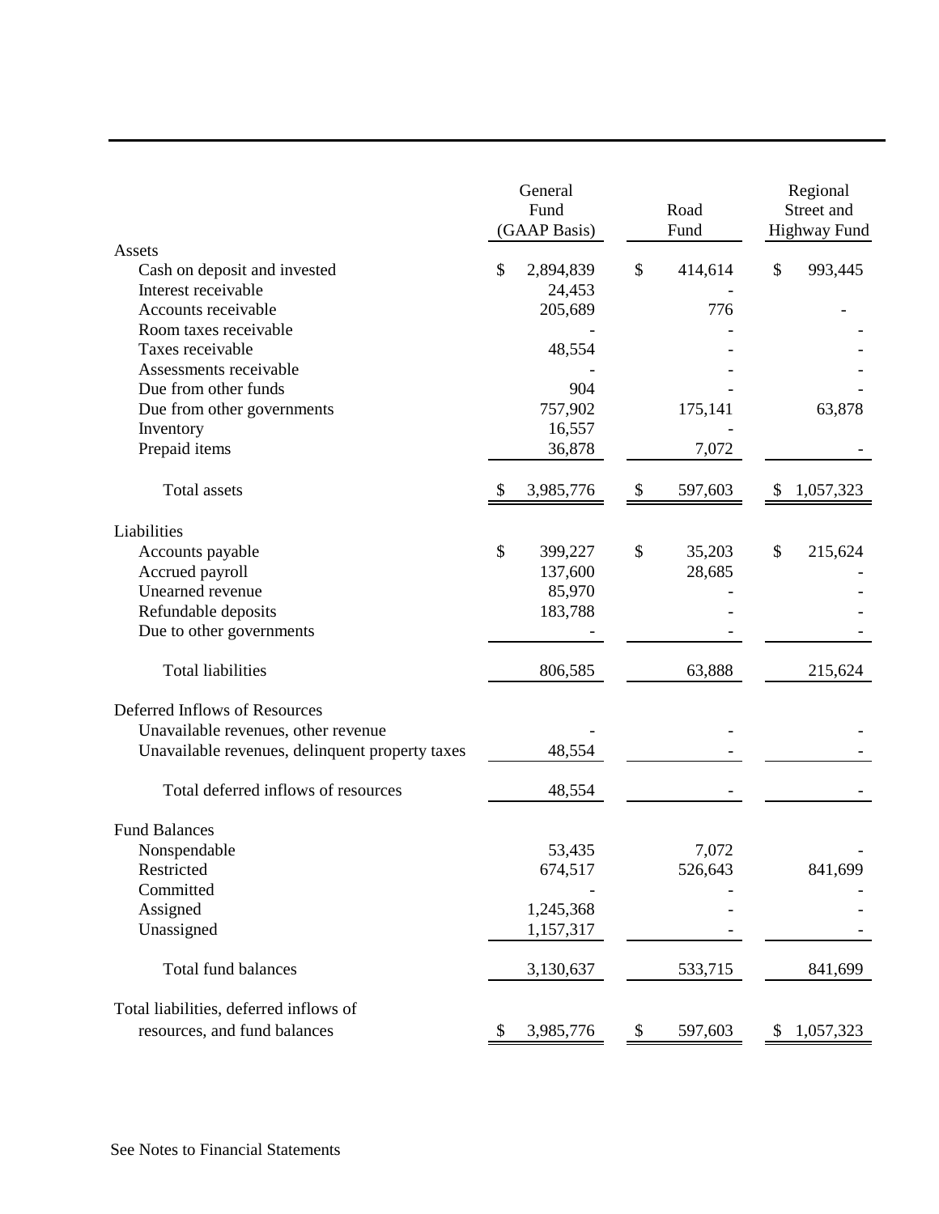| | General Fund (GAAP Basis) | Road Fund | Regional Street and Highway Fund |
|---|---|---|---|
| **Assets** | | | |
| Cash on deposit and invested | $ 2,894,839 | $ 414,614 | $ 993,445 |
| Interest receivable | 24,453 | - | |
| Accounts receivable | 205,689 | 776 | - |
| Room taxes receivable | - | - | - |
| Taxes receivable | 48,554 | - | - |
| Assessments receivable | - | - | - |
| Due from other funds | 904 | - | - |
| Due from other governments | 757,902 | 175,141 | 63,878 |
| Inventory | 16,557 | - | |
| Prepaid items | 36,878 | 7,072 | - |
| Total assets | $ 3,985,776 | $ 597,603 | $ 1,057,323 |
| **Liabilities** | | | |
| Accounts payable | $ 399,227 | $ 35,203 | $ 215,624 |
| Accrued payroll | 137,600 | 28,685 | - |
| Unearned revenue | 85,970 | - | - |
| Refundable deposits | 183,788 | - | - |
| Due to other governments | - | - | - |
| Total liabilities | 806,585 | 63,888 | 215,624 |
| **Deferred Inflows of Resources** | | | |
| Unavailable revenues, other revenue | - | - | - |
| Unavailable revenues, delinquent property taxes | 48,554 | - | - |
| Total deferred inflows of resources | 48,554 | - | - |
| **Fund Balances** | | | |
| Nonspendable | 53,435 | 7,072 | - |
| Restricted | 674,517 | 526,643 | 841,699 |
| Committed | - | - | - |
| Assigned | 1,245,368 | - | - |
| Unassigned | 1,157,317 | - | - |
| Total fund balances | 3,130,637 | 533,715 | 841,699 |
| Total liabilities, deferred inflows of resources, and fund balances | $ 3,985,776 | $ 597,603 | $ 1,057,323 |

See Notes to Financial Statements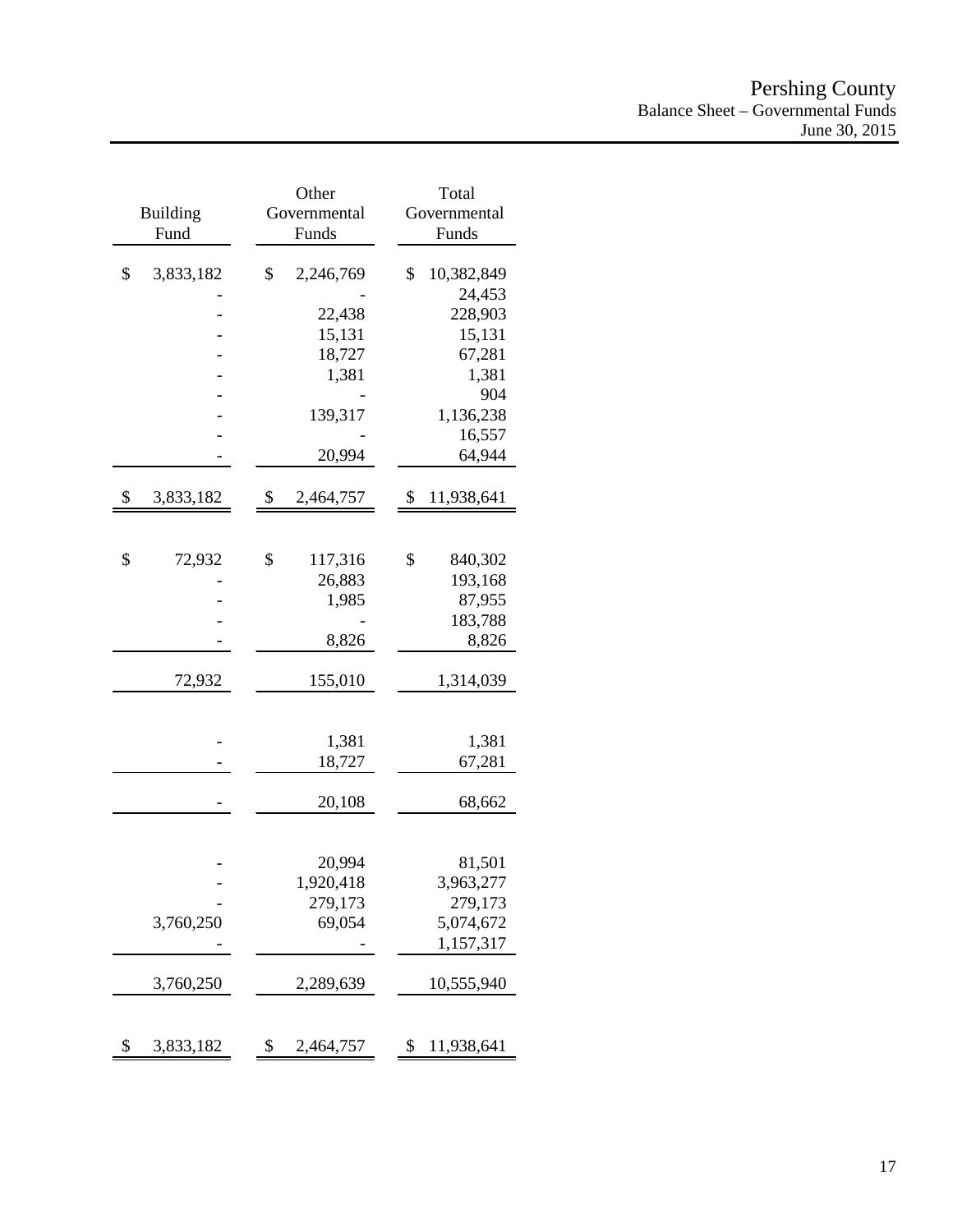# Pershing County
## Balance Sheet – Governmental Funds
### June 30, 2015

| Building Fund | Other Governmental Funds | Total Governmental Funds |
|---|---|---|
| $ 3,833,182 | $ 2,246,769 | $ 10,382,849 |
| - | - | 24,453 |
| - | 22,438 | 228,903 |
| - | 15,131 | 15,131 |
| - | 18,727 | 67,281 |
| - | 1,381 | 1,381 |
| - | - | 904 |
| - | 139,317 | 1,136,238 |
| - | - | 16,557 |
| - | 20,994 | 64,944 |
| $ 3,833,182 | $ 2,464,757 | $ 11,938,641 |
| | | |
| $ 72,932 | $ 117,316 | $ 840,302 |
| - | 26,883 | 193,168 |
| - | 1,985 | 87,955 |
| - | - | 183,788 |
| - | 8,826 | 8,826 |
| 72,932 | 155,010 | 1,314,039 |
| | | |
| - | 1,381 | 1,381 |
| - | 18,727 | 67,281 |
| - | 20,108 | 68,662 |
| | | |
| - | 20,994 | 81,501 |
| - | 1,920,418 | 3,963,277 |
| - | 279,173 | 279,173 |
| 3,760,250 | 69,054 | 5,074,672 |
| - | - | 1,157,317 |
| 3,760,250 | 2,289,639 | 10,555,940 |
| | | |
| $ 3,833,182 | $ 2,464,757 | $ 11,938,641 |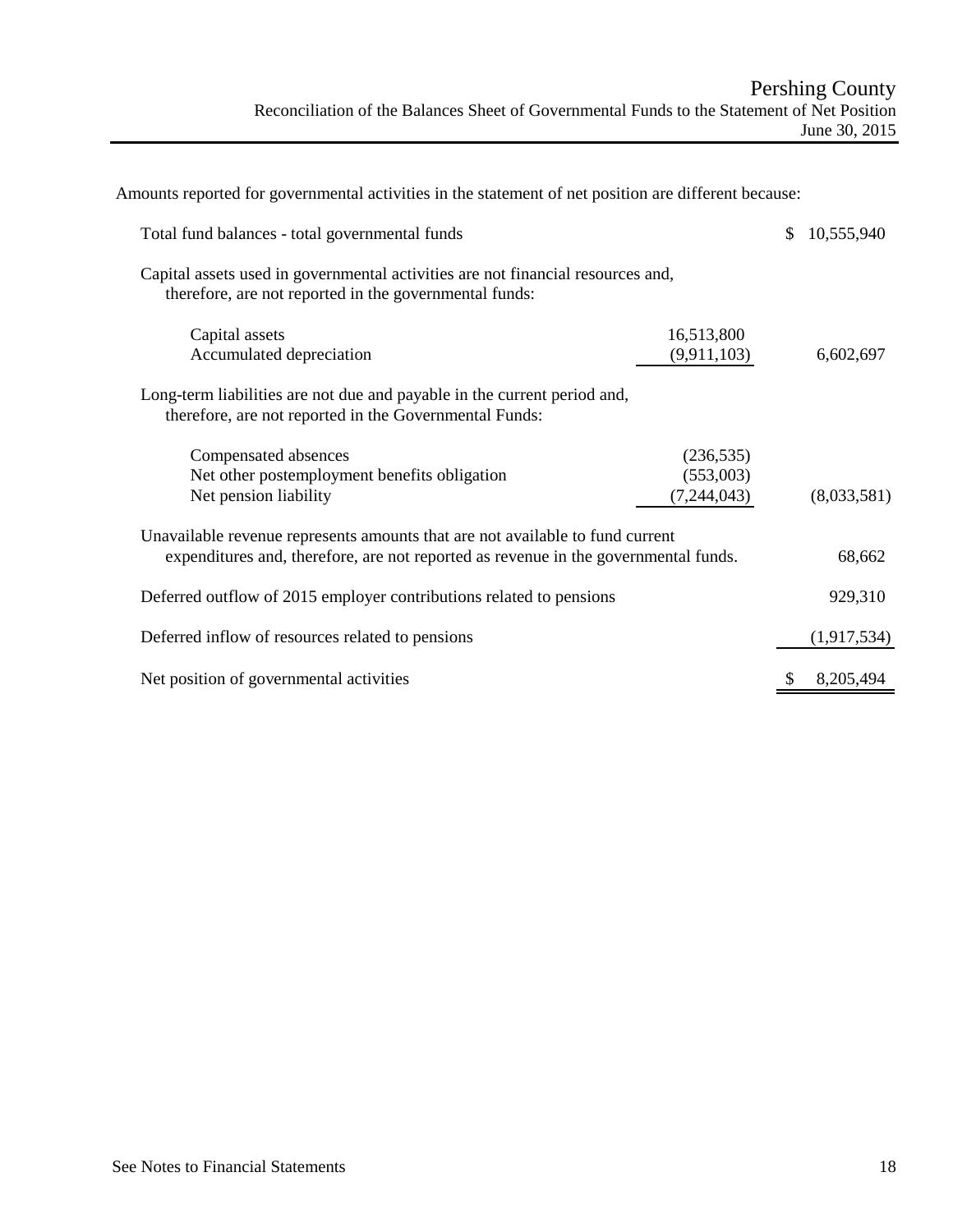# Pershing County

## Reconciliation of the Balances Sheet of Governmental Funds to the Statement of Net Position

June 30, 2015

Amounts reported for governmental activities in the statement of net position are different because:

| | | |
|---|---|---|
| Total fund balances - total governmental funds | | $ 10,555,940 |
| Capital assets used in governmental activities are not financial resources and, therefore, are not reported in the governmental funds: | | |
| Capital assets | 16,513,800 | |
| Accumulated depreciation | (9,911,103) | 6,602,697 |
| Long-term liabilities are not due and payable in the current period and, therefore, are not reported in the Governmental Funds: | | |
| Compensated absences | (236,535) | |
| Net other postemployment benefits obligation | (553,003) | |
| Net pension liability | (7,244,043) | (8,033,581) |
| Unavailable revenue represents amounts that are not available to fund current expenditures and, therefore, are not reported as revenue in the governmental funds. | | 68,662 |
| Deferred outflow of 2015 employer contributions related to pensions | | 929,310 |
| Deferred inflow of resources related to pensions | | (1,917,534) |
| Net position of governmental activities | | $ 8,205,494 |

See Notes to Financial Statements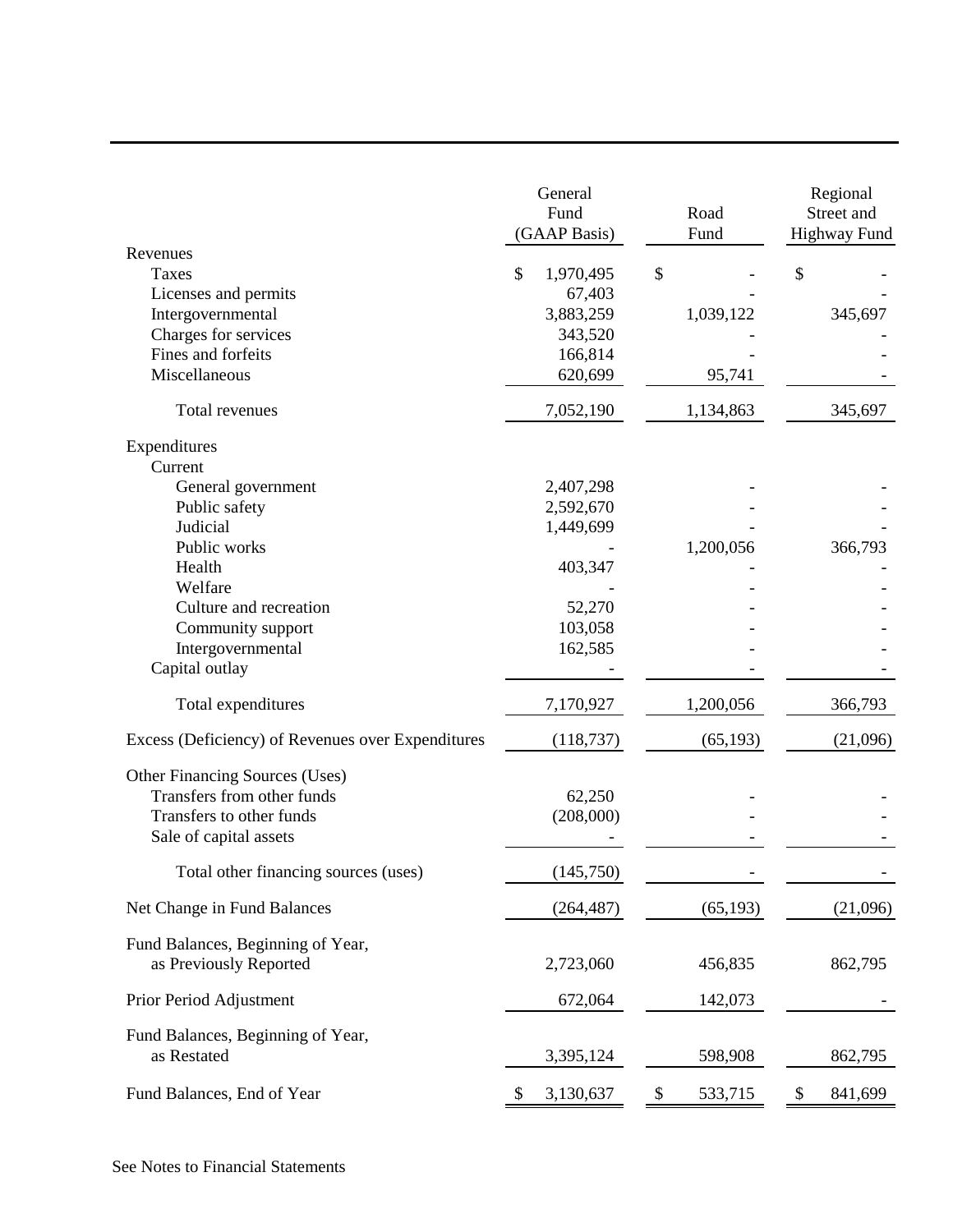| | General Fund (GAAP Basis) | Road Fund | Regional Street and Highway Fund |
|---|---|---|---|
| Revenues | | | |
| Taxes | $ 1,970,495 | $ - | $ - |
| Licenses and permits | 67,403 | - | - |
| Intergovernmental | 3,883,259 | 1,039,122 | 345,697 |
| Charges for services | 343,520 | - | - |
| Fines and forfeits | 166,814 | - | - |
| Miscellaneous | 620,699 | 95,741 | - |
| Total revenues | 7,052,190 | 1,134,863 | 345,697 |
| Expenditures | | | |
| Current | | | |
| General government | 2,407,298 | - | - |
| Public safety | 2,592,670 | - | - |
| Judicial | 1,449,699 | - | - |
| Public works | - | 1,200,056 | 366,793 |
| Health | 403,347 | - | - |
| Welfare | - | - | - |
| Culture and recreation | 52,270 | - | - |
| Community support | 103,058 | - | - |
| Intergovernmental | 162,585 | - | - |
| Capital outlay | - | - | - |
| Total expenditures | 7,170,927 | 1,200,056 | 366,793 |
| Excess (Deficiency) of Revenues over Expenditures | (118,737) | (65,193) | (21,096) |
| Other Financing Sources (Uses) | | | |
| Transfers from other funds | 62,250 | - | - |
| Transfers to other funds | (208,000) | - | - |
| Sale of capital assets | - | - | - |
| Total other financing sources (uses) | (145,750) | - | - |
| Net Change in Fund Balances | (264,487) | (65,193) | (21,096) |
| Fund Balances, Beginning of Year, as Previously Reported | 2,723,060 | 456,835 | 862,795 |
| Prior Period Adjustment | 672,064 | 142,073 | - |
| Fund Balances, Beginning of Year, as Restated | 3,395,124 | 598,908 | 862,795 |
| Fund Balances, End of Year | $ 3,130,637 | $ 533,715 | $ 841,699 |

See Notes to Financial Statements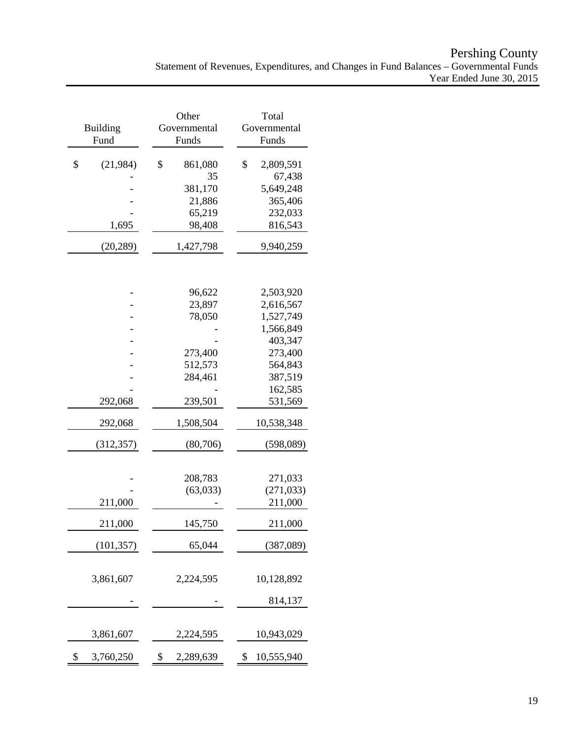# Pershing County

Statement of Revenues, Expenditures, and Changes in Fund Balances – Governmental Funds
Year Ended June 30, 2015

| Building Fund | Other Governmental Funds | Total Governmental Funds |
|---|---|---|
| $ (21,984) | $ 861,080 | $ 2,809,591 |
| - | 35 | 67,438 |
| - | 381,170 | 5,649,248 |
| - | 21,886 | 365,406 |
| - | 65,219 | 232,033 |
| 1,695 | 98,408 | 816,543 |
| (20,289) | 1,427,798 | 9,940,259 |
| | | |
| - | 96,622 | 2,503,920 |
| - | 23,897 | 2,616,567 |
| - | 78,050 | 1,527,749 |
| - | - | 1,566,849 |
| - | - | 403,347 |
| - | 273,400 | 273,400 |
| - | 512,573 | 564,843 |
| - | 284,461 | 387,519 |
| - | - | 162,585 |
| 292,068 | 239,501 | 531,569 |
| 292,068 | 1,508,504 | 10,538,348 |
| (312,357) | (80,706) | (598,089) |
| | | |
| - | 208,783 | 271,033 |
| - | (63,033) | (271,033) |
| 211,000 | - | 211,000 |
| 211,000 | 145,750 | 211,000 |
| (101,357) | 65,044 | (387,089) |
| | | |
| 3,861,607 | 2,224,595 | 10,128,892 |
| - | - | 814,137 |
| 3,861,607 | 2,224,595 | 10,943,029 |
| $ 3,760,250 | $ 2,289,639 | $ 10,555,940 |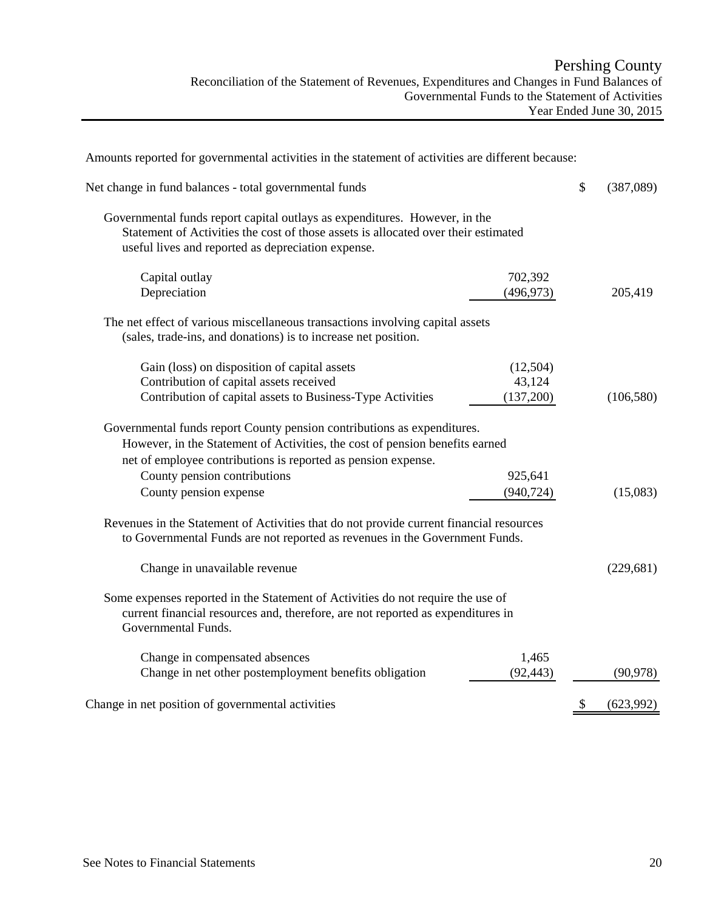# Pershing County

## Reconciliation of the Statement of Revenues, Expenditures and Changes in Fund Balances of Governmental Funds to the Statement of Activities

### Year Ended June 30, 2015

Amounts reported for governmental activities in the statement of activities are different because:

| | | |
|---|---|---|
| Net change in fund balances - total governmental funds | | $ (387,089) |
| Governmental funds report capital outlays as expenditures. However, in the Statement of Activities the cost of those assets is allocated over their estimated useful lives and reported as depreciation expense. | | |
| Capital outlay | 702,392 | |
| Depreciation | (496,973) | 205,419 |
| The net effect of various miscellaneous transactions involving capital assets (sales, trade-ins, and donations) is to increase net position. | | |
| Gain (loss) on disposition of capital assets | (12,504) | |
| Contribution of capital assets received | 43,124 | |
| Contribution of capital assets to Business-Type Activities | (137,200) | (106,580) |
| Governmental funds report County pension contributions as expenditures. However, in the Statement of Activities, the cost of pension benefits earned net of employee contributions is reported as pension expense. | | |
| County pension contributions | 925,641 | |
| County pension expense | (940,724) | (15,083) |
| Revenues in the Statement of Activities that do not provide current financial resources to Governmental Funds are not reported as revenues in the Government Funds. | | |
| Change in unavailable revenue | | (229,681) |
| Some expenses reported in the Statement of Activities do not require the use of current financial resources and, therefore, are not reported as expenditures in Governmental Funds. | | |
| Change in compensated absences | 1,465 | |
| Change in net other postemployment benefits obligation | (92,443) | (90,978) |
| Change in net position of governmental activities | | $ (623,992) |

See Notes to Financial Statements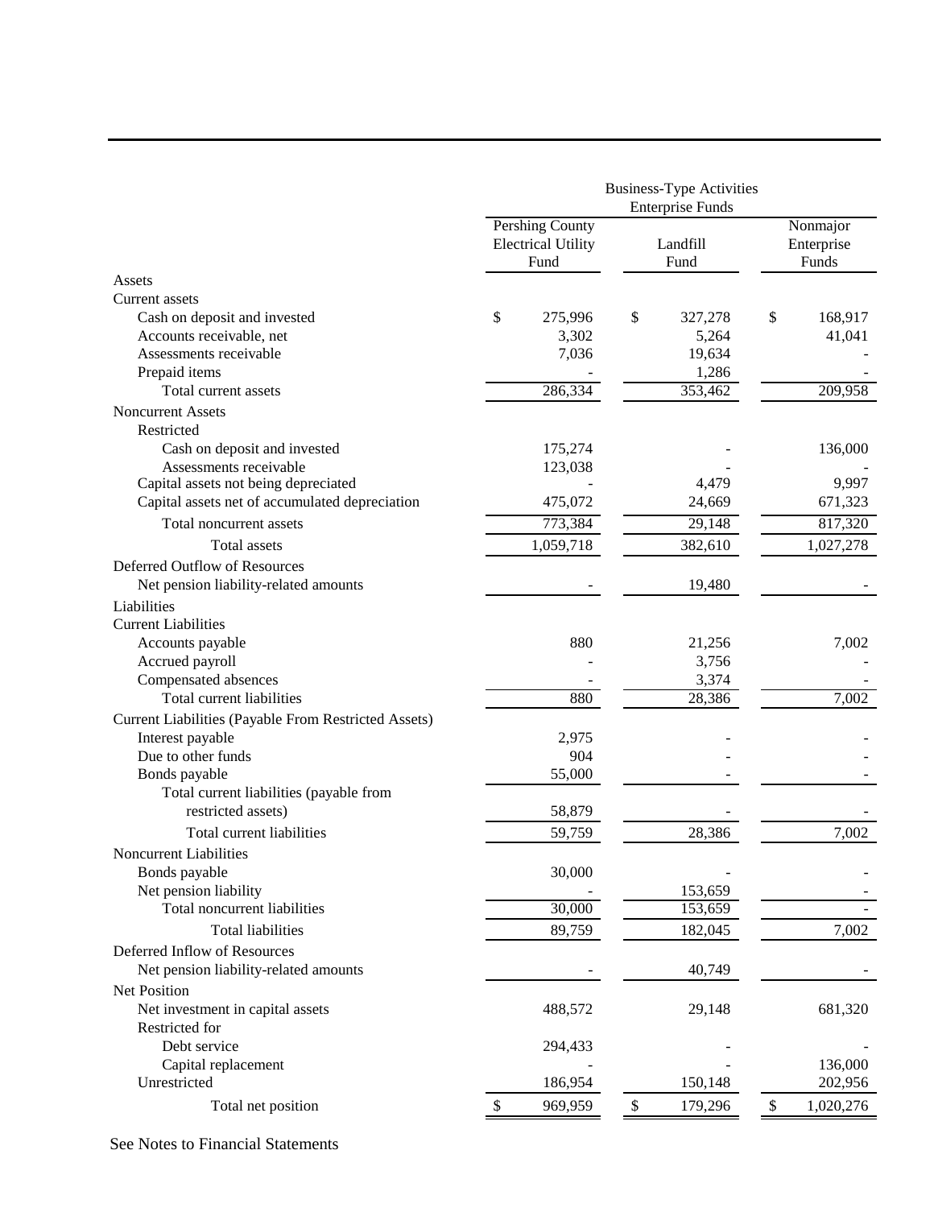| | Business-Type Activities Enterprise Funds | | |
|---|---|---|---|
| | Pershing County Electrical Utility Fund | Landfill Fund | Nonmajor Enterprise Funds |
| **Assets** | | | |
| Current assets | | | |
| Cash on deposit and invested | $ 275,996 | $ 327,278 | $ 168,917 |
| Accounts receivable, net | 3,302 | 5,264 | 41,041 |
| Assessments receivable | 7,036 | 19,634 | - |
| Prepaid items | - | 1,286 | - |
| Total current assets | 286,334 | 353,462 | 209,958 |
| Noncurrent Assets | | | |
| Restricted | | | |
| Cash on deposit and invested | 175,274 | - | 136,000 |
| Assessments receivable | 123,038 | - | - |
| Capital assets not being depreciated | - | 4,479 | 9,997 |
| Capital assets net of accumulated depreciation | 475,072 | 24,669 | 671,323 |
| Total noncurrent assets | 773,384 | 29,148 | 817,320 |
| Total assets | 1,059,718 | 382,610 | 1,027,278 |
| **Deferred Outflow of Resources** | | | |
| Net pension liability-related amounts | - | 19,480 | - |
| **Liabilities** | | | |
| Current Liabilities | | | |
| Accounts payable | 880 | 21,256 | 7,002 |
| Accrued payroll | - | 3,756 | - |
| Compensated absences | - | 3,374 | - |
| Total current liabilities | 880 | 28,386 | 7,002 |
| Current Liabilities (Payable From Restricted Assets) | | | |
| Interest payable | 2,975 | - | - |
| Due to other funds | 904 | - | - |
| Bonds payable | 55,000 | - | - |
| Total current liabilities (payable from restricted assets) | 58,879 | - | - |
| Total current liabilities | 59,759 | 28,386 | 7,002 |
| Noncurrent Liabilities | | | |
| Bonds payable | 30,000 | - | - |
| Net pension liability | - | 153,659 | - |
| Total noncurrent liabilities | 30,000 | 153,659 | - |
| Total liabilities | 89,759 | 182,045 | 7,002 |
| **Deferred Inflow of Resources** | | | |
| Net pension liability-related amounts | - | 40,749 | - |
| **Net Position** | | | |
| Net investment in capital assets | 488,572 | 29,148 | 681,320 |
| Restricted for | | | |
| Debt service | 294,433 | - | - |
| Capital replacement | - | - | 136,000 |
| Unrestricted | 186,954 | 150,148 | 202,956 |
| Total net position | $ 969,959 | $ 179,296 | $ 1,020,276 |

See Notes to Financial Statements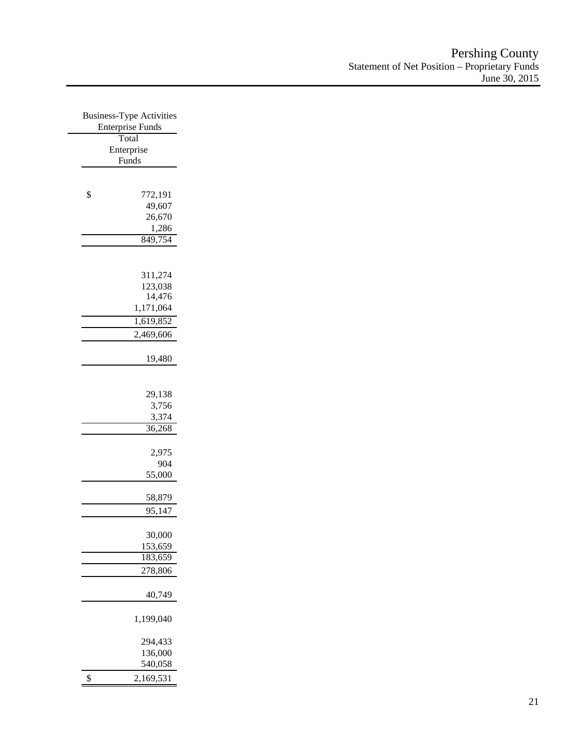# Pershing County
## Statement of Net Position – Proprietary Funds
### June 30, 2015

| Business-Type Activities Enterprise Funds |
|---|
| Total Enterprise Funds |
| |
| $ 772,191 |
| 49,607 |
| 26,670 |
| 1,286 |
| 849,754 |
| |
| 311,274 |
| 123,038 |
| 14,476 |
| 1,171,064 |
| 1,619,852 |
| 2,469,606 |
| |
| 19,480 |
| |
| 29,138 |
| 3,756 |
| 3,374 |
| 36,268 |
| |
| 2,975 |
| 904 |
| 55,000 |
| |
| 58,879 |
| 95,147 |
| |
| 30,000 |
| 153,659 |
| 183,659 |
| 278,806 |
| |
| 40,749 |
| |
| 1,199,040 |
| |
| 294,433 |
| 136,000 |
| 540,058 |
| $ 2,169,531 |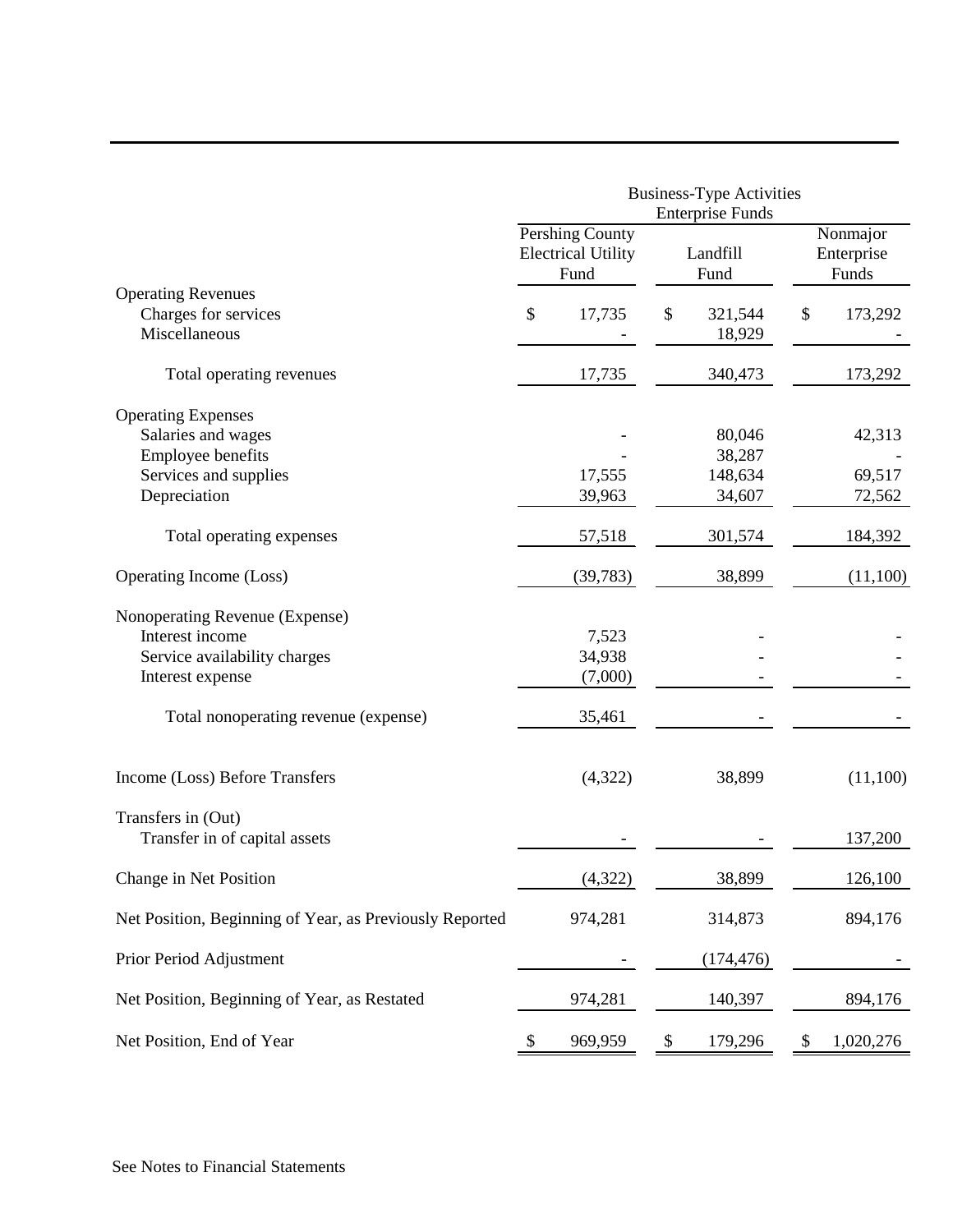| | Business-Type Activities Enterprise Funds | | |
|---|---|---|---|
| | Pershing County Electrical Utility Fund | Landfill Fund | Nonmajor Enterprise Funds |
| **Operating Revenues** | | | |
| Charges for services | $ 17,735 | $ 321,544 | $ 173,292 |
| Miscellaneous | - | 18,929 | - |
| Total operating revenues | 17,735 | 340,473 | 173,292 |
| **Operating Expenses** | | | |
| Salaries and wages | - | 80,046 | 42,313 |
| Employee benefits | - | 38,287 | - |
| Services and supplies | 17,555 | 148,634 | 69,517 |
| Depreciation | 39,963 | 34,607 | 72,562 |
| Total operating expenses | 57,518 | 301,574 | 184,392 |
| Operating Income (Loss) | (39,783) | 38,899 | (11,100) |
| **Nonoperating Revenue (Expense)** | | | |
| Interest income | 7,523 | - | - |
| Service availability charges | 34,938 | - | - |
| Interest expense | (7,000) | - | - |
| Total nonoperating revenue (expense) | 35,461 | - | - |
| Income (Loss) Before Transfers | (4,322) | 38,899 | (11,100) |
| **Transfers in (Out)** | | | |
| Transfer in of capital assets | - | - | 137,200 |
| Change in Net Position | (4,322) | 38,899 | 126,100 |
| Net Position, Beginning of Year, as Previously Reported | 974,281 | 314,873 | 894,176 |
| Prior Period Adjustment | - | (174,476) | - |
| Net Position, Beginning of Year, as Restated | 974,281 | 140,397 | 894,176 |
| Net Position, End of Year | $ 969,959 | $ 179,296 | $ 1,020,276 |

See Notes to Financial Statements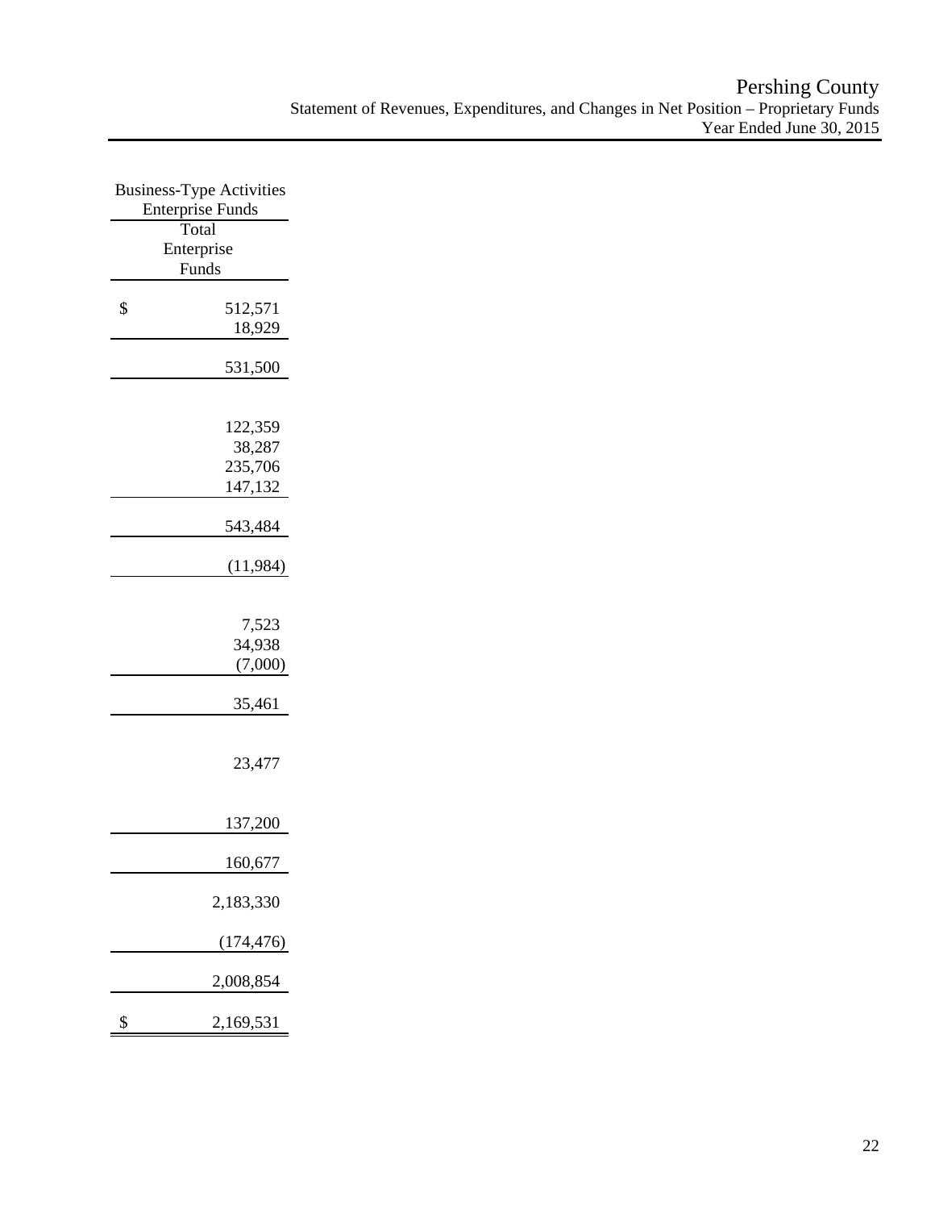# Pershing County

Statement of Revenues, Expenditures, and Changes in Net Position – Proprietary Funds
Year Ended June 30, 2015

| Business-Type Activities Enterprise Funds |
|---|
| Total Enterprise Funds |
| $ 512,571 |
| 18,929 |
| 531,500 |
| |
| 122,359 |
| 38,287 |
| 235,706 |
| 147,132 |
| 543,484 |
| (11,984) |
| |
| 7,523 |
| 34,938 |
| (7,000) |
| 35,461 |
| |
| 23,477 |
| |
| 137,200 |
| 160,677 |
| 2,183,330 |
| (174,476) |
| 2,008,854 |
| $ 2,169,531 |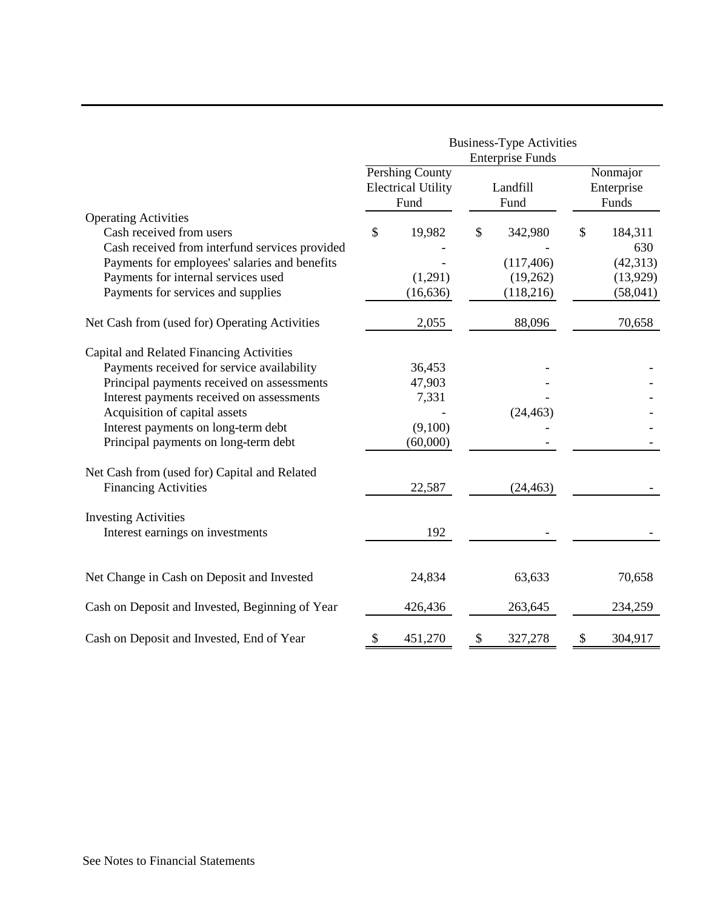| | Business-Type Activities Enterprise Funds | | |
|---|---|---|---|
| | Pershing County Electrical Utility Fund | Landfill Fund | Nonmajor Enterprise Funds |
| **Operating Activities** | | | |
| Cash received from users | $ 19,982 | $ 342,980 | $ 184,311 |
| Cash received from interfund services provided | - | - | 630 |
| Payments for employees' salaries and benefits | - | (117,406) | (42,313) |
| Payments for internal services used | (1,291) | (19,262) | (13,929) |
| Payments for services and supplies | (16,636) | (118,216) | (58,041) |
| Net Cash from (used for) Operating Activities | 2,055 | 88,096 | 70,658 |
| **Capital and Related Financing Activities** | | | |
| Payments received for service availability | 36,453 | - | - |
| Principal payments received on assessments | 47,903 | - | - |
| Interest payments received on assessments | 7,331 | - | - |
| Acquisition of capital assets | - | (24,463) | - |
| Interest payments on long-term debt | (9,100) | - | - |
| Principal payments on long-term debt | (60,000) | - | - |
| Net Cash from (used for) Capital and Related Financing Activities | 22,587 | (24,463) | - |
| **Investing Activities** | | | |
| Interest earnings on investments | 192 | - | - |
| Net Change in Cash on Deposit and Invested | 24,834 | 63,633 | 70,658 |
| Cash on Deposit and Invested, Beginning of Year | 426,436 | 263,645 | 234,259 |
| Cash on Deposit and Invested, End of Year | $ 451,270 | $ 327,278 | $ 304,917 |

See Notes to Financial Statements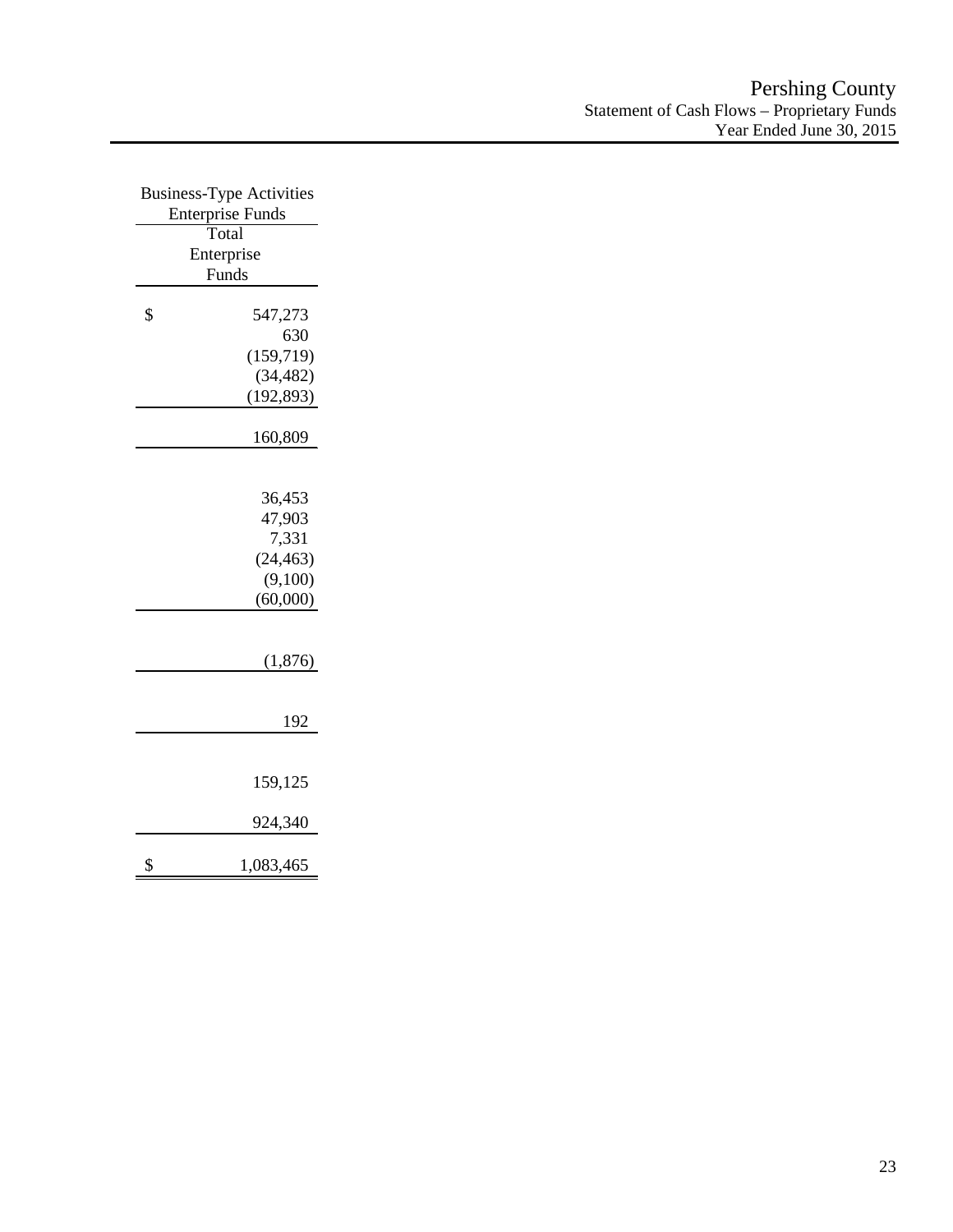| Business-Type Activities Enterprise Funds |
|---|
| Total Enterprise Funds |
| $ 547,273 |
| 630 |
| (159,719) |
| (34,482) |
| (192,893) |
| 160,809 |
| |
| 36,453 |
| 47,903 |
| 7,331 |
| (24,463) |
| (9,100) |
| (60,000) |
| |
| (1,876) |
| |
| 192 |
| |
| 159,125 |
| 924,340 |
| $ 1,083,465 |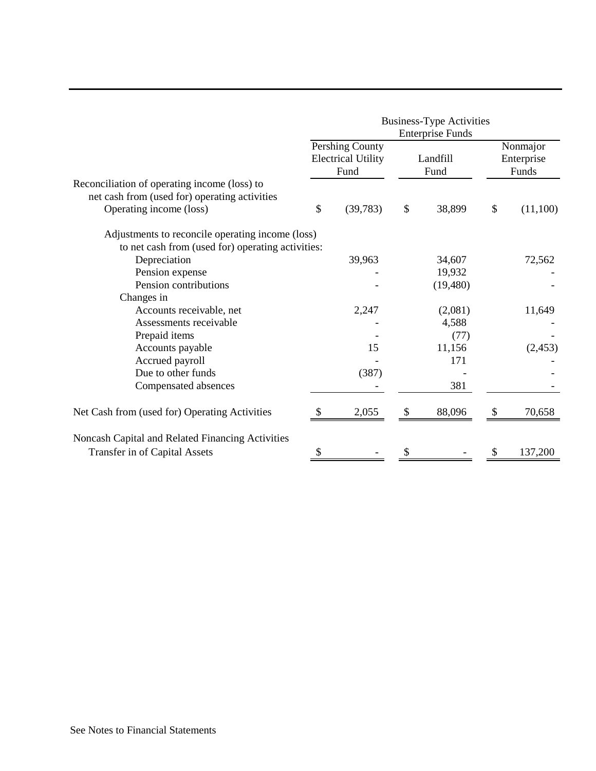| | Business-Type Activities Enterprise Funds | | |
|---|---|---|---|
| | Pershing County Electrical Utility Fund | Landfill Fund | Nonmajor Enterprise Funds |
| Reconciliation of operating income (loss) to net cash from (used for) operating activities | | | |
| Operating income (loss) | $ (39,783) | $ 38,899 | $ (11,100) |
| Adjustments to reconcile operating income (loss) to net cash from (used for) operating activities: | | | |
| Depreciation | 39,963 | 34,607 | 72,562 |
| Pension expense | - | 19,932 | - |
| Pension contributions | - | (19,480) | - |
| Changes in | | | |
| Accounts receivable, net | 2,247 | (2,081) | 11,649 |
| Assessments receivable | - | 4,588 | - |
| Prepaid items | - | (77) | - |
| Accounts payable | 15 | 11,156 | (2,453) |
| Accrued payroll | - | 171 | - |
| Due to other funds | (387) | - | - |
| Compensated absences | - | 381 | - |
| Net Cash from (used for) Operating Activities | $ 2,055 | $ 88,096 | $ 70,658 |
| Noncash Capital and Related Financing Activities | | | |
| Transfer in of Capital Assets | $ - | $ - | $ 137,200 |

See Notes to Financial Statements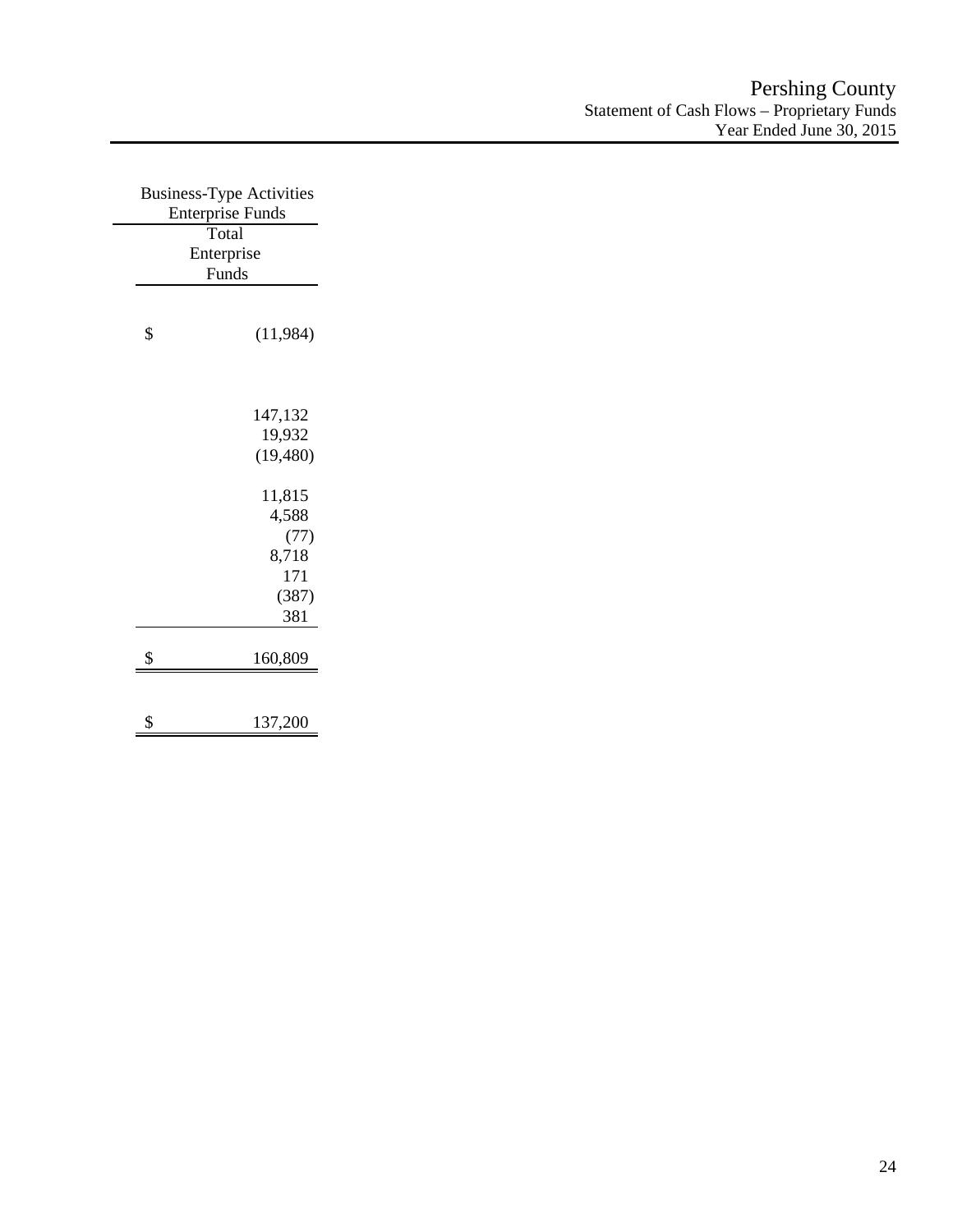# Pershing County
## Statement of Cash Flows – Proprietary Funds
### Year Ended June 30, 2015

| Business-Type Activities Enterprise Funds |
|---|
| Total Enterprise Funds |
| $ (11,984) |
| |
| 147,132 |
| 19,932 |
| (19,480) |
| |
| 11,815 |
| 4,588 |
| (77) |
| 8,718 |
| 171 |
| (387) |
| 381 |
| $ 160,809 |
| |
| $ 137,200 |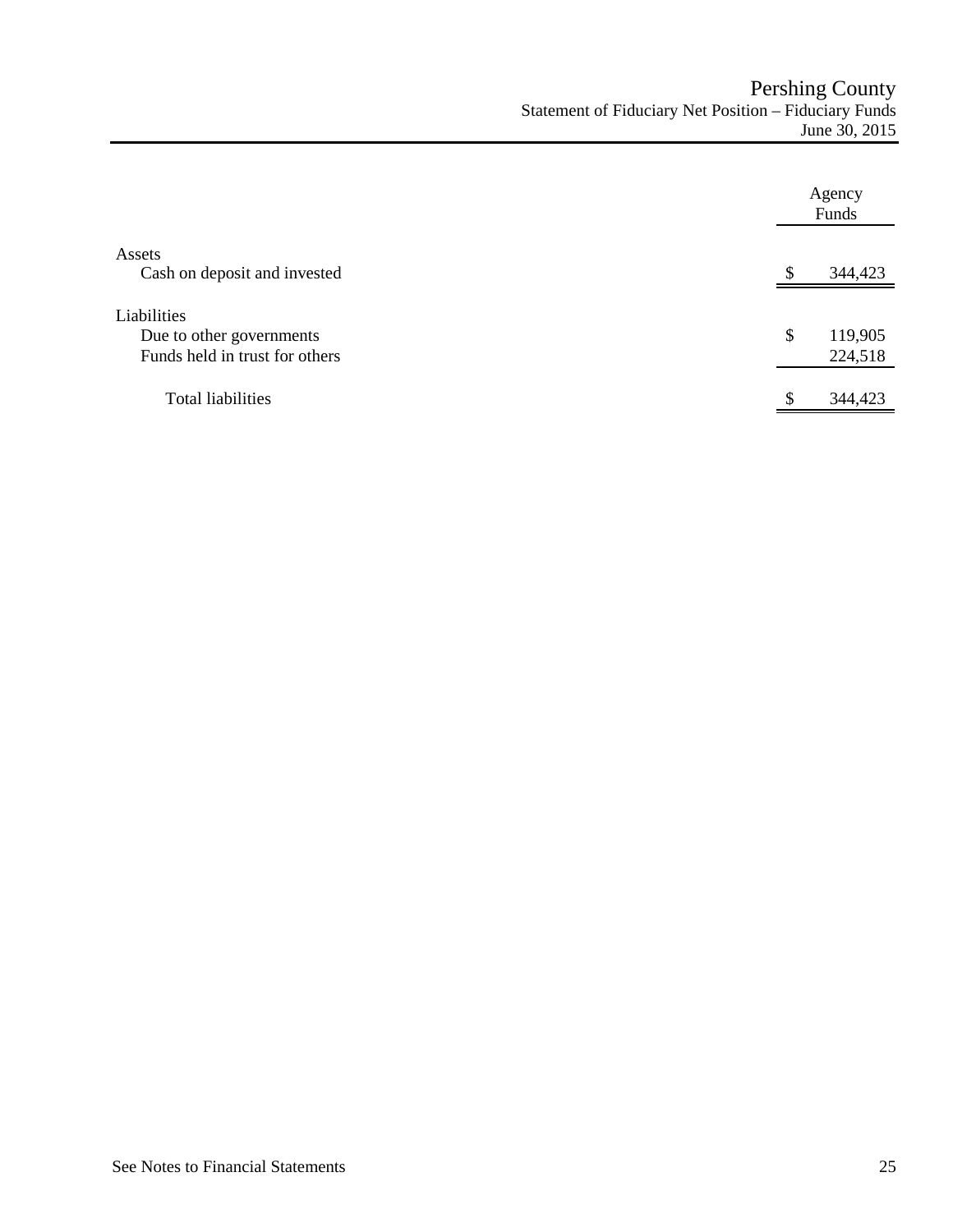# Pershing County
## Statement of Fiduciary Net Position – Fiduciary Funds
### June 30, 2015

| | Agency Funds |
|---|---|
| **Assets** | |
| Cash on deposit and invested | $ 344,423 |
| **Liabilities** | |
| Due to other governments | $ 119,905 |
| Funds held in trust for others | 224,518 |
| Total liabilities | $ 344,423 |

See Notes to Financial Statements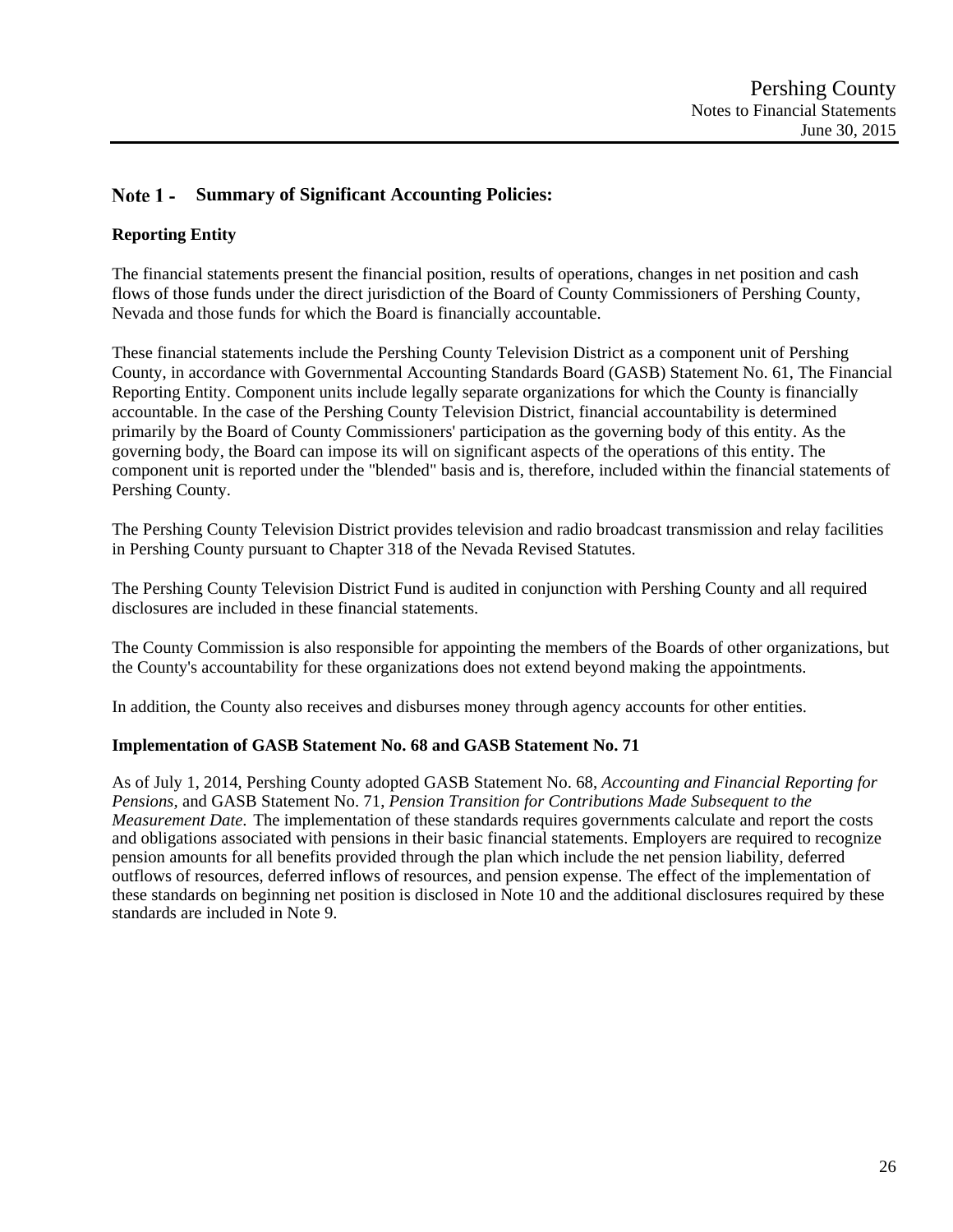## Note 1 - Summary of Significant Accounting Policies:

**Reporting Entity**

The financial statements present the financial position, results of operations, changes in net position and cash flows of those funds under the direct jurisdiction of the Board of County Commissioners of Pershing County, Nevada and those funds for which the Board is financially accountable.

These financial statements include the Pershing County Television District as a component unit of Pershing County, in accordance with Governmental Accounting Standards Board (GASB) Statement No. 61, The Financial Reporting Entity. Component units include legally separate organizations for which the County is financially accountable. In the case of the Pershing County Television District, financial accountability is determined primarily by the Board of County Commissioners' participation as the governing body of this entity. As the governing body, the Board can impose its will on significant aspects of the operations of this entity. The component unit is reported under the "blended" basis and is, therefore, included within the financial statements of Pershing County.

The Pershing County Television District provides television and radio broadcast transmission and relay facilities in Pershing County pursuant to Chapter 318 of the Nevada Revised Statutes.

The Pershing County Television District Fund is audited in conjunction with Pershing County and all required disclosures are included in these financial statements.

The County Commission is also responsible for appointing the members of the Boards of other organizations, but the County's accountability for these organizations does not extend beyond making the appointments.

In addition, the County also receives and disburses money through agency accounts for other entities.

**Implementation of GASB Statement No. 68 and GASB Statement No. 71**

As of July 1, 2014, Pershing County adopted GASB Statement No. 68, *Accounting and Financial Reporting for Pensions,* and GASB Statement No. 71, *Pension Transition for Contributions Made Subsequent to the Measurement Date*. The implementation of these standards requires governments calculate and report the costs and obligations associated with pensions in their basic financial statements. Employers are required to recognize pension amounts for all benefits provided through the plan which include the net pension liability, deferred outflows of resources, deferred inflows of resources, and pension expense. The effect of the implementation of these standards on beginning net position is disclosed in Note 10 and the additional disclosures required by these standards are included in Note 9.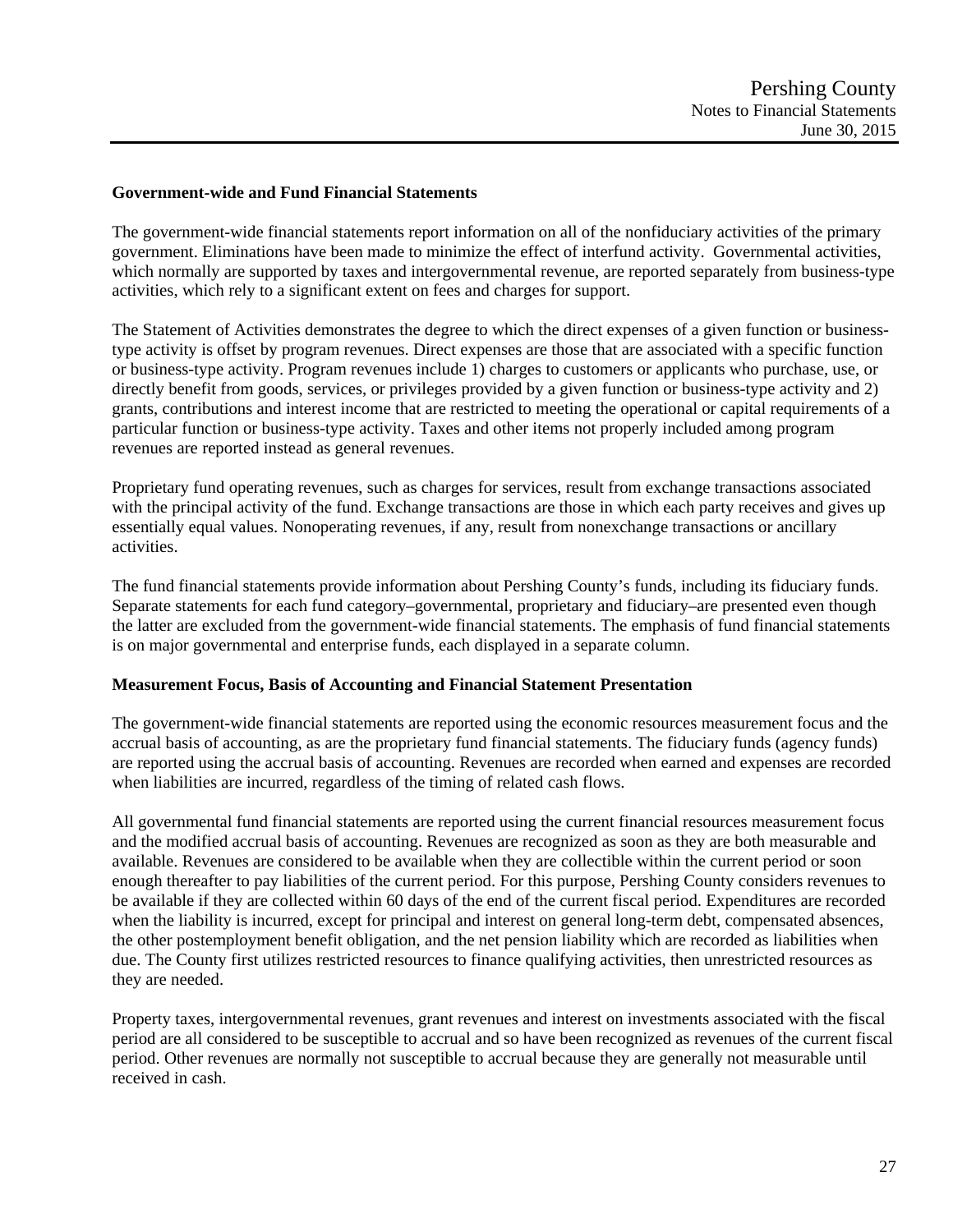**Government-wide and Fund Financial Statements**

The government-wide financial statements report information on all of the nonfiduciary activities of the primary government. Eliminations have been made to minimize the effect of interfund activity. Governmental activities, which normally are supported by taxes and intergovernmental revenue, are reported separately from business-type activities, which rely to a significant extent on fees and charges for support.

The Statement of Activities demonstrates the degree to which the direct expenses of a given function or business-type activity is offset by program revenues. Direct expenses are those that are associated with a specific function or business-type activity. Program revenues include 1) charges to customers or applicants who purchase, use, or directly benefit from goods, services, or privileges provided by a given function or business-type activity and 2) grants, contributions and interest income that are restricted to meeting the operational or capital requirements of a particular function or business-type activity. Taxes and other items not properly included among program revenues are reported instead as general revenues.

Proprietary fund operating revenues, such as charges for services, result from exchange transactions associated with the principal activity of the fund. Exchange transactions are those in which each party receives and gives up essentially equal values. Nonoperating revenues, if any, result from nonexchange transactions or ancillary activities.

The fund financial statements provide information about Pershing County's funds, including its fiduciary funds. Separate statements for each fund category–governmental, proprietary and fiduciary–are presented even though the latter are excluded from the government-wide financial statements. The emphasis of fund financial statements is on major governmental and enterprise funds, each displayed in a separate column.

**Measurement Focus, Basis of Accounting and Financial Statement Presentation**

The government-wide financial statements are reported using the economic resources measurement focus and the accrual basis of accounting, as are the proprietary fund financial statements. The fiduciary funds (agency funds) are reported using the accrual basis of accounting. Revenues are recorded when earned and expenses are recorded when liabilities are incurred, regardless of the timing of related cash flows.

All governmental fund financial statements are reported using the current financial resources measurement focus and the modified accrual basis of accounting. Revenues are recognized as soon as they are both measurable and available. Revenues are considered to be available when they are collectible within the current period or soon enough thereafter to pay liabilities of the current period. For this purpose, Pershing County considers revenues to be available if they are collected within 60 days of the end of the current fiscal period. Expenditures are recorded when the liability is incurred, except for principal and interest on general long-term debt, compensated absences, the other postemployment benefit obligation, and the net pension liability which are recorded as liabilities when due. The County first utilizes restricted resources to finance qualifying activities, then unrestricted resources as they are needed.

Property taxes, intergovernmental revenues, grant revenues and interest on investments associated with the fiscal period are all considered to be susceptible to accrual and so have been recognized as revenues of the current fiscal period. Other revenues are normally not susceptible to accrual because they are generally not measurable until received in cash.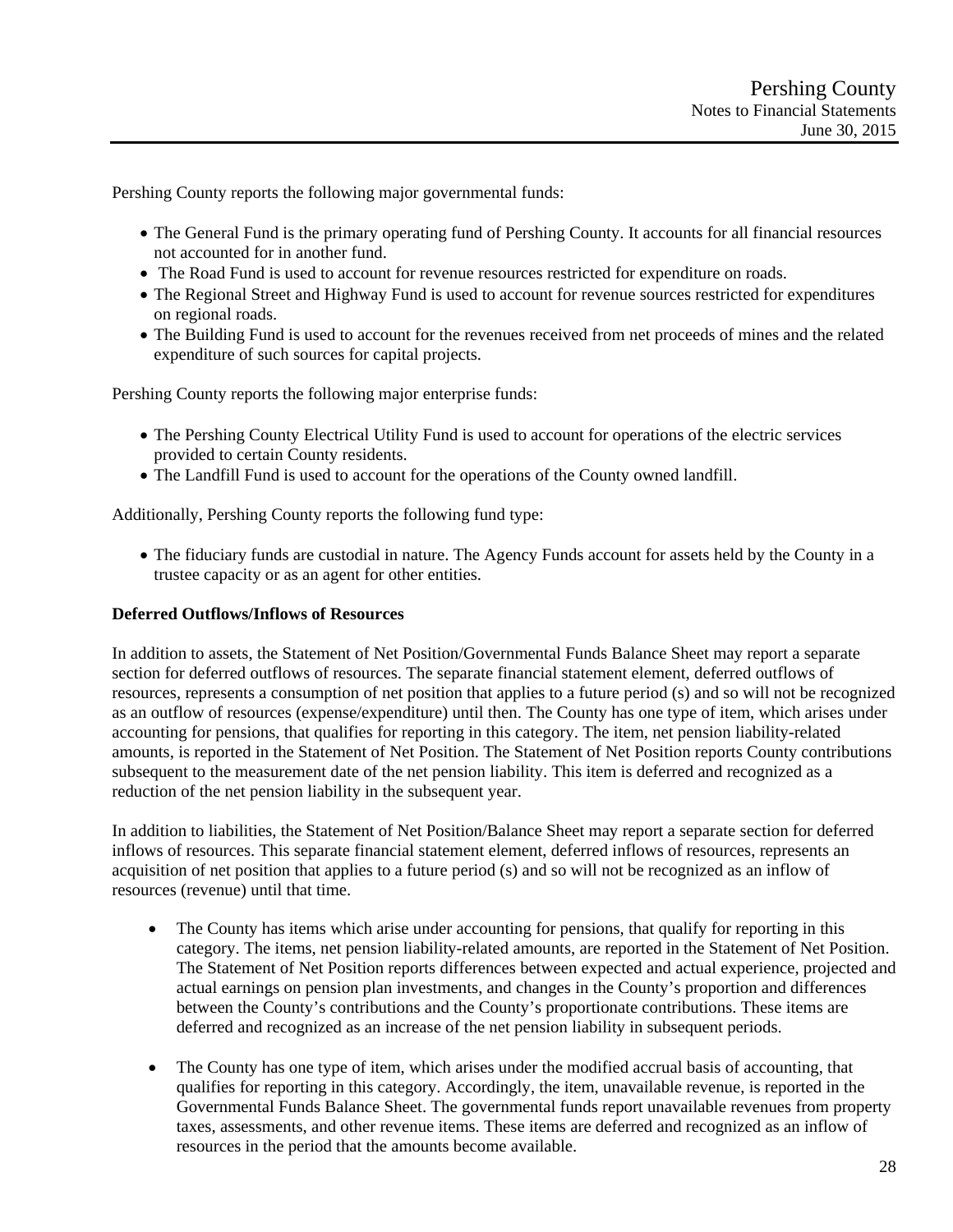Pershing County reports the following major governmental funds:

- The General Fund is the primary operating fund of Pershing County. It accounts for all financial resources not accounted for in another fund.
- The Road Fund is used to account for revenue resources restricted for expenditure on roads.
- The Regional Street and Highway Fund is used to account for revenue sources restricted for expenditures on regional roads.
- The Building Fund is used to account for the revenues received from net proceeds of mines and the related expenditure of such sources for capital projects.

Pershing County reports the following major enterprise funds:

- The Pershing County Electrical Utility Fund is used to account for operations of the electric services provided to certain County residents.
- The Landfill Fund is used to account for the operations of the County owned landfill.

Additionally, Pershing County reports the following fund type:

- The fiduciary funds are custodial in nature. The Agency Funds account for assets held by the County in a trustee capacity or as an agent for other entities.

**Deferred Outflows/Inflows of Resources**

In addition to assets, the Statement of Net Position/Governmental Funds Balance Sheet may report a separate section for deferred outflows of resources. The separate financial statement element, deferred outflows of resources, represents a consumption of net position that applies to a future period (s) and so will not be recognized as an outflow of resources (expense/expenditure) until then. The County has one type of item, which arises under accounting for pensions, that qualifies for reporting in this category. The item, net pension liability-related amounts, is reported in the Statement of Net Position. The Statement of Net Position reports County contributions subsequent to the measurement date of the net pension liability. This item is deferred and recognized as a reduction of the net pension liability in the subsequent year.

In addition to liabilities, the Statement of Net Position/Balance Sheet may report a separate section for deferred inflows of resources. This separate financial statement element, deferred inflows of resources, represents an acquisition of net position that applies to a future period (s) and so will not be recognized as an inflow of resources (revenue) until that time.

- The County has items which arise under accounting for pensions, that qualify for reporting in this category. The items, net pension liability-related amounts, are reported in the Statement of Net Position. The Statement of Net Position reports differences between expected and actual experience, projected and actual earnings on pension plan investments, and changes in the County's proportion and differences between the County's contributions and the County's proportionate contributions. These items are deferred and recognized as an increase of the net pension liability in subsequent periods.

- The County has one type of item, which arises under the modified accrual basis of accounting, that qualifies for reporting in this category. Accordingly, the item, unavailable revenue, is reported in the Governmental Funds Balance Sheet. The governmental funds report unavailable revenues from property taxes, assessments, and other revenue items. These items are deferred and recognized as an inflow of resources in the period that the amounts become available.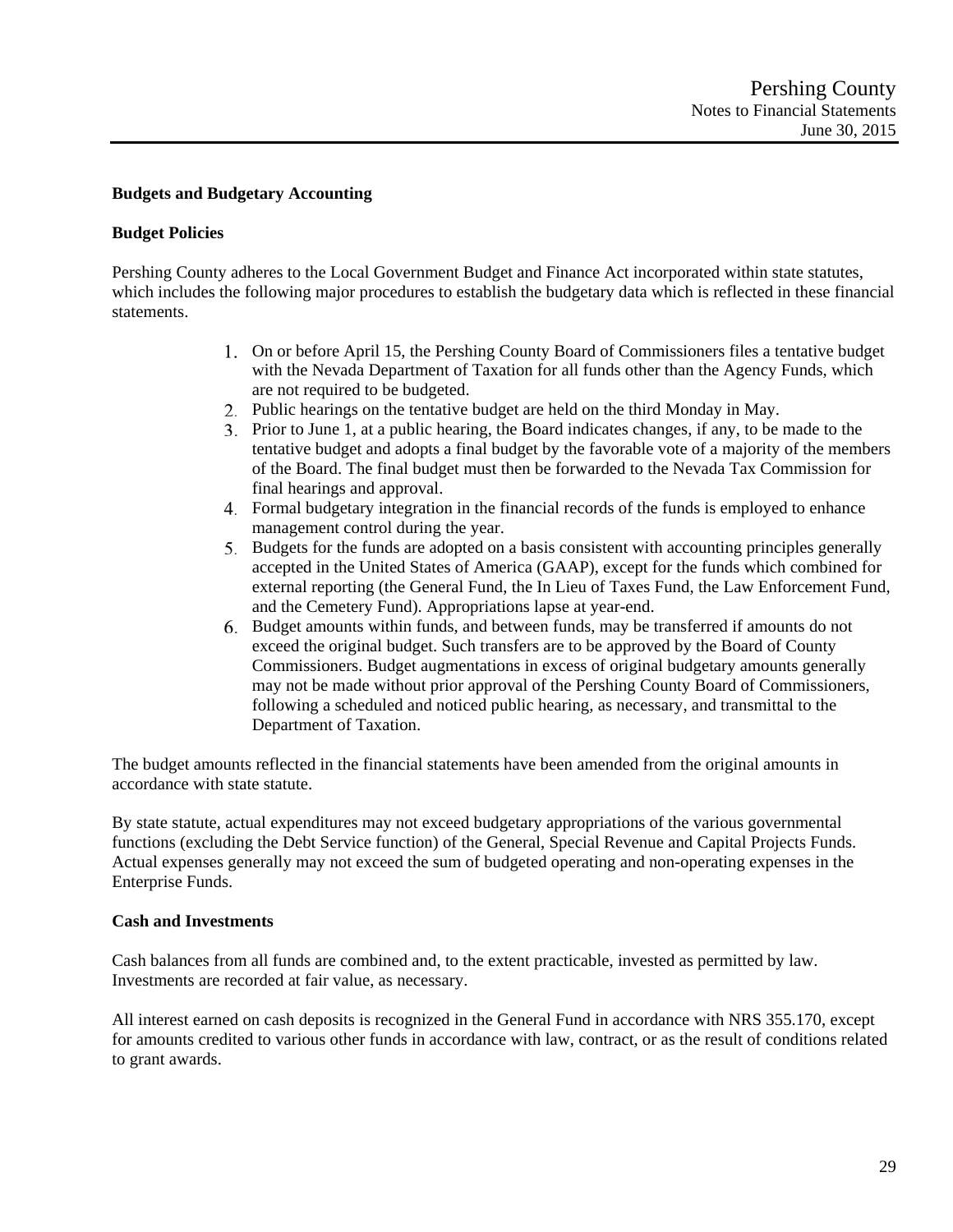**Budgets and Budgetary Accounting**

**Budget Policies**

Pershing County adheres to the Local Government Budget and Finance Act incorporated within state statutes, which includes the following major procedures to establish the budgetary data which is reflected in these financial statements.

1. On or before April 15, the Pershing County Board of Commissioners files a tentative budget with the Nevada Department of Taxation for all funds other than the Agency Funds, which are not required to be budgeted.
2. Public hearings on the tentative budget are held on the third Monday in May.
3. Prior to June 1, at a public hearing, the Board indicates changes, if any, to be made to the tentative budget and adopts a final budget by the favorable vote of a majority of the members of the Board. The final budget must then be forwarded to the Nevada Tax Commission for final hearings and approval.
4. Formal budgetary integration in the financial records of the funds is employed to enhance management control during the year.
5. Budgets for the funds are adopted on a basis consistent with accounting principles generally accepted in the United States of America (GAAP), except for the funds which combined for external reporting (the General Fund, the In Lieu of Taxes Fund, the Law Enforcement Fund, and the Cemetery Fund). Appropriations lapse at year-end.
6. Budget amounts within funds, and between funds, may be transferred if amounts do not exceed the original budget. Such transfers are to be approved by the Board of County Commissioners. Budget augmentations in excess of original budgetary amounts generally may not be made without prior approval of the Pershing County Board of Commissioners, following a scheduled and noticed public hearing, as necessary, and transmittal to the Department of Taxation.

The budget amounts reflected in the financial statements have been amended from the original amounts in accordance with state statute.

By state statute, actual expenditures may not exceed budgetary appropriations of the various governmental functions (excluding the Debt Service function) of the General, Special Revenue and Capital Projects Funds. Actual expenses generally may not exceed the sum of budgeted operating and non-operating expenses in the Enterprise Funds.

**Cash and Investments**

Cash balances from all funds are combined and, to the extent practicable, invested as permitted by law. Investments are recorded at fair value, as necessary.

All interest earned on cash deposits is recognized in the General Fund in accordance with NRS 355.170, except for amounts credited to various other funds in accordance with law, contract, or as the result of conditions related to grant awards.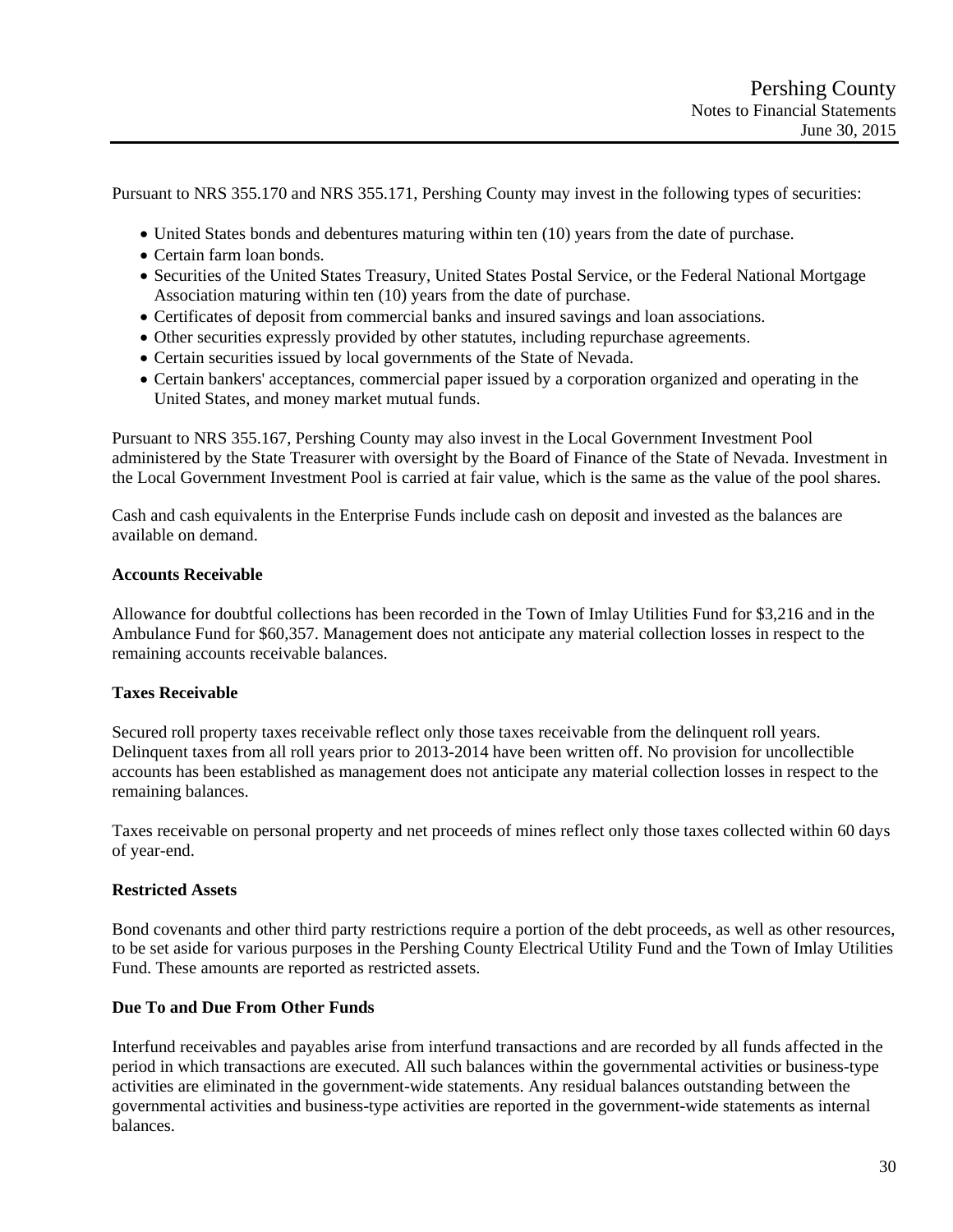Pursuant to NRS 355.170 and NRS 355.171, Pershing County may invest in the following types of securities:

- United States bonds and debentures maturing within ten (10) years from the date of purchase.
- Certain farm loan bonds.
- Securities of the United States Treasury, United States Postal Service, or the Federal National Mortgage Association maturing within ten (10) years from the date of purchase.
- Certificates of deposit from commercial banks and insured savings and loan associations.
- Other securities expressly provided by other statutes, including repurchase agreements.
- Certain securities issued by local governments of the State of Nevada.
- Certain bankers' acceptances, commercial paper issued by a corporation organized and operating in the United States, and money market mutual funds.

Pursuant to NRS 355.167, Pershing County may also invest in the Local Government Investment Pool administered by the State Treasurer with oversight by the Board of Finance of the State of Nevada. Investment in the Local Government Investment Pool is carried at fair value, which is the same as the value of the pool shares.

Cash and cash equivalents in the Enterprise Funds include cash on deposit and invested as the balances are available on demand.

**Accounts Receivable**

Allowance for doubtful collections has been recorded in the Town of Imlay Utilities Fund for $3,216 and in the Ambulance Fund for $60,357. Management does not anticipate any material collection losses in respect to the remaining accounts receivable balances.

**Taxes Receivable**

Secured roll property taxes receivable reflect only those taxes receivable from the delinquent roll years. Delinquent taxes from all roll years prior to 2013-2014 have been written off. No provision for uncollectible accounts has been established as management does not anticipate any material collection losses in respect to the remaining balances.

Taxes receivable on personal property and net proceeds of mines reflect only those taxes collected within 60 days of year-end.

**Restricted Assets**

Bond covenants and other third party restrictions require a portion of the debt proceeds, as well as other resources, to be set aside for various purposes in the Pershing County Electrical Utility Fund and the Town of Imlay Utilities Fund. These amounts are reported as restricted assets.

**Due To and Due From Other Funds**

Interfund receivables and payables arise from interfund transactions and are recorded by all funds affected in the period in which transactions are executed. All such balances within the governmental activities or business-type activities are eliminated in the government-wide statements. Any residual balances outstanding between the governmental activities and business-type activities are reported in the government-wide statements as internal balances.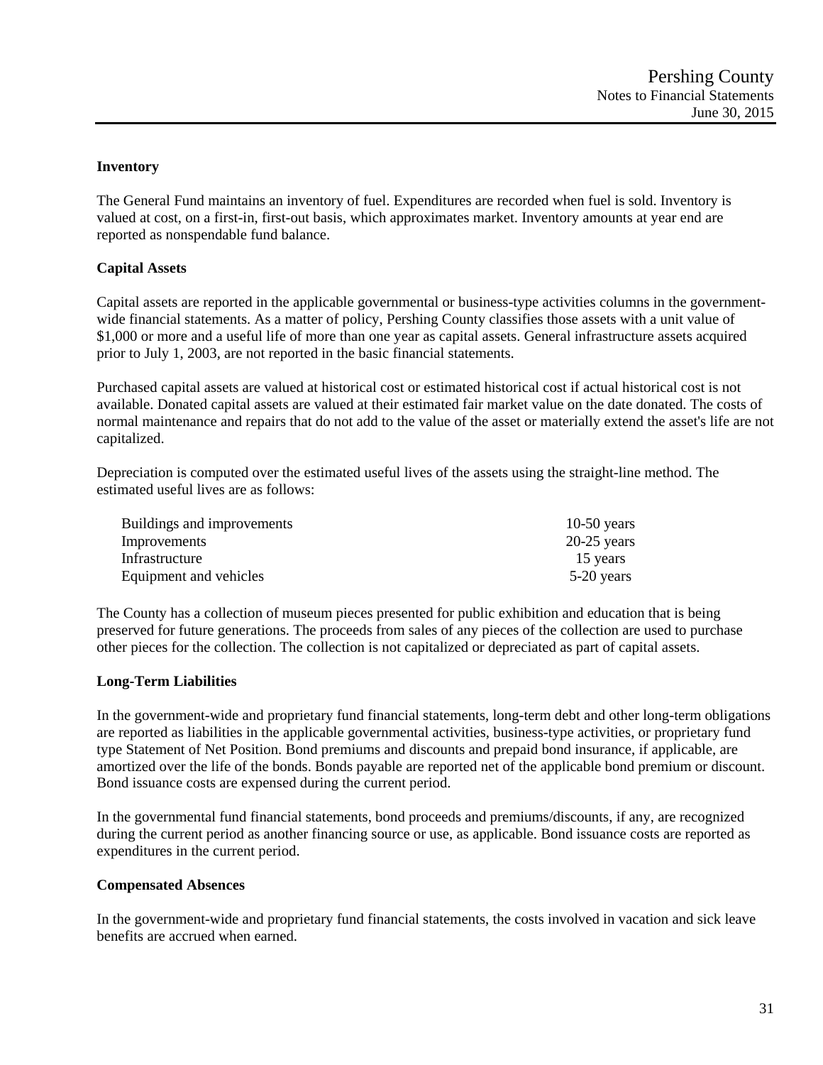### Inventory

The General Fund maintains an inventory of fuel. Expenditures are recorded when fuel is sold. Inventory is valued at cost, on a first-in, first-out basis, which approximates market. Inventory amounts at year end are reported as nonspendable fund balance.

### Capital Assets

Capital assets are reported in the applicable governmental or business-type activities columns in the government-wide financial statements. As a matter of policy, Pershing County classifies those assets with a unit value of $1,000 or more and a useful life of more than one year as capital assets. General infrastructure assets acquired prior to July 1, 2003, are not reported in the basic financial statements.

Purchased capital assets are valued at historical cost or estimated historical cost if actual historical cost is not available. Donated capital assets are valued at their estimated fair market value on the date donated. The costs of normal maintenance and repairs that do not add to the value of the asset or materially extend the asset's life are not capitalized.

Depreciation is computed over the estimated useful lives of the assets using the straight-line method. The estimated useful lives are as follows:

| | |
|---|---|
| Buildings and improvements | 10-50 years |
| Improvements | 20-25 years |
| Infrastructure | 15 years |
| Equipment and vehicles | 5-20 years |

The County has a collection of museum pieces presented for public exhibition and education that is being preserved for future generations. The proceeds from sales of any pieces of the collection are used to purchase other pieces for the collection. The collection is not capitalized or depreciated as part of capital assets.

### Long-Term Liabilities

In the government-wide and proprietary fund financial statements, long-term debt and other long-term obligations are reported as liabilities in the applicable governmental activities, business-type activities, or proprietary fund type Statement of Net Position. Bond premiums and discounts and prepaid bond insurance, if applicable, are amortized over the life of the bonds. Bonds payable are reported net of the applicable bond premium or discount. Bond issuance costs are expensed during the current period.

In the governmental fund financial statements, bond proceeds and premiums/discounts, if any, are recognized during the current period as another financing source or use, as applicable. Bond issuance costs are reported as expenditures in the current period.

### Compensated Absences

In the government-wide and proprietary fund financial statements, the costs involved in vacation and sick leave benefits are accrued when earned.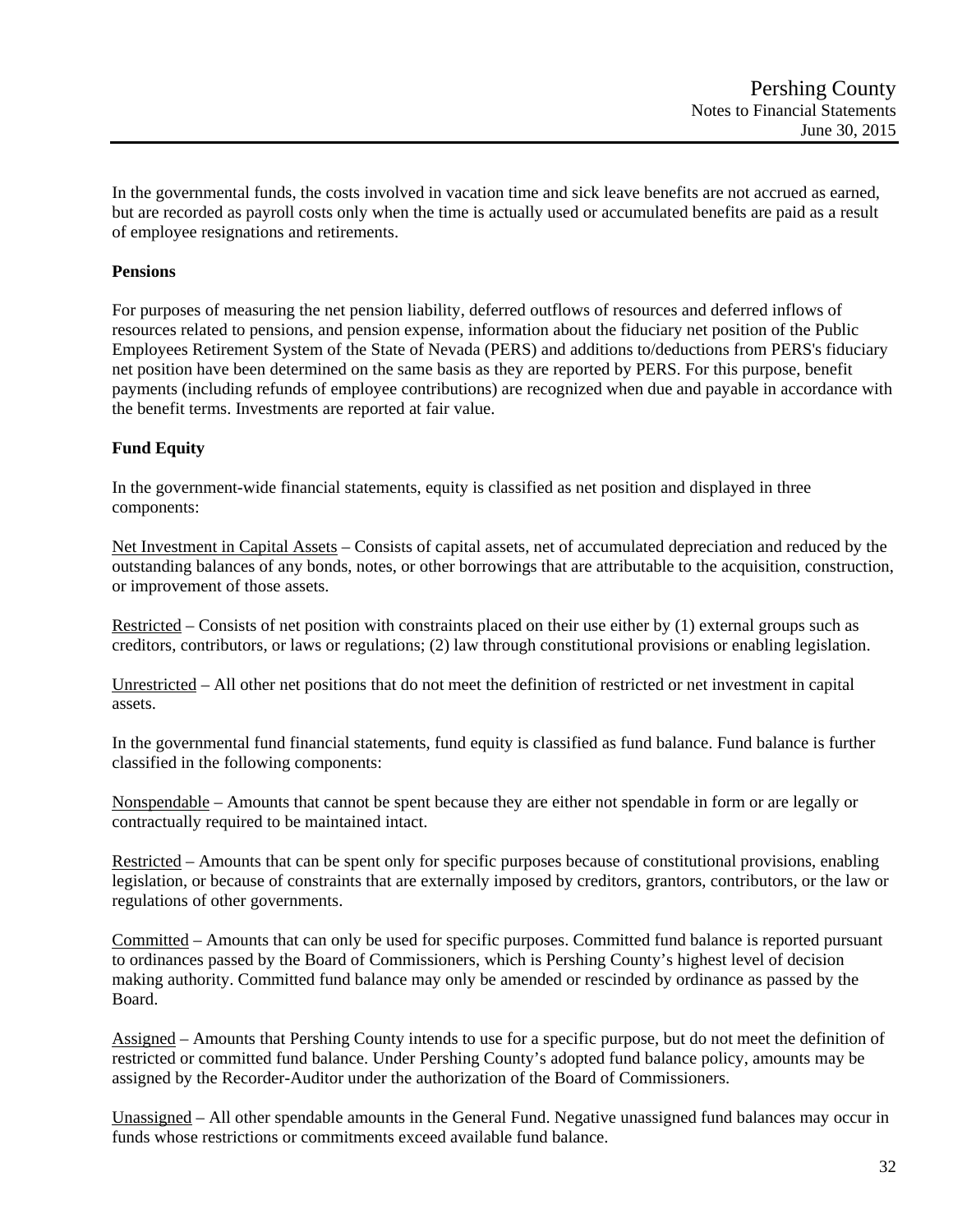In the governmental funds, the costs involved in vacation time and sick leave benefits are not accrued as earned, but are recorded as payroll costs only when the time is actually used or accumulated benefits are paid as a result of employee resignations and retirements.

**Pensions**

For purposes of measuring the net pension liability, deferred outflows of resources and deferred inflows of resources related to pensions, and pension expense, information about the fiduciary net position of the Public Employees Retirement System of the State of Nevada (PERS) and additions to/deductions from PERS's fiduciary net position have been determined on the same basis as they are reported by PERS. For this purpose, benefit payments (including refunds of employee contributions) are recognized when due and payable in accordance with the benefit terms. Investments are reported at fair value.

**Fund Equity**

In the government-wide financial statements, equity is classified as net position and displayed in three components:

Net Investment in Capital Assets – Consists of capital assets, net of accumulated depreciation and reduced by the outstanding balances of any bonds, notes, or other borrowings that are attributable to the acquisition, construction, or improvement of those assets.

Restricted – Consists of net position with constraints placed on their use either by (1) external groups such as creditors, contributors, or laws or regulations; (2) law through constitutional provisions or enabling legislation.

Unrestricted – All other net positions that do not meet the definition of restricted or net investment in capital assets.

In the governmental fund financial statements, fund equity is classified as fund balance. Fund balance is further classified in the following components:

Nonspendable – Amounts that cannot be spent because they are either not spendable in form or are legally or contractually required to be maintained intact.

Restricted – Amounts that can be spent only for specific purposes because of constitutional provisions, enabling legislation, or because of constraints that are externally imposed by creditors, grantors, contributors, or the law or regulations of other governments.

Committed – Amounts that can only be used for specific purposes. Committed fund balance is reported pursuant to ordinances passed by the Board of Commissioners, which is Pershing County's highest level of decision making authority. Committed fund balance may only be amended or rescinded by ordinance as passed by the Board.

Assigned – Amounts that Pershing County intends to use for a specific purpose, but do not meet the definition of restricted or committed fund balance. Under Pershing County's adopted fund balance policy, amounts may be assigned by the Recorder-Auditor under the authorization of the Board of Commissioners.

Unassigned – All other spendable amounts in the General Fund. Negative unassigned fund balances may occur in funds whose restrictions or commitments exceed available fund balance.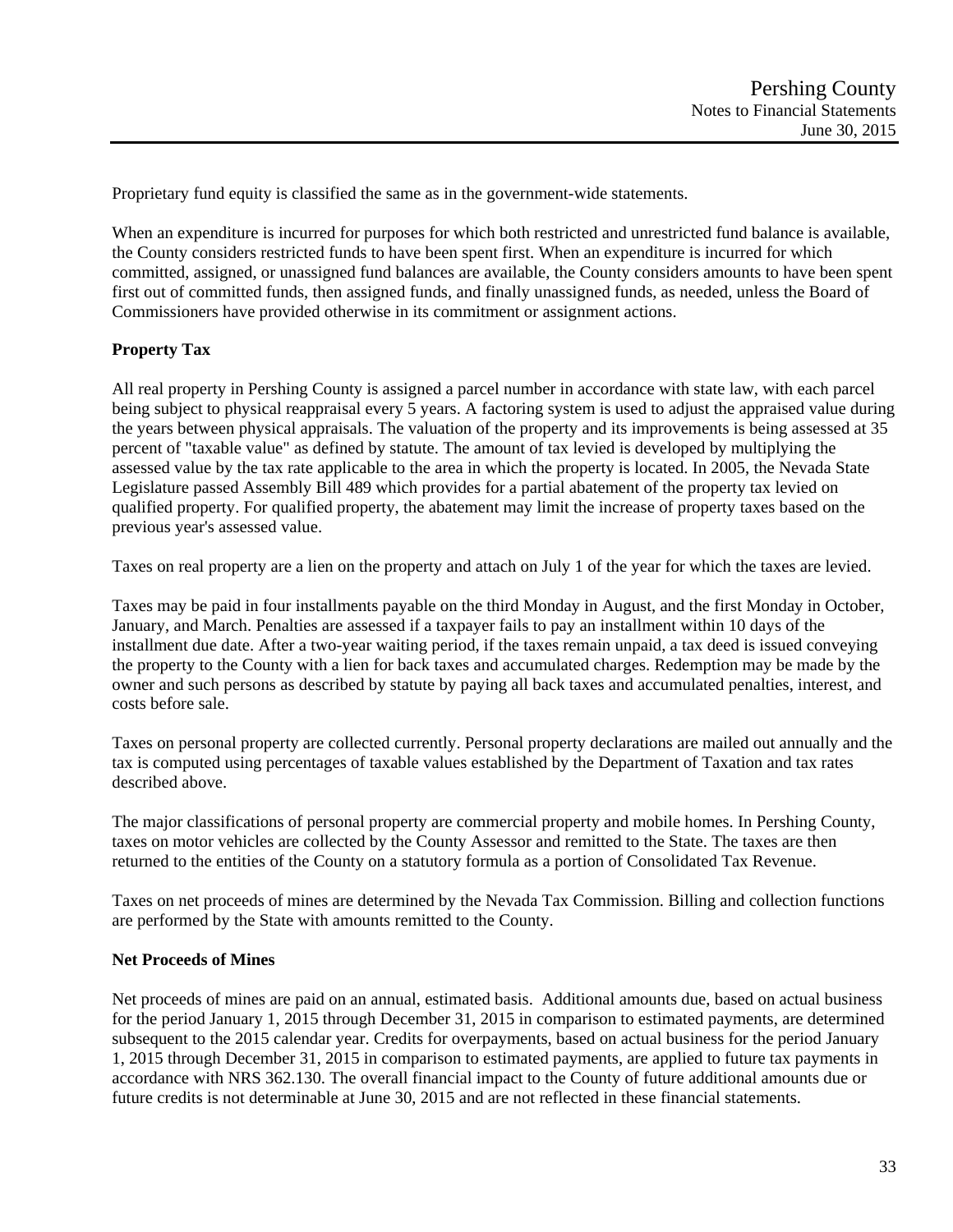Proprietary fund equity is classified the same as in the government-wide statements.

When an expenditure is incurred for purposes for which both restricted and unrestricted fund balance is available, the County considers restricted funds to have been spent first. When an expenditure is incurred for which committed, assigned, or unassigned fund balances are available, the County considers amounts to have been spent first out of committed funds, then assigned funds, and finally unassigned funds, as needed, unless the Board of Commissioners have provided otherwise in its commitment or assignment actions.

**Property Tax**

All real property in Pershing County is assigned a parcel number in accordance with state law, with each parcel being subject to physical reappraisal every 5 years. A factoring system is used to adjust the appraised value during the years between physical appraisals. The valuation of the property and its improvements is being assessed at 35 percent of "taxable value" as defined by statute. The amount of tax levied is developed by multiplying the assessed value by the tax rate applicable to the area in which the property is located. In 2005, the Nevada State Legislature passed Assembly Bill 489 which provides for a partial abatement of the property tax levied on qualified property. For qualified property, the abatement may limit the increase of property taxes based on the previous year's assessed value.

Taxes on real property are a lien on the property and attach on July 1 of the year for which the taxes are levied.

Taxes may be paid in four installments payable on the third Monday in August, and the first Monday in October, January, and March. Penalties are assessed if a taxpayer fails to pay an installment within 10 days of the installment due date. After a two-year waiting period, if the taxes remain unpaid, a tax deed is issued conveying the property to the County with a lien for back taxes and accumulated charges. Redemption may be made by the owner and such persons as described by statute by paying all back taxes and accumulated penalties, interest, and costs before sale.

Taxes on personal property are collected currently. Personal property declarations are mailed out annually and the tax is computed using percentages of taxable values established by the Department of Taxation and tax rates described above.

The major classifications of personal property are commercial property and mobile homes. In Pershing County, taxes on motor vehicles are collected by the County Assessor and remitted to the State. The taxes are then returned to the entities of the County on a statutory formula as a portion of Consolidated Tax Revenue.

Taxes on net proceeds of mines are determined by the Nevada Tax Commission. Billing and collection functions are performed by the State with amounts remitted to the County.

**Net Proceeds of Mines**

Net proceeds of mines are paid on an annual, estimated basis. Additional amounts due, based on actual business for the period January 1, 2015 through December 31, 2015 in comparison to estimated payments, are determined subsequent to the 2015 calendar year. Credits for overpayments, based on actual business for the period January 1, 2015 through December 31, 2015 in comparison to estimated payments, are applied to future tax payments in accordance with NRS 362.130. The overall financial impact to the County of future additional amounts due or future credits is not determinable at June 30, 2015 and are not reflected in these financial statements.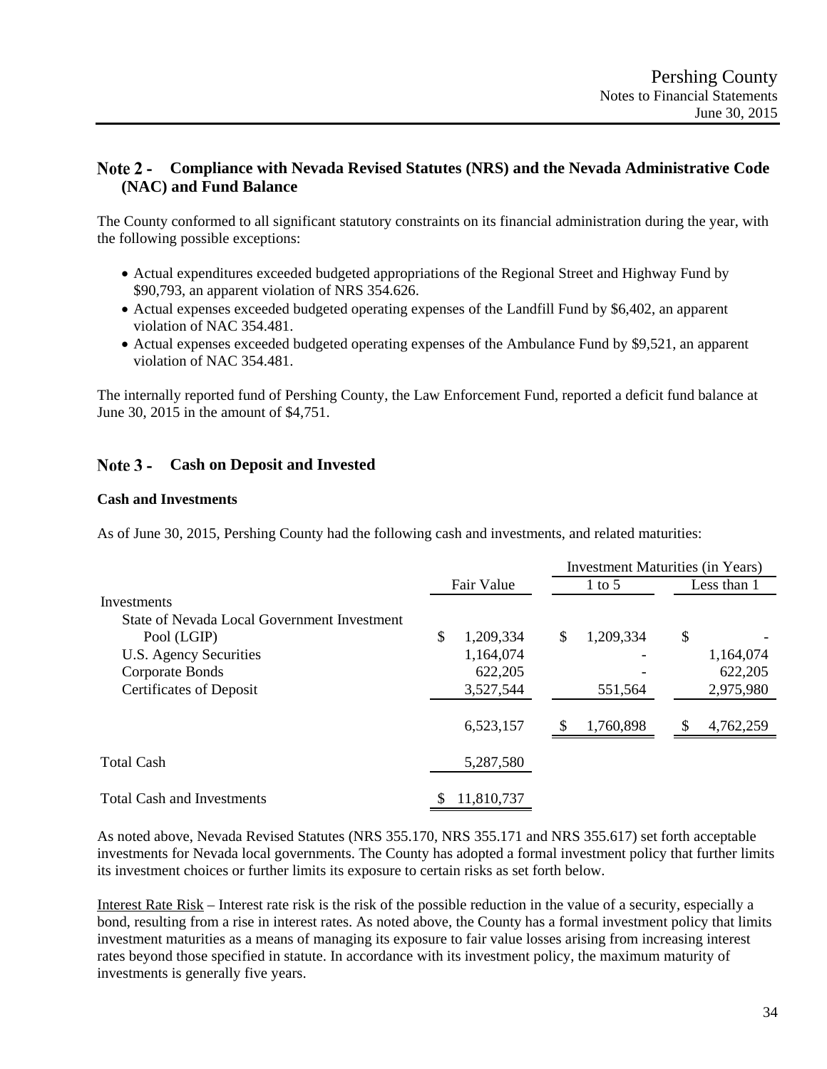## Note 2 - Compliance with Nevada Revised Statutes (NRS) and the Nevada Administrative Code (NAC) and Fund Balance

The County conformed to all significant statutory constraints on its financial administration during the year, with the following possible exceptions:

- Actual expenditures exceeded budgeted appropriations of the Regional Street and Highway Fund by $90,793, an apparent violation of NRS 354.626.
- Actual expenses exceeded budgeted operating expenses of the Landfill Fund by $6,402, an apparent violation of NAC 354.481.
- Actual expenses exceeded budgeted operating expenses of the Ambulance Fund by $9,521, an apparent violation of NAC 354.481.

The internally reported fund of Pershing County, the Law Enforcement Fund, reported a deficit fund balance at June 30, 2015 in the amount of $4,751.

## Note 3 - Cash on Deposit and Invested

### Cash and Investments

As of June 30, 2015, Pershing County had the following cash and investments, and related maturities:

| | | Investment Maturities (in Years) | |
|---|---|---|---|
| | Fair Value | 1 to 5 | Less than 1 |
| Investments | | | |
| State of Nevada Local Government Investment Pool (LGIP) | $ 1,209,334 | $ 1,209,334 | $ - |
| U.S. Agency Securities | 1,164,074 | - | 1,164,074 |
| Corporate Bonds | 622,205 | - | 622,205 |
| Certificates of Deposit | 3,527,544 | 551,564 | 2,975,980 |
| | 6,523,157 | $ 1,760,898 | $ 4,762,259 |
| Total Cash | 5,287,580 | | |
| Total Cash and Investments | $ 11,810,737 | | |

As noted above, Nevada Revised Statutes (NRS 355.170, NRS 355.171 and NRS 355.617) set forth acceptable investments for Nevada local governments. The County has adopted a formal investment policy that further limits its investment choices or further limits its exposure to certain risks as set forth below.

Interest Rate Risk – Interest rate risk is the risk of the possible reduction in the value of a security, especially a bond, resulting from a rise in interest rates. As noted above, the County has a formal investment policy that limits investment maturities as a means of managing its exposure to fair value losses arising from increasing interest rates beyond those specified in statute. In accordance with its investment policy, the maximum maturity of investments is generally five years.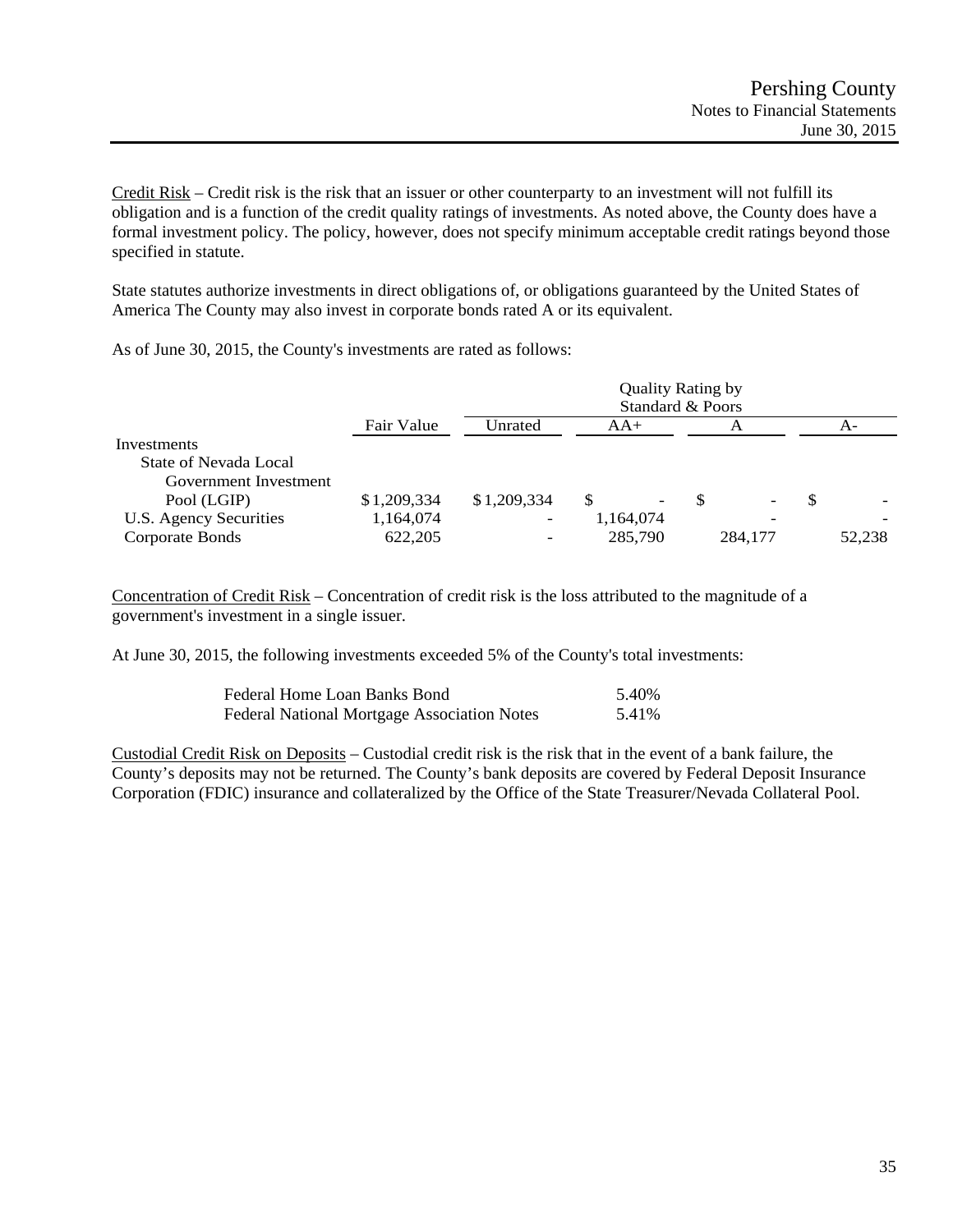<u>Credit Risk</u> – Credit risk is the risk that an issuer or other counterparty to an investment will not fulfill its obligation and is a function of the credit quality ratings of investments. As noted above, the County does have a formal investment policy. The policy, however, does not specify minimum acceptable credit ratings beyond those specified in statute.

State statutes authorize investments in direct obligations of, or obligations guaranteed by the United States of America The County may also invest in corporate bonds rated A or its equivalent.

As of June 30, 2015, the County's investments are rated as follows:

| | | Quality Rating by Standard & Poors | | | |
|---|---|---|---|---|---|
| | Fair Value | Unrated | AA+ | A | A- |
| Investments | | | | | |
| State of Nevada Local Government Investment Pool (LGIP) | $ 1,209,334 | $ 1,209,334 | $ - | $ - | $ - |
| U.S. Agency Securities | 1,164,074 | - | 1,164,074 | - | - |
| Corporate Bonds | 622,205 | - | 285,790 | 284,177 | 52,238 |

<u>Concentration of Credit Risk</u> – Concentration of credit risk is the loss attributed to the magnitude of a government's investment in a single issuer.

At June 30, 2015, the following investments exceeded 5% of the County's total investments:

| | |
|---|---|
| Federal Home Loan Banks Bond | 5.40% |
| Federal National Mortgage Association Notes | 5.41% |

<u>Custodial Credit Risk on Deposits</u> – Custodial credit risk is the risk that in the event of a bank failure, the County's deposits may not be returned. The County's bank deposits are covered by Federal Deposit Insurance Corporation (FDIC) insurance and collateralized by the Office of the State Treasurer/Nevada Collateral Pool.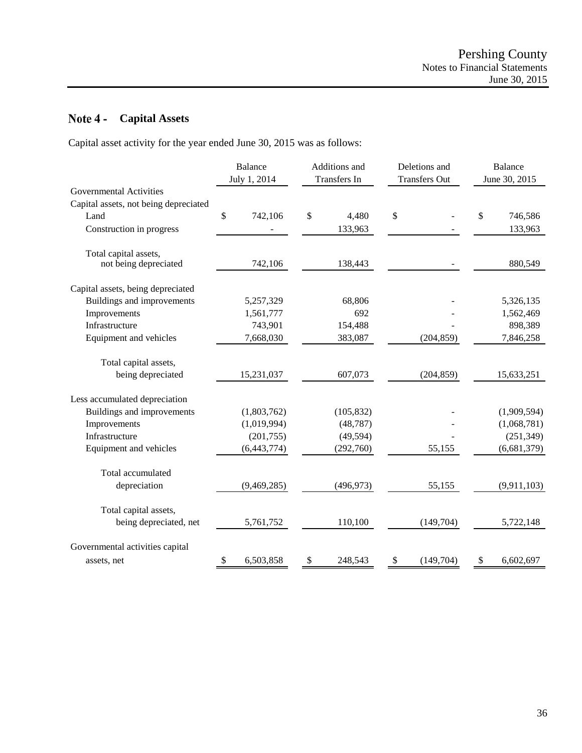## Note 4 - Capital Assets

Capital asset activity for the year ended June 30, 2015 was as follows:

| | Balance July 1, 2014 | Additions and Transfers In | Deletions and Transfers Out | Balance June 30, 2015 |
|---|---|---|---|---|
| Governmental Activities | | | | |
| Capital assets, not being depreciated | | | | |
| Land | $ 742,106 | $ 4,480 | $ - | $ 746,586 |
| Construction in progress | - | 133,963 | - | 133,963 |
| Total capital assets, not being depreciated | 742,106 | 138,443 | - | 880,549 |
| Capital assets, being depreciated | | | | |
| Buildings and improvements | 5,257,329 | 68,806 | - | 5,326,135 |
| Improvements | 1,561,777 | 692 | - | 1,562,469 |
| Infrastructure | 743,901 | 154,488 | - | 898,389 |
| Equipment and vehicles | 7,668,030 | 383,087 | (204,859) | 7,846,258 |
| Total capital assets, being depreciated | 15,231,037 | 607,073 | (204,859) | 15,633,251 |
| Less accumulated depreciation | | | | |
| Buildings and improvements | (1,803,762) | (105,832) | - | (1,909,594) |
| Improvements | (1,019,994) | (48,787) | - | (1,068,781) |
| Infrastructure | (201,755) | (49,594) | - | (251,349) |
| Equipment and vehicles | (6,443,774) | (292,760) | 55,155 | (6,681,379) |
| Total accumulated depreciation | (9,469,285) | (496,973) | 55,155 | (9,911,103) |
| Total capital assets, being depreciated, net | 5,761,752 | 110,100 | (149,704) | 5,722,148 |
| Governmental activities capital assets, net | $ 6,503,858 | $ 248,543 | $ (149,704) | $ 6,602,697 |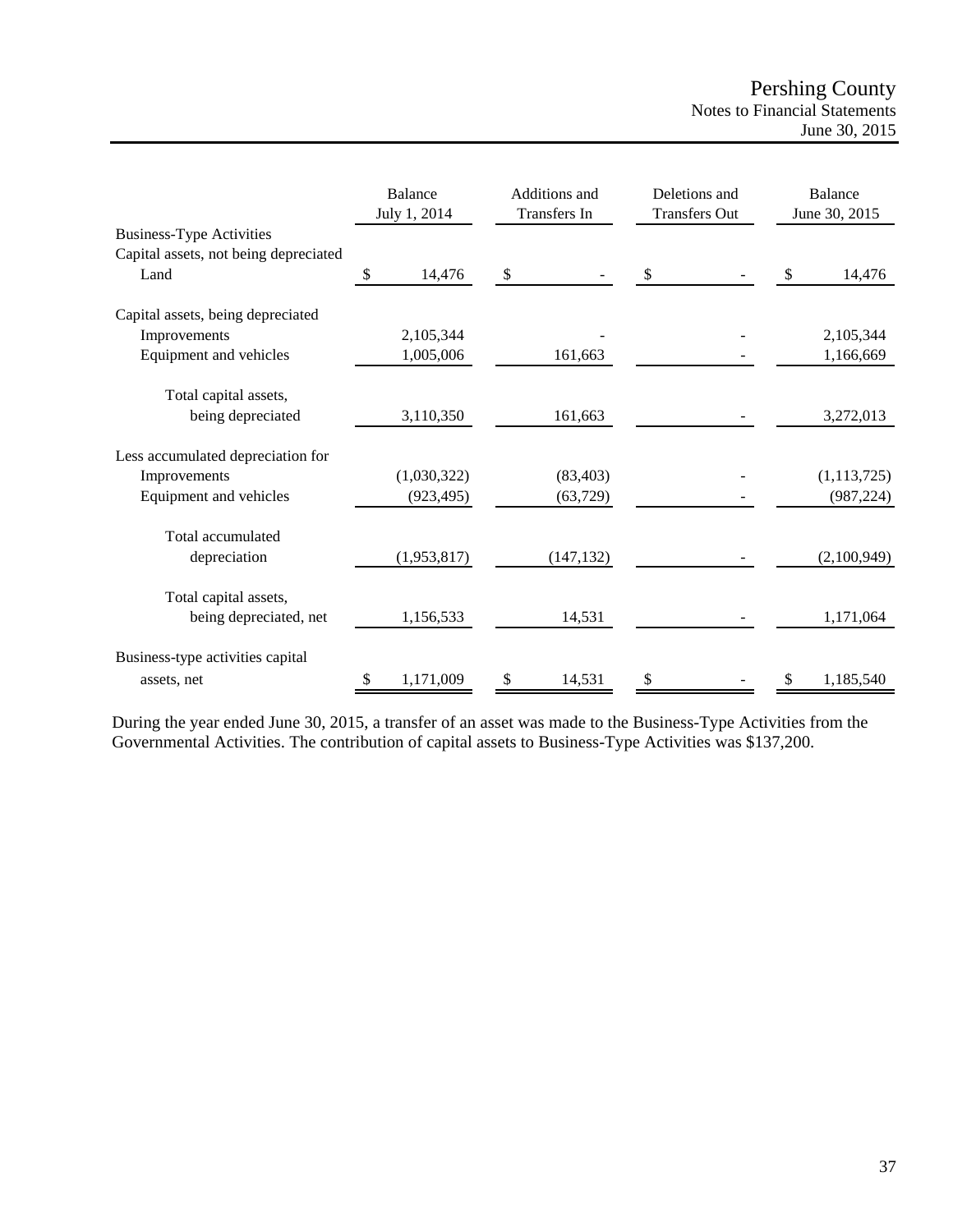| | Balance July 1, 2014 | Additions and Transfers In | Deletions and Transfers Out | Balance June 30, 2015 |
|---|---|---|---|---|
| Business-Type Activities | | | | |
| Capital assets, not being depreciated | | | | |
| Land | $ 14,476 | $ - | $ - | $ 14,476 |
| Capital assets, being depreciated | | | | |
| Improvements | 2,105,344 | - | - | 2,105,344 |
| Equipment and vehicles | 1,005,006 | 161,663 | - | 1,166,669 |
| Total capital assets, being depreciated | 3,110,350 | 161,663 | - | 3,272,013 |
| Less accumulated depreciation for | | | | |
| Improvements | (1,030,322) | (83,403) | - | (1,113,725) |
| Equipment and vehicles | (923,495) | (63,729) | - | (987,224) |
| Total accumulated depreciation | (1,953,817) | (147,132) | - | (2,100,949) |
| Total capital assets, being depreciated, net | 1,156,533 | 14,531 | - | 1,171,064 |
| Business-type activities capital assets, net | $ 1,171,009 | $ 14,531 | $ - | $ 1,185,540 |

During the year ended June 30, 2015, a transfer of an asset was made to the Business-Type Activities from the Governmental Activities. The contribution of capital assets to Business-Type Activities was $137,200.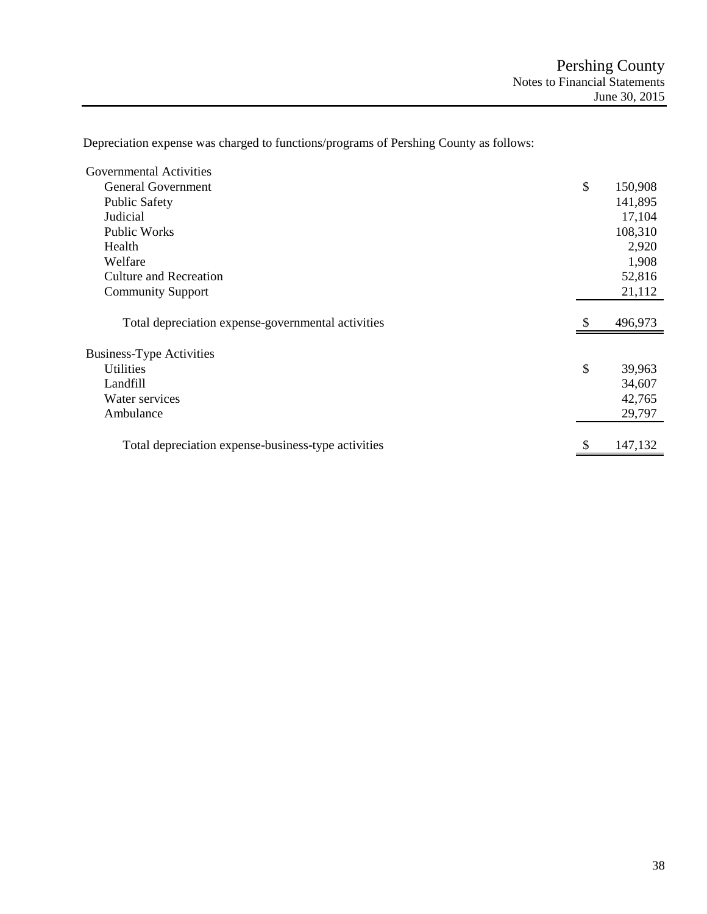Depreciation expense was charged to functions/programs of Pershing County as follows:

| | |
|---|---|
| Governmental Activities | |
| General Government | $ 150,908 |
| Public Safety | 141,895 |
| Judicial | 17,104 |
| Public Works | 108,310 |
| Health | 2,920 |
| Welfare | 1,908 |
| Culture and Recreation | 52,816 |
| Community Support | 21,112 |
| Total depreciation expense-governmental activities | $ 496,973 |
| Business-Type Activities | |
| Utilities | $ 39,963 |
| Landfill | 34,607 |
| Water services | 42,765 |
| Ambulance | 29,797 |
| Total depreciation expense-business-type activities | $ 147,132 |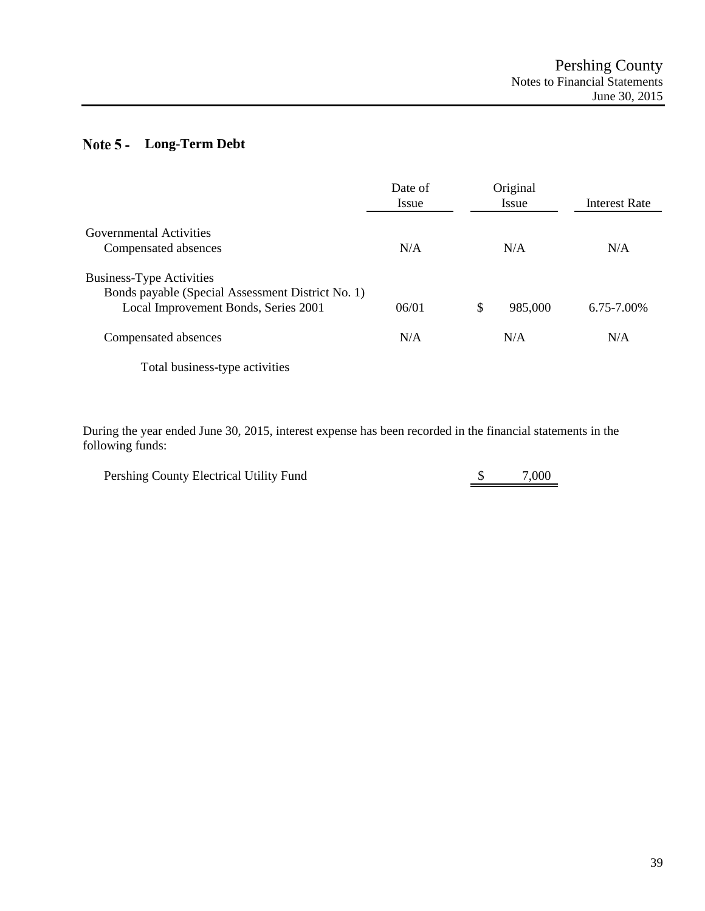## Note 5 - Long-Term Debt

| | Date of Issue | Original Issue | Interest Rate |
|---|---|---|---|
| Governmental Activities | | | |
| Compensated absences | N/A | N/A | N/A |
| Business-Type Activities | | | |
| Bonds payable (Special Assessment District No. 1) Local Improvement Bonds, Series 2001 | 06/01 | $ 985,000 | 6.75-7.00% |
| Compensated absences | N/A | N/A | N/A |
| Total business-type activities | | | |

During the year ended June 30, 2015, interest expense has been recorded in the financial statements in the following funds:

| | |
|---|---|
| Pershing County Electrical Utility Fund | $ 7,000 |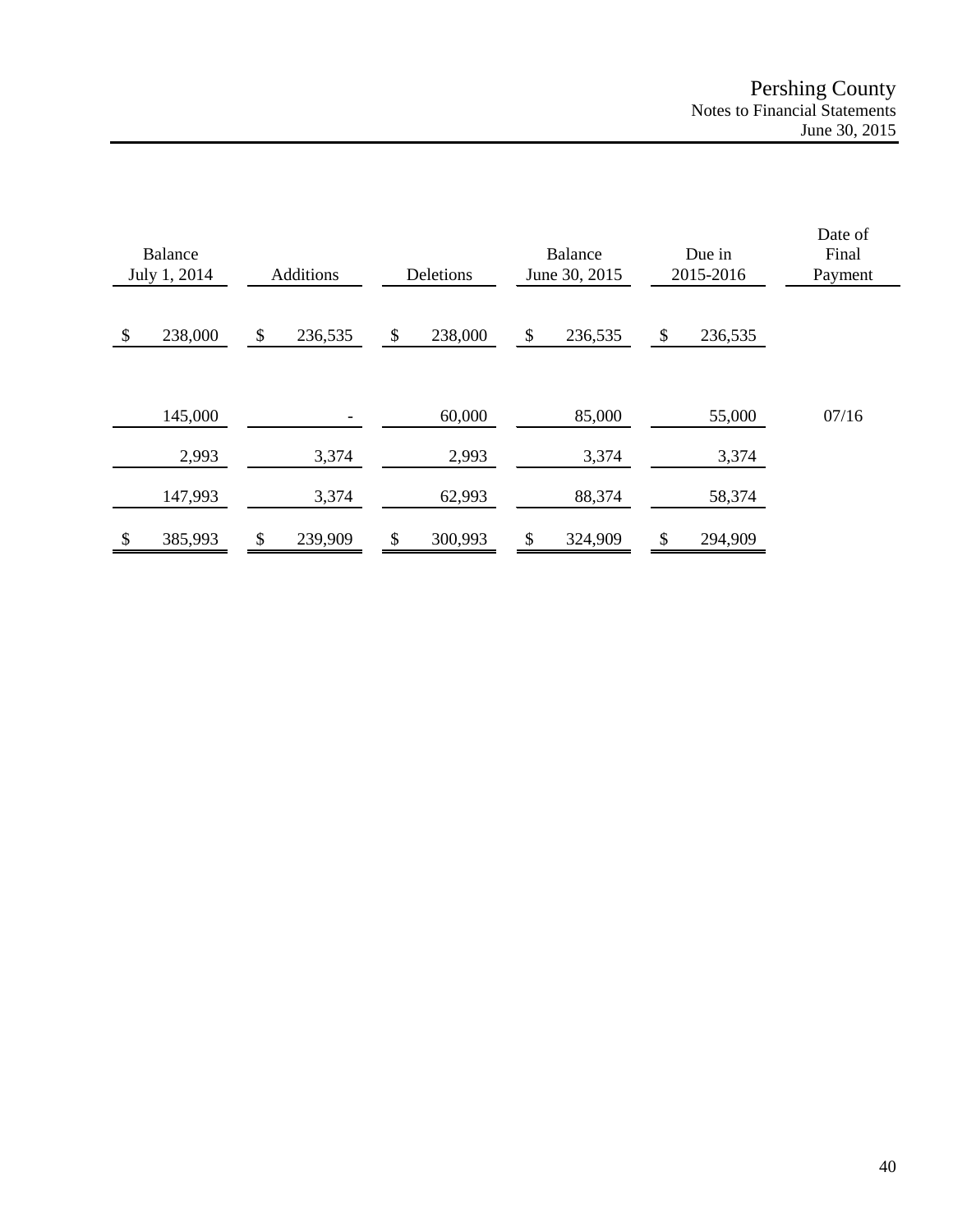| Balance July 1, 2014 | Additions | Deletions | Balance June 30, 2015 | Due in 2015-2016 | Date of Final Payment |
|---|---|---|---|---|---|
| $ 238,000 | $ 236,535 | $ 238,000 | $ 236,535 | $ 236,535 | |
| 145,000 | - | 60,000 | 85,000 | 55,000 | 07/16 |
| 2,993 | 3,374 | 2,993 | 3,374 | 3,374 | |
| 147,993 | 3,374 | 62,993 | 88,374 | 58,374 | |
| $ 385,993 | $ 239,909 | $ 300,993 | $ 324,909 | $ 294,909 | |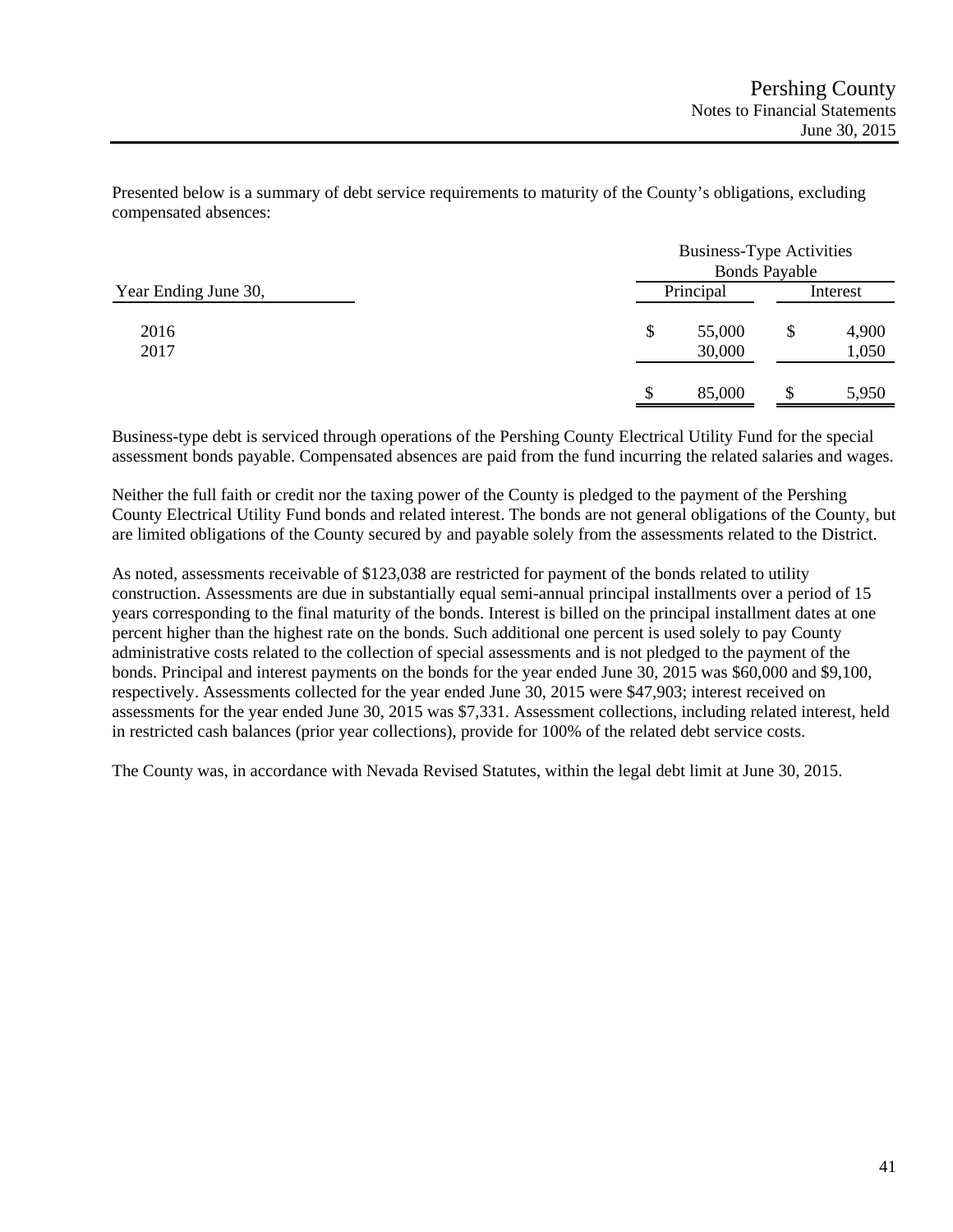Presented below is a summary of debt service requirements to maturity of the County's obligations, excluding compensated absences:

| Year Ending June 30, | Business-Type Activities Bonds Payable | |
|---|---|---|
| | Principal | Interest |
| 2016 | $ 55,000 | $ 4,900 |
| 2017 | 30,000 | 1,050 |
| | $ 85,000 | $ 5,950 |

Business-type debt is serviced through operations of the Pershing County Electrical Utility Fund for the special assessment bonds payable. Compensated absences are paid from the fund incurring the related salaries and wages.

Neither the full faith or credit nor the taxing power of the County is pledged to the payment of the Pershing County Electrical Utility Fund bonds and related interest. The bonds are not general obligations of the County, but are limited obligations of the County secured by and payable solely from the assessments related to the District.

As noted, assessments receivable of $123,038 are restricted for payment of the bonds related to utility construction. Assessments are due in substantially equal semi-annual principal installments over a period of 15 years corresponding to the final maturity of the bonds. Interest is billed on the principal installment dates at one percent higher than the highest rate on the bonds. Such additional one percent is used solely to pay County administrative costs related to the collection of special assessments and is not pledged to the payment of the bonds. Principal and interest payments on the bonds for the year ended June 30, 2015 was $60,000 and $9,100, respectively. Assessments collected for the year ended June 30, 2015 were $47,903; interest received on assessments for the year ended June 30, 2015 was $7,331. Assessment collections, including related interest, held in restricted cash balances (prior year collections), provide for 100% of the related debt service costs.

The County was, in accordance with Nevada Revised Statutes, within the legal debt limit at June 30, 2015.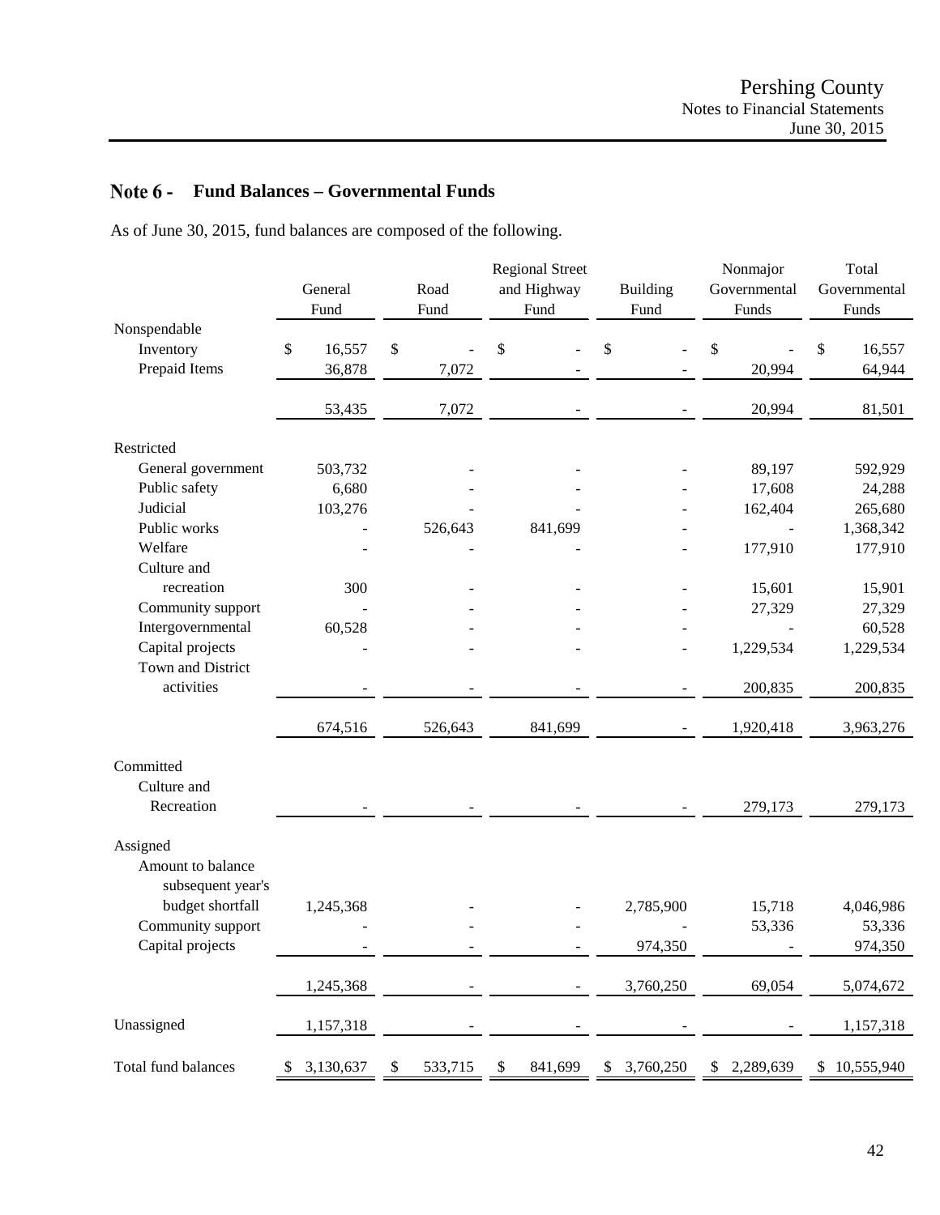## Note 6 - Fund Balances – Governmental Funds

As of June 30, 2015, fund balances are composed of the following.

| | General Fund | Road Fund | Regional Street and Highway Fund | Building Fund | Nonmajor Governmental Funds | Total Governmental Funds |
|---|---|---|---|---|---|---|
| **Nonspendable** | | | | | | |
| Inventory | $ 16,557 | $ - | $ - | $ - | $ - | $ 16,557 |
| Prepaid Items | 36,878 | 7,072 | - | - | 20,994 | 64,944 |
| | 53,435 | 7,072 | - | - | 20,994 | 81,501 |
| **Restricted** | | | | | | |
| General government | 503,732 | - | - | - | 89,197 | 592,929 |
| Public safety | 6,680 | - | - | - | 17,608 | 24,288 |
| Judicial | 103,276 | - | - | - | 162,404 | 265,680 |
| Public works | - | 526,643 | 841,699 | - | - | 1,368,342 |
| Welfare | - | - | - | - | 177,910 | 177,910 |
| Culture and recreation | 300 | - | - | - | 15,601 | 15,901 |
| Community support | - | - | - | - | 27,329 | 27,329 |
| Intergovernmental | 60,528 | - | - | - | - | 60,528 |
| Capital projects | - | - | - | - | 1,229,534 | 1,229,534 |
| Town and District activities | - | - | - | - | 200,835 | 200,835 |
| | 674,516 | 526,643 | 841,699 | - | 1,920,418 | 3,963,276 |
| **Committed** | | | | | | |
| Culture and Recreation | - | - | - | - | 279,173 | 279,173 |
| **Assigned** | | | | | | |
| Amount to balance subsequent year's budget shortfall | 1,245,368 | - | - | 2,785,900 | 15,718 | 4,046,986 |
| Community support | - | - | - | - | 53,336 | 53,336 |
| Capital projects | - | - | - | 974,350 | - | 974,350 |
| | 1,245,368 | - | - | 3,760,250 | 69,054 | 5,074,672 |
| **Unassigned** | 1,157,318 | - | - | - | - | 1,157,318 |
| **Total fund balances** | $ 3,130,637 | $ 533,715 | $ 841,699 | $ 3,760,250 | $ 2,289,639 | $ 10,555,940 |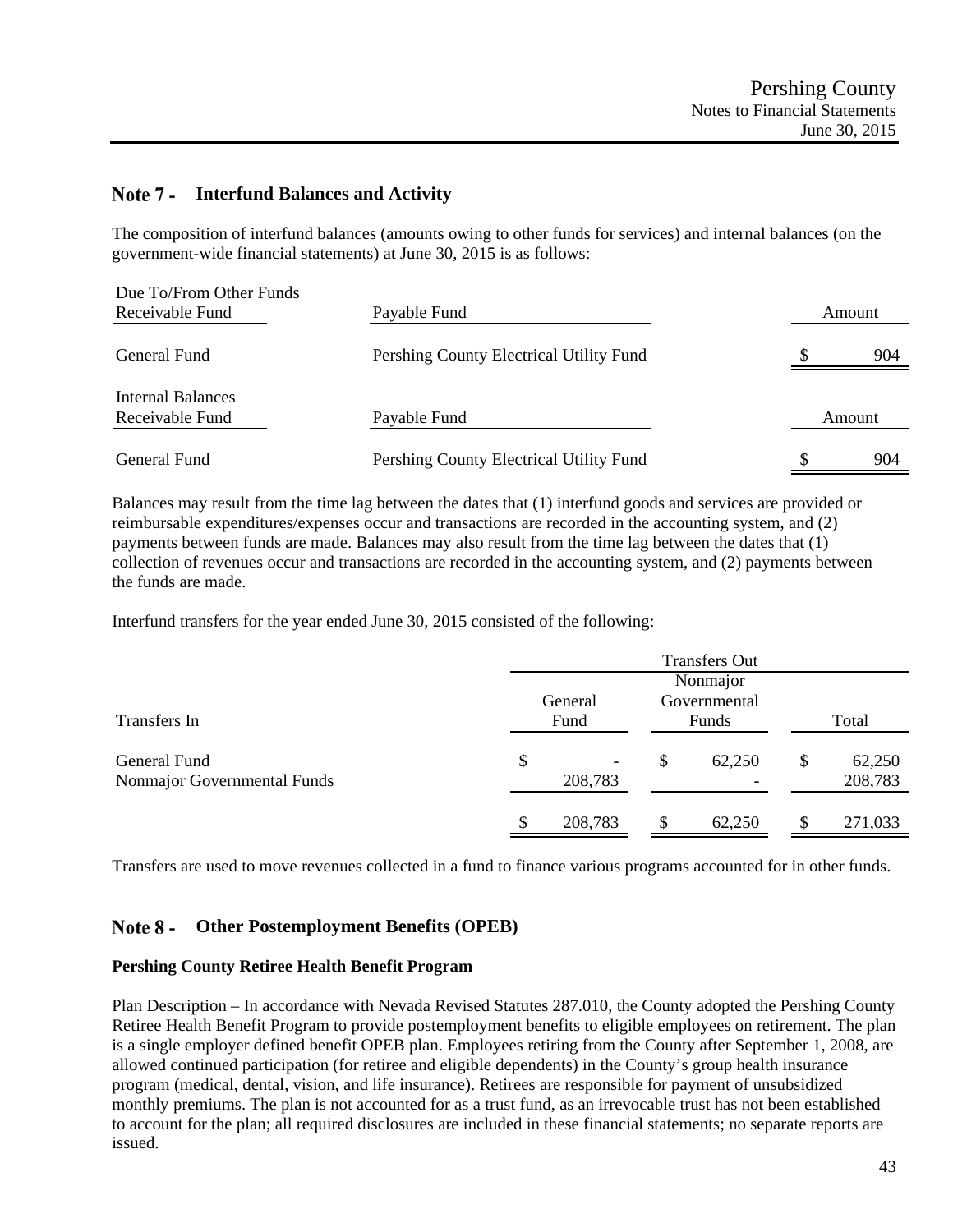## Note 7 - Interfund Balances and Activity

The composition of interfund balances (amounts owing to other funds for services) and internal balances (on the government-wide financial statements) at June 30, 2015 is as follows:

| Due To/From Other Funds<br>Receivable Fund | Payable Fund | Amount |
|---|---|---|
| General Fund | Pershing County Electrical Utility Fund | $ 904 |

| Internal Balances<br>Receivable Fund | Payable Fund | Amount |
|---|---|---|
| General Fund | Pershing County Electrical Utility Fund | $ 904 |

Balances may result from the time lag between the dates that (1) interfund goods and services are provided or reimbursable expenditures/expenses occur and transactions are recorded in the accounting system, and (2) payments between funds are made. Balances may also result from the time lag between the dates that (1) collection of revenues occur and transactions are recorded in the accounting system, and (2) payments between the funds are made.

Interfund transfers for the year ended June 30, 2015 consisted of the following:

| | Transfers Out | | |
|---|---|---|---|
| Transfers In | General Fund | Nonmajor Governmental Funds | Total |
| General Fund | $ - | $ 62,250 | $ 62,250 |
| Nonmajor Governmental Funds | 208,783 | - | 208,783 |
| | $ 208,783 | $ 62,250 | $ 271,033 |

Transfers are used to move revenues collected in a fund to finance various programs accounted for in other funds.

## Note 8 - Other Postemployment Benefits (OPEB)

### Pershing County Retiree Health Benefit Program

Plan Description – In accordance with Nevada Revised Statutes 287.010, the County adopted the Pershing County Retiree Health Benefit Program to provide postemployment benefits to eligible employees on retirement. The plan is a single employer defined benefit OPEB plan. Employees retiring from the County after September 1, 2008, are allowed continued participation (for retiree and eligible dependents) in the County's group health insurance program (medical, dental, vision, and life insurance). Retirees are responsible for payment of unsubsidized monthly premiums. The plan is not accounted for as a trust fund, as an irrevocable trust has not been established to account for the plan; all required disclosures are included in these financial statements; no separate reports are issued.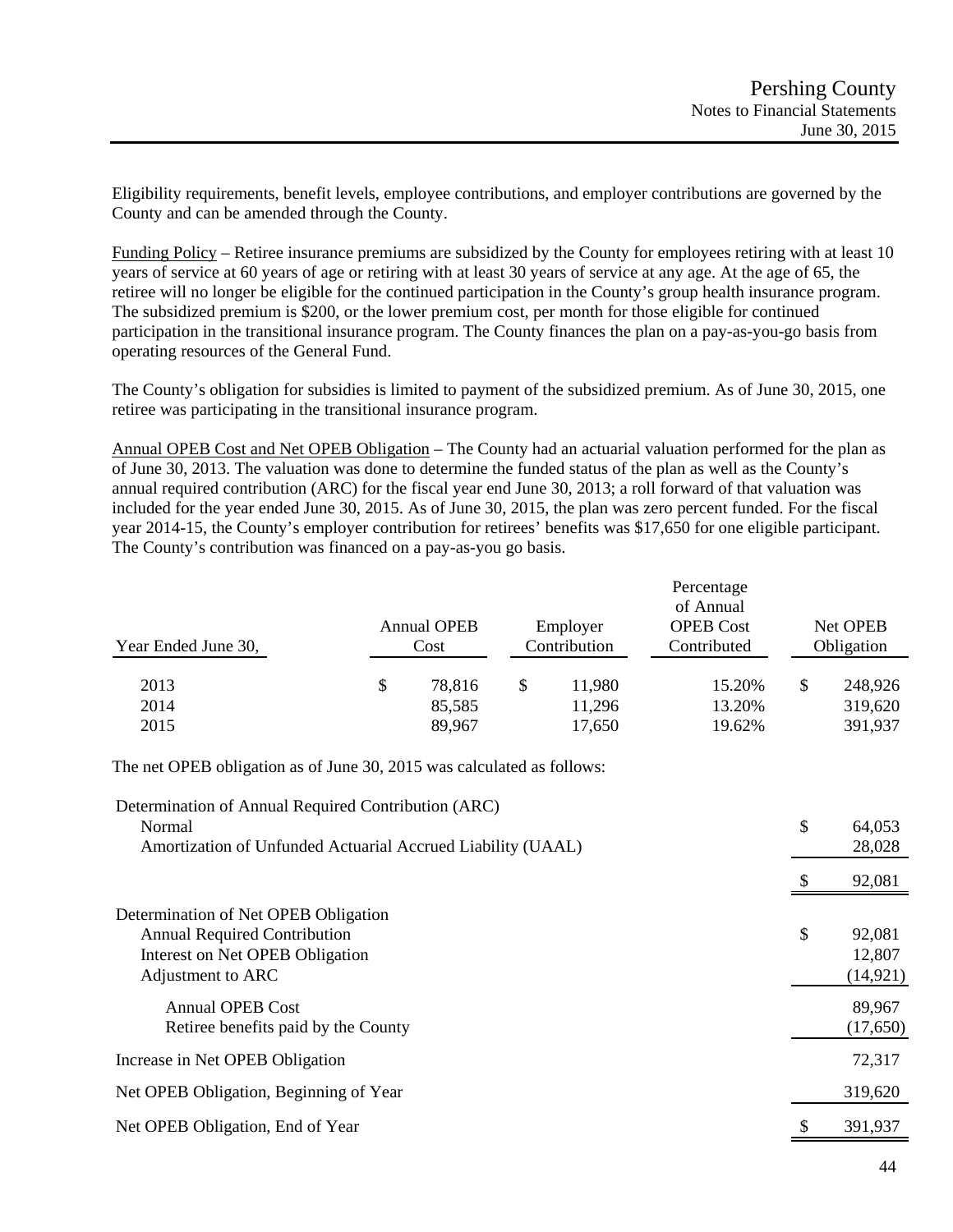Eligibility requirements, benefit levels, employee contributions, and employer contributions are governed by the County and can be amended through the County.

Funding Policy – Retiree insurance premiums are subsidized by the County for employees retiring with at least 10 years of service at 60 years of age or retiring with at least 30 years of service at any age. At the age of 65, the retiree will no longer be eligible for the continued participation in the County's group health insurance program. The subsidized premium is $200, or the lower premium cost, per month for those eligible for continued participation in the transitional insurance program. The County finances the plan on a pay-as-you-go basis from operating resources of the General Fund.

The County's obligation for subsidies is limited to payment of the subsidized premium. As of June 30, 2015, one retiree was participating in the transitional insurance program.

Annual OPEB Cost and Net OPEB Obligation – The County had an actuarial valuation performed for the plan as of June 30, 2013. The valuation was done to determine the funded status of the plan as well as the County's annual required contribution (ARC) for the fiscal year end June 30, 2013; a roll forward of that valuation was included for the year ended June 30, 2015. As of June 30, 2015, the plan was zero percent funded. For the fiscal year 2014-15, the County's employer contribution for retirees' benefits was $17,650 for one eligible participant. The County's contribution was financed on a pay-as-you go basis.

| Year Ended June 30, | Annual OPEB Cost | Employer Contribution | Percentage of Annual OPEB Cost Contributed | Net OPEB Obligation |
|---|---|---|---|---|
| 2013 | $ 78,816 | $ 11,980 | 15.20% | $ 248,926 |
| 2014 | 85,585 | 11,296 | 13.20% | 319,620 |
| 2015 | 89,967 | 17,650 | 19.62% | 391,937 |

The net OPEB obligation as of June 30, 2015 was calculated as follows:

| | |
|---|---|
| Determination of Annual Required Contribution (ARC) | |
| Normal | $ 64,053 |
| Amortization of Unfunded Actuarial Accrued Liability (UAAL) | 28,028 |
| | $ 92,081 |
| Determination of Net OPEB Obligation | |
| Annual Required Contribution | $ 92,081 |
| Interest on Net OPEB Obligation | 12,807 |
| Adjustment to ARC | (14,921) |
| Annual OPEB Cost | 89,967 |
| Retiree benefits paid by the County | (17,650) |
| Increase in Net OPEB Obligation | 72,317 |
| Net OPEB Obligation, Beginning of Year | 319,620 |
| Net OPEB Obligation, End of Year | $ 391,937 |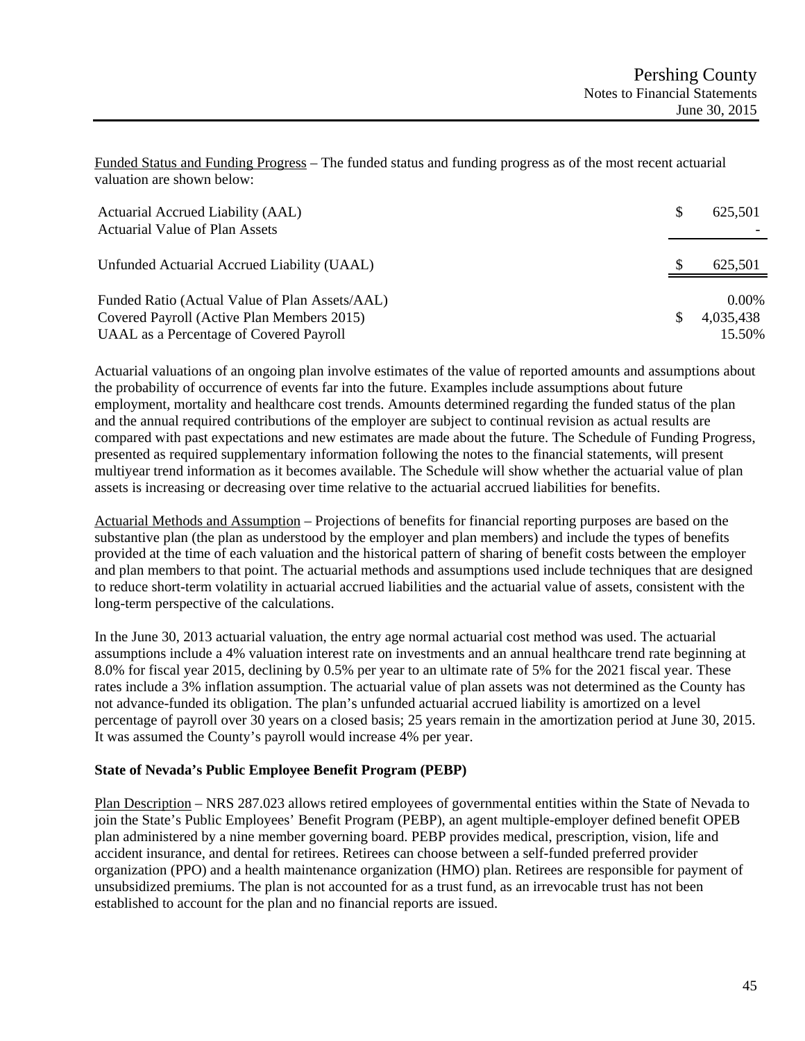Funded Status and Funding Progress – The funded status and funding progress as of the most recent actuarial valuation are shown below:

| | | |
|---|---|---|
| Actuarial Accrued Liability (AAL) | $ | 625,501 |
| Actuarial Value of Plan Assets | | - |
| Unfunded Actuarial Accrued Liability (UAAL) | $ | 625,501 |
| Funded Ratio (Actual Value of Plan Assets/AAL) | | 0.00% |
| Covered Payroll (Active Plan Members 2015) | $ | 4,035,438 |
| UAAL as a Percentage of Covered Payroll | | 15.50% |

Actuarial valuations of an ongoing plan involve estimates of the value of reported amounts and assumptions about the probability of occurrence of events far into the future. Examples include assumptions about future employment, mortality and healthcare cost trends. Amounts determined regarding the funded status of the plan and the annual required contributions of the employer are subject to continual revision as actual results are compared with past expectations and new estimates are made about the future. The Schedule of Funding Progress, presented as required supplementary information following the notes to the financial statements, will present multiyear trend information as it becomes available. The Schedule will show whether the actuarial value of plan assets is increasing or decreasing over time relative to the actuarial accrued liabilities for benefits.

Actuarial Methods and Assumption – Projections of benefits for financial reporting purposes are based on the substantive plan (the plan as understood by the employer and plan members) and include the types of benefits provided at the time of each valuation and the historical pattern of sharing of benefit costs between the employer and plan members to that point. The actuarial methods and assumptions used include techniques that are designed to reduce short-term volatility in actuarial accrued liabilities and the actuarial value of assets, consistent with the long-term perspective of the calculations.

In the June 30, 2013 actuarial valuation, the entry age normal actuarial cost method was used. The actuarial assumptions include a 4% valuation interest rate on investments and an annual healthcare trend rate beginning at 8.0% for fiscal year 2015, declining by 0.5% per year to an ultimate rate of 5% for the 2021 fiscal year. These rates include a 3% inflation assumption. The actuarial value of plan assets was not determined as the County has not advance-funded its obligation. The plan's unfunded actuarial accrued liability is amortized on a level percentage of payroll over 30 years on a closed basis; 25 years remain in the amortization period at June 30, 2015. It was assumed the County's payroll would increase 4% per year.

**State of Nevada's Public Employee Benefit Program (PEBP)**

Plan Description – NRS 287.023 allows retired employees of governmental entities within the State of Nevada to join the State's Public Employees' Benefit Program (PEBP), an agent multiple-employer defined benefit OPEB plan administered by a nine member governing board. PEBP provides medical, prescription, vision, life and accident insurance, and dental for retirees. Retirees can choose between a self-funded preferred provider organization (PPO) and a health maintenance organization (HMO) plan. Retirees are responsible for payment of unsubsidized premiums. The plan is not accounted for as a trust fund, as an irrevocable trust has not been established to account for the plan and no financial reports are issued.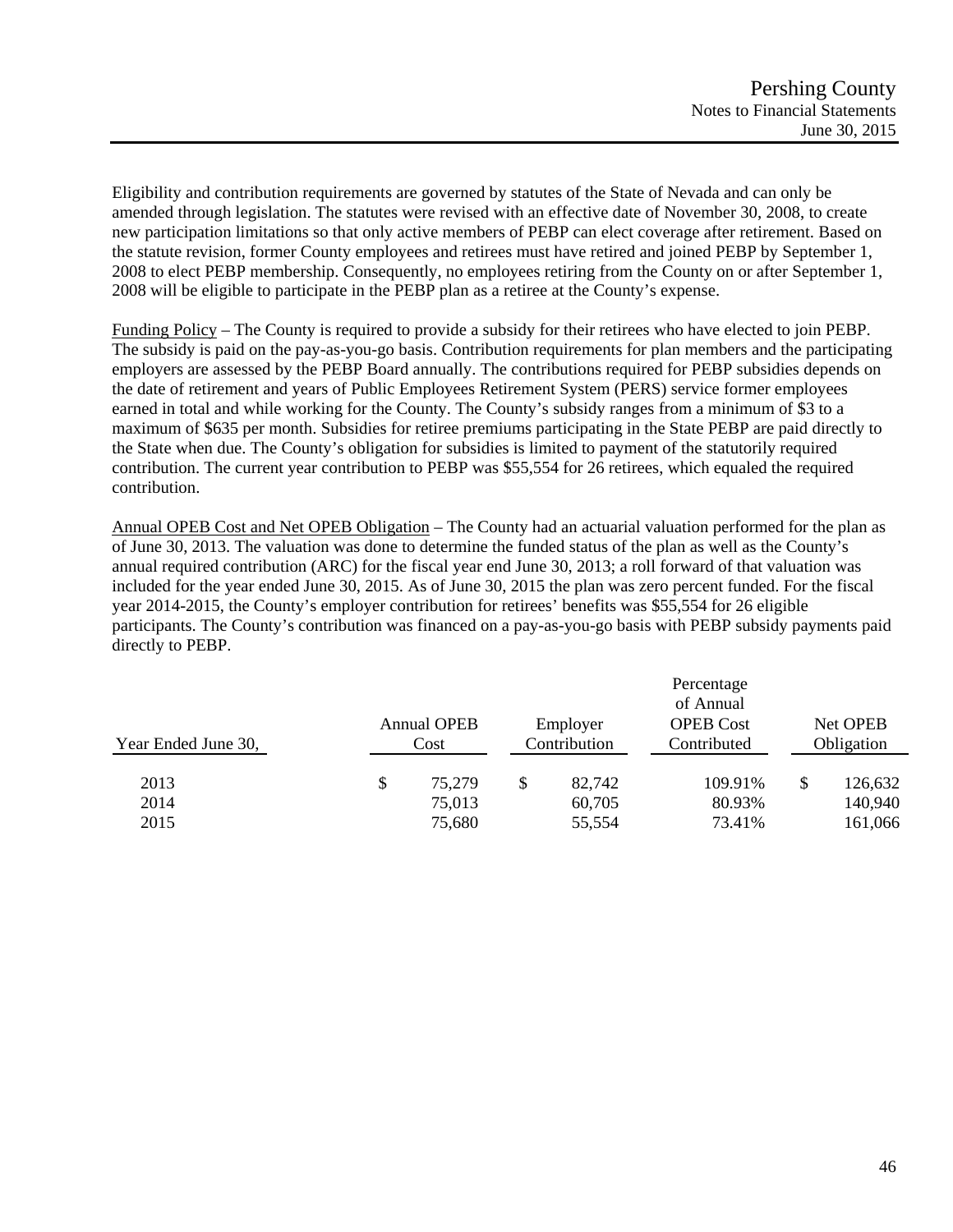Eligibility and contribution requirements are governed by statutes of the State of Nevada and can only be amended through legislation. The statutes were revised with an effective date of November 30, 2008, to create new participation limitations so that only active members of PEBP can elect coverage after retirement. Based on the statute revision, former County employees and retirees must have retired and joined PEBP by September 1, 2008 to elect PEBP membership. Consequently, no employees retiring from the County on or after September 1, 2008 will be eligible to participate in the PEBP plan as a retiree at the County's expense.

Funding Policy – The County is required to provide a subsidy for their retirees who have elected to join PEBP. The subsidy is paid on the pay-as-you-go basis. Contribution requirements for plan members and the participating employers are assessed by the PEBP Board annually. The contributions required for PEBP subsidies depends on the date of retirement and years of Public Employees Retirement System (PERS) service former employees earned in total and while working for the County. The County's subsidy ranges from a minimum of $3 to a maximum of $635 per month. Subsidies for retiree premiums participating in the State PEBP are paid directly to the State when due. The County's obligation for subsidies is limited to payment of the statutorily required contribution. The current year contribution to PEBP was $55,554 for 26 retirees, which equaled the required contribution.

Annual OPEB Cost and Net OPEB Obligation – The County had an actuarial valuation performed for the plan as of June 30, 2013. The valuation was done to determine the funded status of the plan as well as the County's annual required contribution (ARC) for the fiscal year end June 30, 2013; a roll forward of that valuation was included for the year ended June 30, 2015. As of June 30, 2015 the plan was zero percent funded. For the fiscal year 2014-2015, the County's employer contribution for retirees' benefits was $55,554 for 26 eligible participants. The County's contribution was financed on a pay-as-you-go basis with PEBP subsidy payments paid directly to PEBP.

| Year Ended June 30, | Annual OPEB Cost | Employer Contribution | Percentage of Annual OPEB Cost Contributed | Net OPEB Obligation |
|---|---|---|---|---|
| 2013 | $ 75,279 | $ 82,742 | 109.91% | $ 126,632 |
| 2014 | 75,013 | 60,705 | 80.93% | 140,940 |
| 2015 | 75,680 | 55,554 | 73.41% | 161,066 |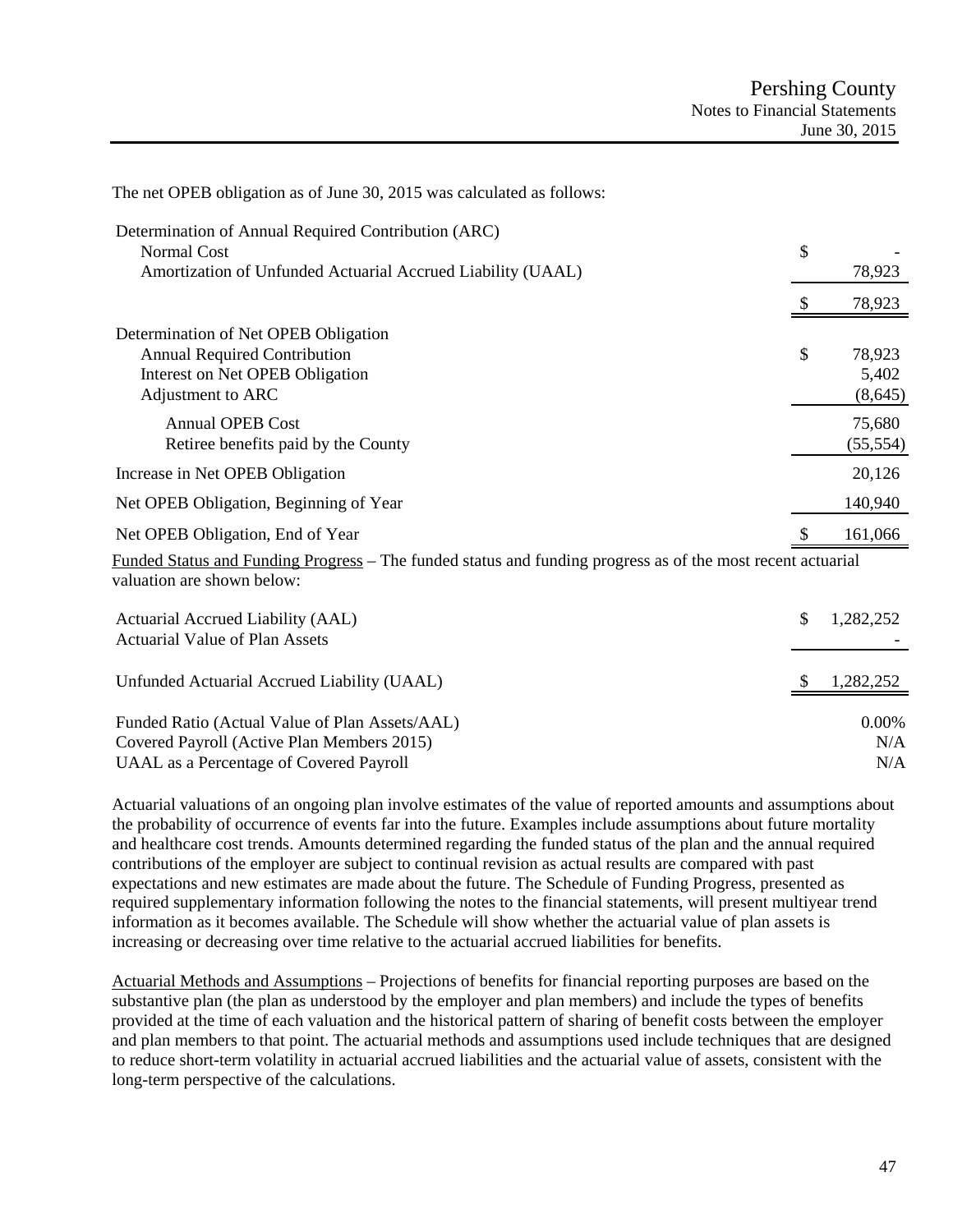The net OPEB obligation as of June 30, 2015 was calculated as follows:

| | |
|---|---|
| Determination of Annual Required Contribution (ARC) | |
| Normal Cost | $ - |
| Amortization of Unfunded Actuarial Accrued Liability (UAAL) | 78,923 |
| | $ 78,923 |
| Determination of Net OPEB Obligation | |
| Annual Required Contribution | $ 78,923 |
| Interest on Net OPEB Obligation | 5,402 |
| Adjustment to ARC | (8,645) |
| Annual OPEB Cost | 75,680 |
| Retiree benefits paid by the County | (55,554) |
| Increase in Net OPEB Obligation | 20,126 |
| Net OPEB Obligation, Beginning of Year | 140,940 |
| Net OPEB Obligation, End of Year | $ 161,066 |

Funded Status and Funding Progress – The funded status and funding progress as of the most recent actuarial valuation are shown below:

| | |
|---|---|
| Actuarial Accrued Liability (AAL) | $ 1,282,252 |
| Actuarial Value of Plan Assets | - |
| Unfunded Actuarial Accrued Liability (UAAL) | $ 1,282,252 |
| Funded Ratio (Actual Value of Plan Assets/AAL) | 0.00% |
| Covered Payroll (Active Plan Members 2015) | N/A |
| UAAL as a Percentage of Covered Payroll | N/A |

Actuarial valuations of an ongoing plan involve estimates of the value of reported amounts and assumptions about the probability of occurrence of events far into the future. Examples include assumptions about future mortality and healthcare cost trends. Amounts determined regarding the funded status of the plan and the annual required contributions of the employer are subject to continual revision as actual results are compared with past expectations and new estimates are made about the future. The Schedule of Funding Progress, presented as required supplementary information following the notes to the financial statements, will present multiyear trend information as it becomes available. The Schedule will show whether the actuarial value of plan assets is increasing or decreasing over time relative to the actuarial accrued liabilities for benefits.

Actuarial Methods and Assumptions – Projections of benefits for financial reporting purposes are based on the substantive plan (the plan as understood by the employer and plan members) and include the types of benefits provided at the time of each valuation and the historical pattern of sharing of benefit costs between the employer and plan members to that point. The actuarial methods and assumptions used include techniques that are designed to reduce short-term volatility in actuarial accrued liabilities and the actuarial value of assets, consistent with the long-term perspective of the calculations.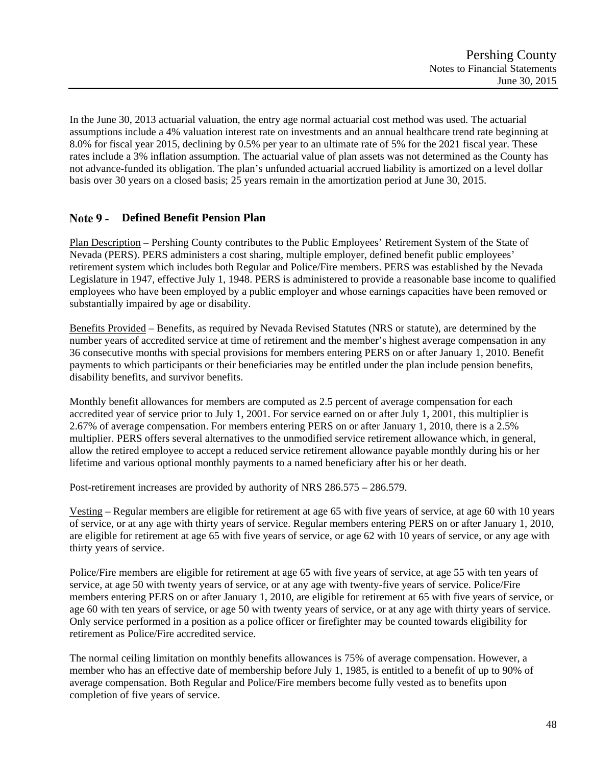In the June 30, 2013 actuarial valuation, the entry age normal actuarial cost method was used. The actuarial assumptions include a 4% valuation interest rate on investments and an annual healthcare trend rate beginning at 8.0% for fiscal year 2015, declining by 0.5% per year to an ultimate rate of 5% for the 2021 fiscal year. These rates include a 3% inflation assumption. The actuarial value of plan assets was not determined as the County has not advance-funded its obligation. The plan's unfunded actuarial accrued liability is amortized on a level dollar basis over 30 years on a closed basis; 25 years remain in the amortization period at June 30, 2015.

## Note 9 - Defined Benefit Pension Plan

Plan Description – Pershing County contributes to the Public Employees' Retirement System of the State of Nevada (PERS). PERS administers a cost sharing, multiple employer, defined benefit public employees' retirement system which includes both Regular and Police/Fire members. PERS was established by the Nevada Legislature in 1947, effective July 1, 1948. PERS is administered to provide a reasonable base income to qualified employees who have been employed by a public employer and whose earnings capacities have been removed or substantially impaired by age or disability.

Benefits Provided – Benefits, as required by Nevada Revised Statutes (NRS or statute), are determined by the number years of accredited service at time of retirement and the member's highest average compensation in any 36 consecutive months with special provisions for members entering PERS on or after January 1, 2010. Benefit payments to which participants or their beneficiaries may be entitled under the plan include pension benefits, disability benefits, and survivor benefits.

Monthly benefit allowances for members are computed as 2.5 percent of average compensation for each accredited year of service prior to July 1, 2001. For service earned on or after July 1, 2001, this multiplier is 2.67% of average compensation. For members entering PERS on or after January 1, 2010, there is a 2.5% multiplier. PERS offers several alternatives to the unmodified service retirement allowance which, in general, allow the retired employee to accept a reduced service retirement allowance payable monthly during his or her lifetime and various optional monthly payments to a named beneficiary after his or her death.

Post-retirement increases are provided by authority of NRS 286.575 – 286.579.

Vesting – Regular members are eligible for retirement at age 65 with five years of service, at age 60 with 10 years of service, or at any age with thirty years of service. Regular members entering PERS on or after January 1, 2010, are eligible for retirement at age 65 with five years of service, or age 62 with 10 years of service, or any age with thirty years of service.

Police/Fire members are eligible for retirement at age 65 with five years of service, at age 55 with ten years of service, at age 50 with twenty years of service, or at any age with twenty-five years of service. Police/Fire members entering PERS on or after January 1, 2010, are eligible for retirement at 65 with five years of service, or age 60 with ten years of service, or age 50 with twenty years of service, or at any age with thirty years of service. Only service performed in a position as a police officer or firefighter may be counted towards eligibility for retirement as Police/Fire accredited service.

The normal ceiling limitation on monthly benefits allowances is 75% of average compensation. However, a member who has an effective date of membership before July 1, 1985, is entitled to a benefit of up to 90% of average compensation. Both Regular and Police/Fire members become fully vested as to benefits upon completion of five years of service.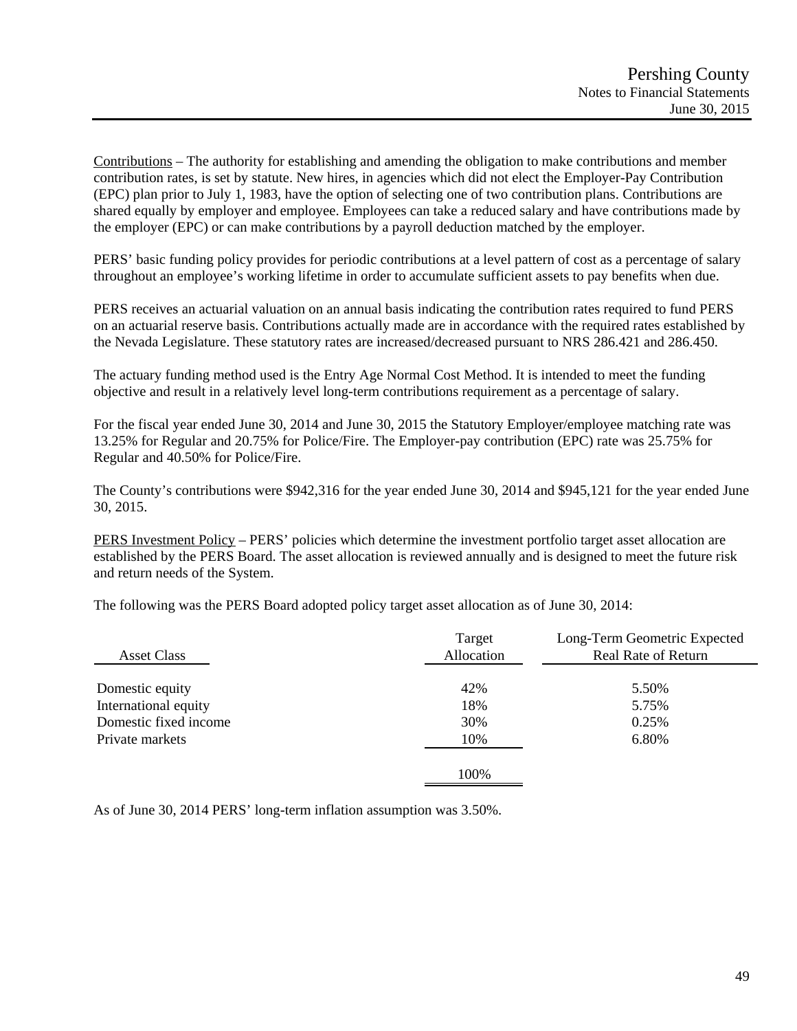<u>Contributions</u> – The authority for establishing and amending the obligation to make contributions and member contribution rates, is set by statute. New hires, in agencies which did not elect the Employer-Pay Contribution (EPC) plan prior to July 1, 1983, have the option of selecting one of two contribution plans. Contributions are shared equally by employer and employee. Employees can take a reduced salary and have contributions made by the employer (EPC) or can make contributions by a payroll deduction matched by the employer.

PERS' basic funding policy provides for periodic contributions at a level pattern of cost as a percentage of salary throughout an employee's working lifetime in order to accumulate sufficient assets to pay benefits when due.

PERS receives an actuarial valuation on an annual basis indicating the contribution rates required to fund PERS on an actuarial reserve basis. Contributions actually made are in accordance with the required rates established by the Nevada Legislature. These statutory rates are increased/decreased pursuant to NRS 286.421 and 286.450.

The actuary funding method used is the Entry Age Normal Cost Method. It is intended to meet the funding objective and result in a relatively level long-term contributions requirement as a percentage of salary.

For the fiscal year ended June 30, 2014 and June 30, 2015 the Statutory Employer/employee matching rate was 13.25% for Regular and 20.75% for Police/Fire. The Employer-pay contribution (EPC) rate was 25.75% for Regular and 40.50% for Police/Fire.

The County's contributions were $942,316 for the year ended June 30, 2014 and $945,121 for the year ended June 30, 2015.

<u>PERS Investment Policy</u> – PERS' policies which determine the investment portfolio target asset allocation are established by the PERS Board. The asset allocation is reviewed annually and is designed to meet the future risk and return needs of the System.

The following was the PERS Board adopted policy target asset allocation as of June 30, 2014:

| Asset Class | Target Allocation | Long-Term Geometric Expected Real Rate of Return |
|---|---|---|
| Domestic equity | 42% | 5.50% |
| International equity | 18% | 5.75% |
| Domestic fixed income | 30% | 0.25% |
| Private markets | 10% | 6.80% |
| | 100% | |

As of June 30, 2014 PERS' long-term inflation assumption was 3.50%.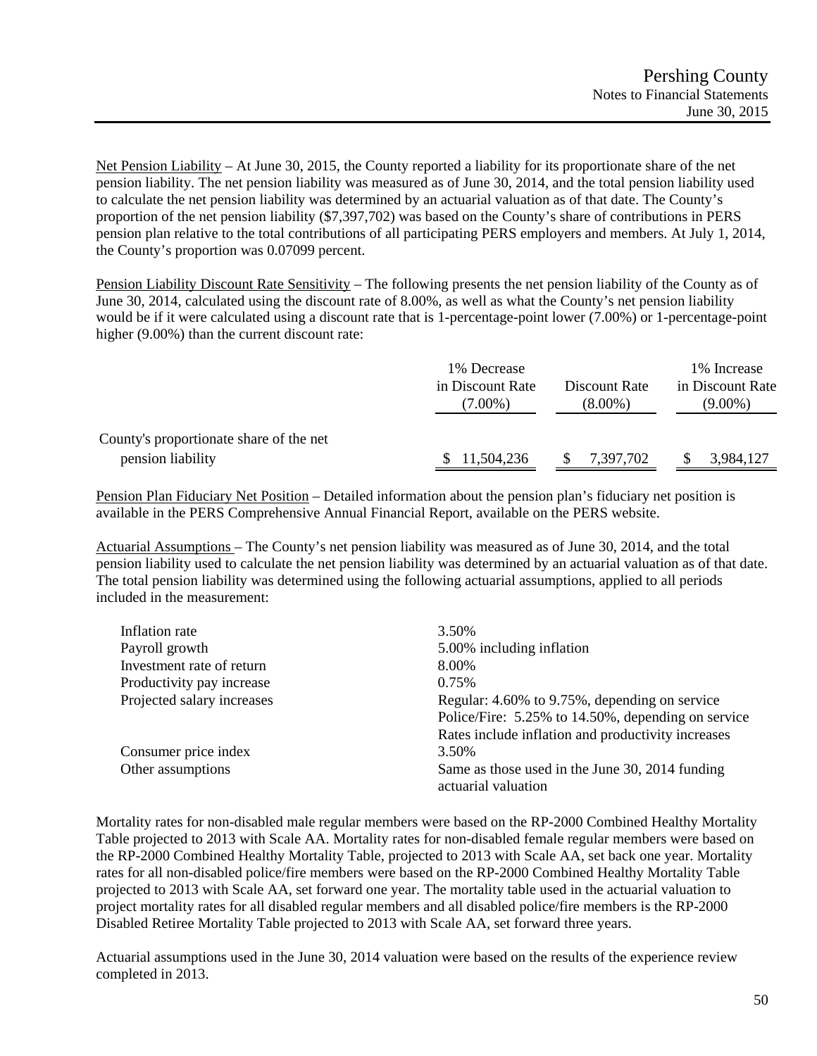Net Pension Liability – At June 30, 2015, the County reported a liability for its proportionate share of the net pension liability. The net pension liability was measured as of June 30, 2014, and the total pension liability used to calculate the net pension liability was determined by an actuarial valuation as of that date. The County's proportion of the net pension liability ($7,397,702) was based on the County's share of contributions in PERS pension plan relative to the total contributions of all participating PERS employers and members. At July 1, 2014, the County's proportion was 0.07099 percent.

Pension Liability Discount Rate Sensitivity – The following presents the net pension liability of the County as of June 30, 2014, calculated using the discount rate of 8.00%, as well as what the County's net pension liability would be if it were calculated using a discount rate that is 1-percentage-point lower (7.00%) or 1-percentage-point higher (9.00%) than the current discount rate:

| | 1% Decrease in Discount Rate (7.00%) | Discount Rate (8.00%) | 1% Increase in Discount Rate (9.00%) |
|---|---|---|---|
| County's proportionate share of the net pension liability | $ 11,504,236 | $ 7,397,702 | $ 3,984,127 |

Pension Plan Fiduciary Net Position – Detailed information about the pension plan's fiduciary net position is available in the PERS Comprehensive Annual Financial Report, available on the PERS website.

Actuarial Assumptions – The County's net pension liability was measured as of June 30, 2014, and the total pension liability used to calculate the net pension liability was determined by an actuarial valuation as of that date. The total pension liability was determined using the following actuarial assumptions, applied to all periods included in the measurement:

| | |
|---|---|
| Inflation rate | 3.50% |
| Payroll growth | 5.00% including inflation |
| Investment rate of return | 8.00% |
| Productivity pay increase | 0.75% |
| Projected salary increases | Regular: 4.60% to 9.75%, depending on service<br>Police/Fire: 5.25% to 14.50%, depending on service<br>Rates include inflation and productivity increases |
| Consumer price index | 3.50% |
| Other assumptions | Same as those used in the June 30, 2014 funding actuarial valuation |

Mortality rates for non-disabled male regular members were based on the RP-2000 Combined Healthy Mortality Table projected to 2013 with Scale AA. Mortality rates for non-disabled female regular members were based on the RP-2000 Combined Healthy Mortality Table, projected to 2013 with Scale AA, set back one year. Mortality rates for all non-disabled police/fire members were based on the RP-2000 Combined Healthy Mortality Table projected to 2013 with Scale AA, set forward one year. The mortality table used in the actuarial valuation to project mortality rates for all disabled regular members and all disabled police/fire members is the RP-2000 Disabled Retiree Mortality Table projected to 2013 with Scale AA, set forward three years.

Actuarial assumptions used in the June 30, 2014 valuation were based on the results of the experience review completed in 2013.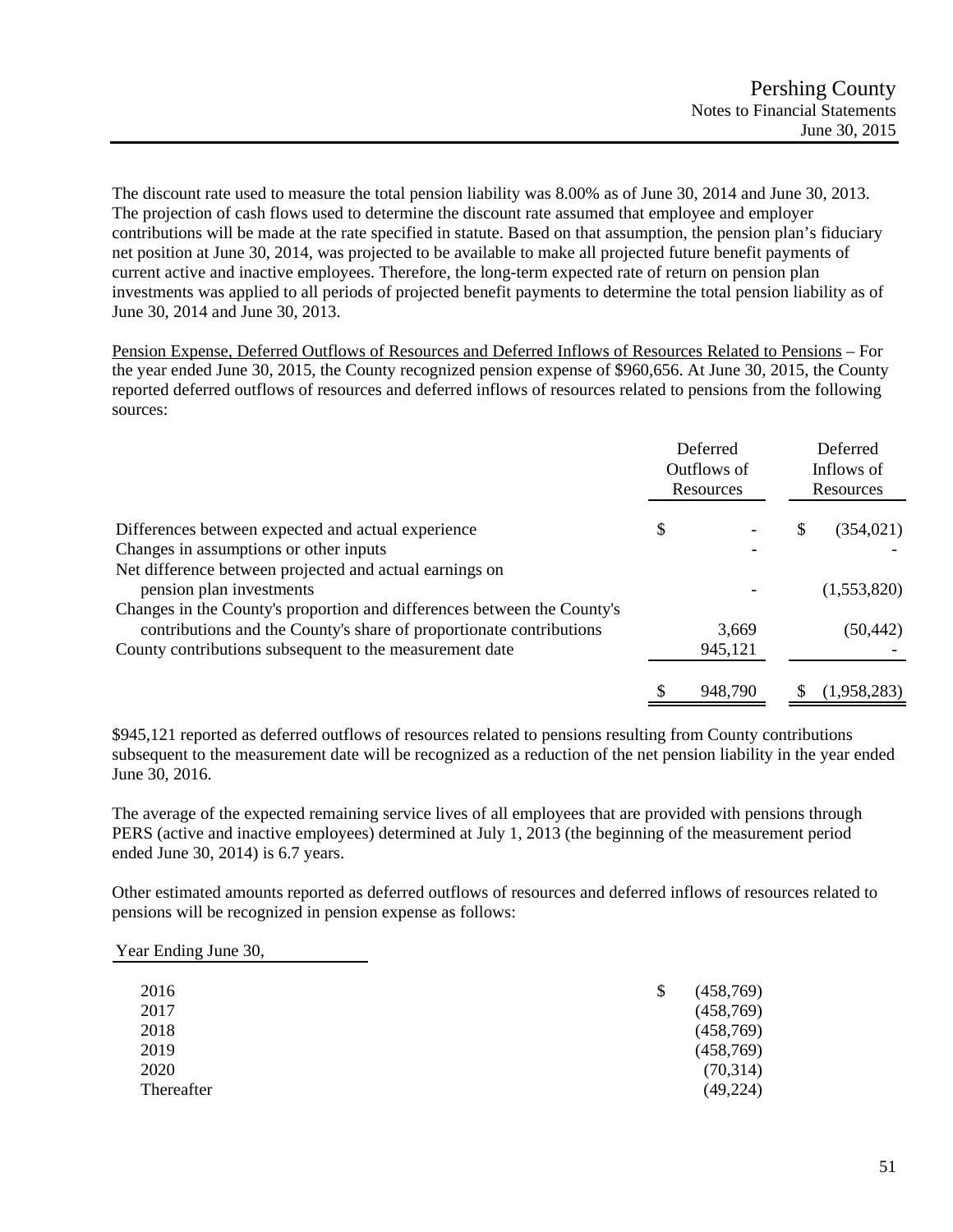The discount rate used to measure the total pension liability was 8.00% as of June 30, 2014 and June 30, 2013. The projection of cash flows used to determine the discount rate assumed that employee and employer contributions will be made at the rate specified in statute. Based on that assumption, the pension plan's fiduciary net position at June 30, 2014, was projected to be available to make all projected future benefit payments of current active and inactive employees. Therefore, the long-term expected rate of return on pension plan investments was applied to all periods of projected benefit payments to determine the total pension liability as of June 30, 2014 and June 30, 2013.

Pension Expense, Deferred Outflows of Resources and Deferred Inflows of Resources Related to Pensions – For the year ended June 30, 2015, the County recognized pension expense of $960,656. At June 30, 2015, the County reported deferred outflows of resources and deferred inflows of resources related to pensions from the following sources:

| | Deferred Outflows of Resources | Deferred Inflows of Resources |
|---|---|---|
| Differences between expected and actual experience | $ - | $ (354,021) |
| Changes in assumptions or other inputs | - | - |
| Net difference between projected and actual earnings on pension plan investments | - | (1,553,820) |
| Changes in the County's proportion and differences between the County's contributions and the County's share of proportionate contributions | 3,669 | (50,442) |
| County contributions subsequent to the measurement date | 945,121 | - |
| | $ 948,790 | $ (1,958,283) |

$945,121 reported as deferred outflows of resources related to pensions resulting from County contributions subsequent to the measurement date will be recognized as a reduction of the net pension liability in the year ended June 30, 2016.

The average of the expected remaining service lives of all employees that are provided with pensions through PERS (active and inactive employees) determined at July 1, 2013 (the beginning of the measurement period ended June 30, 2014) is 6.7 years.

Other estimated amounts reported as deferred outflows of resources and deferred inflows of resources related to pensions will be recognized in pension expense as follows:

| Year Ending June 30, | |
|---|---|
| 2016 | $ (458,769) |
| 2017 | (458,769) |
| 2018 | (458,769) |
| 2019 | (458,769) |
| 2020 | (70,314) |
| Thereafter | (49,224) |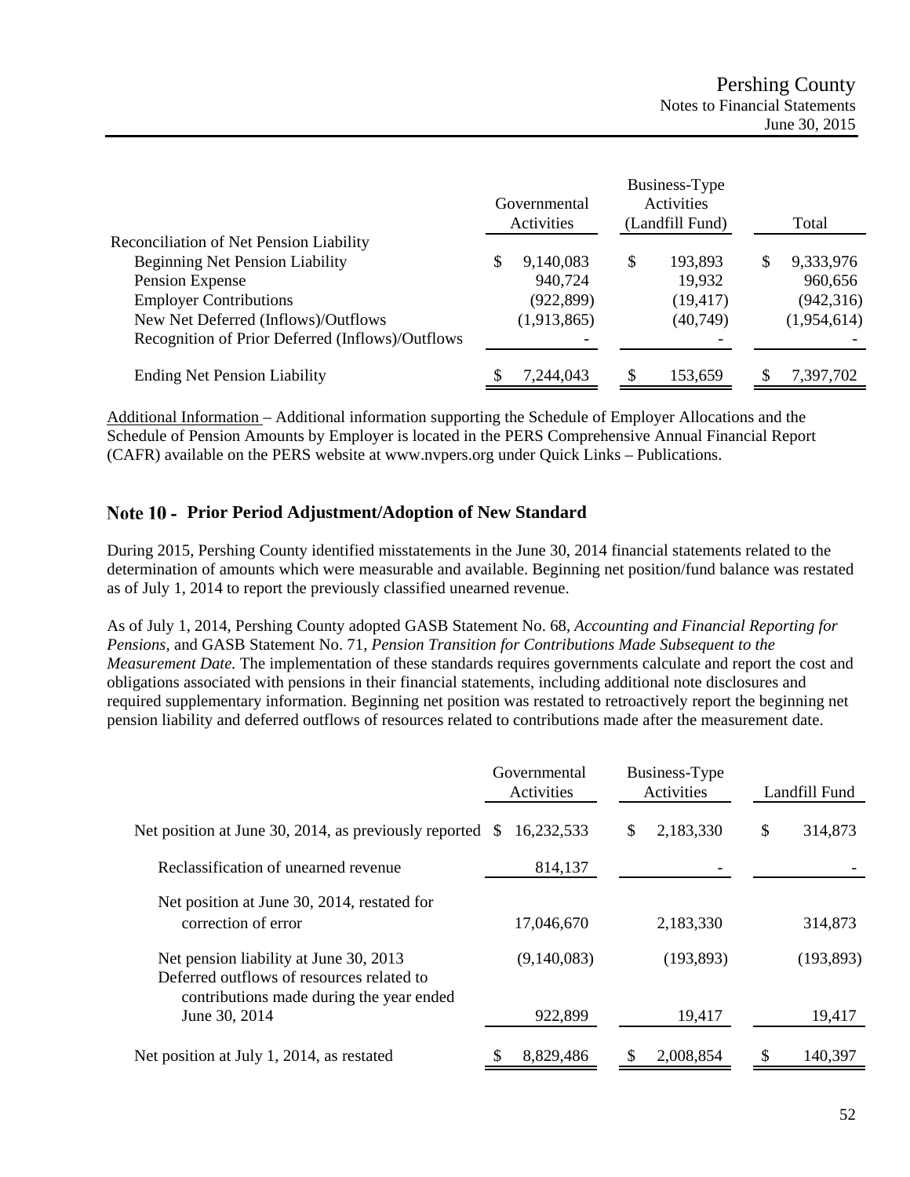| | Governmental Activities | Business-Type Activities (Landfill Fund) | Total |
|---|---|---|---|
| Reconciliation of Net Pension Liability | | | |
| Beginning Net Pension Liability | $ 9,140,083 | $ 193,893 | $ 9,333,976 |
| Pension Expense | 940,724 | 19,932 | 960,656 |
| Employer Contributions | (922,899) | (19,417) | (942,316) |
| New Net Deferred (Inflows)/Outflows | (1,913,865) | (40,749) | (1,954,614) |
| Recognition of Prior Deferred (Inflows)/Outflows | - | - | - |
| Ending Net Pension Liability | $ 7,244,043 | $ 153,659 | $ 7,397,702 |

Additional Information – Additional information supporting the Schedule of Employer Allocations and the Schedule of Pension Amounts by Employer is located in the PERS Comprehensive Annual Financial Report (CAFR) available on the PERS website at www.nvpers.org under Quick Links – Publications.

## Note 10 - Prior Period Adjustment/Adoption of New Standard

During 2015, Pershing County identified misstatements in the June 30, 2014 financial statements related to the determination of amounts which were measurable and available. Beginning net position/fund balance was restated as of July 1, 2014 to report the previously classified unearned revenue.

As of July 1, 2014, Pershing County adopted GASB Statement No. 68, *Accounting and Financial Reporting for Pensions,* and GASB Statement No. 71, *Pension Transition for Contributions Made Subsequent to the Measurement Date.* The implementation of these standards requires governments calculate and report the cost and obligations associated with pensions in their financial statements, including additional note disclosures and required supplementary information. Beginning net position was restated to retroactively report the beginning net pension liability and deferred outflows of resources related to contributions made after the measurement date.

| | Governmental Activities | Business-Type Activities | Landfill Fund |
|---|---|---|---|
| Net position at June 30, 2014, as previously reported | $ 16,232,533 | $ 2,183,330 | $ 314,873 |
| Reclassification of unearned revenue | 814,137 | - | - |
| Net position at June 30, 2014, restated for correction of error | 17,046,670 | 2,183,330 | 314,873 |
| Net pension liability at June 30, 2013 | (9,140,083) | (193,893) | (193,893) |
| Deferred outflows of resources related to contributions made during the year ended June 30, 2014 | 922,899 | 19,417 | 19,417 |
| Net position at July 1, 2014, as restated | $ 8,829,486 | $ 2,008,854 | $ 140,397 |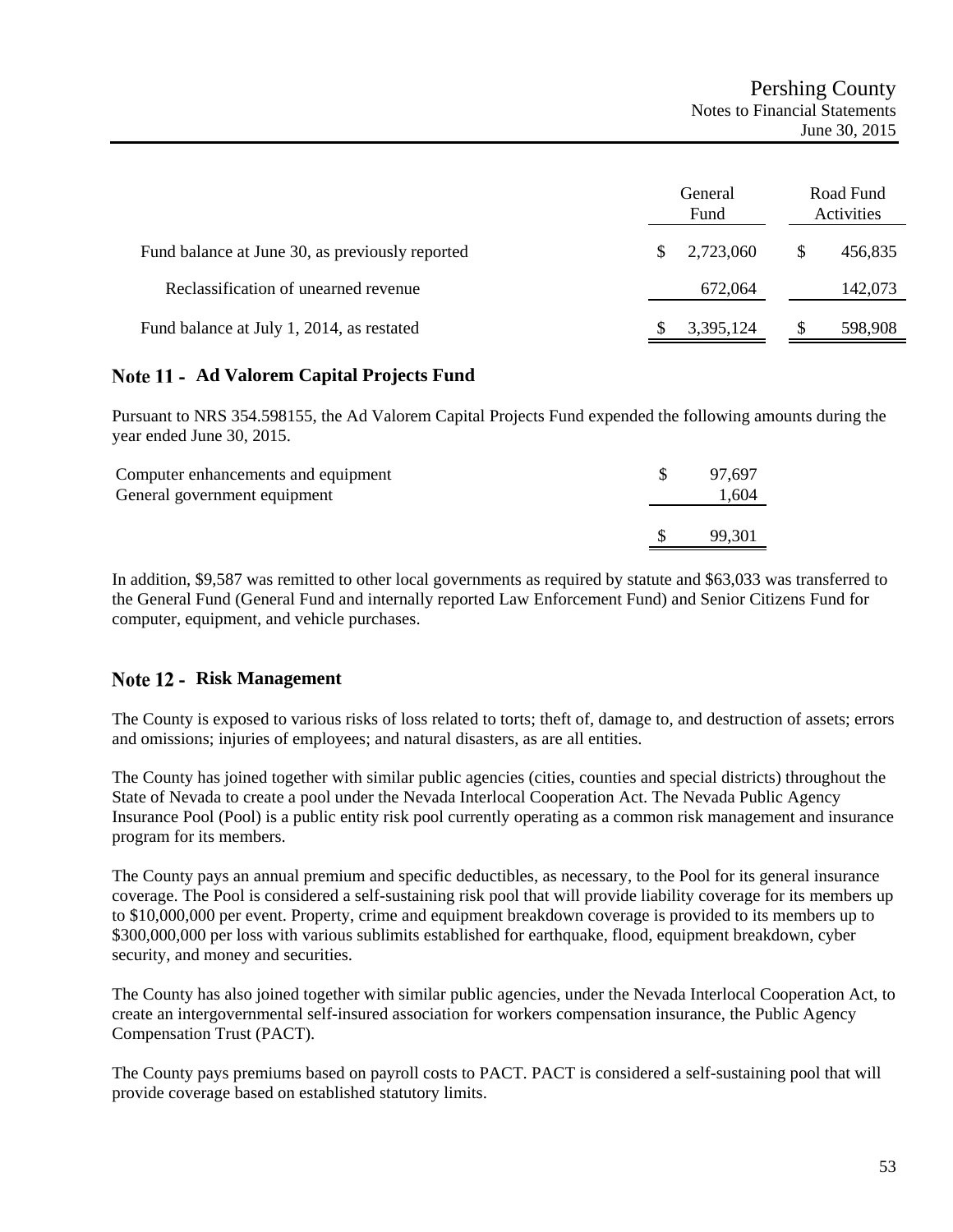| | General Fund | Road Fund Activities |
|---|---|---|
| Fund balance at June 30, as previously reported | $ 2,723,060 | $ 456,835 |
| Reclassification of unearned revenue | 672,064 | 142,073 |
| Fund balance at July 1, 2014, as restated | $ 3,395,124 | $ 598,908 |

## Note 11 - Ad Valorem Capital Projects Fund

Pursuant to NRS 354.598155, the Ad Valorem Capital Projects Fund expended the following amounts during the year ended June 30, 2015.

| | |
|---|---|
| Computer enhancements and equipment | $ 97,697 |
| General government equipment | 1,604 |
| | $ 99,301 |

In addition, $9,587 was remitted to other local governments as required by statute and $63,033 was transferred to the General Fund (General Fund and internally reported Law Enforcement Fund) and Senior Citizens Fund for computer, equipment, and vehicle purchases.

## Note 12 - Risk Management

The County is exposed to various risks of loss related to torts; theft of, damage to, and destruction of assets; errors and omissions; injuries of employees; and natural disasters, as are all entities.

The County has joined together with similar public agencies (cities, counties and special districts) throughout the State of Nevada to create a pool under the Nevada Interlocal Cooperation Act. The Nevada Public Agency Insurance Pool (Pool) is a public entity risk pool currently operating as a common risk management and insurance program for its members.

The County pays an annual premium and specific deductibles, as necessary, to the Pool for its general insurance coverage. The Pool is considered a self-sustaining risk pool that will provide liability coverage for its members up to $10,000,000 per event. Property, crime and equipment breakdown coverage is provided to its members up to $300,000,000 per loss with various sublimits established for earthquake, flood, equipment breakdown, cyber security, and money and securities.

The County has also joined together with similar public agencies, under the Nevada Interlocal Cooperation Act, to create an intergovernmental self-insured association for workers compensation insurance, the Public Agency Compensation Trust (PACT).

The County pays premiums based on payroll costs to PACT. PACT is considered a self-sustaining pool that will provide coverage based on established statutory limits.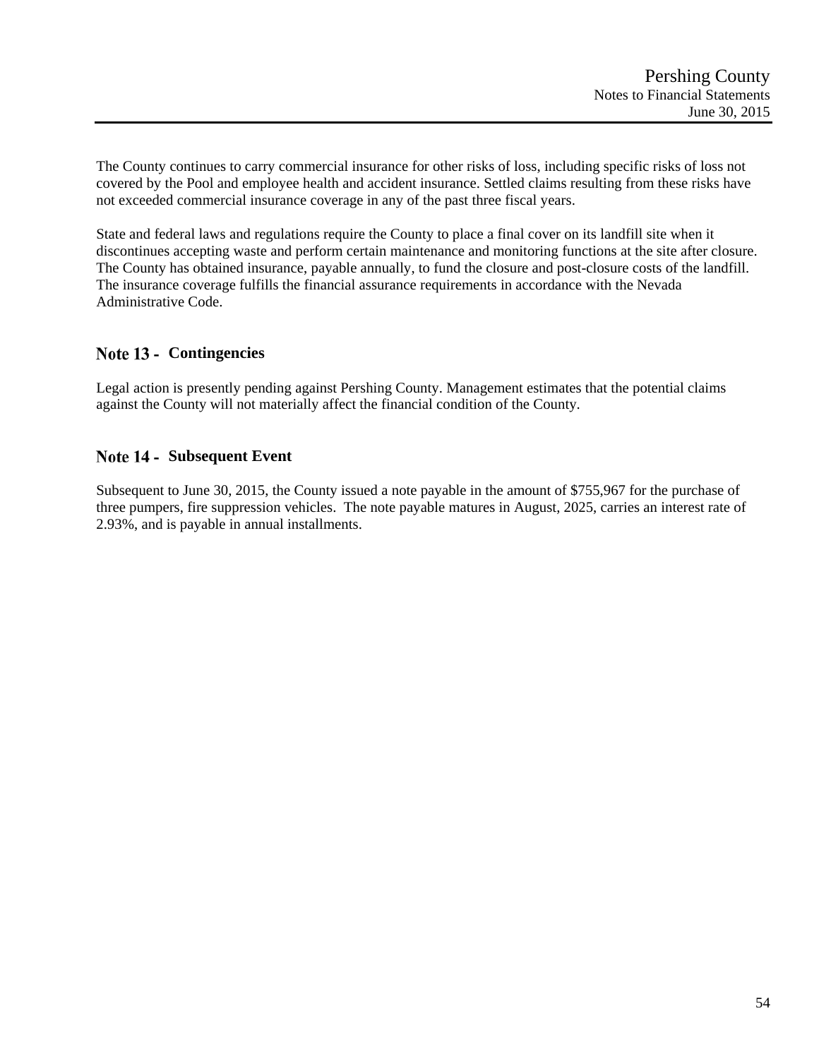The County continues to carry commercial insurance for other risks of loss, including specific risks of loss not covered by the Pool and employee health and accident insurance. Settled claims resulting from these risks have not exceeded commercial insurance coverage in any of the past three fiscal years.

State and federal laws and regulations require the County to place a final cover on its landfill site when it discontinues accepting waste and perform certain maintenance and monitoring functions at the site after closure. The County has obtained insurance, payable annually, to fund the closure and post-closure costs of the landfill. The insurance coverage fulfills the financial assurance requirements in accordance with the Nevada Administrative Code.

## Note 13 - Contingencies

Legal action is presently pending against Pershing County. Management estimates that the potential claims against the County will not materially affect the financial condition of the County.

## Note 14 - Subsequent Event

Subsequent to June 30, 2015, the County issued a note payable in the amount of $755,967 for the purchase of three pumpers, fire suppression vehicles. The note payable matures in August, 2025, carries an interest rate of 2.93%, and is payable in annual installments.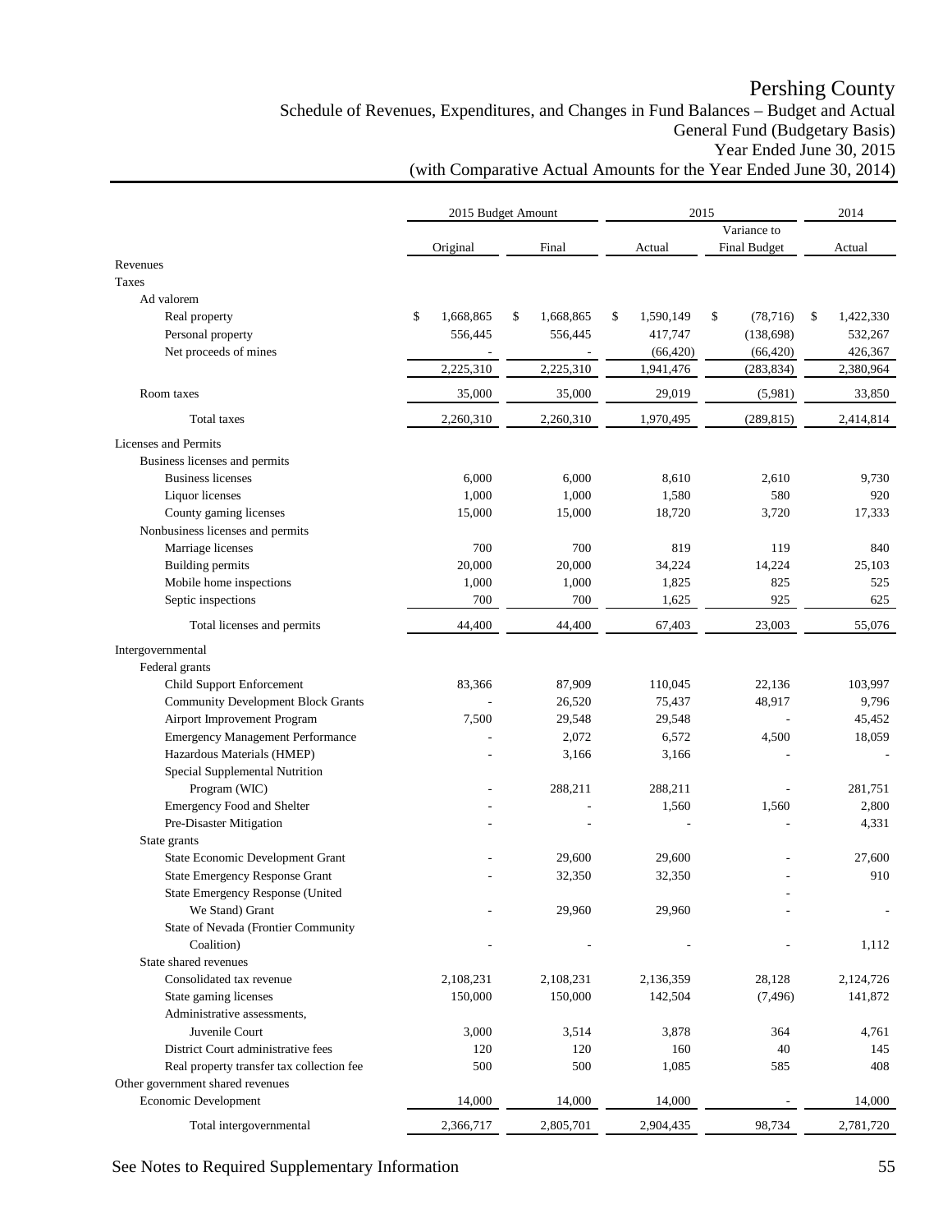# Pershing County

## Schedule of Revenues, Expenditures, and Changes in Fund Balances – Budget and Actual
## General Fund (Budgetary Basis)
## Year Ended June 30, 2015
## (with Comparative Actual Amounts for the Year Ended June 30, 2014)

| | 2015 Budget Amount | | 2015 | | 2014 |
|---|---|---|---|---|---|
| | Original | Final | Actual | Variance to Final Budget | Actual |
| **Revenues** | | | | | |
| Taxes | | | | | |
| Ad valorem | | | | | |
| Real property | $ 1,668,865 | $ 1,668,865 | $ 1,590,149 | $ (78,716) | $ 1,422,330 |
| Personal property | 556,445 | 556,445 | 417,747 | (138,698) | 532,267 |
| Net proceeds of mines | - | - | (66,420) | (66,420) | 426,367 |
| | 2,225,310 | 2,225,310 | 1,941,476 | (283,834) | 2,380,964 |
| Room taxes | 35,000 | 35,000 | 29,019 | (5,981) | 33,850 |
| Total taxes | 2,260,310 | 2,260,310 | 1,970,495 | (289,815) | 2,414,814 |
| Licenses and Permits | | | | | |
| Business licenses and permits | | | | | |
| Business licenses | 6,000 | 6,000 | 8,610 | 2,610 | 9,730 |
| Liquor licenses | 1,000 | 1,000 | 1,580 | 580 | 920 |
| County gaming licenses | 15,000 | 15,000 | 18,720 | 3,720 | 17,333 |
| Nonbusiness licenses and permits | | | | | |
| Marriage licenses | 700 | 700 | 819 | 119 | 840 |
| Building permits | 20,000 | 20,000 | 34,224 | 14,224 | 25,103 |
| Mobile home inspections | 1,000 | 1,000 | 1,825 | 825 | 525 |
| Septic inspections | 700 | 700 | 1,625 | 925 | 625 |
| Total licenses and permits | 44,400 | 44,400 | 67,403 | 23,003 | 55,076 |
| Intergovernmental | | | | | |
| Federal grants | | | | | |
| Child Support Enforcement | 83,366 | 87,909 | 110,045 | 22,136 | 103,997 |
| Community Development Block Grants | - | 26,520 | 75,437 | 48,917 | 9,796 |
| Airport Improvement Program | 7,500 | 29,548 | 29,548 | - | 45,452 |
| Emergency Management Performance | - | 2,072 | 6,572 | 4,500 | 18,059 |
| Hazardous Materials (HMEP) | - | 3,166 | 3,166 | - | - |
| Special Supplemental Nutrition Program (WIC) | - | 288,211 | 288,211 | - | 281,751 |
| Emergency Food and Shelter | - | - | 1,560 | 1,560 | 2,800 |
| Pre-Disaster Mitigation | - | - | - | - | 4,331 |
| State grants | | | | | |
| State Economic Development Grant | - | 29,600 | 29,600 | - | 27,600 |
| State Emergency Response Grant | - | 32,350 | 32,350 | - | 910 |
| State Emergency Response (United We Stand) Grant | - | 29,960 | 29,960 | - | - |
| State of Nevada (Frontier Community Coalition) | - | - | - | - | 1,112 |
| State shared revenues | | | | | |
| Consolidated tax revenue | 2,108,231 | 2,108,231 | 2,136,359 | 28,128 | 2,124,726 |
| State gaming licenses | 150,000 | 150,000 | 142,504 | (7,496) | 141,872 |
| Administrative assessments, Juvenile Court | 3,000 | 3,514 | 3,878 | 364 | 4,761 |
| District Court administrative fees | 120 | 120 | 160 | 40 | 145 |
| Real property transfer tax collection fee | 500 | 500 | 1,085 | 585 | 408 |
| Other government shared revenues | | | | | |
| Economic Development | 14,000 | 14,000 | 14,000 | - | 14,000 |
| Total intergovernmental | 2,366,717 | 2,805,701 | 2,904,435 | 98,734 | 2,781,720 |

See Notes to Required Supplementary Information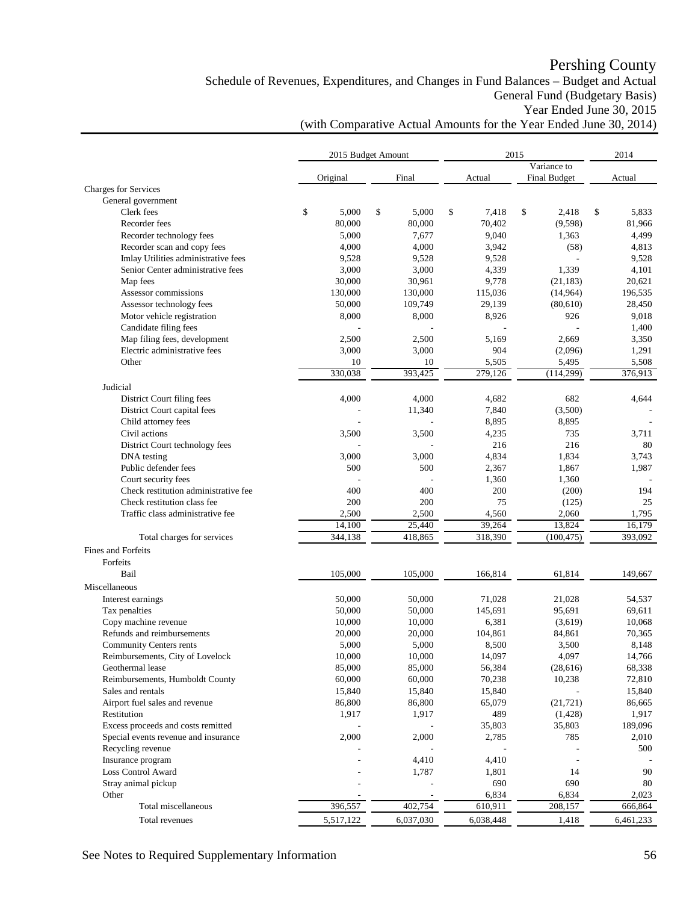# Pershing County

## Schedule of Revenues, Expenditures, and Changes in Fund Balances – Budget and Actual
## General Fund (Budgetary Basis)
## Year Ended June 30, 2015
## (with Comparative Actual Amounts for the Year Ended June 30, 2014)

| | 2015 Budget Amount | | 2015 | | 2014 |
|---|---|---|---|---|---|
| | Original | Final | Actual | Variance to Final Budget | Actual |
| **Charges for Services** | | | | | |
| General government | | | | | |
| Clerk fees | $ 5,000 | $ 5,000 | $ 7,418 | $ 2,418 | $ 5,833 |
| Recorder fees | 80,000 | 80,000 | 70,402 | (9,598) | 81,966 |
| Recorder technology fees | 5,000 | 7,677 | 9,040 | 1,363 | 4,499 |
| Recorder scan and copy fees | 4,000 | 4,000 | 3,942 | (58) | 4,813 |
| Imlay Utilities administrative fees | 9,528 | 9,528 | 9,528 | - | 9,528 |
| Senior Center administrative fees | 3,000 | 3,000 | 4,339 | 1,339 | 4,101 |
| Map fees | 30,000 | 30,961 | 9,778 | (21,183) | 20,621 |
| Assessor commissions | 130,000 | 130,000 | 115,036 | (14,964) | 196,535 |
| Assessor technology fees | 50,000 | 109,749 | 29,139 | (80,610) | 28,450 |
| Motor vehicle registration | 8,000 | 8,000 | 8,926 | 926 | 9,018 |
| Candidate filing fees | - | - | - | - | 1,400 |
| Map filing fees, development | 2,500 | 2,500 | 5,169 | 2,669 | 3,350 |
| Electric administrative fees | 3,000 | 3,000 | 904 | (2,096) | 1,291 |
| Other | 10 | 10 | 5,505 | 5,495 | 5,508 |
| | 330,038 | 393,425 | 279,126 | (114,299) | 376,913 |
| Judicial | | | | | |
| District Court filing fees | 4,000 | 4,000 | 4,682 | 682 | 4,644 |
| District Court capital fees | - | 11,340 | 7,840 | (3,500) | - |
| Child attorney fees | - | - | 8,895 | 8,895 | - |
| Civil actions | 3,500 | 3,500 | 4,235 | 735 | 3,711 |
| District Court technology fees | - | - | 216 | 216 | 80 |
| DNA testing | 3,000 | 3,000 | 4,834 | 1,834 | 3,743 |
| Public defender fees | 500 | 500 | 2,367 | 1,867 | 1,987 |
| Court security fees | - | - | 1,360 | 1,360 | - |
| Check restitution administrative fee | 400 | 400 | 200 | (200) | 194 |
| Check restitution class fee | 200 | 200 | 75 | (125) | 25 |
| Traffic class administrative fee | 2,500 | 2,500 | 4,560 | 2,060 | 1,795 |
| | 14,100 | 25,440 | 39,264 | 13,824 | 16,179 |
| Total charges for services | 344,138 | 418,865 | 318,390 | (100,475) | 393,092 |
| **Fines and Forfeits** | | | | | |
| Forfeits | | | | | |
| Bail | 105,000 | 105,000 | 166,814 | 61,814 | 149,667 |
| **Miscellaneous** | | | | | |
| Interest earnings | 50,000 | 50,000 | 71,028 | 21,028 | 54,537 |
| Tax penalties | 50,000 | 50,000 | 145,691 | 95,691 | 69,611 |
| Copy machine revenue | 10,000 | 10,000 | 6,381 | (3,619) | 10,068 |
| Refunds and reimbursements | 20,000 | 20,000 | 104,861 | 84,861 | 70,365 |
| Community Centers rents | 5,000 | 5,000 | 8,500 | 3,500 | 8,148 |
| Reimbursements, City of Lovelock | 10,000 | 10,000 | 14,097 | 4,097 | 14,766 |
| Geothermal lease | 85,000 | 85,000 | 56,384 | (28,616) | 68,338 |
| Reimbursements, Humboldt County | 60,000 | 60,000 | 70,238 | 10,238 | 72,810 |
| Sales and rentals | 15,840 | 15,840 | 15,840 | - | 15,840 |
| Airport fuel sales and revenue | 86,800 | 86,800 | 65,079 | (21,721) | 86,665 |
| Restitution | 1,917 | 1,917 | 489 | (1,428) | 1,917 |
| Excess proceeds and costs remitted | - | - | 35,803 | 35,803 | 189,096 |
| Special events revenue and insurance | 2,000 | 2,000 | 2,785 | 785 | 2,010 |
| Recycling revenue | - | - | - | - | 500 |
| Insurance program | - | 4,410 | 4,410 | - | - |
| Loss Control Award | - | 1,787 | 1,801 | 14 | 90 |
| Stray animal pickup | - | - | 690 | 690 | 80 |
| Other | - | - | 6,834 | 6,834 | 2,023 |
| Total miscellaneous | 396,557 | 402,754 | 610,911 | 208,157 | 666,864 |
| Total revenues | 5,517,122 | 6,037,030 | 6,038,448 | 1,418 | 6,461,233 |

See Notes to Required Supplementary Information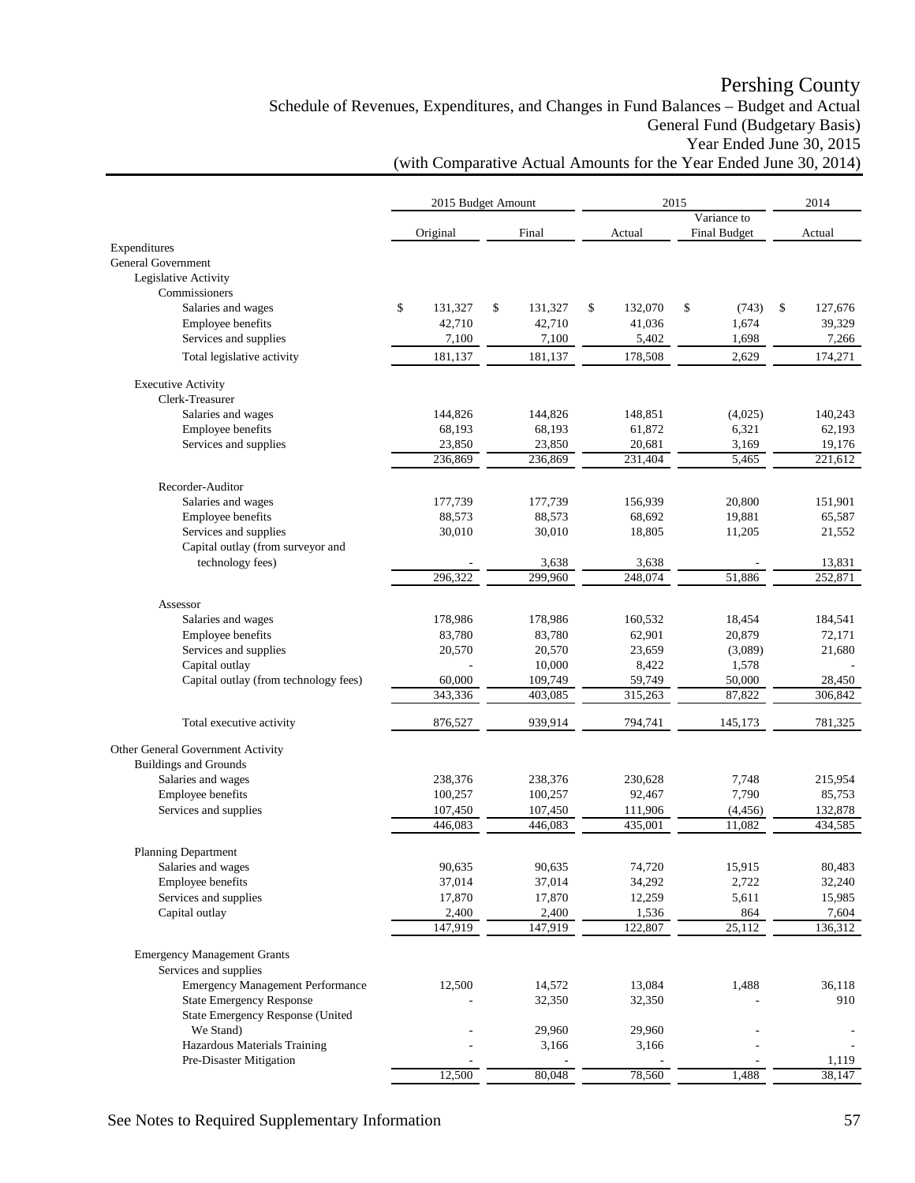# Pershing County

Schedule of Revenues, Expenditures, and Changes in Fund Balances – Budget and Actual
General Fund (Budgetary Basis)
Year Ended June 30, 2015
(with Comparative Actual Amounts for the Year Ended June 30, 2014)

| | 2015 Budget Amount | | 2015 | | 2014 |
|---|---|---|---|---|---|
| | Original | Final | Actual | Variance to Final Budget | Actual |
| Expenditures | | | | | |
| General Government | | | | | |
| Legislative Activity | | | | | |
| Commissioners | | | | | |
| Salaries and wages | $ 131,327 | $ 131,327 | $ 132,070 | $ (743) | $ 127,676 |
| Employee benefits | 42,710 | 42,710 | 41,036 | 1,674 | 39,329 |
| Services and supplies | 7,100 | 7,100 | 5,402 | 1,698 | 7,266 |
| Total legislative activity | 181,137 | 181,137 | 178,508 | 2,629 | 174,271 |
| Executive Activity | | | | | |
| Clerk-Treasurer | | | | | |
| Salaries and wages | 144,826 | 144,826 | 148,851 | (4,025) | 140,243 |
| Employee benefits | 68,193 | 68,193 | 61,872 | 6,321 | 62,193 |
| Services and supplies | 23,850 | 23,850 | 20,681 | 3,169 | 19,176 |
| | 236,869 | 236,869 | 231,404 | 5,465 | 221,612 |
| Recorder-Auditor | | | | | |
| Salaries and wages | 177,739 | 177,739 | 156,939 | 20,800 | 151,901 |
| Employee benefits | 88,573 | 88,573 | 68,692 | 19,881 | 65,587 |
| Services and supplies | 30,010 | 30,010 | 18,805 | 11,205 | 21,552 |
| Capital outlay (from surveyor and technology fees) | - | 3,638 | 3,638 | - | 13,831 |
| | 296,322 | 299,960 | 248,074 | 51,886 | 252,871 |
| Assessor | | | | | |
| Salaries and wages | 178,986 | 178,986 | 160,532 | 18,454 | 184,541 |
| Employee benefits | 83,780 | 83,780 | 62,901 | 20,879 | 72,171 |
| Services and supplies | 20,570 | 20,570 | 23,659 | (3,089) | 21,680 |
| Capital outlay | - | 10,000 | 8,422 | 1,578 | - |
| Capital outlay (from technology fees) | 60,000 | 109,749 | 59,749 | 50,000 | 28,450 |
| | 343,336 | 403,085 | 315,263 | 87,822 | 306,842 |
| Total executive activity | 876,527 | 939,914 | 794,741 | 145,173 | 781,325 |
| Other General Government Activity | | | | | |
| Buildings and Grounds | | | | | |
| Salaries and wages | 238,376 | 238,376 | 230,628 | 7,748 | 215,954 |
| Employee benefits | 100,257 | 100,257 | 92,467 | 7,790 | 85,753 |
| Services and supplies | 107,450 | 107,450 | 111,906 | (4,456) | 132,878 |
| | 446,083 | 446,083 | 435,001 | 11,082 | 434,585 |
| Planning Department | | | | | |
| Salaries and wages | 90,635 | 90,635 | 74,720 | 15,915 | 80,483 |
| Employee benefits | 37,014 | 37,014 | 34,292 | 2,722 | 32,240 |
| Services and supplies | 17,870 | 17,870 | 12,259 | 5,611 | 15,985 |
| Capital outlay | 2,400 | 2,400 | 1,536 | 864 | 7,604 |
| | 147,919 | 147,919 | 122,807 | 25,112 | 136,312 |
| Emergency Management Grants | | | | | |
| Services and supplies | | | | | |
| Emergency Management Performance | 12,500 | 14,572 | 13,084 | 1,488 | 36,118 |
| State Emergency Response | - | 32,350 | 32,350 | - | 910 |
| State Emergency Response (United We Stand) | - | 29,960 | 29,960 | - | - |
| Hazardous Materials Training | - | 3,166 | 3,166 | - | - |
| Pre-Disaster Mitigation | - | - | - | - | 1,119 |
| | 12,500 | 80,048 | 78,560 | 1,488 | 38,147 |

See Notes to Required Supplementary Information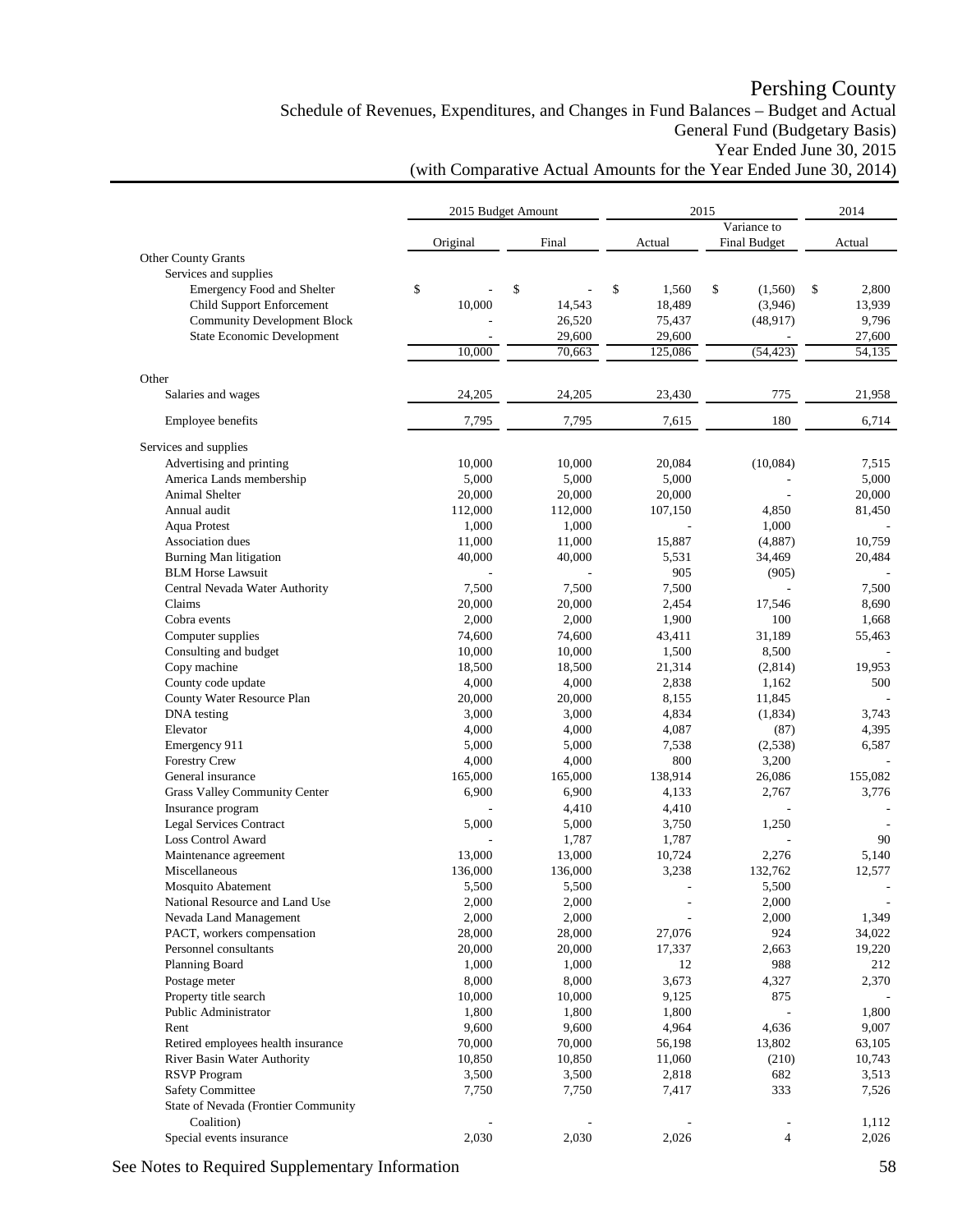# Pershing County

Schedule of Revenues, Expenditures, and Changes in Fund Balances – Budget and Actual
General Fund (Budgetary Basis)
Year Ended June 30, 2015
(with Comparative Actual Amounts for the Year Ended June 30, 2014)

| | 2015 Budget Amount | | 2015 | | 2014 |
|---|---|---|---|---|---|
| | Original | Final | Actual | Variance to Final Budget | Actual |
| Other County Grants | | | | | |
| Services and supplies | | | | | |
| Emergency Food and Shelter | $ - | $ - | $ 1,560 | $ (1,560) | $ 2,800 |
| Child Support Enforcement | 10,000 | 14,543 | 18,489 | (3,946) | 13,939 |
| Community Development Block | - | 26,520 | 75,437 | (48,917) | 9,796 |
| State Economic Development | - | 29,600 | 29,600 | - | 27,600 |
| | 10,000 | 70,663 | 125,086 | (54,423) | 54,135 |
| Other | | | | | |
| Salaries and wages | 24,205 | 24,205 | 23,430 | 775 | 21,958 |
| Employee benefits | 7,795 | 7,795 | 7,615 | 180 | 6,714 |
| Services and supplies | | | | | |
| Advertising and printing | 10,000 | 10,000 | 20,084 | (10,084) | 7,515 |
| America Lands membership | 5,000 | 5,000 | 5,000 | - | 5,000 |
| Animal Shelter | 20,000 | 20,000 | 20,000 | - | 20,000 |
| Annual audit | 112,000 | 112,000 | 107,150 | 4,850 | 81,450 |
| Aqua Protest | 1,000 | 1,000 | - | 1,000 | - |
| Association dues | 11,000 | 11,000 | 15,887 | (4,887) | 10,759 |
| Burning Man litigation | 40,000 | 40,000 | 5,531 | 34,469 | 20,484 |
| BLM Horse Lawsuit | - | - | 905 | (905) | - |
| Central Nevada Water Authority | 7,500 | 7,500 | 7,500 | - | 7,500 |
| Claims | 20,000 | 20,000 | 2,454 | 17,546 | 8,690 |
| Cobra events | 2,000 | 2,000 | 1,900 | 100 | 1,668 |
| Computer supplies | 74,600 | 74,600 | 43,411 | 31,189 | 55,463 |
| Consulting and budget | 10,000 | 10,000 | 1,500 | 8,500 | - |
| Copy machine | 18,500 | 18,500 | 21,314 | (2,814) | 19,953 |
| County code update | 4,000 | 4,000 | 2,838 | 1,162 | 500 |
| County Water Resource Plan | 20,000 | 20,000 | 8,155 | 11,845 | - |
| DNA testing | 3,000 | 3,000 | 4,834 | (1,834) | 3,743 |
| Elevator | 4,000 | 4,000 | 4,087 | (87) | 4,395 |
| Emergency 911 | 5,000 | 5,000 | 7,538 | (2,538) | 6,587 |
| Forestry Crew | 4,000 | 4,000 | 800 | 3,200 | - |
| General insurance | 165,000 | 165,000 | 138,914 | 26,086 | 155,082 |
| Grass Valley Community Center | 6,900 | 6,900 | 4,133 | 2,767 | 3,776 |
| Insurance program | - | 4,410 | 4,410 | - | - |
| Legal Services Contract | 5,000 | 5,000 | 3,750 | 1,250 | - |
| Loss Control Award | - | 1,787 | 1,787 | - | 90 |
| Maintenance agreement | 13,000 | 13,000 | 10,724 | 2,276 | 5,140 |
| Miscellaneous | 136,000 | 136,000 | 3,238 | 132,762 | 12,577 |
| Mosquito Abatement | 5,500 | 5,500 | - | 5,500 | - |
| National Resource and Land Use | 2,000 | 2,000 | - | 2,000 | - |
| Nevada Land Management | 2,000 | 2,000 | - | 2,000 | 1,349 |
| PACT, workers compensation | 28,000 | 28,000 | 27,076 | 924 | 34,022 |
| Personnel consultants | 20,000 | 20,000 | 17,337 | 2,663 | 19,220 |
| Planning Board | 1,000 | 1,000 | 12 | 988 | 212 |
| Postage meter | 8,000 | 8,000 | 3,673 | 4,327 | 2,370 |
| Property title search | 10,000 | 10,000 | 9,125 | 875 | - |
| Public Administrator | 1,800 | 1,800 | 1,800 | - | 1,800 |
| Rent | 9,600 | 9,600 | 4,964 | 4,636 | 9,007 |
| Retired employees health insurance | 70,000 | 70,000 | 56,198 | 13,802 | 63,105 |
| River Basin Water Authority | 10,850 | 10,850 | 11,060 | (210) | 10,743 |
| RSVP Program | 3,500 | 3,500 | 2,818 | 682 | 3,513 |
| Safety Committee | 7,750 | 7,750 | 7,417 | 333 | 7,526 |
| State of Nevada (Frontier Community Coalition) | - | - | - | - | 1,112 |
| Special events insurance | 2,030 | 2,030 | 2,026 | 4 | 2,026 |

See Notes to Required Supplementary Information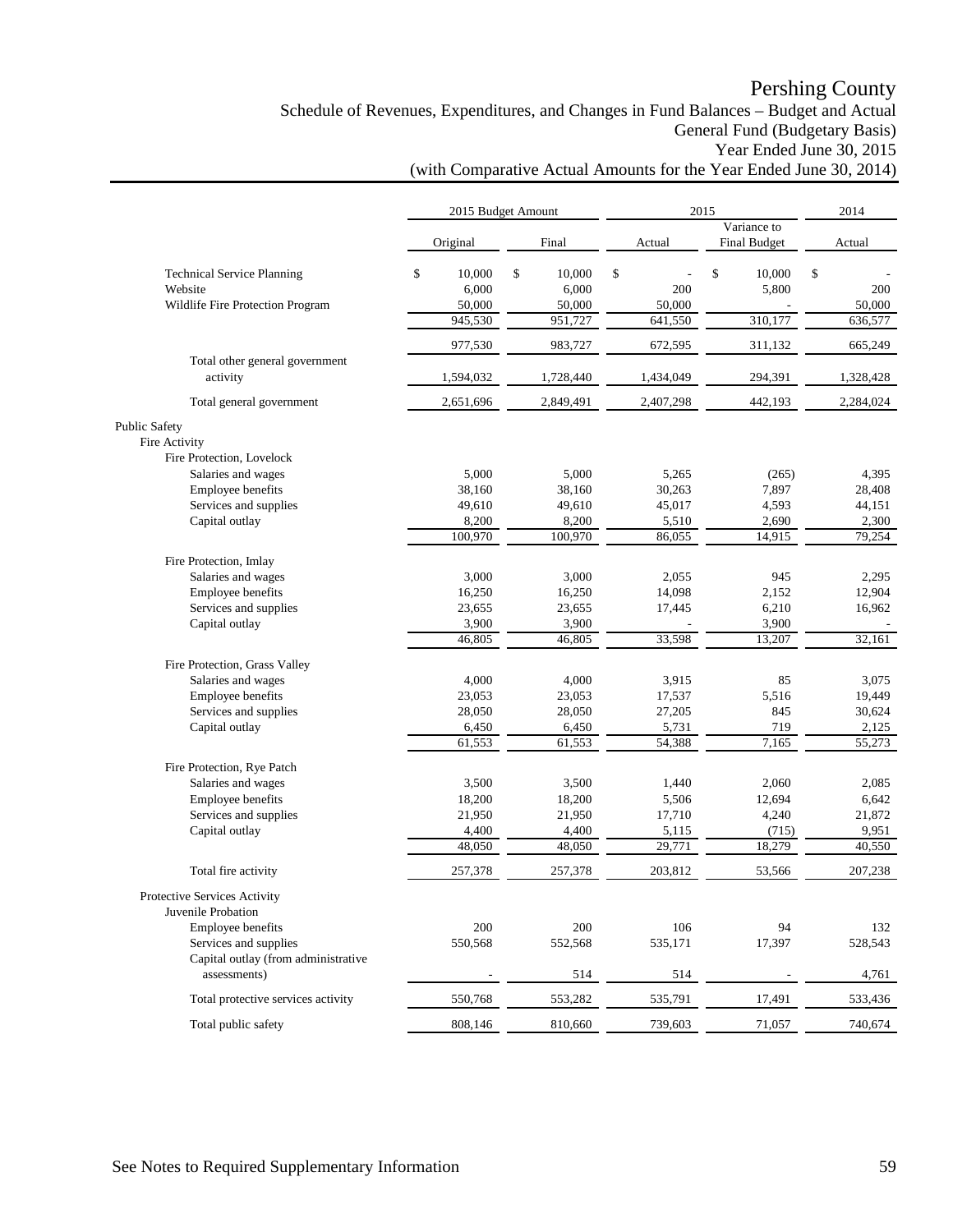# Pershing County

## Schedule of Revenues, Expenditures, and Changes in Fund Balances – Budget and Actual
### General Fund (Budgetary Basis)
### Year Ended June 30, 2015
### (with Comparative Actual Amounts for the Year Ended June 30, 2014)

| | 2015 Budget Amount | | 2015 | | 2014 |
|---|---|---|---|---|---|
| | Original | Final | Actual | Variance to Final Budget | Actual |
| Technical Service Planning | $ 10,000 | $ 10,000 | $ - | $ 10,000 | $ - |
| Website | 6,000 | 6,000 | 200 | 5,800 | 200 |
| Wildlife Fire Protection Program | 50,000 | 50,000 | 50,000 | - | 50,000 |
| | 945,530 | 951,727 | 641,550 | 310,177 | 636,577 |
| | 977,530 | 983,727 | 672,595 | 311,132 | 665,249 |
| Total other general government activity | 1,594,032 | 1,728,440 | 1,434,049 | 294,391 | 1,328,428 |
| Total general government | 2,651,696 | 2,849,491 | 2,407,298 | 442,193 | 2,284,024 |
| Public Safety | | | | | |
| Fire Activity | | | | | |
| Fire Protection, Lovelock | | | | | |
| Salaries and wages | 5,000 | 5,000 | 5,265 | (265) | 4,395 |
| Employee benefits | 38,160 | 38,160 | 30,263 | 7,897 | 28,408 |
| Services and supplies | 49,610 | 49,610 | 45,017 | 4,593 | 44,151 |
| Capital outlay | 8,200 | 8,200 | 5,510 | 2,690 | 2,300 |
| | 100,970 | 100,970 | 86,055 | 14,915 | 79,254 |
| Fire Protection, Imlay | | | | | |
| Salaries and wages | 3,000 | 3,000 | 2,055 | 945 | 2,295 |
| Employee benefits | 16,250 | 16,250 | 14,098 | 2,152 | 12,904 |
| Services and supplies | 23,655 | 23,655 | 17,445 | 6,210 | 16,962 |
| Capital outlay | 3,900 | 3,900 | - | 3,900 | - |
| | 46,805 | 46,805 | 33,598 | 13,207 | 32,161 |
| Fire Protection, Grass Valley | | | | | |
| Salaries and wages | 4,000 | 4,000 | 3,915 | 85 | 3,075 |
| Employee benefits | 23,053 | 23,053 | 17,537 | 5,516 | 19,449 |
| Services and supplies | 28,050 | 28,050 | 27,205 | 845 | 30,624 |
| Capital outlay | 6,450 | 6,450 | 5,731 | 719 | 2,125 |
| | 61,553 | 61,553 | 54,388 | 7,165 | 55,273 |
| Fire Protection, Rye Patch | | | | | |
| Salaries and wages | 3,500 | 3,500 | 1,440 | 2,060 | 2,085 |
| Employee benefits | 18,200 | 18,200 | 5,506 | 12,694 | 6,642 |
| Services and supplies | 21,950 | 21,950 | 17,710 | 4,240 | 21,872 |
| Capital outlay | 4,400 | 4,400 | 5,115 | (715) | 9,951 |
| | 48,050 | 48,050 | 29,771 | 18,279 | 40,550 |
| Total fire activity | 257,378 | 257,378 | 203,812 | 53,566 | 207,238 |
| Protective Services Activity | | | | | |
| Juvenile Probation | | | | | |
| Employee benefits | 200 | 200 | 106 | 94 | 132 |
| Services and supplies | 550,568 | 552,568 | 535,171 | 17,397 | 528,543 |
| Capital outlay (from administrative assessments) | - | 514 | 514 | - | 4,761 |
| Total protective services activity | 550,768 | 553,282 | 535,791 | 17,491 | 533,436 |
| Total public safety | 808,146 | 810,660 | 739,603 | 71,057 | 740,674 |

See Notes to Required Supplementary Information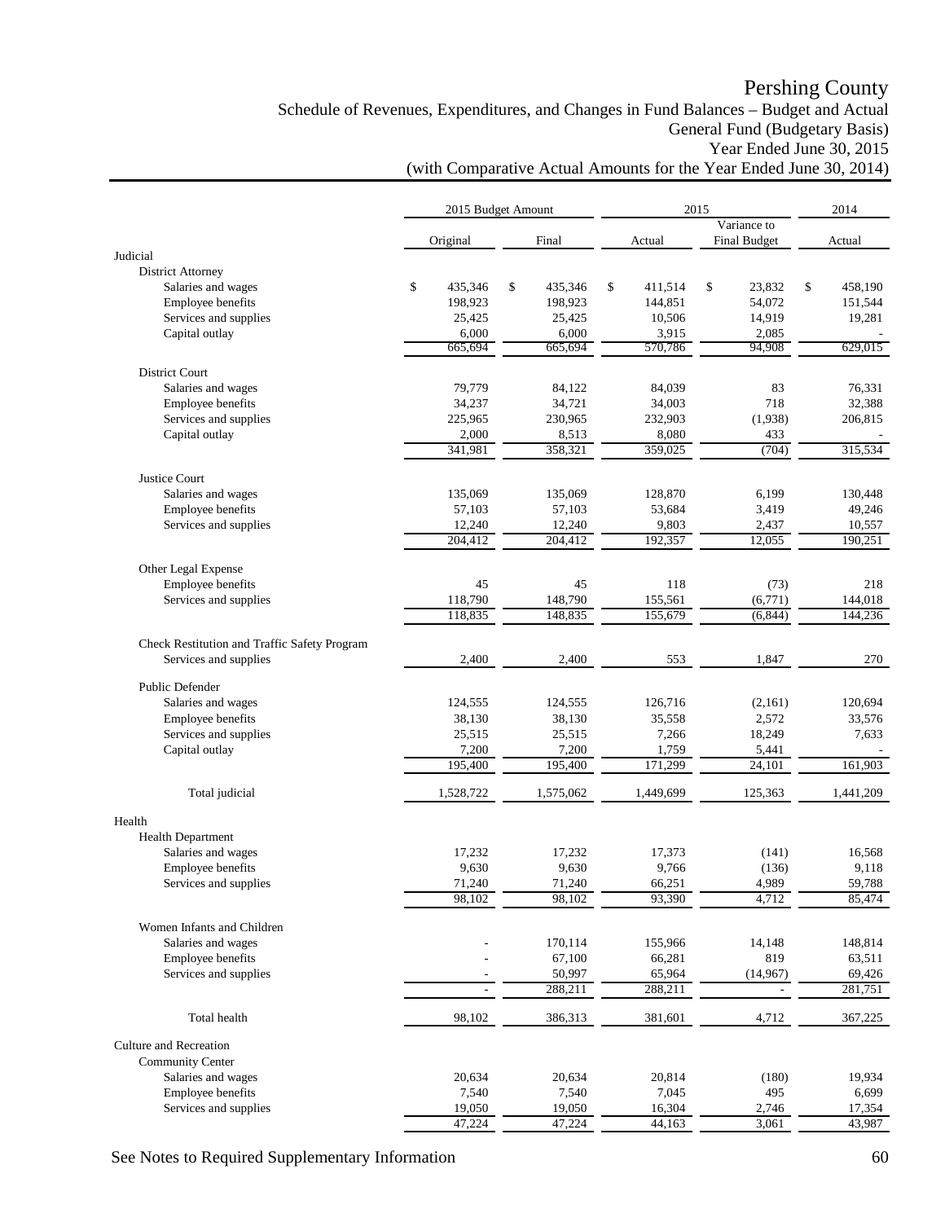# Pershing County

Schedule of Revenues, Expenditures, and Changes in Fund Balances – Budget and Actual
General Fund (Budgetary Basis)
Year Ended June 30, 2015
(with Comparative Actual Amounts for the Year Ended June 30, 2014)

| | 2015 Budget Amount | | 2015 | | 2014 |
|---|---|---|---|---|---|
| | Original | Final | Actual | Variance to Final Budget | Actual |
| **Judicial** | | | | | |
| District Attorney | | | | | |
| Salaries and wages | $ 435,346 | $ 435,346 | $ 411,514 | $ 23,832 | $ 458,190 |
| Employee benefits | 198,923 | 198,923 | 144,851 | 54,072 | 151,544 |
| Services and supplies | 25,425 | 25,425 | 10,506 | 14,919 | 19,281 |
| Capital outlay | 6,000 | 6,000 | 3,915 | 2,085 | - |
| | 665,694 | 665,694 | 570,786 | 94,908 | 629,015 |
| District Court | | | | | |
| Salaries and wages | 79,779 | 84,122 | 84,039 | 83 | 76,331 |
| Employee benefits | 34,237 | 34,721 | 34,003 | 718 | 32,388 |
| Services and supplies | 225,965 | 230,965 | 232,903 | (1,938) | 206,815 |
| Capital outlay | 2,000 | 8,513 | 8,080 | 433 | - |
| | 341,981 | 358,321 | 359,025 | (704) | 315,534 |
| Justice Court | | | | | |
| Salaries and wages | 135,069 | 135,069 | 128,870 | 6,199 | 130,448 |
| Employee benefits | 57,103 | 57,103 | 53,684 | 3,419 | 49,246 |
| Services and supplies | 12,240 | 12,240 | 9,803 | 2,437 | 10,557 |
| | 204,412 | 204,412 | 192,357 | 12,055 | 190,251 |
| Other Legal Expense | | | | | |
| Employee benefits | 45 | 45 | 118 | (73) | 218 |
| Services and supplies | 118,790 | 148,790 | 155,561 | (6,771) | 144,018 |
| | 118,835 | 148,835 | 155,679 | (6,844) | 144,236 |
| Check Restitution and Traffic Safety Program | | | | | |
| Services and supplies | 2,400 | 2,400 | 553 | 1,847 | 270 |
| Public Defender | | | | | |
| Salaries and wages | 124,555 | 124,555 | 126,716 | (2,161) | 120,694 |
| Employee benefits | 38,130 | 38,130 | 35,558 | 2,572 | 33,576 |
| Services and supplies | 25,515 | 25,515 | 7,266 | 18,249 | 7,633 |
| Capital outlay | 7,200 | 7,200 | 1,759 | 5,441 | - |
| | 195,400 | 195,400 | 171,299 | 24,101 | 161,903 |
| Total judicial | 1,528,722 | 1,575,062 | 1,449,699 | 125,363 | 1,441,209 |
| **Health** | | | | | |
| Health Department | | | | | |
| Salaries and wages | 17,232 | 17,232 | 17,373 | (141) | 16,568 |
| Employee benefits | 9,630 | 9,630 | 9,766 | (136) | 9,118 |
| Services and supplies | 71,240 | 71,240 | 66,251 | 4,989 | 59,788 |
| | 98,102 | 98,102 | 93,390 | 4,712 | 85,474 |
| Women Infants and Children | | | | | |
| Salaries and wages | - | 170,114 | 155,966 | 14,148 | 148,814 |
| Employee benefits | - | 67,100 | 66,281 | 819 | 63,511 |
| Services and supplies | - | 50,997 | 65,964 | (14,967) | 69,426 |
| | - | 288,211 | 288,211 | - | 281,751 |
| Total health | 98,102 | 386,313 | 381,601 | 4,712 | 367,225 |
| **Culture and Recreation** | | | | | |
| Community Center | | | | | |
| Salaries and wages | 20,634 | 20,634 | 20,814 | (180) | 19,934 |
| Employee benefits | 7,540 | 7,540 | 7,045 | 495 | 6,699 |
| Services and supplies | 19,050 | 19,050 | 16,304 | 2,746 | 17,354 |
| | 47,224 | 47,224 | 44,163 | 3,061 | 43,987 |

See Notes to Required Supplementary Information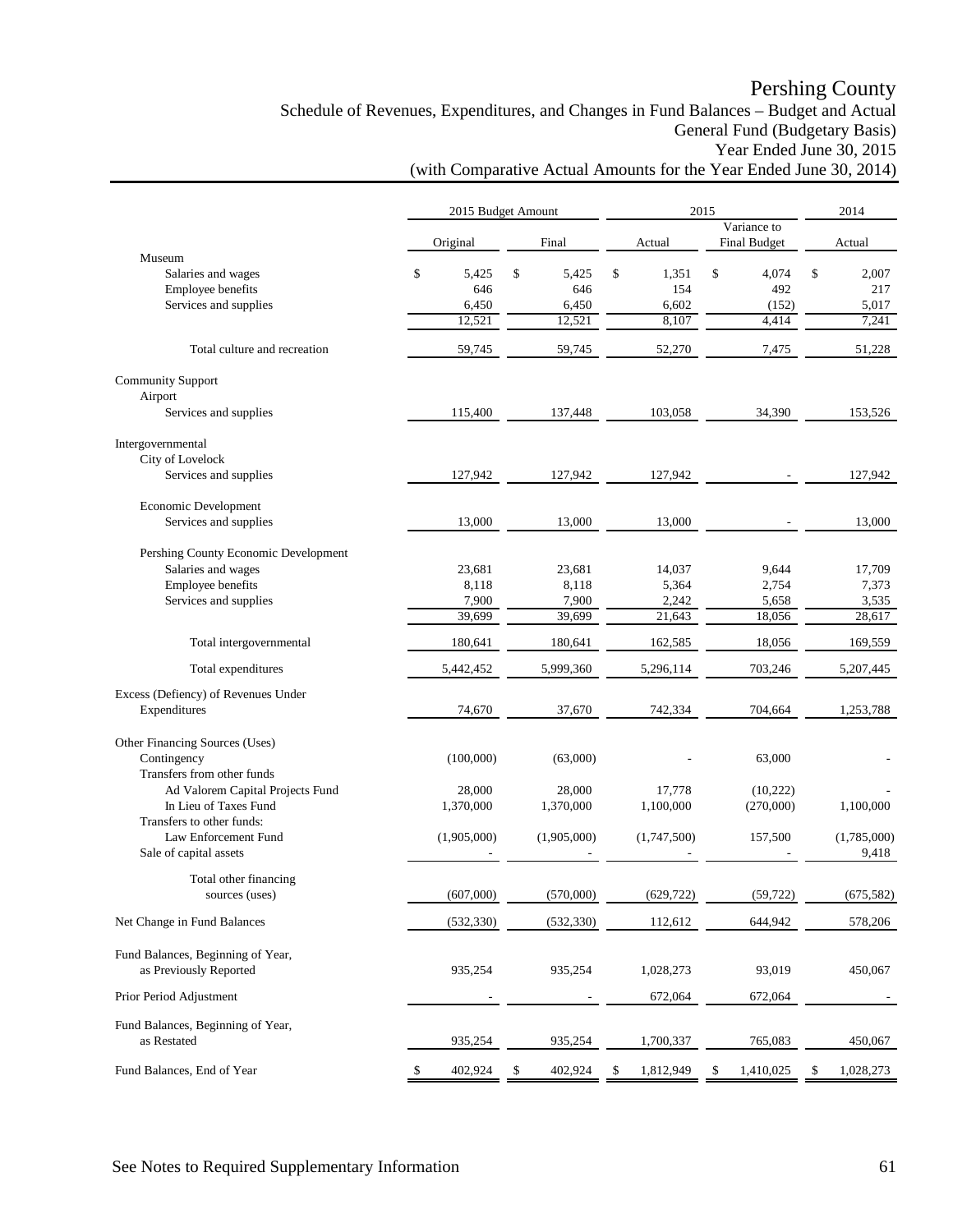# Pershing County

Schedule of Revenues, Expenditures, and Changes in Fund Balances – Budget and Actual
General Fund (Budgetary Basis)
Year Ended June 30, 2015
(with Comparative Actual Amounts for the Year Ended June 30, 2014)

| | 2015 Budget Amount | | 2015 | | 2014 |
|---|---|---|---|---|---|
| | Original | Final | Actual | Variance to Final Budget | Actual |
| Museum | | | | | |
| Salaries and wages | $ 5,425 | $ 5,425 | $ 1,351 | $ 4,074 | $ 2,007 |
| Employee benefits | 646 | 646 | 154 | 492 | 217 |
| Services and supplies | 6,450 | 6,450 | 6,602 | (152) | 5,017 |
| | 12,521 | 12,521 | 8,107 | 4,414 | 7,241 |
| Total culture and recreation | 59,745 | 59,745 | 52,270 | 7,475 | 51,228 |
| Community Support | | | | | |
| Airport | | | | | |
| Services and supplies | 115,400 | 137,448 | 103,058 | 34,390 | 153,526 |
| Intergovernmental | | | | | |
| City of Lovelock | | | | | |
| Services and supplies | 127,942 | 127,942 | 127,942 | - | 127,942 |
| Economic Development | | | | | |
| Services and supplies | 13,000 | 13,000 | 13,000 | - | 13,000 |
| Pershing County Economic Development | | | | | |
| Salaries and wages | 23,681 | 23,681 | 14,037 | 9,644 | 17,709 |
| Employee benefits | 8,118 | 8,118 | 5,364 | 2,754 | 7,373 |
| Services and supplies | 7,900 | 7,900 | 2,242 | 5,658 | 3,535 |
| | 39,699 | 39,699 | 21,643 | 18,056 | 28,617 |
| Total intergovernmental | 180,641 | 180,641 | 162,585 | 18,056 | 169,559 |
| Total expenditures | 5,442,452 | 5,999,360 | 5,296,114 | 703,246 | 5,207,445 |
| Excess (Defiency) of Revenues Under Expenditures | 74,670 | 37,670 | 742,334 | 704,664 | 1,253,788 |
| Other Financing Sources (Uses) | | | | | |
| Contingency | (100,000) | (63,000) | - | 63,000 | - |
| Transfers from other funds | | | | | |
| Ad Valorem Capital Projects Fund | 28,000 | 28,000 | 17,778 | (10,222) | - |
| In Lieu of Taxes Fund | 1,370,000 | 1,370,000 | 1,100,000 | (270,000) | 1,100,000 |
| Transfers to other funds: | | | | | |
| Law Enforcement Fund | (1,905,000) | (1,905,000) | (1,747,500) | 157,500 | (1,785,000) |
| Sale of capital assets | - | - | - | - | 9,418 |
| Total other financing sources (uses) | (607,000) | (570,000) | (629,722) | (59,722) | (675,582) |
| Net Change in Fund Balances | (532,330) | (532,330) | 112,612 | 644,942 | 578,206 |
| Fund Balances, Beginning of Year, as Previously Reported | 935,254 | 935,254 | 1,028,273 | 93,019 | 450,067 |
| Prior Period Adjustment | - | - | 672,064 | 672,064 | - |
| Fund Balances, Beginning of Year, as Restated | 935,254 | 935,254 | 1,700,337 | 765,083 | 450,067 |
| Fund Balances, End of Year | $ 402,924 | $ 402,924 | $ 1,812,949 | $ 1,410,025 | $ 1,028,273 |

See Notes to Required Supplementary Information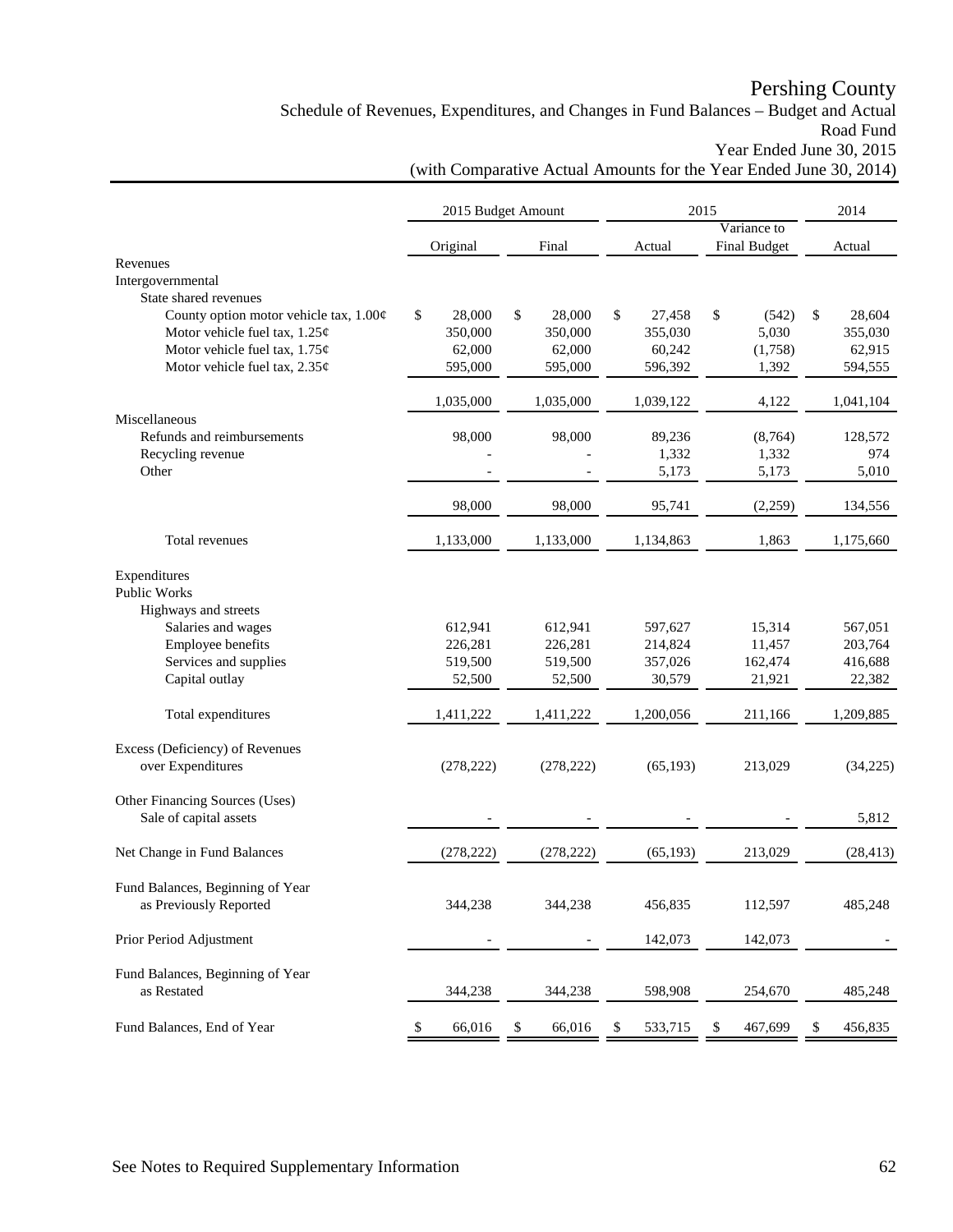# Pershing County

## Schedule of Revenues, Expenditures, and Changes in Fund Balances – Budget and Actual

### Road Fund

### Year Ended June 30, 2015

### (with Comparative Actual Amounts for the Year Ended June 30, 2014)

| | 2015 Budget Amount | | 2015 | | 2014 |
|---|---|---|---|---|---|
| | Original | Final | Actual | Variance to Final Budget | Actual |
| Revenues | | | | | |
| Intergovernmental | | | | | |
| State shared revenues | | | | | |
| County option motor vehicle tax, 1.00¢ | $ 28,000 | $ 28,000 | $ 27,458 | $ (542) | $ 28,604 |
| Motor vehicle fuel tax, 1.25¢ | 350,000 | 350,000 | 355,030 | 5,030 | 355,030 |
| Motor vehicle fuel tax, 1.75¢ | 62,000 | 62,000 | 60,242 | (1,758) | 62,915 |
| Motor vehicle fuel tax, 2.35¢ | 595,000 | 595,000 | 596,392 | 1,392 | 594,555 |
| | 1,035,000 | 1,035,000 | 1,039,122 | 4,122 | 1,041,104 |
| Miscellaneous | | | | | |
| Refunds and reimbursements | 98,000 | 98,000 | 89,236 | (8,764) | 128,572 |
| Recycling revenue | - | - | 1,332 | 1,332 | 974 |
| Other | - | - | 5,173 | 5,173 | 5,010 |
| | 98,000 | 98,000 | 95,741 | (2,259) | 134,556 |
| Total revenues | 1,133,000 | 1,133,000 | 1,134,863 | 1,863 | 1,175,660 |
| Expenditures | | | | | |
| Public Works | | | | | |
| Highways and streets | | | | | |
| Salaries and wages | 612,941 | 612,941 | 597,627 | 15,314 | 567,051 |
| Employee benefits | 226,281 | 226,281 | 214,824 | 11,457 | 203,764 |
| Services and supplies | 519,500 | 519,500 | 357,026 | 162,474 | 416,688 |
| Capital outlay | 52,500 | 52,500 | 30,579 | 21,921 | 22,382 |
| Total expenditures | 1,411,222 | 1,411,222 | 1,200,056 | 211,166 | 1,209,885 |
| Excess (Deficiency) of Revenues over Expenditures | (278,222) | (278,222) | (65,193) | 213,029 | (34,225) |
| Other Financing Sources (Uses) | | | | | |
| Sale of capital assets | - | - | - | - | 5,812 |
| Net Change in Fund Balances | (278,222) | (278,222) | (65,193) | 213,029 | (28,413) |
| Fund Balances, Beginning of Year as Previously Reported | 344,238 | 344,238 | 456,835 | 112,597 | 485,248 |
| Prior Period Adjustment | - | - | 142,073 | 142,073 | - |
| Fund Balances, Beginning of Year as Restated | 344,238 | 344,238 | 598,908 | 254,670 | 485,248 |
| Fund Balances, End of Year | $ 66,016 | $ 66,016 | $ 533,715 | $ 467,699 | $ 456,835 |

See Notes to Required Supplementary Information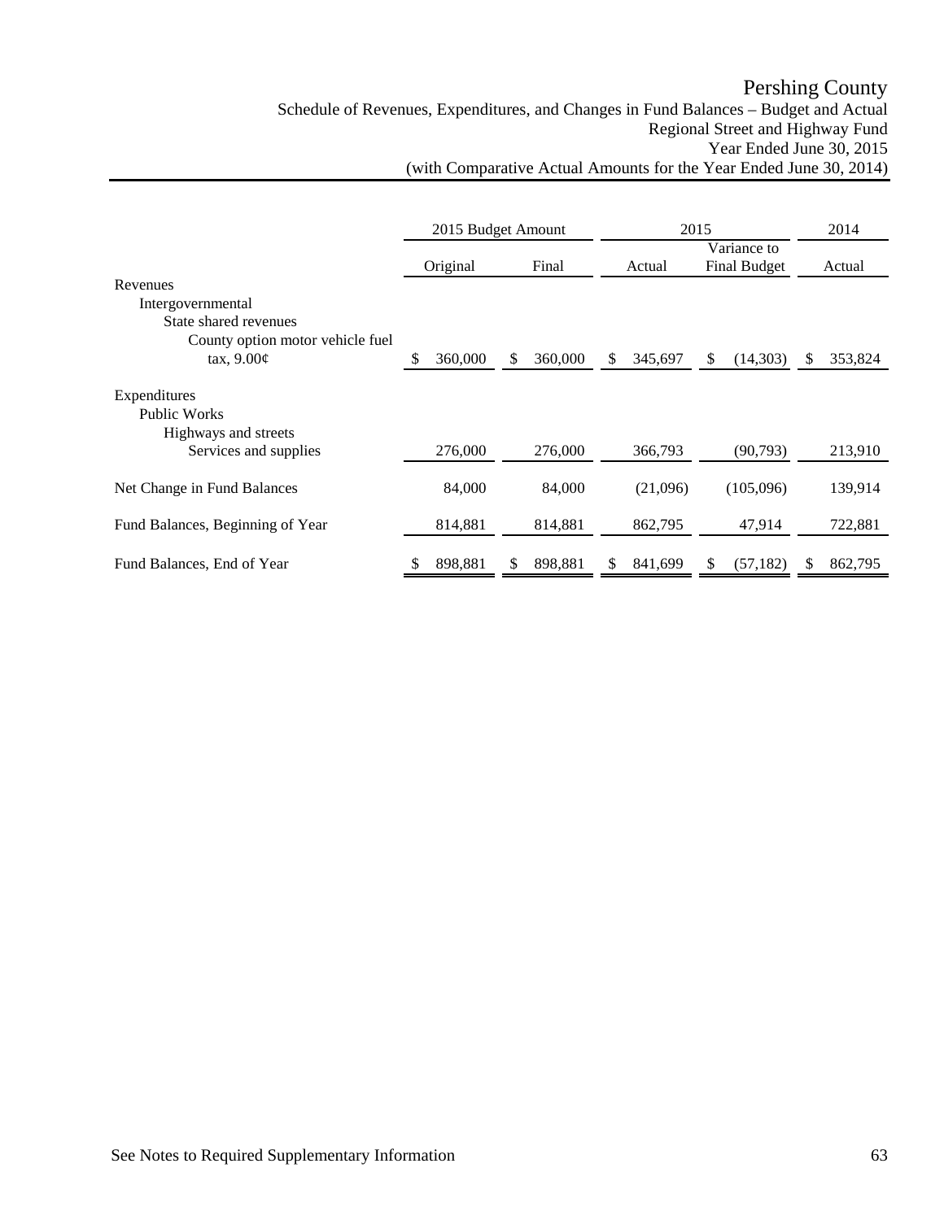# Pershing County

Schedule of Revenues, Expenditures, and Changes in Fund Balances – Budget and Actual
Regional Street and Highway Fund
Year Ended June 30, 2015
(with Comparative Actual Amounts for the Year Ended June 30, 2014)

| | 2015 Budget Amount | | 2015 | | 2014 |
|---|---|---|---|---|---|
| | Original | Final | Actual | Variance to Final Budget | Actual |
| Revenues | | | | | |
| Intergovernmental | | | | | |
| State shared revenues | | | | | |
| County option motor vehicle fuel tax, 9.00¢ | $ 360,000 | $ 360,000 | $ 345,697 | $ (14,303) | $ 353,824 |
| Expenditures | | | | | |
| Public Works | | | | | |
| Highways and streets | | | | | |
| Services and supplies | 276,000 | 276,000 | 366,793 | (90,793) | 213,910 |
| Net Change in Fund Balances | 84,000 | 84,000 | (21,096) | (105,096) | 139,914 |
| Fund Balances, Beginning of Year | 814,881 | 814,881 | 862,795 | 47,914 | 722,881 |
| Fund Balances, End of Year | $ 898,881 | $ 898,881 | $ 841,699 | $ (57,182) | $ 862,795 |

See Notes to Required Supplementary Information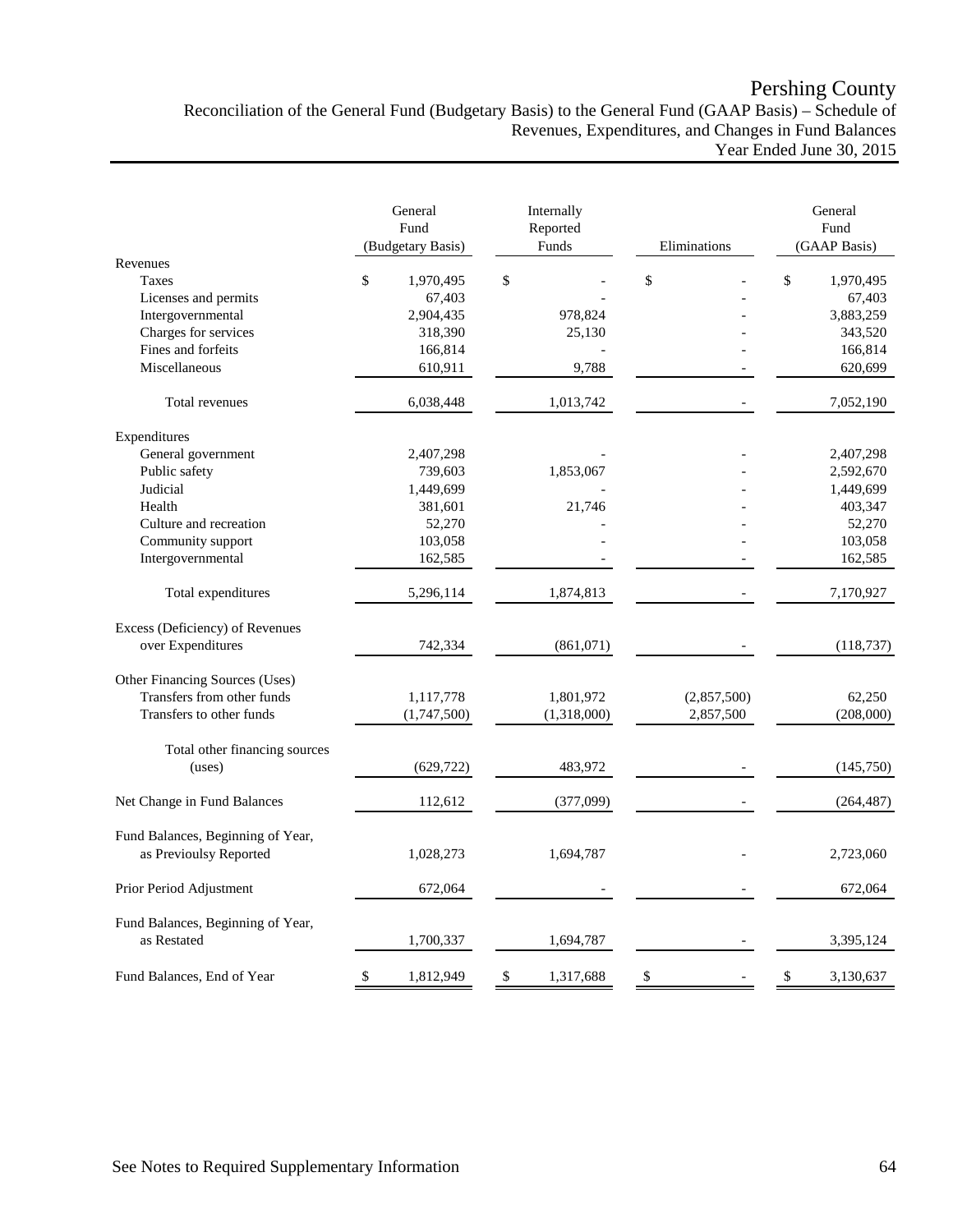# Pershing County

## Reconciliation of the General Fund (Budgetary Basis) to the General Fund (GAAP Basis) – Schedule of Revenues, Expenditures, and Changes in Fund Balances

### Year Ended June 30, 2015

| | General Fund (Budgetary Basis) | Internally Reported Funds | Eliminations | General Fund (GAAP Basis) |
|---|---|---|---|---|
| **Revenues** | | | | |
| Taxes | $ 1,970,495 | $ - | $ - | $ 1,970,495 |
| Licenses and permits | 67,403 | - | - | 67,403 |
| Intergovernmental | 2,904,435 | 978,824 | - | 3,883,259 |
| Charges for services | 318,390 | 25,130 | - | 343,520 |
| Fines and forfeits | 166,814 | - | - | 166,814 |
| Miscellaneous | 610,911 | 9,788 | - | 620,699 |
| Total revenues | 6,038,448 | 1,013,742 | - | 7,052,190 |
| **Expenditures** | | | | |
| General government | 2,407,298 | - | - | 2,407,298 |
| Public safety | 739,603 | 1,853,067 | - | 2,592,670 |
| Judicial | 1,449,699 | - | - | 1,449,699 |
| Health | 381,601 | 21,746 | - | 403,347 |
| Culture and recreation | 52,270 | - | - | 52,270 |
| Community support | 103,058 | - | - | 103,058 |
| Intergovernmental | 162,585 | - | - | 162,585 |
| Total expenditures | 5,296,114 | 1,874,813 | - | 7,170,927 |
| Excess (Deficiency) of Revenues over Expenditures | 742,334 | (861,071) | - | (118,737) |
| **Other Financing Sources (Uses)** | | | | |
| Transfers from other funds | 1,117,778 | 1,801,972 | (2,857,500) | 62,250 |
| Transfers to other funds | (1,747,500) | (1,318,000) | 2,857,500 | (208,000) |
| Total other financing sources (uses) | (629,722) | 483,972 | - | (145,750) |
| Net Change in Fund Balances | 112,612 | (377,099) | - | (264,487) |
| Fund Balances, Beginning of Year, as Previoulsy Reported | 1,028,273 | 1,694,787 | - | 2,723,060 |
| Prior Period Adjustment | 672,064 | - | - | 672,064 |
| Fund Balances, Beginning of Year, as Restated | 1,700,337 | 1,694,787 | - | 3,395,124 |
| Fund Balances, End of Year | $ 1,812,949 | $ 1,317,688 | $ - | $ 3,130,637 |

See Notes to Required Supplementary Information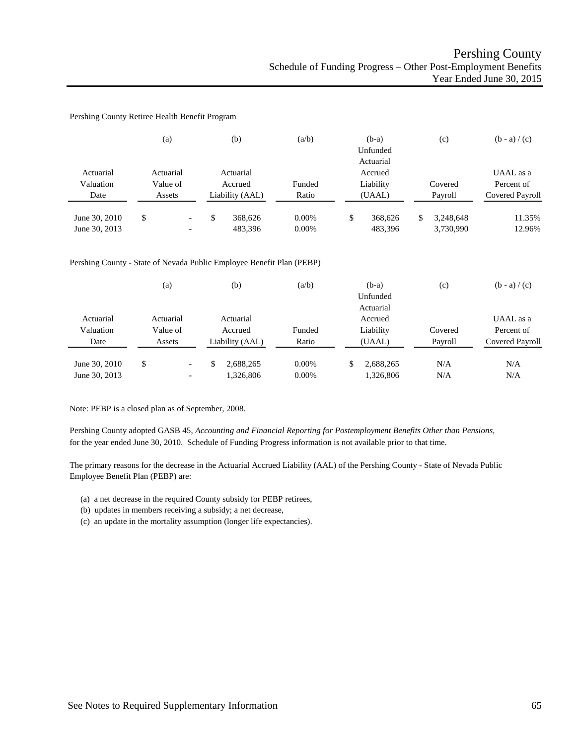# Pershing County

## Schedule of Funding Progress – Other Post-Employment Benefits

### Year Ended June 30, 2015

Pershing County Retiree Health Benefit Program

| Actuarial Valuation Date | (a) Actuarial Value of Assets | (b) Actuarial Accrued Liability (AAL) | (a/b) Funded Ratio | (b-a) Unfunded Actuarial Accrued Liability (UAAL) | (c) Covered Payroll | (b - a) / (c) UAAL as a Percent of Covered Payroll |
|---|---|---|---|---|---|---|
| June 30, 2010 | $ - | $ 368,626 | 0.00% | $ 368,626 | $ 3,248,648 | 11.35% |
| June 30, 2013 | - | 483,396 | 0.00% | 483,396 | 3,730,990 | 12.96% |

Pershing County - State of Nevada Public Employee Benefit Plan (PEBP)

| Actuarial Valuation Date | (a) Actuarial Value of Assets | (b) Actuarial Accrued Liability (AAL) | (a/b) Funded Ratio | (b-a) Unfunded Actuarial Accrued Liability (UAAL) | (c) Covered Payroll | (b - a) / (c) UAAL as a Percent of Covered Payroll |
|---|---|---|---|---|---|---|
| June 30, 2010 | $ - | $ 2,688,265 | 0.00% | $ 2,688,265 | N/A | N/A |
| June 30, 2013 | - | 1,326,806 | 0.00% | 1,326,806 | N/A | N/A |

Note: PEBP is a closed plan as of September, 2008.

Pershing County adopted GASB 45, *Accounting and Financial Reporting for Postemployment Benefits Other than Pensions,* for the year ended June 30, 2010. Schedule of Funding Progress information is not available prior to that time.

The primary reasons for the decrease in the Actuarial Accrued Liability (AAL) of the Pershing County - State of Nevada Public Employee Benefit Plan (PEBP) are:

(a) a net decrease in the required County subsidy for PEBP retirees,
(b) updates in members receiving a subsidy; a net decrease,
(c) an update in the mortality assumption (longer life expectancies).

See Notes to Required Supplementary Information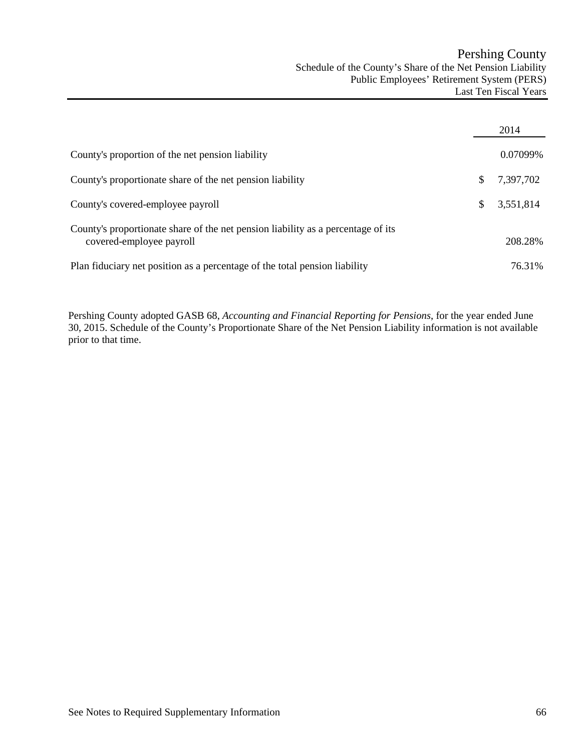# Pershing County

## Schedule of the County's Share of the Net Pension Liability
### Public Employees' Retirement System (PERS)
### Last Ten Fiscal Years

| | 2014 |
|---|---|
| County's proportion of the net pension liability | 0.07099% |
| County's proportionate share of the net pension liability | $ 7,397,702 |
| County's covered-employee payroll | $ 3,551,814 |
| County's proportionate share of the net pension liability as a percentage of its covered-employee payroll | 208.28% |
| Plan fiduciary net position as a percentage of the total pension liability | 76.31% |

Pershing County adopted GASB 68, *Accounting and Financial Reporting for Pensions*, for the year ended June 30, 2015. Schedule of the County's Proportionate Share of the Net Pension Liability information is not available prior to that time.

See Notes to Required Supplementary Information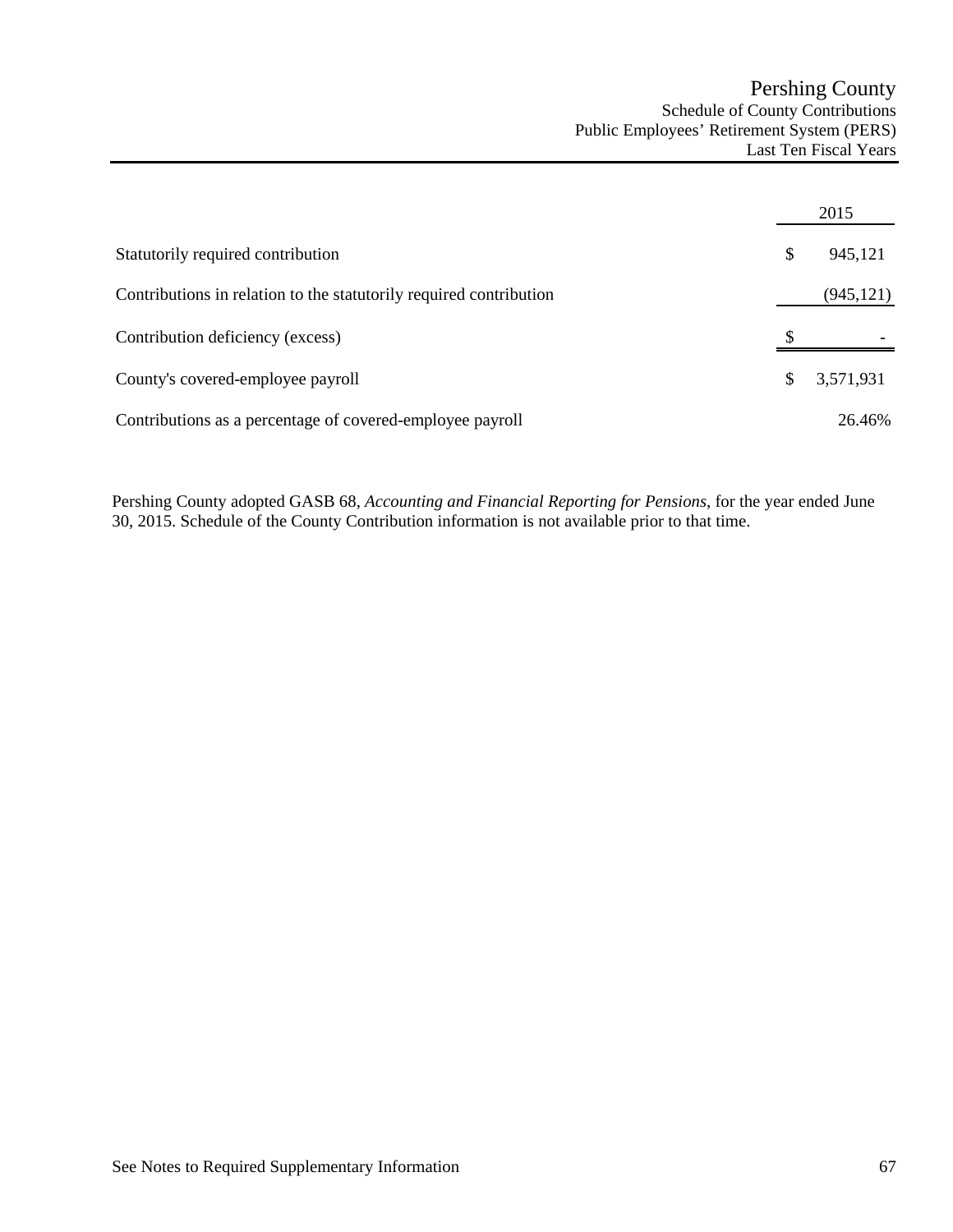# Pershing County

## Schedule of County Contributions
## Public Employees' Retirement System (PERS)
## Last Ten Fiscal Years

| | 2015 |
|---|---|
| Statutorily required contribution | $ 945,121 |
| Contributions in relation to the statutorily required contribution | (945,121) |
| Contribution deficiency (excess) | $ - |
| County's covered-employee payroll | $ 3,571,931 |
| Contributions as a percentage of covered-employee payroll | 26.46% |

Pershing County adopted GASB 68, *Accounting and Financial Reporting for Pensions*, for the year ended June 30, 2015. Schedule of the County Contribution information is not available prior to that time.

See Notes to Required Supplementary Information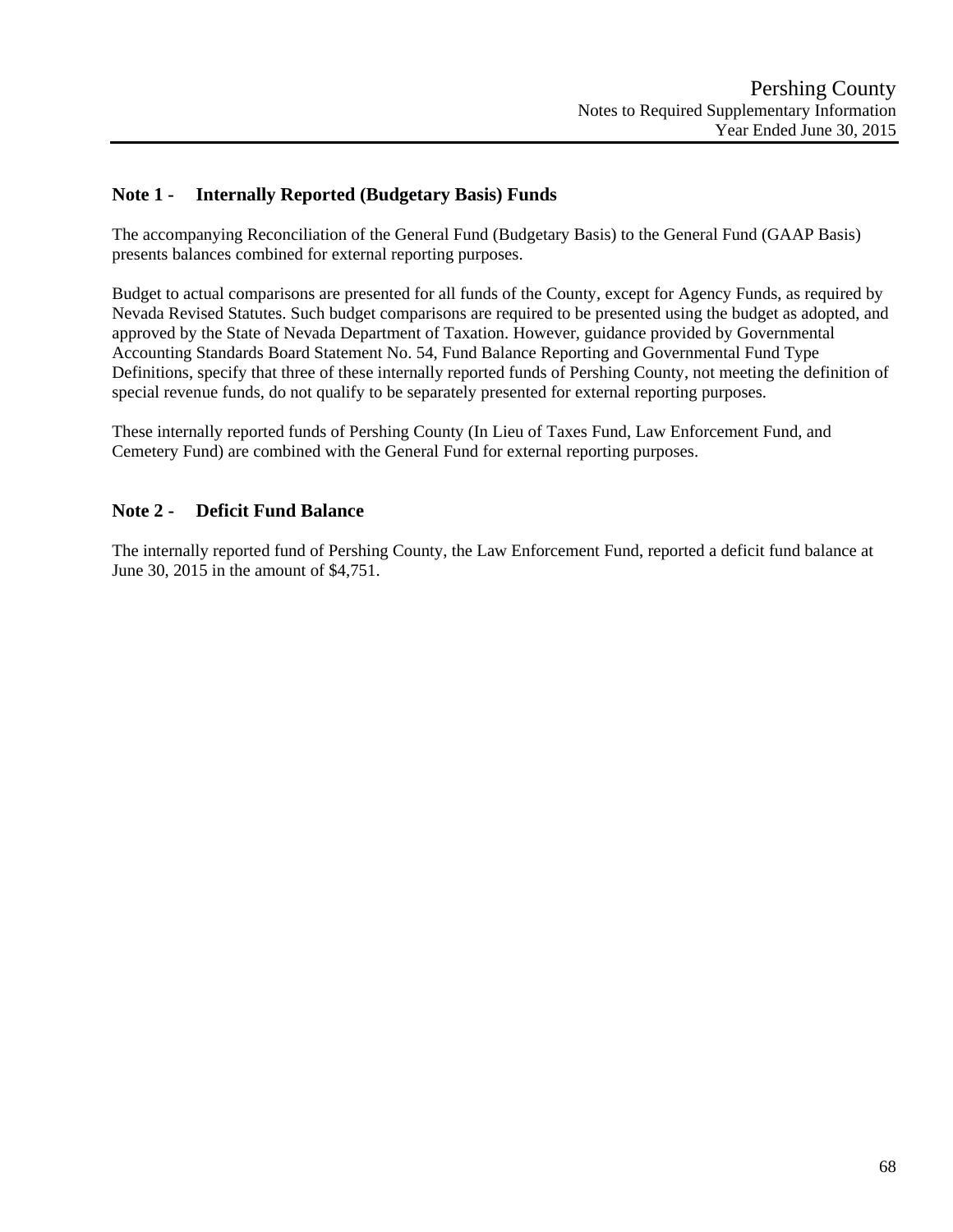## Note 1 - Internally Reported (Budgetary Basis) Funds

The accompanying Reconciliation of the General Fund (Budgetary Basis) to the General Fund (GAAP Basis) presents balances combined for external reporting purposes.

Budget to actual comparisons are presented for all funds of the County, except for Agency Funds, as required by Nevada Revised Statutes. Such budget comparisons are required to be presented using the budget as adopted, and approved by the State of Nevada Department of Taxation. However, guidance provided by Governmental Accounting Standards Board Statement No. 54, Fund Balance Reporting and Governmental Fund Type Definitions, specify that three of these internally reported funds of Pershing County, not meeting the definition of special revenue funds, do not qualify to be separately presented for external reporting purposes.

These internally reported funds of Pershing County (In Lieu of Taxes Fund, Law Enforcement Fund, and Cemetery Fund) are combined with the General Fund for external reporting purposes.

## Note 2 - Deficit Fund Balance

The internally reported fund of Pershing County, the Law Enforcement Fund, reported a deficit fund balance at June 30, 2015 in the amount of $4,751.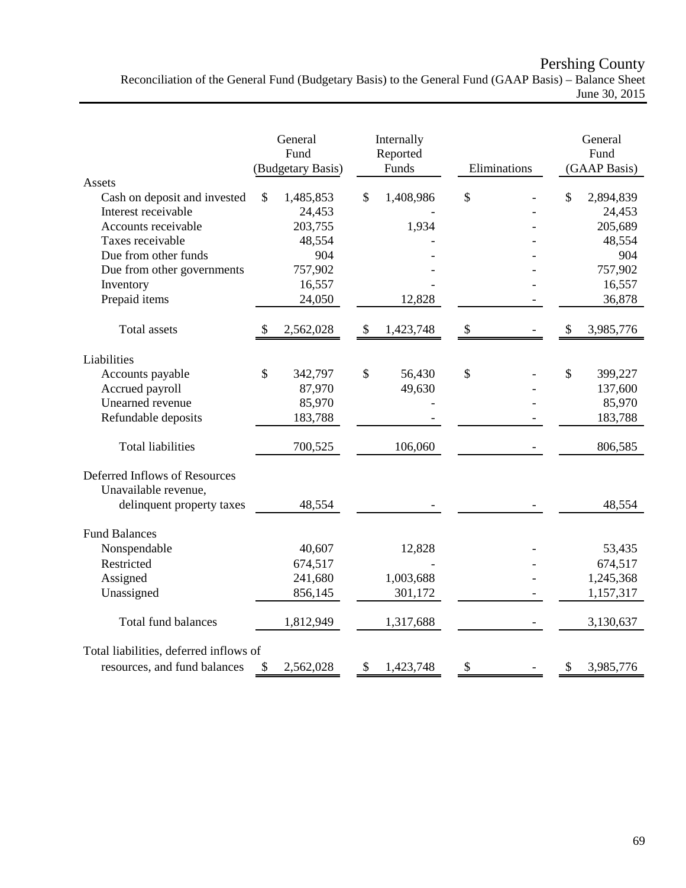# Pershing County

## Reconciliation of the General Fund (Budgetary Basis) to the General Fund (GAAP Basis) – Balance Sheet

June 30, 2015

| | General Fund (Budgetary Basis) | Internally Reported Funds | Eliminations | General Fund (GAAP Basis) |
|---|---|---|---|---|
| **Assets** | | | | |
| Cash on deposit and invested | $ 1,485,853 | $ 1,408,986 | $ - | $ 2,894,839 |
| Interest receivable | 24,453 | - | - | 24,453 |
| Accounts receivable | 203,755 | 1,934 | - | 205,689 |
| Taxes receivable | 48,554 | - | - | 48,554 |
| Due from other funds | 904 | - | - | 904 |
| Due from other governments | 757,902 | - | - | 757,902 |
| Inventory | 16,557 | - | - | 16,557 |
| Prepaid items | 24,050 | 12,828 | - | 36,878 |
| Total assets | $ 2,562,028 | $ 1,423,748 | $ - | $ 3,985,776 |
| **Liabilities** | | | | |
| Accounts payable | $ 342,797 | $ 56,430 | $ - | $ 399,227 |
| Accrued payroll | 87,970 | 49,630 | - | 137,600 |
| Unearned revenue | 85,970 | - | - | 85,970 |
| Refundable deposits | 183,788 | - | - | 183,788 |
| Total liabilities | 700,525 | 106,060 | - | 806,585 |
| **Deferred Inflows of Resources** | | | | |
| Unavailable revenue, delinquent property taxes | 48,554 | - | - | 48,554 |
| **Fund Balances** | | | | |
| Nonspendable | 40,607 | 12,828 | - | 53,435 |
| Restricted | 674,517 | - | - | 674,517 |
| Assigned | 241,680 | 1,003,688 | - | 1,245,368 |
| Unassigned | 856,145 | 301,172 | - | 1,157,317 |
| Total fund balances | 1,812,949 | 1,317,688 | - | 3,130,637 |
| Total liabilities, deferred inflows of resources, and fund balances | $ 2,562,028 | $ 1,423,748 | $ - | $ 3,985,776 |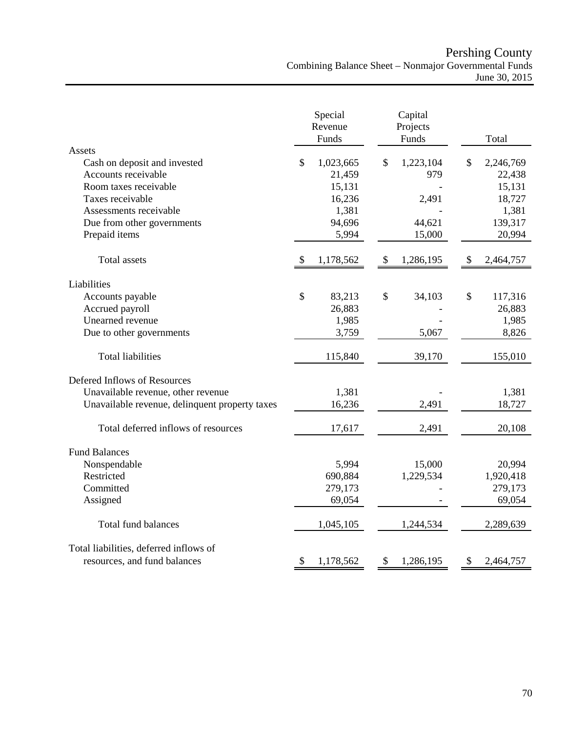# Pershing County

## Combining Balance Sheet – Nonmajor Governmental Funds

### June 30, 2015

| | Special Revenue Funds | Capital Projects Funds | Total |
|---|---|---|---|
| **Assets** | | | |
| Cash on deposit and invested | $ 1,023,665 | $ 1,223,104 | $ 2,246,769 |
| Accounts receivable | 21,459 | 979 | 22,438 |
| Room taxes receivable | 15,131 | - | 15,131 |
| Taxes receivable | 16,236 | 2,491 | 18,727 |
| Assessments receivable | 1,381 | - | 1,381 |
| Due from other governments | 94,696 | 44,621 | 139,317 |
| Prepaid items | 5,994 | 15,000 | 20,994 |
| Total assets | $ 1,178,562 | $ 1,286,195 | $ 2,464,757 |
| **Liabilities** | | | |
| Accounts payable | $ 83,213 | $ 34,103 | $ 117,316 |
| Accrued payroll | 26,883 | - | 26,883 |
| Unearned revenue | 1,985 | - | 1,985 |
| Due to other governments | 3,759 | 5,067 | 8,826 |
| Total liabilities | 115,840 | 39,170 | 155,010 |
| **Defered Inflows of Resources** | | | |
| Unavailable revenue, other revenue | 1,381 | - | 1,381 |
| Unavailable revenue, delinquent property taxes | 16,236 | 2,491 | 18,727 |
| Total deferred inflows of resources | 17,617 | 2,491 | 20,108 |
| **Fund Balances** | | | |
| Nonspendable | 5,994 | 15,000 | 20,994 |
| Restricted | 690,884 | 1,229,534 | 1,920,418 |
| Committed | 279,173 | - | 279,173 |
| Assigned | 69,054 | - | 69,054 |
| Total fund balances | 1,045,105 | 1,244,534 | 2,289,639 |
| Total liabilities, deferred inflows of resources, and fund balances | $ 1,178,562 | $ 1,286,195 | $ 2,464,757 |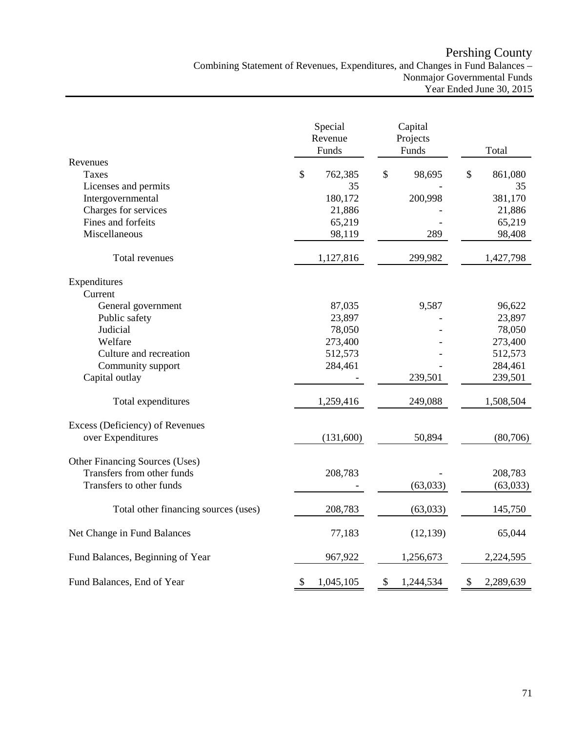# Pershing County

Combining Statement of Revenues, Expenditures, and Changes in Fund Balances –
Nonmajor Governmental Funds
Year Ended June 30, 2015

| | Special Revenue Funds | Capital Projects Funds | Total |
|---|---|---|---|
| **Revenues** | | | |
| Taxes | $ 762,385 | $ 98,695 | $ 861,080 |
| Licenses and permits | 35 | - | 35 |
| Intergovernmental | 180,172 | 200,998 | 381,170 |
| Charges for services | 21,886 | - | 21,886 |
| Fines and forfeits | 65,219 | - | 65,219 |
| Miscellaneous | 98,119 | 289 | 98,408 |
| Total revenues | 1,127,816 | 299,982 | 1,427,798 |
| **Expenditures** | | | |
| Current | | | |
| General government | 87,035 | 9,587 | 96,622 |
| Public safety | 23,897 | - | 23,897 |
| Judicial | 78,050 | - | 78,050 |
| Welfare | 273,400 | - | 273,400 |
| Culture and recreation | 512,573 | - | 512,573 |
| Community support | 284,461 | - | 284,461 |
| Capital outlay | - | 239,501 | 239,501 |
| Total expenditures | 1,259,416 | 249,088 | 1,508,504 |
| **Excess (Deficiency) of Revenues over Expenditures** | (131,600) | 50,894 | (80,706) |
| **Other Financing Sources (Uses)** | | | |
| Transfers from other funds | 208,783 | - | 208,783 |
| Transfers to other funds | - | (63,033) | (63,033) |
| Total other financing sources (uses) | 208,783 | (63,033) | 145,750 |
| **Net Change in Fund Balances** | 77,183 | (12,139) | 65,044 |
| **Fund Balances, Beginning of Year** | 967,922 | 1,256,673 | 2,224,595 |
| **Fund Balances, End of Year** | $ 1,045,105 | $ 1,244,534 | $ 2,289,639 |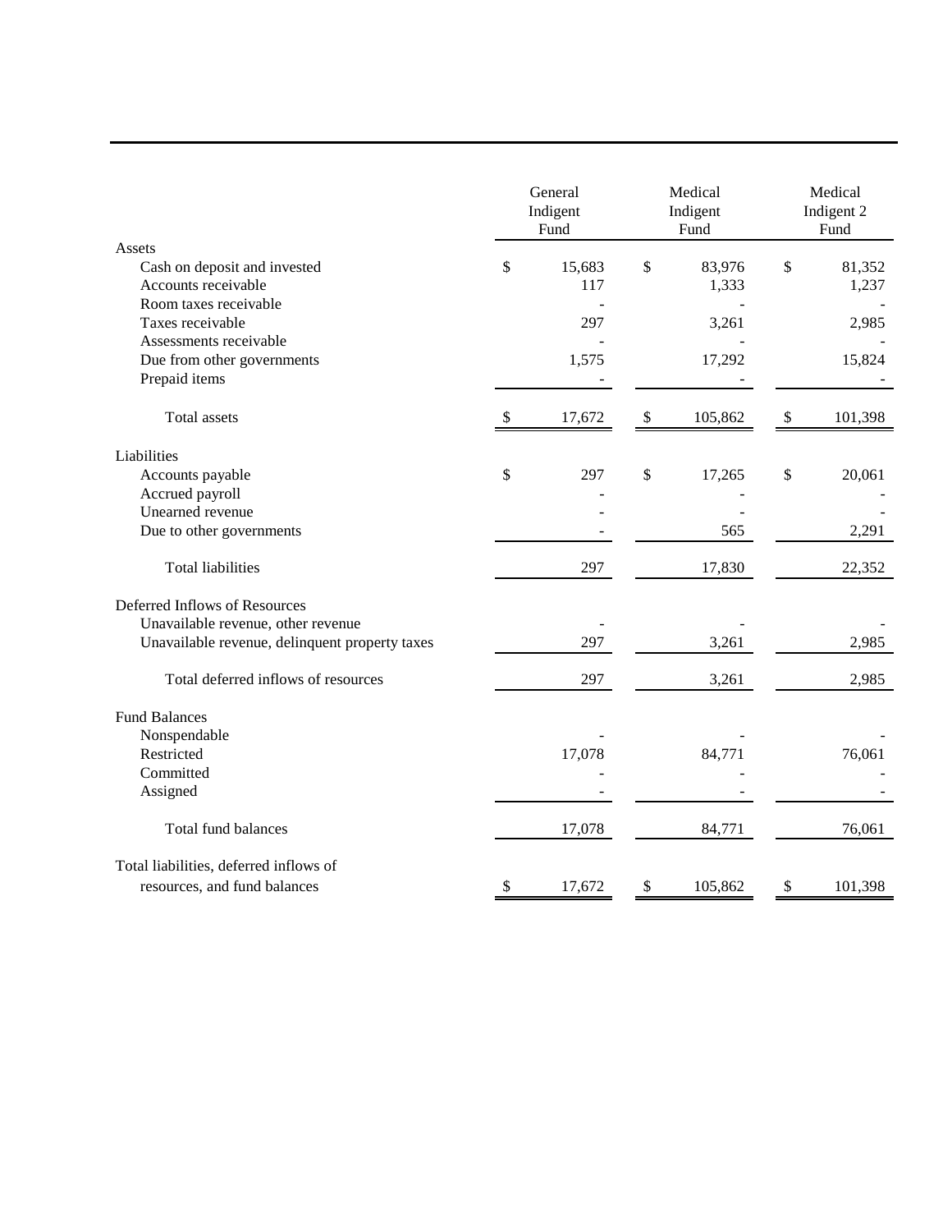| | General Indigent Fund | Medical Indigent Fund | Medical Indigent 2 Fund |
|---|---|---|---|
| **Assets** | | | |
| Cash on deposit and invested | $ 15,683 | $ 83,976 | $ 81,352 |
| Accounts receivable | 117 | 1,333 | 1,237 |
| Room taxes receivable | - | - | - |
| Taxes receivable | 297 | 3,261 | 2,985 |
| Assessments receivable | - | - | - |
| Due from other governments | 1,575 | 17,292 | 15,824 |
| Prepaid items | - | - | - |
| Total assets | $ 17,672 | $ 105,862 | $ 101,398 |
| **Liabilities** | | | |
| Accounts payable | $ 297 | $ 17,265 | $ 20,061 |
| Accrued payroll | - | - | - |
| Unearned revenue | - | - | - |
| Due to other governments | - | 565 | 2,291 |
| Total liabilities | 297 | 17,830 | 22,352 |
| **Deferred Inflows of Resources** | | | |
| Unavailable revenue, other revenue | - | - | - |
| Unavailable revenue, delinquent property taxes | 297 | 3,261 | 2,985 |
| Total deferred inflows of resources | 297 | 3,261 | 2,985 |
| **Fund Balances** | | | |
| Nonspendable | - | - | - |
| Restricted | 17,078 | 84,771 | 76,061 |
| Committed | - | - | - |
| Assigned | - | - | - |
| Total fund balances | 17,078 | 84,771 | 76,061 |
| Total liabilities, deferred inflows of resources, and fund balances | $ 17,672 | $ 105,862 | $ 101,398 |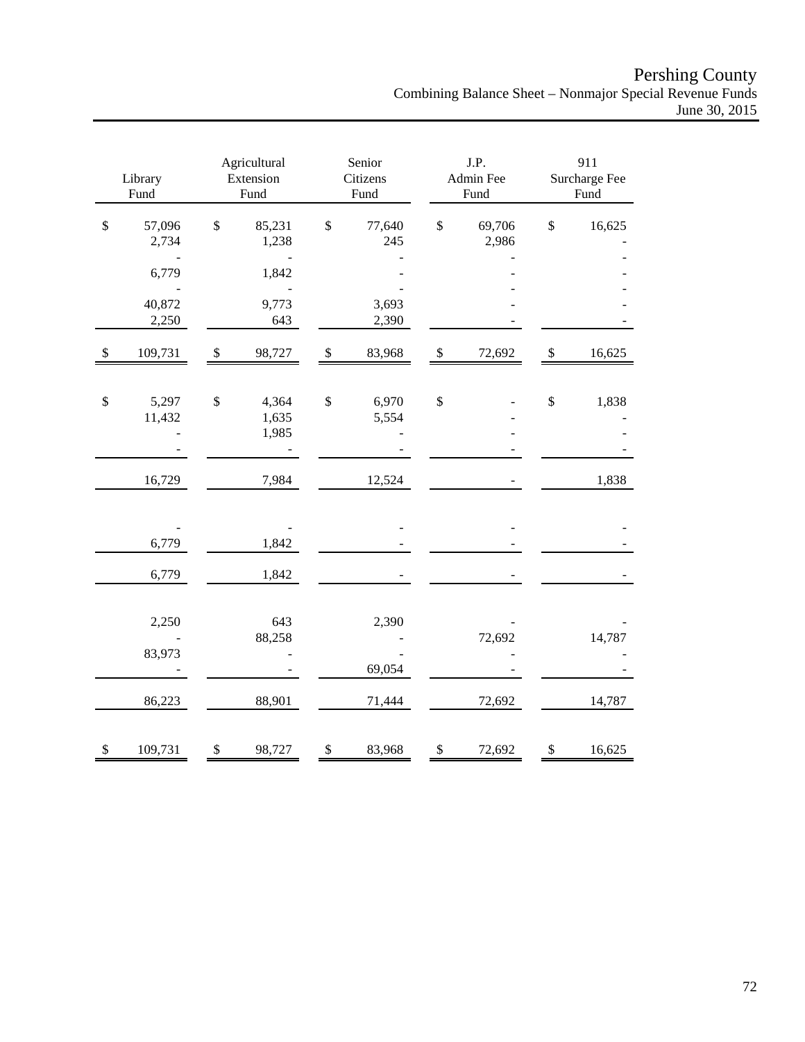# Pershing County

## Combining Balance Sheet – Nonmajor Special Revenue Funds

### June 30, 2015

| Library Fund | Agricultural Extension Fund | Senior Citizens Fund | J.P. Admin Fee Fund | 911 Surcharge Fee Fund |
|---|---|---|---|---|
| $ 57,096 | $ 85,231 | $ 77,640 | $ 69,706 | $ 16,625 |
| 2,734 | 1,238 | 245 | 2,986 | - |
| - | - | - | - | - |
| 6,779 | 1,842 | - | - | - |
| - | - | - | - | - |
| 40,872 | 9,773 | 3,693 | - | - |
| 2,250 | 643 | 2,390 | - | - |
| $ 109,731 | $ 98,727 | $ 83,968 | $ 72,692 | $ 16,625 |
| | | | | |
| $ 5,297 | $ 4,364 | $ 6,970 | $ - | $ 1,838 |
| 11,432 | 1,635 | 5,554 | - | - |
| - | 1,985 | - | - | - |
| - | - | - | - | - |
| 16,729 | 7,984 | 12,524 | - | 1,838 |
| | | | | |
| - | - | - | - | - |
| 6,779 | 1,842 | - | - | - |
| 6,779 | 1,842 | - | - | - |
| | | | | |
| 2,250 | 643 | 2,390 | - | - |
| - | 88,258 | - | 72,692 | 14,787 |
| 83,973 | - | - | - | - |
| - | - | 69,054 | - | - |
| 86,223 | 88,901 | 71,444 | 72,692 | 14,787 |
| | | | | |
| $ 109,731 | $ 98,727 | $ 83,968 | $ 72,692 | $ 16,625 |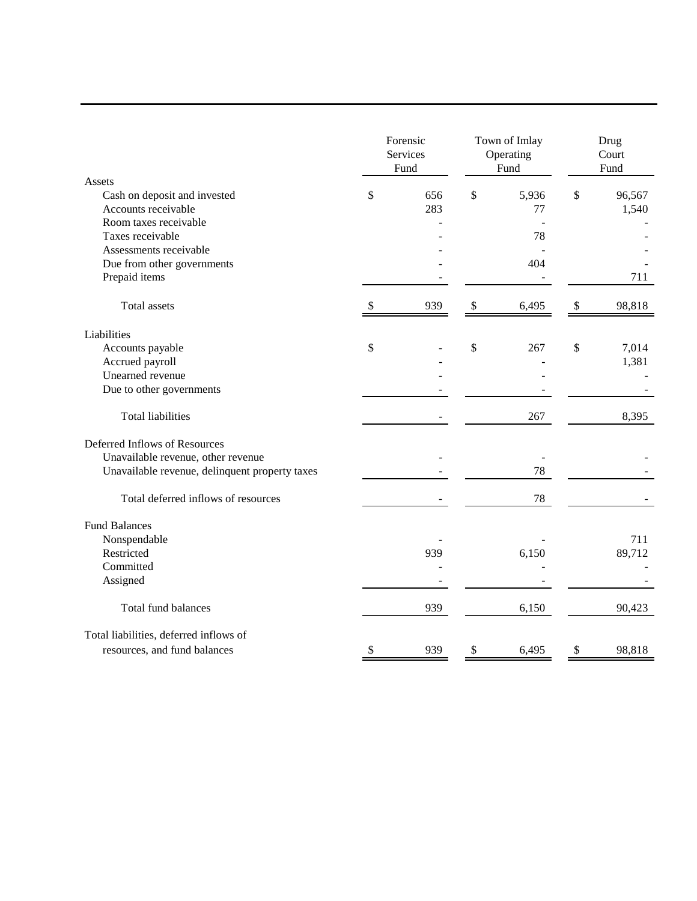| | Forensic Services Fund | Town of Imlay Operating Fund | Drug Court Fund |
|---|---|---|---|
| **Assets** | | | |
| Cash on deposit and invested | $ 656 | $ 5,936 | $ 96,567 |
| Accounts receivable | 283 | 77 | 1,540 |
| Room taxes receivable | - | - | - |
| Taxes receivable | - | 78 | - |
| Assessments receivable | - | - | - |
| Due from other governments | - | 404 | - |
| Prepaid items | - | - | 711 |
| Total assets | $ 939 | $ 6,495 | $ 98,818 |
| **Liabilities** | | | |
| Accounts payable | $ - | $ 267 | $ 7,014 |
| Accrued payroll | - | - | 1,381 |
| Unearned revenue | - | - | - |
| Due to other governments | - | - | - |
| Total liabilities | - | 267 | 8,395 |
| **Deferred Inflows of Resources** | | | |
| Unavailable revenue, other revenue | - | - | - |
| Unavailable revenue, delinquent property taxes | - | 78 | - |
| Total deferred inflows of resources | - | 78 | - |
| **Fund Balances** | | | |
| Nonspendable | - | - | 711 |
| Restricted | 939 | 6,150 | 89,712 |
| Committed | - | - | - |
| Assigned | - | - | - |
| Total fund balances | 939 | 6,150 | 90,423 |
| Total liabilities, deferred inflows of resources, and fund balances | $ 939 | $ 6,495 | $ 98,818 |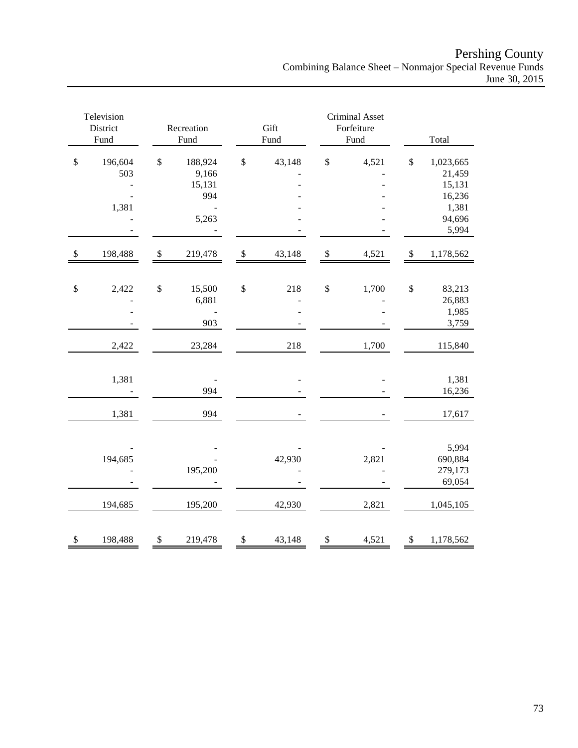# Pershing County
## Combining Balance Sheet – Nonmajor Special Revenue Funds
### June 30, 2015

| Television District Fund | Recreation Fund | Gift Fund | Criminal Asset Forfeiture Fund | Total |
|---|---|---|---|---|
| $ 196,604 | $ 188,924 | $ 43,148 | $ 4,521 | $ 1,023,665 |
| 503 | 9,166 | - | - | 21,459 |
| - | 15,131 | - | - | 15,131 |
| - | 994 | - | - | 16,236 |
| 1,381 | - | - | - | 1,381 |
| - | 5,263 | - | - | 94,696 |
| - | - | - | - | 5,994 |
| $ 198,488 | $ 219,478 | $ 43,148 | $ 4,521 | $ 1,178,562 |
| | | | | |
| $ 2,422 | $ 15,500 | $ 218 | $ 1,700 | $ 83,213 |
| - | 6,881 | - | - | 26,883 |
| - | - | - | - | 1,985 |
| - | 903 | - | - | 3,759 |
| 2,422 | 23,284 | 218 | 1,700 | 115,840 |
| | | | | |
| 1,381 | - | - | - | 1,381 |
| - | 994 | - | - | 16,236 |
| 1,381 | 994 | - | - | 17,617 |
| | | | | |
| - | - | - | - | 5,994 |
| 194,685 | - | 42,930 | 2,821 | 690,884 |
| - | 195,200 | - | - | 279,173 |
| - | - | - | - | 69,054 |
| 194,685 | 195,200 | 42,930 | 2,821 | 1,045,105 |
| | | | | |
| $ 198,488 | $ 219,478 | $ 43,148 | $ 4,521 | $ 1,178,562 |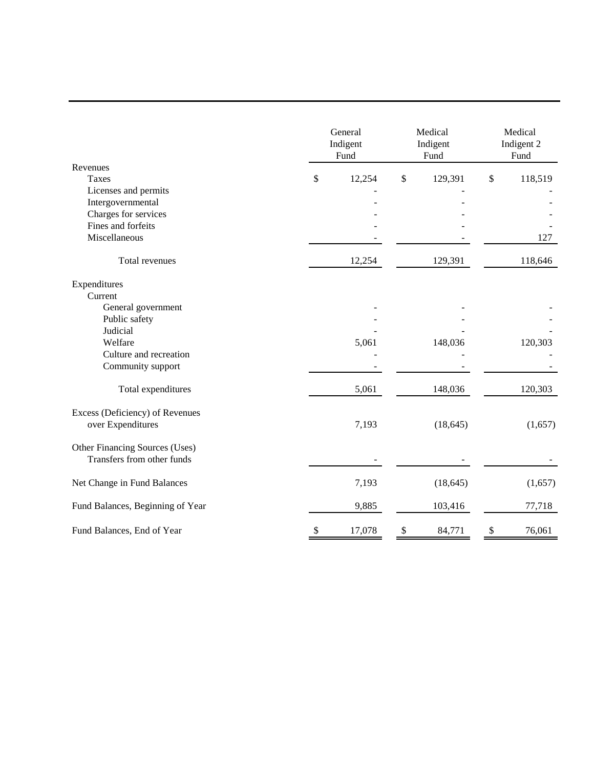| | General Indigent Fund | Medical Indigent Fund | Medical Indigent 2 Fund |
|---|---|---|---|
| **Revenues** | | | |
| Taxes | $ 12,254 | $ 129,391 | $ 118,519 |
| Licenses and permits | - | - | - |
| Intergovernmental | - | - | - |
| Charges for services | - | - | - |
| Fines and forfeits | - | - | - |
| Miscellaneous | - | - | 127 |
| Total revenues | 12,254 | 129,391 | 118,646 |
| **Expenditures** | | | |
| Current | | | |
| General government | - | - | - |
| Public safety | - | - | - |
| Judicial | - | - | - |
| Welfare | 5,061 | 148,036 | 120,303 |
| Culture and recreation | - | - | - |
| Community support | - | - | - |
| Total expenditures | 5,061 | 148,036 | 120,303 |
| **Excess (Deficiency) of Revenues over Expenditures** | 7,193 | (18,645) | (1,657) |
| **Other Financing Sources (Uses)** | | | |
| Transfers from other funds | - | - | - |
| **Net Change in Fund Balances** | 7,193 | (18,645) | (1,657) |
| **Fund Balances, Beginning of Year** | 9,885 | 103,416 | 77,718 |
| **Fund Balances, End of Year** | $ 17,078 | $ 84,771 | $ 76,061 |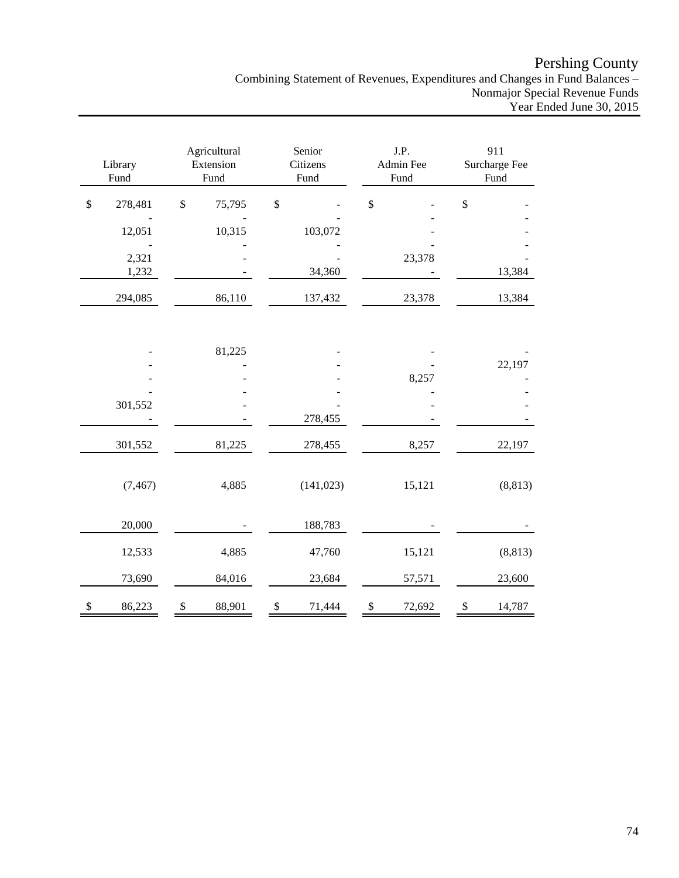# Pershing County

Combining Statement of Revenues, Expenditures and Changes in Fund Balances – Nonmajor Special Revenue Funds
Year Ended June 30, 2015

| Library Fund | Agricultural Extension Fund | Senior Citizens Fund | J.P. Admin Fee Fund | 911 Surcharge Fee Fund |
|---|---|---|---|---|
| $ 278,481 | $ 75,795 | $ - | $ - | $ - |
| - | - | - | - | - |
| 12,051 | 10,315 | 103,072 | - | - |
| - | - | - | - | - |
| 2,321 | - | - | 23,378 | - |
| 1,232 | - | 34,360 | - | 13,384 |
| 294,085 | 86,110 | 137,432 | 23,378 | 13,384 |
| | | | | |
| - | 81,225 | - | - | - |
| - | - | - | - | 22,197 |
| - | - | - | 8,257 | - |
| - | - | - | - | - |
| 301,552 | - | - | - | - |
| - | - | 278,455 | - | - |
| 301,552 | 81,225 | 278,455 | 8,257 | 22,197 |
| | | | | |
| (7,467) | 4,885 | (141,023) | 15,121 | (8,813) |
| | | | | |
| 20,000 | - | 188,783 | - | - |
| 12,533 | 4,885 | 47,760 | 15,121 | (8,813) |
| 73,690 | 84,016 | 23,684 | 57,571 | 23,600 |
| $ 86,223 | $ 88,901 | $ 71,444 | $ 72,692 | $ 14,787 |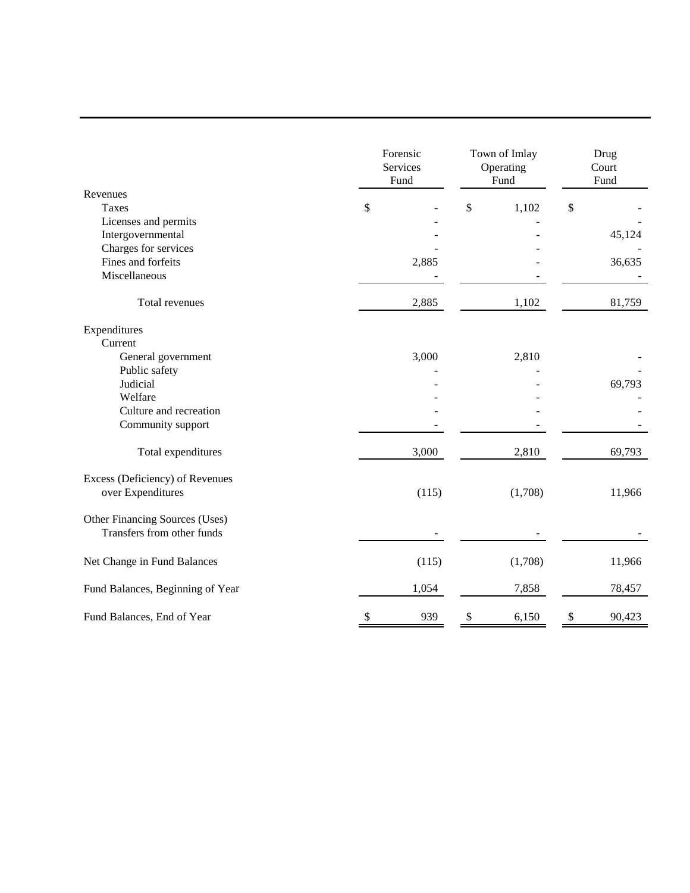| | Forensic Services Fund | Town of Imlay Operating Fund | Drug Court Fund |
|---|---|---|---|
| Revenues | | | |
| Taxes | $ - | $ 1,102 | $ - |
| Licenses and permits | - | - | - |
| Intergovernmental | - | - | 45,124 |
| Charges for services | - | - | - |
| Fines and forfeits | 2,885 | - | 36,635 |
| Miscellaneous | - | - | - |
| Total revenues | 2,885 | 1,102 | 81,759 |
| Expenditures | | | |
| Current | | | |
| General government | 3,000 | 2,810 | - |
| Public safety | - | - | - |
| Judicial | - | - | 69,793 |
| Welfare | - | - | - |
| Culture and recreation | - | - | - |
| Community support | - | - | - |
| Total expenditures | 3,000 | 2,810 | 69,793 |
| Excess (Deficiency) of Revenues over Expenditures | (115) | (1,708) | 11,966 |
| Other Financing Sources (Uses) | | | |
| Transfers from other funds | - | - | - |
| Net Change in Fund Balances | (115) | (1,708) | 11,966 |
| Fund Balances, Beginning of Year | 1,054 | 7,858 | 78,457 |
| Fund Balances, End of Year | $ 939 | $ 6,150 | $ 90,423 |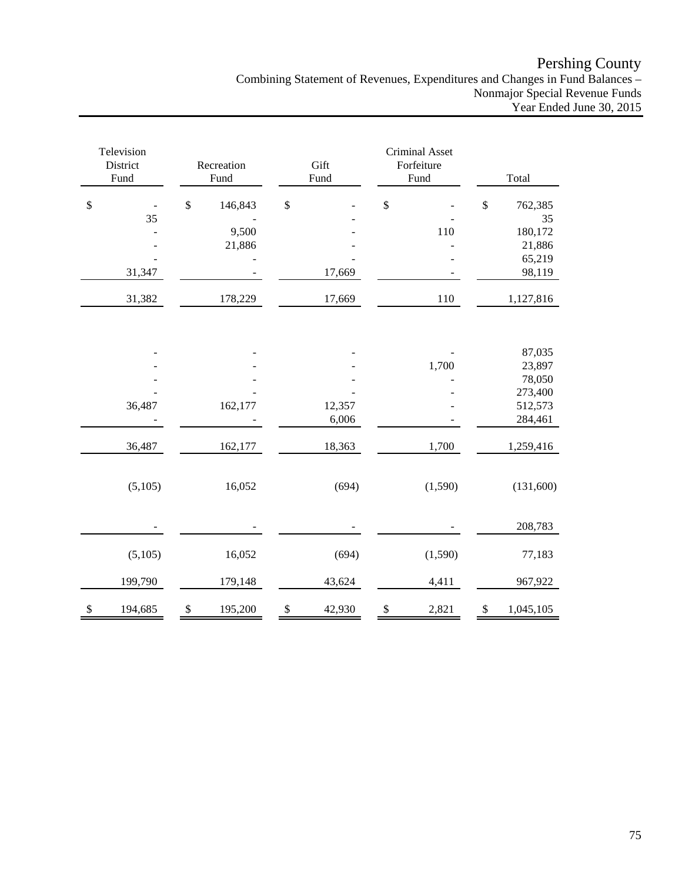# Pershing County

Combining Statement of Revenues, Expenditures and Changes in Fund Balances – Nonmajor Special Revenue Funds
Year Ended June 30, 2015

| Television District Fund | Recreation Fund | Gift Fund | Criminal Asset Forfeiture Fund | Total |
|---|---|---|---|---|
| $ - | $ 146,843 | $ - | $ - | $ 762,385 |
| 35 | - | - | - | 35 |
| - | 9,500 | - | 110 | 180,172 |
| - | 21,886 | - | - | 21,886 |
| - | - | - | - | 65,219 |
| 31,347 | - | 17,669 | - | 98,119 |
| 31,382 | 178,229 | 17,669 | 110 | 1,127,816 |
| | | | | |
| - | - | - | - | 87,035 |
| - | - | - | 1,700 | 23,897 |
| - | - | - | - | 78,050 |
| - | - | - | - | 273,400 |
| 36,487 | 162,177 | 12,357 | - | 512,573 |
| - | - | 6,006 | - | 284,461 |
| 36,487 | 162,177 | 18,363 | 1,700 | 1,259,416 |
| (5,105) | 16,052 | (694) | (1,590) | (131,600) |
| - | - | - | - | 208,783 |
| (5,105) | 16,052 | (694) | (1,590) | 77,183 |
| 199,790 | 179,148 | 43,624 | 4,411 | 967,922 |
| $ 194,685 | $ 195,200 | $ 42,930 | $ 2,821 | $ 1,045,105 |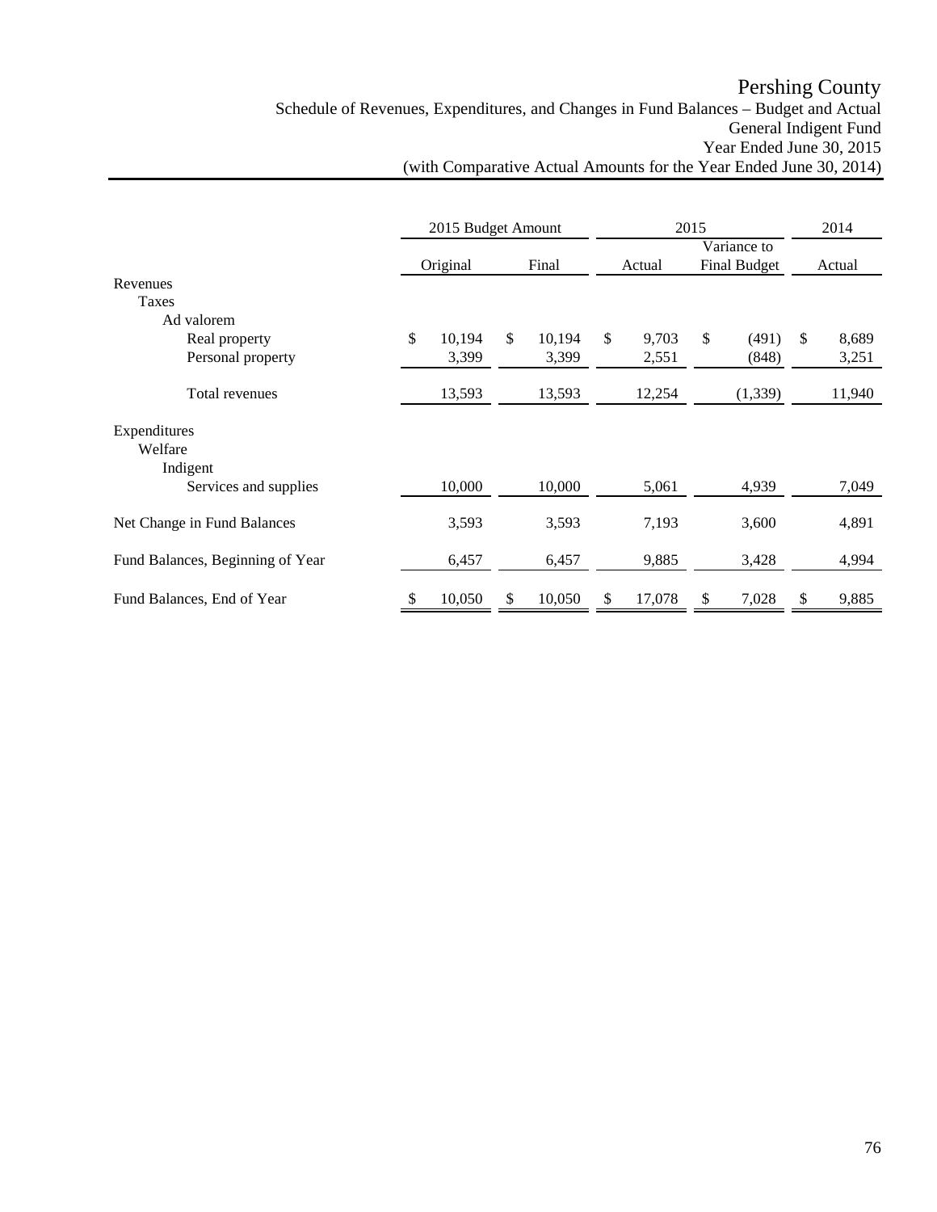# Pershing County

Schedule of Revenues, Expenditures, and Changes in Fund Balances – Budget and Actual
General Indigent Fund
Year Ended June 30, 2015
(with Comparative Actual Amounts for the Year Ended June 30, 2014)

| | 2015 Budget Amount | | 2015 | | 2014 |
|---|---|---|---|---|---|
| | Original | Final | Actual | Variance to Final Budget | Actual |
| Revenues | | | | | |
| Taxes | | | | | |
| Ad valorem | | | | | |
| Real property | $ 10,194 | $ 10,194 | $ 9,703 | $ (491) | $ 8,689 |
| Personal property | 3,399 | 3,399 | 2,551 | (848) | 3,251 |
| Total revenues | 13,593 | 13,593 | 12,254 | (1,339) | 11,940 |
| Expenditures | | | | | |
| Welfare | | | | | |
| Indigent | | | | | |
| Services and supplies | 10,000 | 10,000 | 5,061 | 4,939 | 7,049 |
| Net Change in Fund Balances | 3,593 | 3,593 | 7,193 | 3,600 | 4,891 |
| Fund Balances, Beginning of Year | 6,457 | 6,457 | 9,885 | 3,428 | 4,994 |
| Fund Balances, End of Year | $ 10,050 | $ 10,050 | $ 17,078 | $ 7,028 | $ 9,885 |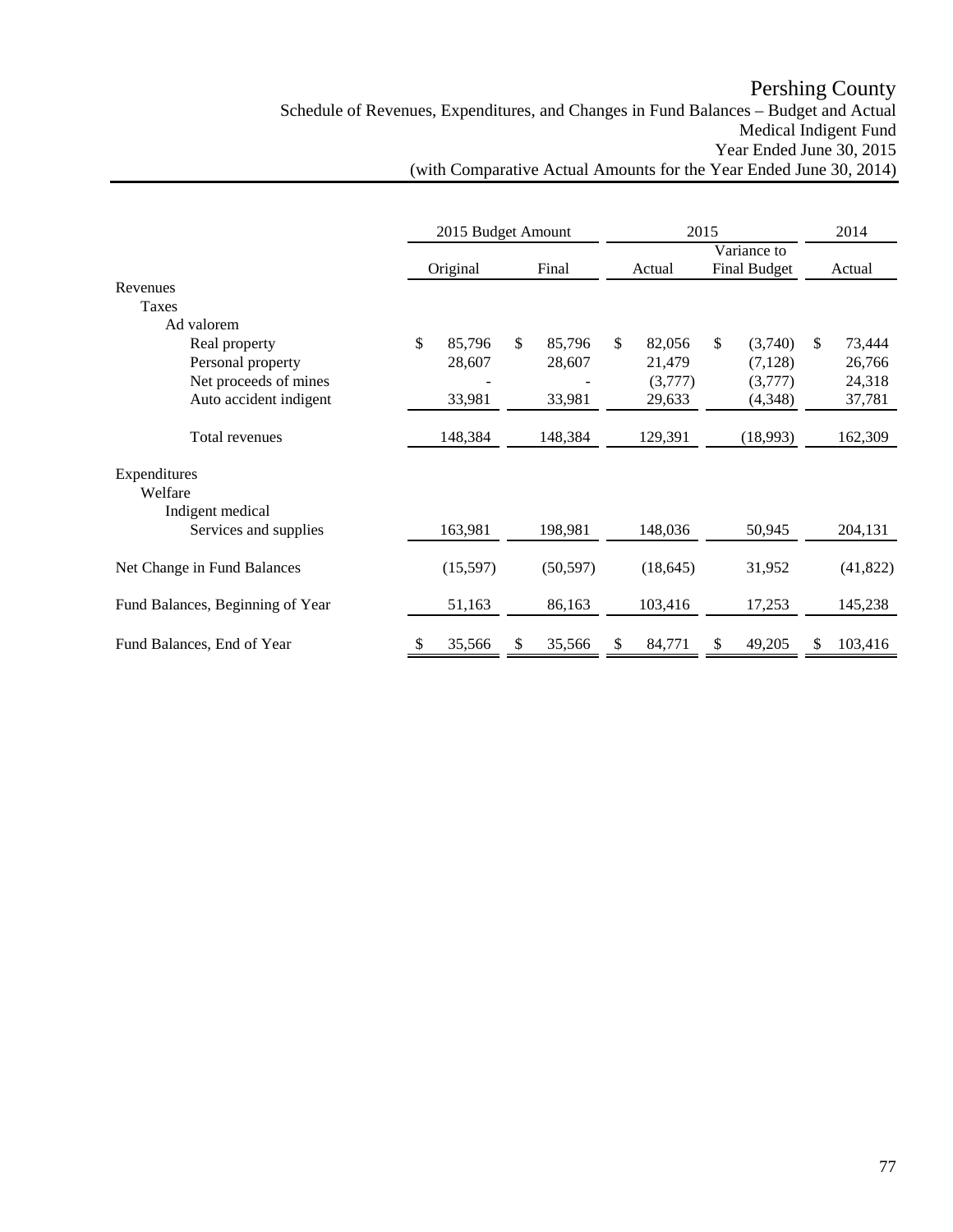# Pershing County

## Schedule of Revenues, Expenditures, and Changes in Fund Balances – Budget and Actual

### Medical Indigent Fund

Year Ended June 30, 2015

(with Comparative Actual Amounts for the Year Ended June 30, 2014)

| | 2015 Budget Amount | | 2015 | | 2014 |
|---|---|---|---|---|---|
| | Original | Final | Actual | Variance to Final Budget | Actual |
| **Revenues** | | | | | |
| Taxes | | | | | |
| Ad valorem | | | | | |
| Real property | $ 85,796 | $ 85,796 | $ 82,056 | $ (3,740) | $ 73,444 |
| Personal property | 28,607 | 28,607 | 21,479 | (7,128) | 26,766 |
| Net proceeds of mines | - | - | (3,777) | (3,777) | 24,318 |
| Auto accident indigent | 33,981 | 33,981 | 29,633 | (4,348) | 37,781 |
| Total revenues | 148,384 | 148,384 | 129,391 | (18,993) | 162,309 |
| **Expenditures** | | | | | |
| Welfare | | | | | |
| Indigent medical | | | | | |
| Services and supplies | 163,981 | 198,981 | 148,036 | 50,945 | 204,131 |
| Net Change in Fund Balances | (15,597) | (50,597) | (18,645) | 31,952 | (41,822) |
| Fund Balances, Beginning of Year | 51,163 | 86,163 | 103,416 | 17,253 | 145,238 |
| Fund Balances, End of Year | $ 35,566 | $ 35,566 | $ 84,771 | $ 49,205 | $ 103,416 |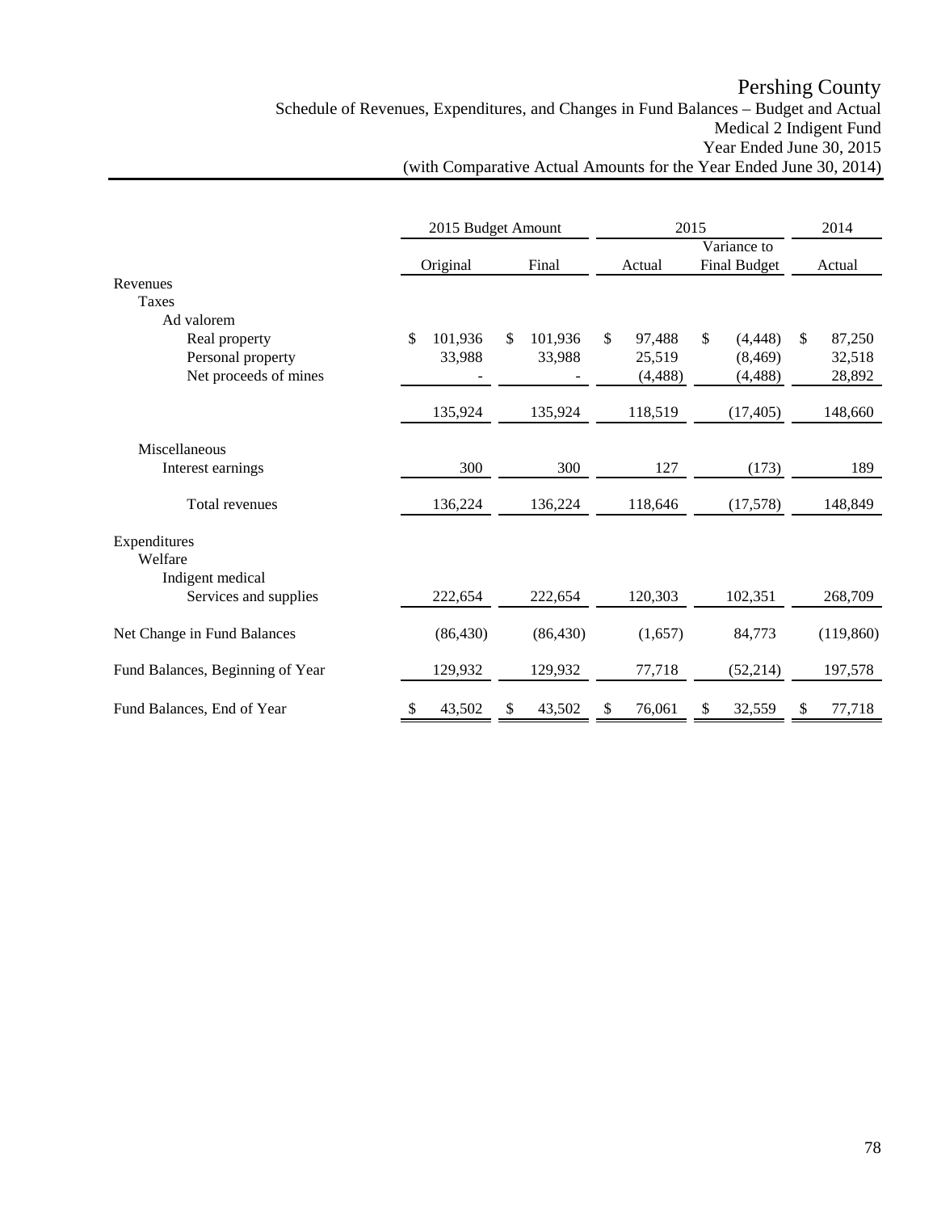# Pershing County

Schedule of Revenues, Expenditures, and Changes in Fund Balances – Budget and Actual
Medical 2 Indigent Fund
Year Ended June 30, 2015
(with Comparative Actual Amounts for the Year Ended June 30, 2014)

| | 2015 Budget Amount | | 2015 | | 2014 |
|---|---|---|---|---|---|
| | Original | Final | Actual | Variance to Final Budget | Actual |
| Revenues | | | | | |
| Taxes | | | | | |
| Ad valorem | | | | | |
| Real property | $ 101,936 | $ 101,936 | $ 97,488 | $ (4,448) | $ 87,250 |
| Personal property | 33,988 | 33,988 | 25,519 | (8,469) | 32,518 |
| Net proceeds of mines | - | - | (4,488) | (4,488) | 28,892 |
| | 135,924 | 135,924 | 118,519 | (17,405) | 148,660 |
| Miscellaneous | | | | | |
| Interest earnings | 300 | 300 | 127 | (173) | 189 |
| Total revenues | 136,224 | 136,224 | 118,646 | (17,578) | 148,849 |
| Expenditures | | | | | |
| Welfare | | | | | |
| Indigent medical | | | | | |
| Services and supplies | 222,654 | 222,654 | 120,303 | 102,351 | 268,709 |
| Net Change in Fund Balances | (86,430) | (86,430) | (1,657) | 84,773 | (119,860) |
| Fund Balances, Beginning of Year | 129,932 | 129,932 | 77,718 | (52,214) | 197,578 |
| Fund Balances, End of Year | $ 43,502 | $ 43,502 | $ 76,061 | $ 32,559 | $ 77,718 |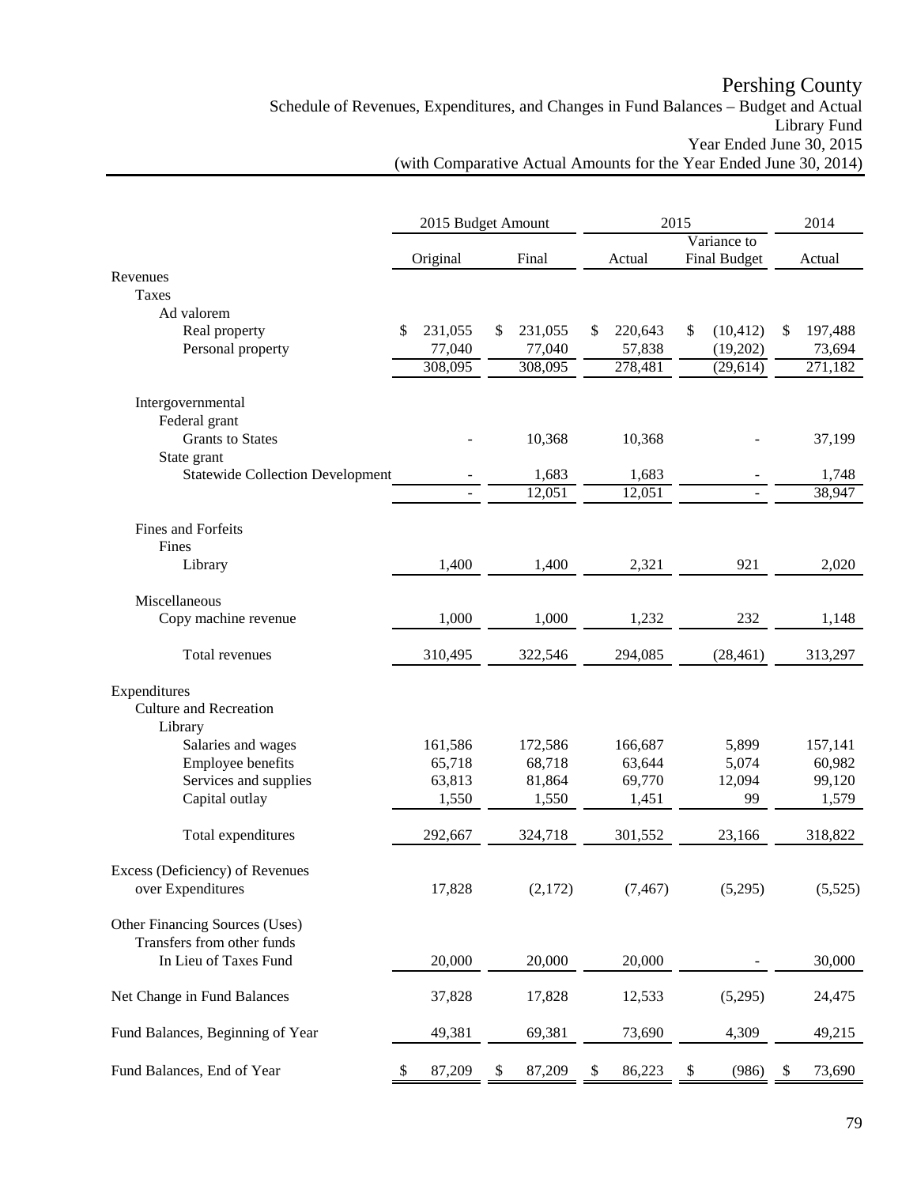# Pershing County

## Schedule of Revenues, Expenditures, and Changes in Fund Balances – Budget and Actual

### Library Fund

### Year Ended June 30, 2015

### (with Comparative Actual Amounts for the Year Ended June 30, 2014)

| | 2015 Budget Amount | | 2015 | | 2014 |
|---|---|---|---|---|---|
| | Original | Final | Actual | Variance to Final Budget | Actual |
| **Revenues** | | | | | |
| Taxes | | | | | |
| Ad valorem | | | | | |
| Real property | $ 231,055 | $ 231,055 | $ 220,643 | $ (10,412) | $ 197,488 |
| Personal property | 77,040 | 77,040 | 57,838 | (19,202) | 73,694 |
| | 308,095 | 308,095 | 278,481 | (29,614) | 271,182 |
| Intergovernmental | | | | | |
| Federal grant | | | | | |
| Grants to States | - | 10,368 | 10,368 | - | 37,199 |
| State grant | | | | | |
| Statewide Collection Development | - | 1,683 | 1,683 | - | 1,748 |
| | - | 12,051 | 12,051 | - | 38,947 |
| Fines and Forfeits | | | | | |
| Fines | | | | | |
| Library | 1,400 | 1,400 | 2,321 | 921 | 2,020 |
| Miscellaneous | | | | | |
| Copy machine revenue | 1,000 | 1,000 | 1,232 | 232 | 1,148 |
| Total revenues | 310,495 | 322,546 | 294,085 | (28,461) | 313,297 |
| **Expenditures** | | | | | |
| Culture and Recreation | | | | | |
| Library | | | | | |
| Salaries and wages | 161,586 | 172,586 | 166,687 | 5,899 | 157,141 |
| Employee benefits | 65,718 | 68,718 | 63,644 | 5,074 | 60,982 |
| Services and supplies | 63,813 | 81,864 | 69,770 | 12,094 | 99,120 |
| Capital outlay | 1,550 | 1,550 | 1,451 | 99 | 1,579 |
| Total expenditures | 292,667 | 324,718 | 301,552 | 23,166 | 318,822 |
| Excess (Deficiency) of Revenues over Expenditures | 17,828 | (2,172) | (7,467) | (5,295) | (5,525) |
| Other Financing Sources (Uses) | | | | | |
| Transfers from other funds | | | | | |
| In Lieu of Taxes Fund | 20,000 | 20,000 | 20,000 | - | 30,000 |
| Net Change in Fund Balances | 37,828 | 17,828 | 12,533 | (5,295) | 24,475 |
| Fund Balances, Beginning of Year | 49,381 | 69,381 | 73,690 | 4,309 | 49,215 |
| Fund Balances, End of Year | $ 87,209 | $ 87,209 | $ 86,223 | $ (986) | $ 73,690 |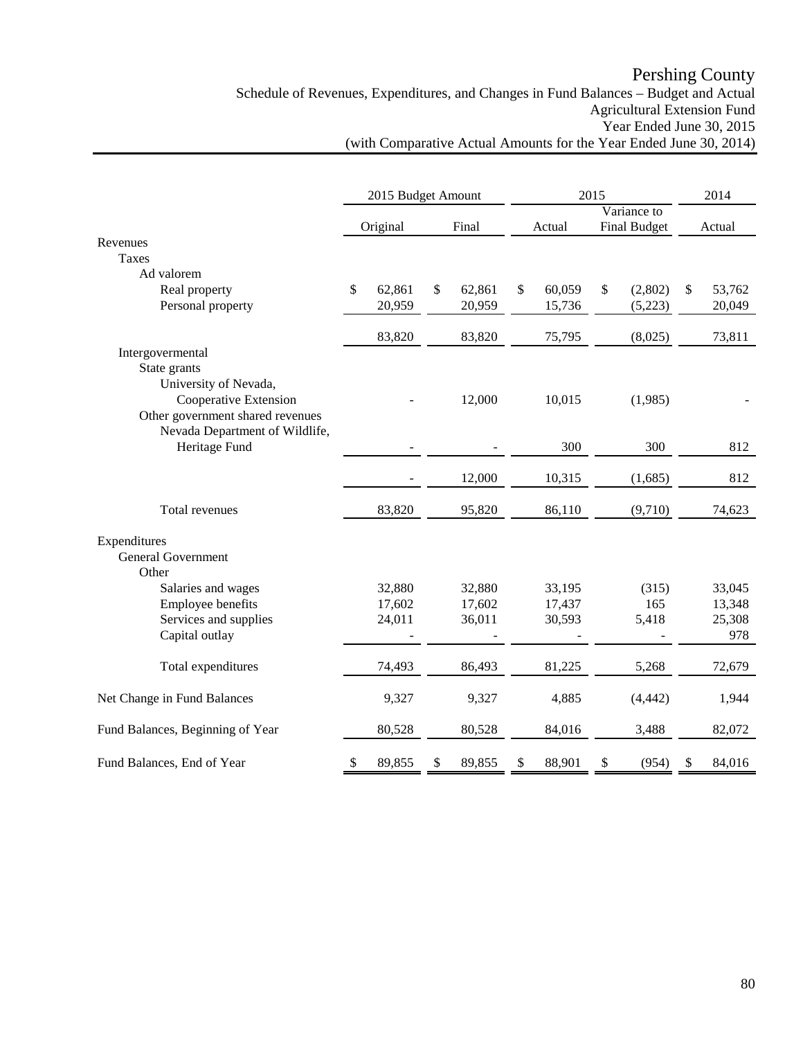# Pershing County

Schedule of Revenues, Expenditures, and Changes in Fund Balances – Budget and Actual
Agricultural Extension Fund
Year Ended June 30, 2015
(with Comparative Actual Amounts for the Year Ended June 30, 2014)

| | 2015 Budget Amount | | 2015 | | 2014 |
|---|---|---|---|---|---|
| | Original | Final | Actual | Variance to Final Budget | Actual |
| Revenues | | | | | |
| Taxes | | | | | |
| Ad valorem | | | | | |
| Real property | $ 62,861 | $ 62,861 | $ 60,059 | $ (2,802) | $ 53,762 |
| Personal property | 20,959 | 20,959 | 15,736 | (5,223) | 20,049 |
| | 83,820 | 83,820 | 75,795 | (8,025) | 73,811 |
| Intergovermental | | | | | |
| State grants | | | | | |
| University of Nevada, Cooperative Extension | - | 12,000 | 10,015 | (1,985) | - |
| Other government shared revenues | | | | | |
| Nevada Department of Wildlife, Heritage Fund | - | - | 300 | 300 | 812 |
| | - | 12,000 | 10,315 | (1,685) | 812 |
| Total revenues | 83,820 | 95,820 | 86,110 | (9,710) | 74,623 |
| Expenditures | | | | | |
| General Government | | | | | |
| Other | | | | | |
| Salaries and wages | 32,880 | 32,880 | 33,195 | (315) | 33,045 |
| Employee benefits | 17,602 | 17,602 | 17,437 | 165 | 13,348 |
| Services and supplies | 24,011 | 36,011 | 30,593 | 5,418 | 25,308 |
| Capital outlay | - | - | - | - | 978 |
| Total expenditures | 74,493 | 86,493 | 81,225 | 5,268 | 72,679 |
| Net Change in Fund Balances | 9,327 | 9,327 | 4,885 | (4,442) | 1,944 |
| Fund Balances, Beginning of Year | 80,528 | 80,528 | 84,016 | 3,488 | 82,072 |
| Fund Balances, End of Year | $ 89,855 | $ 89,855 | $ 88,901 | $ (954) | $ 84,016 |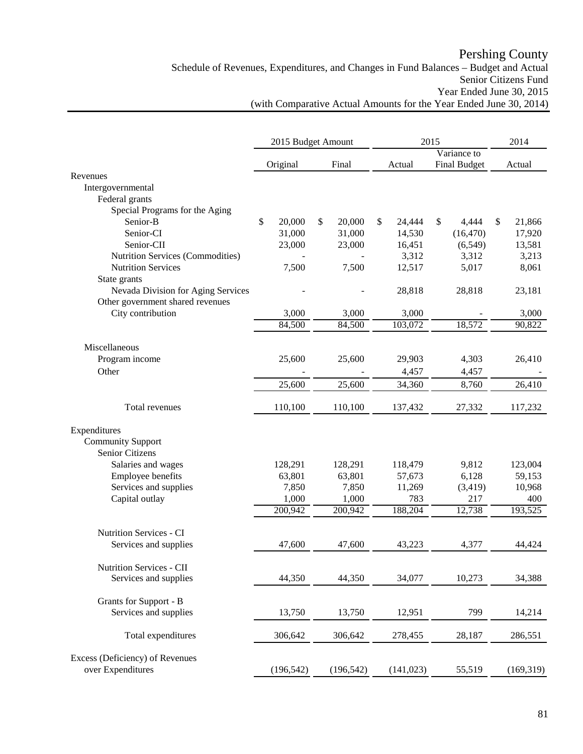# Pershing County

## Schedule of Revenues, Expenditures, and Changes in Fund Balances – Budget and Actual
## Senior Citizens Fund
## Year Ended June 30, 2015
## (with Comparative Actual Amounts for the Year Ended June 30, 2014)

| | 2015 Budget Amount | | 2015 | | 2014 |
|---|---|---|---|---|---|
| | Original | Final | Actual | Variance to Final Budget | Actual |
| Revenues | | | | | |
| Intergovernmental | | | | | |
| Federal grants | | | | | |
| Special Programs for the Aging | | | | | |
| Senior-B | $ 20,000 | $ 20,000 | $ 24,444 | $ 4,444 | $ 21,866 |
| Senior-CI | 31,000 | 31,000 | 14,530 | (16,470) | 17,920 |
| Senior-CII | 23,000 | 23,000 | 16,451 | (6,549) | 13,581 |
| Nutrition Services (Commodities) | - | - | 3,312 | 3,312 | 3,213 |
| Nutrition Services | 7,500 | 7,500 | 12,517 | 5,017 | 8,061 |
| State grants | | | | | |
| Nevada Division for Aging Services | - | - | 28,818 | 28,818 | 23,181 |
| Other government shared revenues | | | | | |
| City contribution | 3,000 | 3,000 | 3,000 | - | 3,000 |
| | 84,500 | 84,500 | 103,072 | 18,572 | 90,822 |
| Miscellaneous | | | | | |
| Program income | 25,600 | 25,600 | 29,903 | 4,303 | 26,410 |
| Other | - | - | 4,457 | 4,457 | - |
| | 25,600 | 25,600 | 34,360 | 8,760 | 26,410 |
| Total revenues | 110,100 | 110,100 | 137,432 | 27,332 | 117,232 |
| Expenditures | | | | | |
| Community Support | | | | | |
| Senior Citizens | | | | | |
| Salaries and wages | 128,291 | 128,291 | 118,479 | 9,812 | 123,004 |
| Employee benefits | 63,801 | 63,801 | 57,673 | 6,128 | 59,153 |
| Services and supplies | 7,850 | 7,850 | 11,269 | (3,419) | 10,968 |
| Capital outlay | 1,000 | 1,000 | 783 | 217 | 400 |
| | 200,942 | 200,942 | 188,204 | 12,738 | 193,525 |
| Nutrition Services - CI | | | | | |
| Services and supplies | 47,600 | 47,600 | 43,223 | 4,377 | 44,424 |
| Nutrition Services - CII | | | | | |
| Services and supplies | 44,350 | 44,350 | 34,077 | 10,273 | 34,388 |
| Grants for Support - B | | | | | |
| Services and supplies | 13,750 | 13,750 | 12,951 | 799 | 14,214 |
| Total expenditures | 306,642 | 306,642 | 278,455 | 28,187 | 286,551 |
| Excess (Deficiency) of Revenues over Expenditures | (196,542) | (196,542) | (141,023) | 55,519 | (169,319) |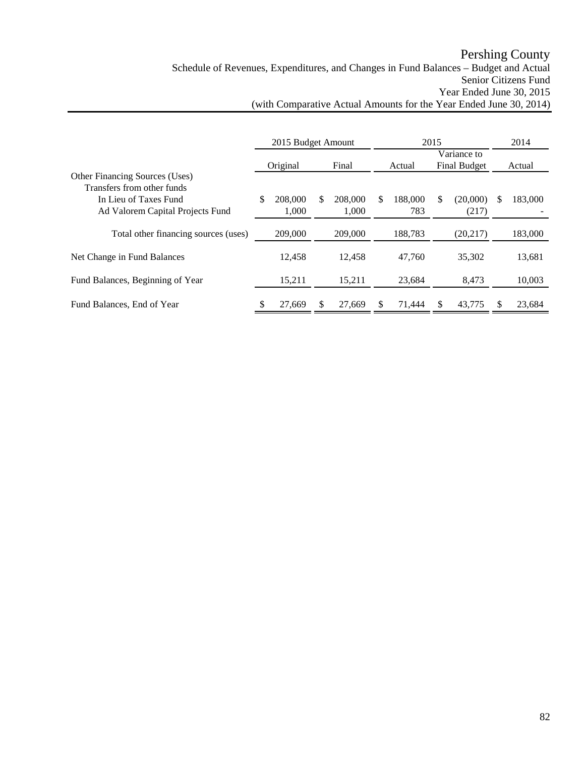# Pershing County

Schedule of Revenues, Expenditures, and Changes in Fund Balances – Budget and Actual
Senior Citizens Fund
Year Ended June 30, 2015
(with Comparative Actual Amounts for the Year Ended June 30, 2014)

| | 2015 Budget Amount | | 2015 | | 2014 |
|---|---|---|---|---|---|
| | Original | Final | Actual | Variance to Final Budget | Actual |
| Other Financing Sources (Uses) | | | | | |
| Transfers from other funds | | | | | |
| In Lieu of Taxes Fund | $ 208,000 | $ 208,000 | $ 188,000 | $ (20,000) | $ 183,000 |
| Ad Valorem Capital Projects Fund | 1,000 | 1,000 | 783 | (217) | - |
| Total other financing sources (uses) | 209,000 | 209,000 | 188,783 | (20,217) | 183,000 |
| Net Change in Fund Balances | 12,458 | 12,458 | 47,760 | 35,302 | 13,681 |
| Fund Balances, Beginning of Year | 15,211 | 15,211 | 23,684 | 8,473 | 10,003 |
| Fund Balances, End of Year | $ 27,669 | $ 27,669 | $ 71,444 | $ 43,775 | $ 23,684 |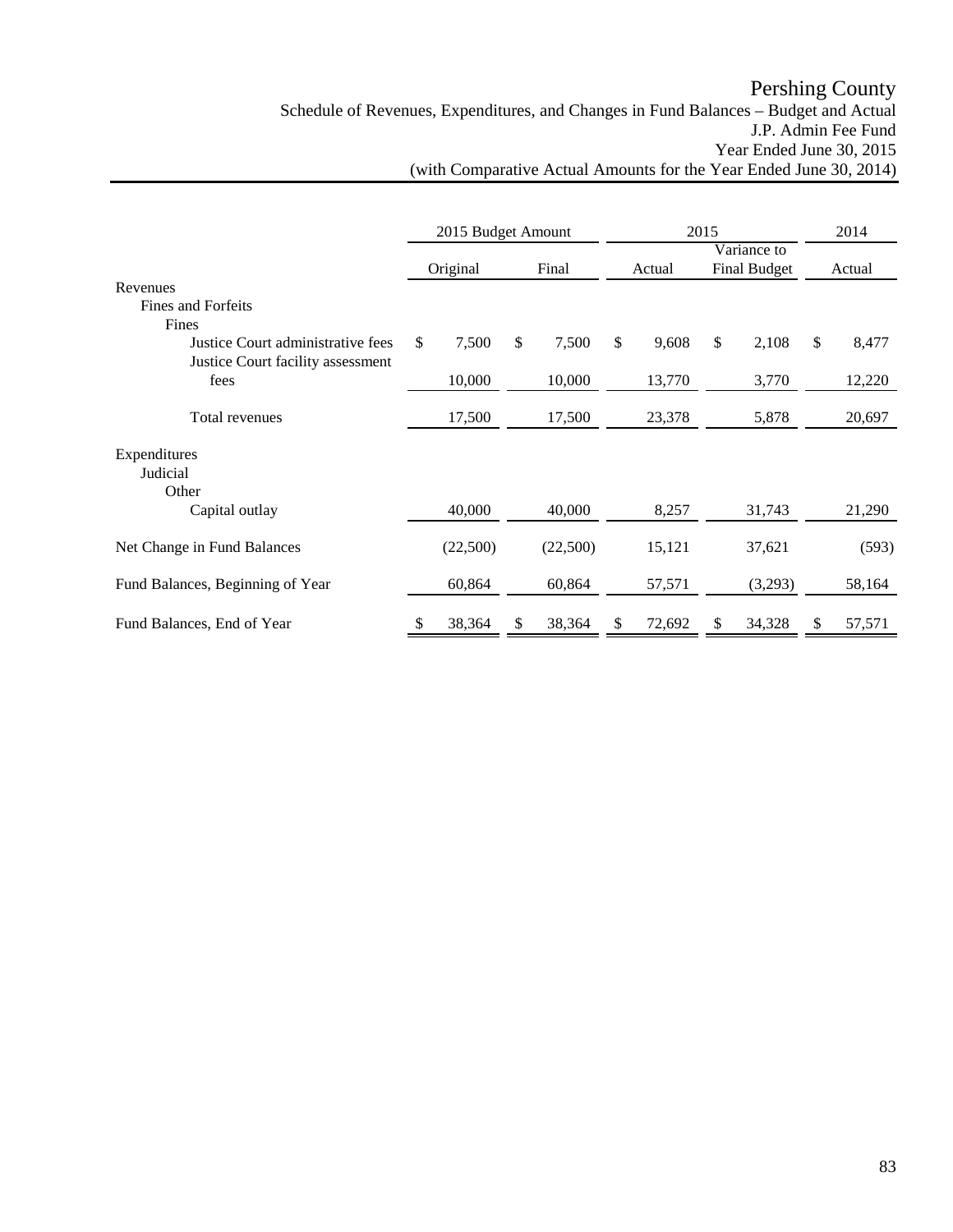# Pershing County

Schedule of Revenues, Expenditures, and Changes in Fund Balances – Budget and Actual
J.P. Admin Fee Fund
Year Ended June 30, 2015
(with Comparative Actual Amounts for the Year Ended June 30, 2014)

| | 2015 Budget Amount | | 2015 | | 2014 |
|---|---|---|---|---|---|
| | Original | Final | Actual | Variance to Final Budget | Actual |
| Revenues | | | | | |
| Fines and Forfeits | | | | | |
| Fines | | | | | |
| Justice Court administrative fees | $ 7,500 | $ 7,500 | $ 9,608 | $ 2,108 | $ 8,477 |
| Justice Court facility assessment fees | 10,000 | 10,000 | 13,770 | 3,770 | 12,220 |
| Total revenues | 17,500 | 17,500 | 23,378 | 5,878 | 20,697 |
| Expenditures | | | | | |
| Judicial | | | | | |
| Other | | | | | |
| Capital outlay | 40,000 | 40,000 | 8,257 | 31,743 | 21,290 |
| Net Change in Fund Balances | (22,500) | (22,500) | 15,121 | 37,621 | (593) |
| Fund Balances, Beginning of Year | 60,864 | 60,864 | 57,571 | (3,293) | 58,164 |
| Fund Balances, End of Year | $ 38,364 | $ 38,364 | $ 72,692 | $ 34,328 | $ 57,571 |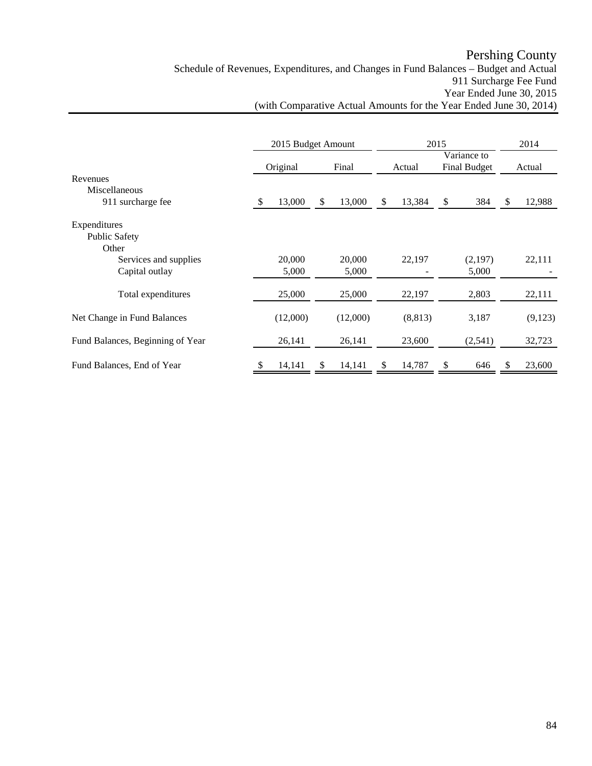# Pershing County

Schedule of Revenues, Expenditures, and Changes in Fund Balances – Budget and Actual
911 Surcharge Fee Fund
Year Ended June 30, 2015
(with Comparative Actual Amounts for the Year Ended June 30, 2014)

| | 2015 Budget Amount | | 2015 | | 2014 |
|---|---|---|---|---|---|
| | Original | Final | Actual | Variance to Final Budget | Actual |
| Revenues | | | | | |
| Miscellaneous | | | | | |
| 911 surcharge fee | $ 13,000 | $ 13,000 | $ 13,384 | $ 384 | $ 12,988 |
| Expenditures | | | | | |
| Public Safety | | | | | |
| Other | | | | | |
| Services and supplies | 20,000 | 20,000 | 22,197 | (2,197) | 22,111 |
| Capital outlay | 5,000 | 5,000 | - | 5,000 | - |
| Total expenditures | 25,000 | 25,000 | 22,197 | 2,803 | 22,111 |
| Net Change in Fund Balances | (12,000) | (12,000) | (8,813) | 3,187 | (9,123) |
| Fund Balances, Beginning of Year | 26,141 | 26,141 | 23,600 | (2,541) | 32,723 |
| Fund Balances, End of Year | $ 14,141 | $ 14,141 | $ 14,787 | $ 646 | $ 23,600 |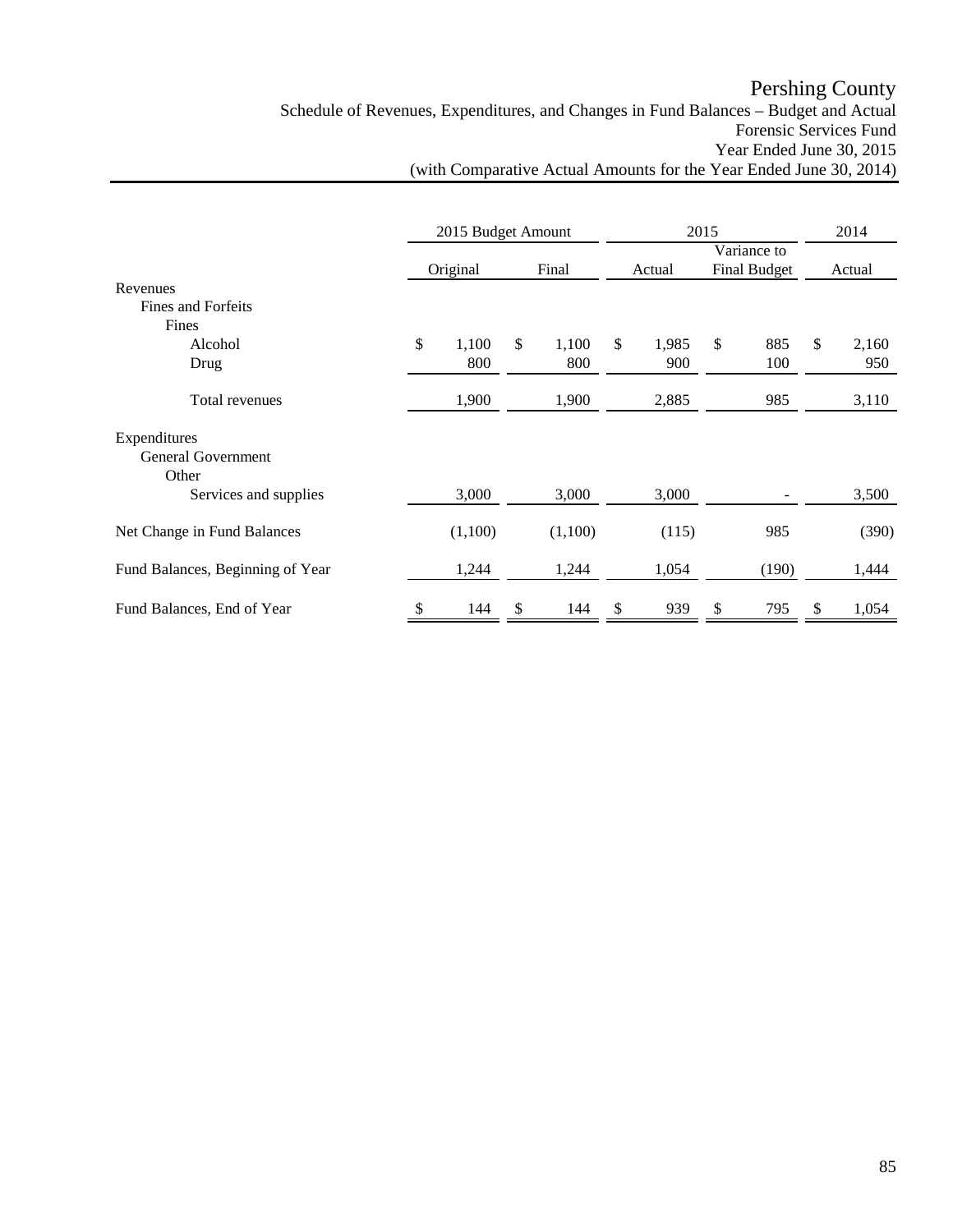# Pershing County

## Schedule of Revenues, Expenditures, and Changes in Fund Balances – Budget and Actual
## Forensic Services Fund
## Year Ended June 30, 2015
## (with Comparative Actual Amounts for the Year Ended June 30, 2014)

| | 2015 Budget Amount | | 2015 | | 2014 |
|---|---|---|---|---|---|
| | Original | Final | Actual | Variance to Final Budget | Actual |
| Revenues | | | | | |
| Fines and Forfeits | | | | | |
| Fines | | | | | |
| Alcohol | $ 1,100 | $ 1,100 | $ 1,985 | $ 885 | $ 2,160 |
| Drug | 800 | 800 | 900 | 100 | 950 |
| Total revenues | 1,900 | 1,900 | 2,885 | 985 | 3,110 |
| Expenditures | | | | | |
| General Government | | | | | |
| Other | | | | | |
| Services and supplies | 3,000 | 3,000 | 3,000 | - | 3,500 |
| Net Change in Fund Balances | (1,100) | (1,100) | (115) | 985 | (390) |
| Fund Balances, Beginning of Year | 1,244 | 1,244 | 1,054 | (190) | 1,444 |
| Fund Balances, End of Year | $ 144 | $ 144 | $ 939 | $ 795 | $ 1,054 |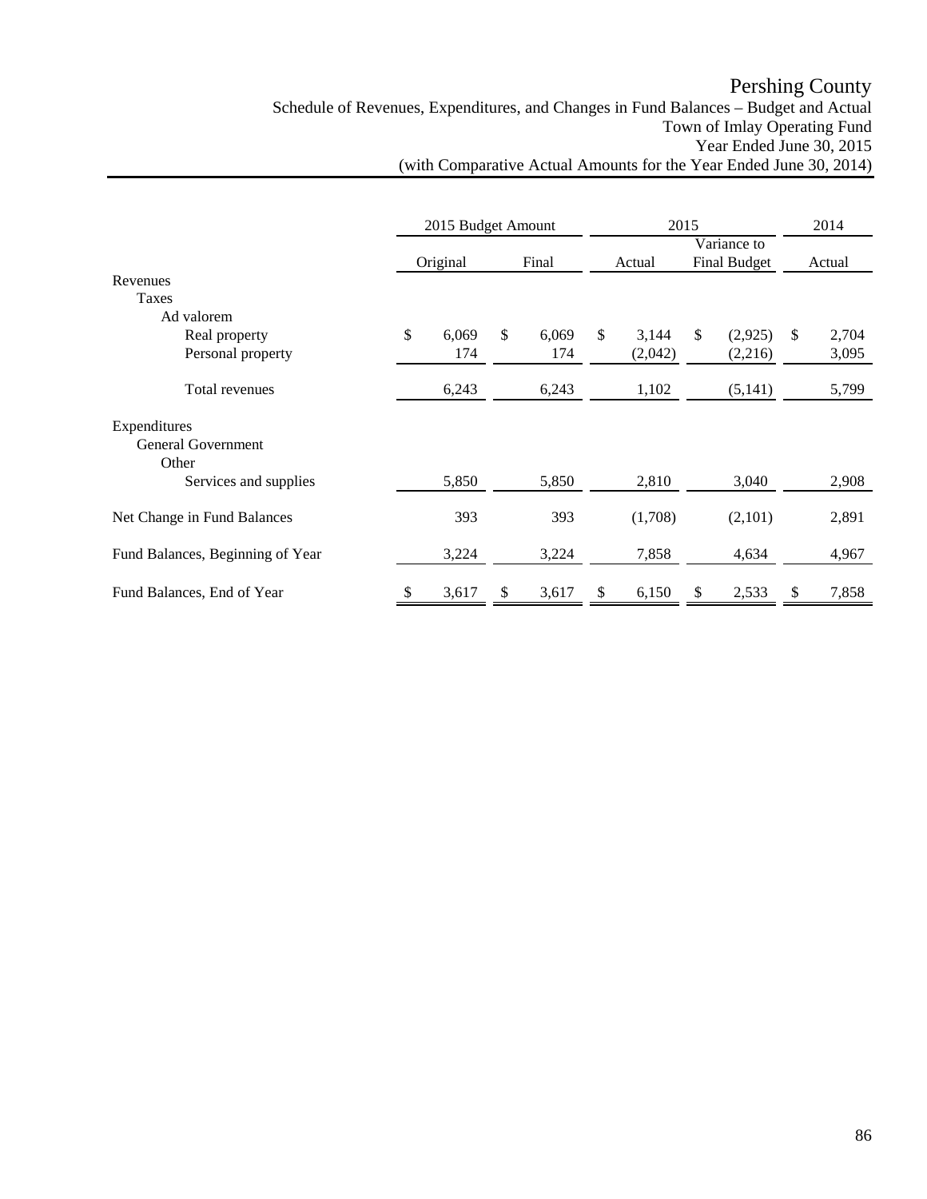# Pershing County

## Schedule of Revenues, Expenditures, and Changes in Fund Balances – Budget and Actual
## Town of Imlay Operating Fund
## Year Ended June 30, 2015
## (with Comparative Actual Amounts for the Year Ended June 30, 2014)

| | 2015 Budget Amount | | 2015 | | 2014 |
|---|---|---|---|---|---|
| | Original | Final | Actual | Variance to Final Budget | Actual |
| Revenues | | | | | |
| Taxes | | | | | |
| Ad valorem | | | | | |
| Real property | $ 6,069 | $ 6,069 | $ 3,144 | $ (2,925) | $ 2,704 |
| Personal property | 174 | 174 | (2,042) | (2,216) | 3,095 |
| Total revenues | 6,243 | 6,243 | 1,102 | (5,141) | 5,799 |
| Expenditures | | | | | |
| General Government | | | | | |
| Other | | | | | |
| Services and supplies | 5,850 | 5,850 | 2,810 | 3,040 | 2,908 |
| Net Change in Fund Balances | 393 | 393 | (1,708) | (2,101) | 2,891 |
| Fund Balances, Beginning of Year | 3,224 | 3,224 | 7,858 | 4,634 | 4,967 |
| Fund Balances, End of Year | $ 3,617 | $ 3,617 | $ 6,150 | $ 2,533 | $ 7,858 |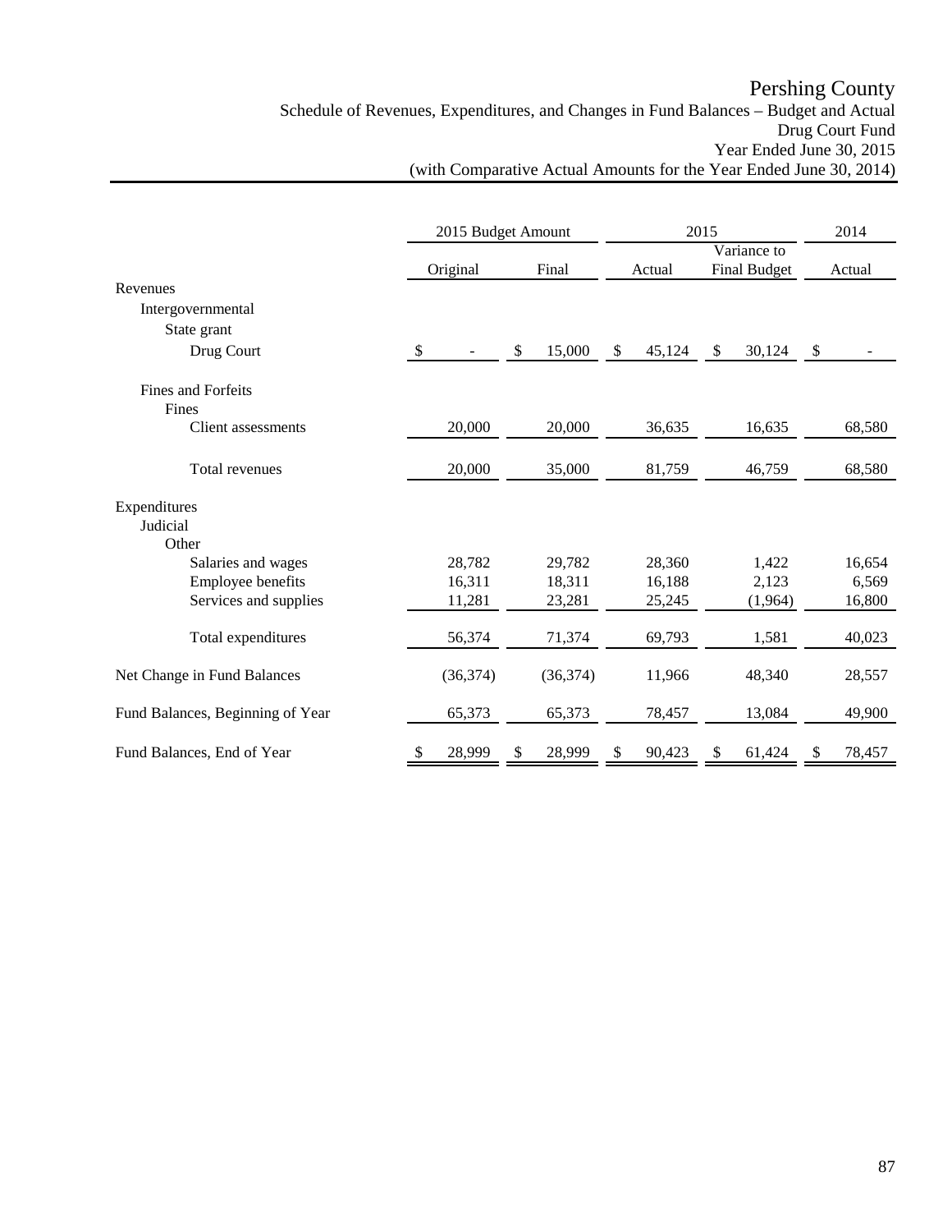# Pershing County

Schedule of Revenues, Expenditures, and Changes in Fund Balances – Budget and Actual
Drug Court Fund
Year Ended June 30, 2015
(with Comparative Actual Amounts for the Year Ended June 30, 2014)

| | 2015 Budget Amount | | 2015 | | 2014 |
|---|---|---|---|---|---|
| | Original | Final | Actual | Variance to Final Budget | Actual |
| Revenues | | | | | |
| Intergovernmental | | | | | |
| State grant | | | | | |
| Drug Court | $ - | $ 15,000 | $ 45,124 | $ 30,124 | $ - |
| Fines and Forfeits | | | | | |
| Fines | | | | | |
| Client assessments | 20,000 | 20,000 | 36,635 | 16,635 | 68,580 |
| Total revenues | 20,000 | 35,000 | 81,759 | 46,759 | 68,580 |
| Expenditures | | | | | |
| Judicial | | | | | |
| Other | | | | | |
| Salaries and wages | 28,782 | 29,782 | 28,360 | 1,422 | 16,654 |
| Employee benefits | 16,311 | 18,311 | 16,188 | 2,123 | 6,569 |
| Services and supplies | 11,281 | 23,281 | 25,245 | (1,964) | 16,800 |
| Total expenditures | 56,374 | 71,374 | 69,793 | 1,581 | 40,023 |
| Net Change in Fund Balances | (36,374) | (36,374) | 11,966 | 48,340 | 28,557 |
| Fund Balances, Beginning of Year | 65,373 | 65,373 | 78,457 | 13,084 | 49,900 |
| Fund Balances, End of Year | $ 28,999 | $ 28,999 | $ 90,423 | $ 61,424 | $ 78,457 |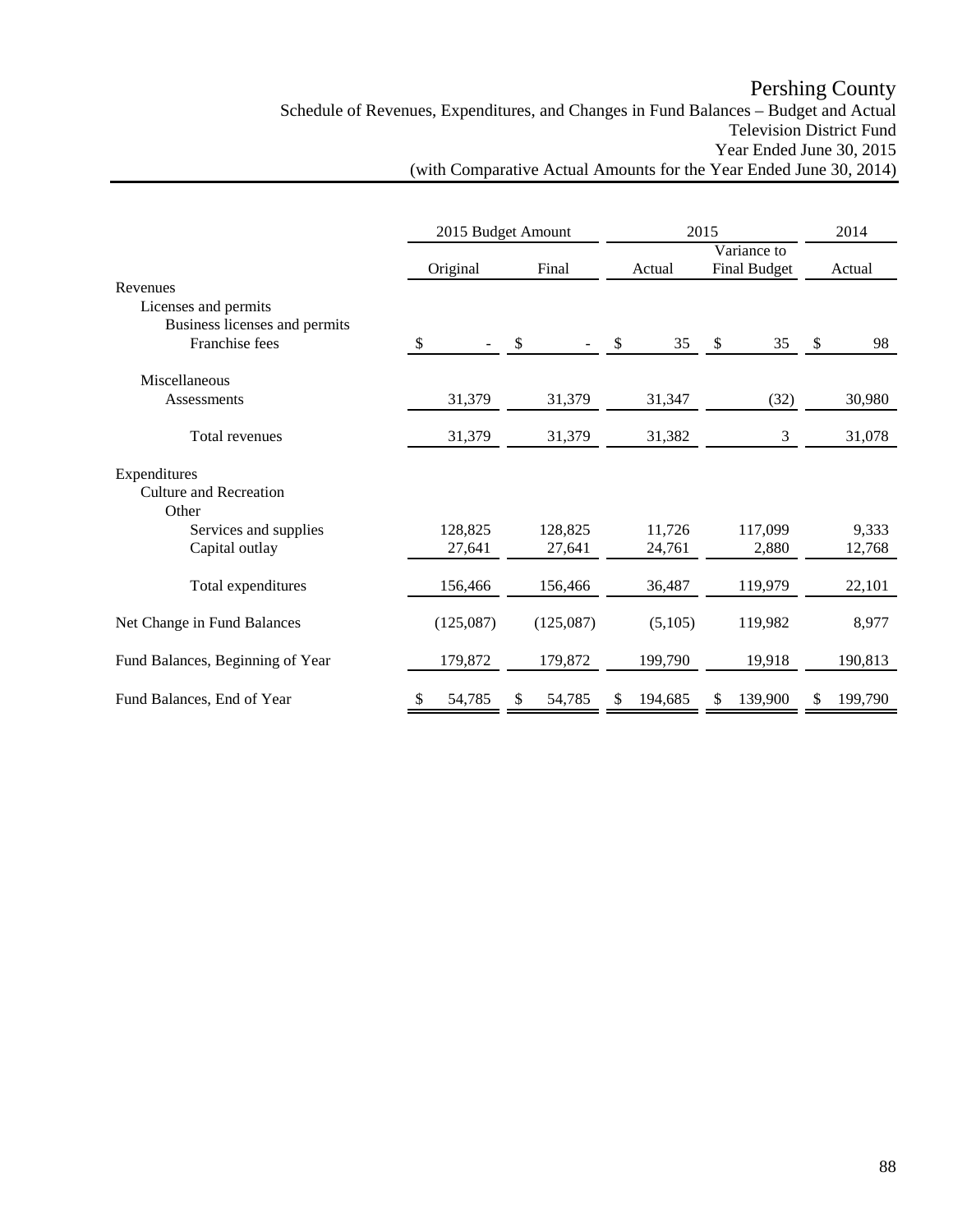# Pershing County

## Schedule of Revenues, Expenditures, and Changes in Fund Balances – Budget and Actual
### Television District Fund
### Year Ended June 30, 2015
### (with Comparative Actual Amounts for the Year Ended June 30, 2014)

| | 2015 Budget Amount | | 2015 | | 2014 |
|---|---|---|---|---|---|
| | Original | Final | Actual | Variance to Final Budget | Actual |
| Revenues | | | | | |
| Licenses and permits | | | | | |
| Business licenses and permits | | | | | |
| Franchise fees | $ - | $ - | $ 35 | $ 35 | $ 98 |
| Miscellaneous | | | | | |
| Assessments | 31,379 | 31,379 | 31,347 | (32) | 30,980 |
| Total revenues | 31,379 | 31,379 | 31,382 | 3 | 31,078 |
| Expenditures | | | | | |
| Culture and Recreation | | | | | |
| Other | | | | | |
| Services and supplies | 128,825 | 128,825 | 11,726 | 117,099 | 9,333 |
| Capital outlay | 27,641 | 27,641 | 24,761 | 2,880 | 12,768 |
| Total expenditures | 156,466 | 156,466 | 36,487 | 119,979 | 22,101 |
| Net Change in Fund Balances | (125,087) | (125,087) | (5,105) | 119,982 | 8,977 |
| Fund Balances, Beginning of Year | 179,872 | 179,872 | 199,790 | 19,918 | 190,813 |
| Fund Balances, End of Year | $ 54,785 | $ 54,785 | $ 194,685 | $ 139,900 | $ 199,790 |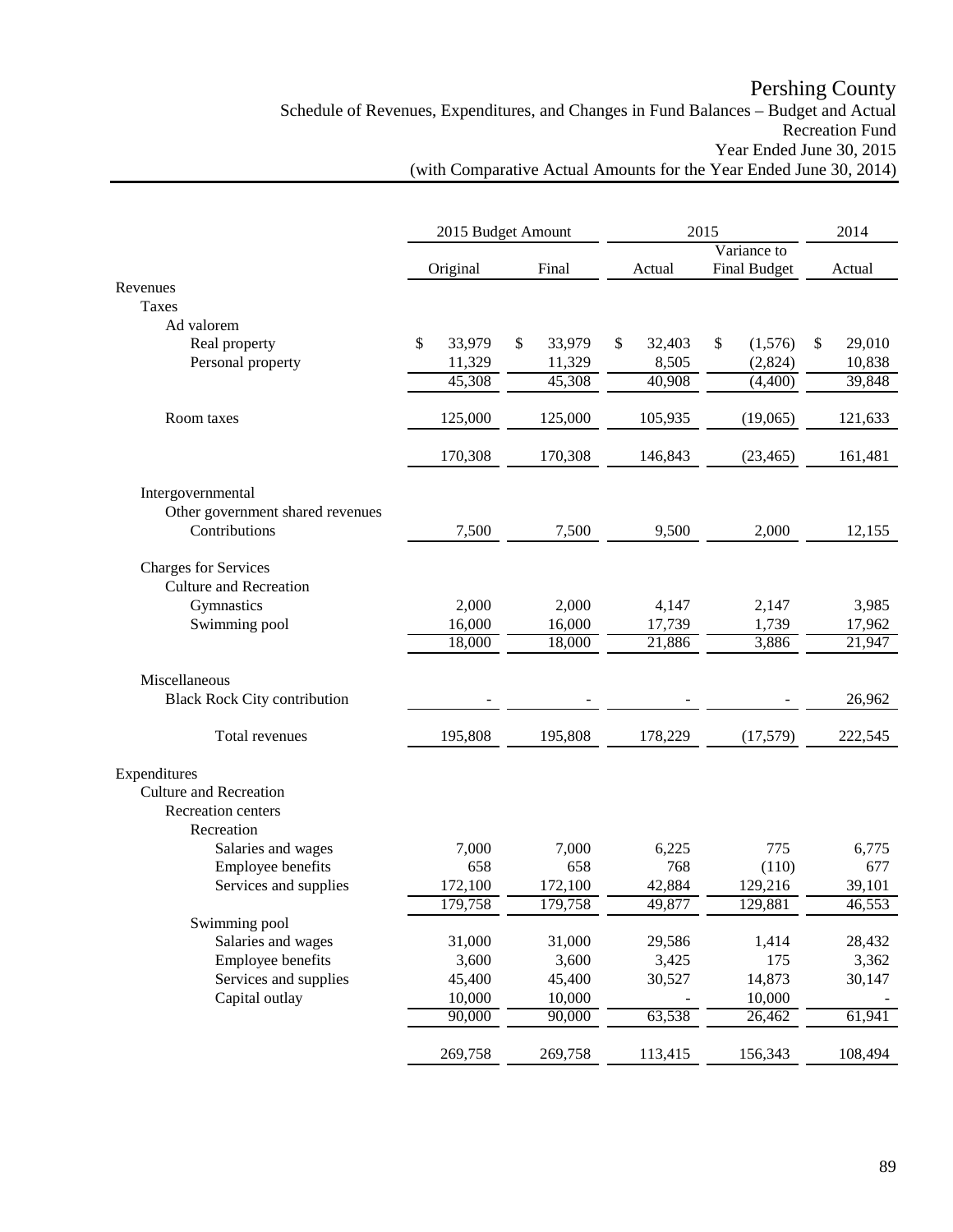# Pershing County

Schedule of Revenues, Expenditures, and Changes in Fund Balances – Budget and Actual
Recreation Fund
Year Ended June 30, 2015
(with Comparative Actual Amounts for the Year Ended June 30, 2014)

| | 2015 Budget Amount | | 2015 | | 2014 |
|---|---|---|---|---|---|
| | Original | Final | Actual | Variance to Final Budget | Actual |
| Revenues | | | | | |
| Taxes | | | | | |
| Ad valorem | | | | | |
| Real property | $ 33,979 | $ 33,979 | $ 32,403 | $ (1,576) | $ 29,010 |
| Personal property | 11,329 | 11,329 | 8,505 | (2,824) | 10,838 |
| | 45,308 | 45,308 | 40,908 | (4,400) | 39,848 |
| Room taxes | 125,000 | 125,000 | 105,935 | (19,065) | 121,633 |
| | 170,308 | 170,308 | 146,843 | (23,465) | 161,481 |
| Intergovernmental | | | | | |
| Other government shared revenues | | | | | |
| Contributions | 7,500 | 7,500 | 9,500 | 2,000 | 12,155 |
| Charges for Services | | | | | |
| Culture and Recreation | | | | | |
| Gymnastics | 2,000 | 2,000 | 4,147 | 2,147 | 3,985 |
| Swimming pool | 16,000 | 16,000 | 17,739 | 1,739 | 17,962 |
| | 18,000 | 18,000 | 21,886 | 3,886 | 21,947 |
| Miscellaneous | | | | | |
| Black Rock City contribution | - | - | - | - | 26,962 |
| Total revenues | 195,808 | 195,808 | 178,229 | (17,579) | 222,545 |
| Expenditures | | | | | |
| Culture and Recreation | | | | | |
| Recreation centers | | | | | |
| Recreation | | | | | |
| Salaries and wages | 7,000 | 7,000 | 6,225 | 775 | 6,775 |
| Employee benefits | 658 | 658 | 768 | (110) | 677 |
| Services and supplies | 172,100 | 172,100 | 42,884 | 129,216 | 39,101 |
| | 179,758 | 179,758 | 49,877 | 129,881 | 46,553 |
| Swimming pool | | | | | |
| Salaries and wages | 31,000 | 31,000 | 29,586 | 1,414 | 28,432 |
| Employee benefits | 3,600 | 3,600 | 3,425 | 175 | 3,362 |
| Services and supplies | 45,400 | 45,400 | 30,527 | 14,873 | 30,147 |
| Capital outlay | 10,000 | 10,000 | - | 10,000 | - |
| | 90,000 | 90,000 | 63,538 | 26,462 | 61,941 |
| | 269,758 | 269,758 | 113,415 | 156,343 | 108,494 |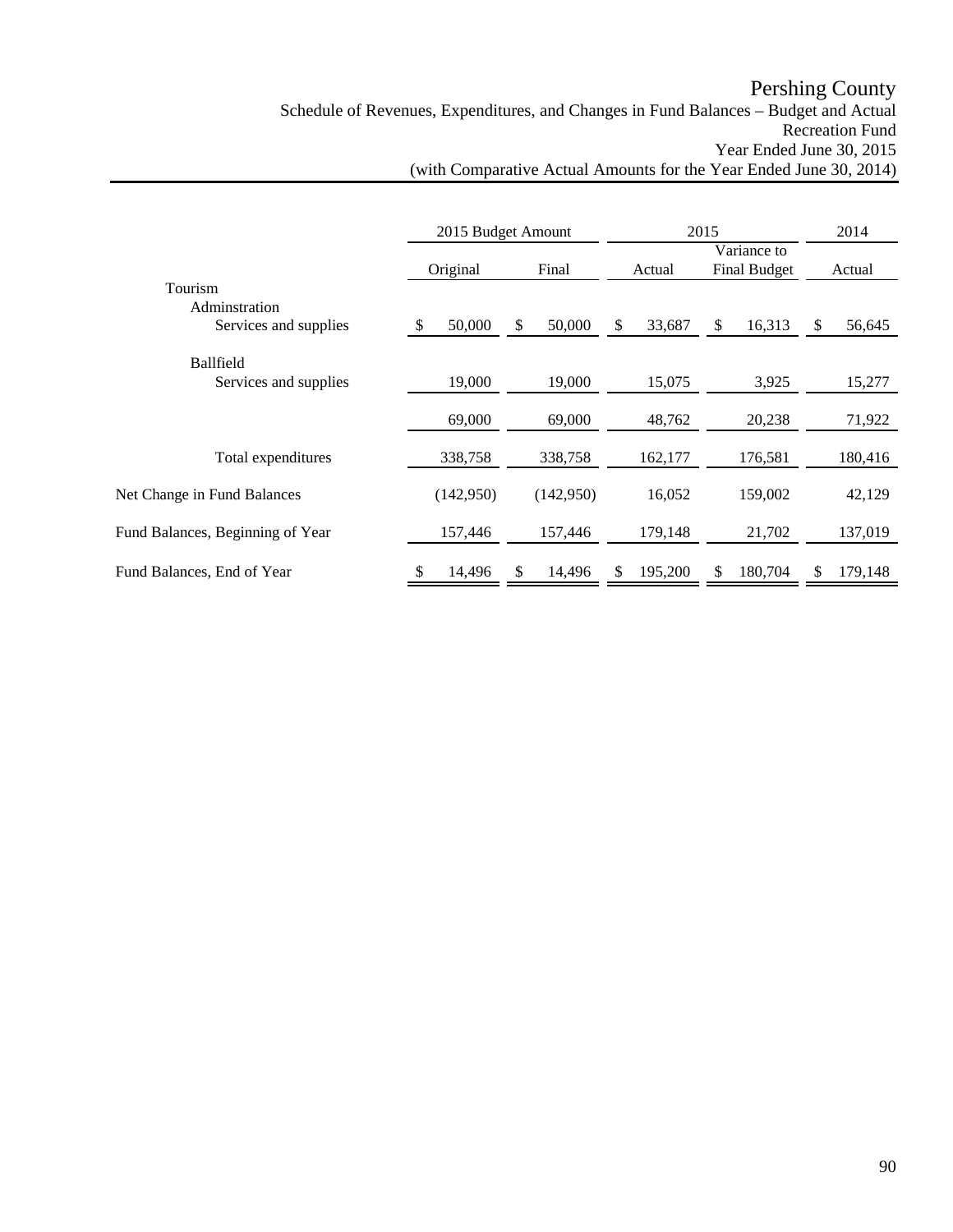# Pershing County

Schedule of Revenues, Expenditures, and Changes in Fund Balances – Budget and Actual
Recreation Fund
Year Ended June 30, 2015
(with Comparative Actual Amounts for the Year Ended June 30, 2014)

| | 2015 Budget Amount | | 2015 | | 2014 |
|---|---|---|---|---|---|
| | Original | Final | Actual | Variance to Final Budget | Actual |
| Tourism | | | | | |
| Adminstration | | | | | |
| Services and supplies | $ 50,000 | $ 50,000 | $ 33,687 | $ 16,313 | $ 56,645 |
| Ballfield | | | | | |
| Services and supplies | 19,000 | 19,000 | 15,075 | 3,925 | 15,277 |
| | 69,000 | 69,000 | 48,762 | 20,238 | 71,922 |
| Total expenditures | 338,758 | 338,758 | 162,177 | 176,581 | 180,416 |
| Net Change in Fund Balances | (142,950) | (142,950) | 16,052 | 159,002 | 42,129 |
| Fund Balances, Beginning of Year | 157,446 | 157,446 | 179,148 | 21,702 | 137,019 |
| Fund Balances, End of Year | $ 14,496 | $ 14,496 | $ 195,200 | $ 180,704 | $ 179,148 |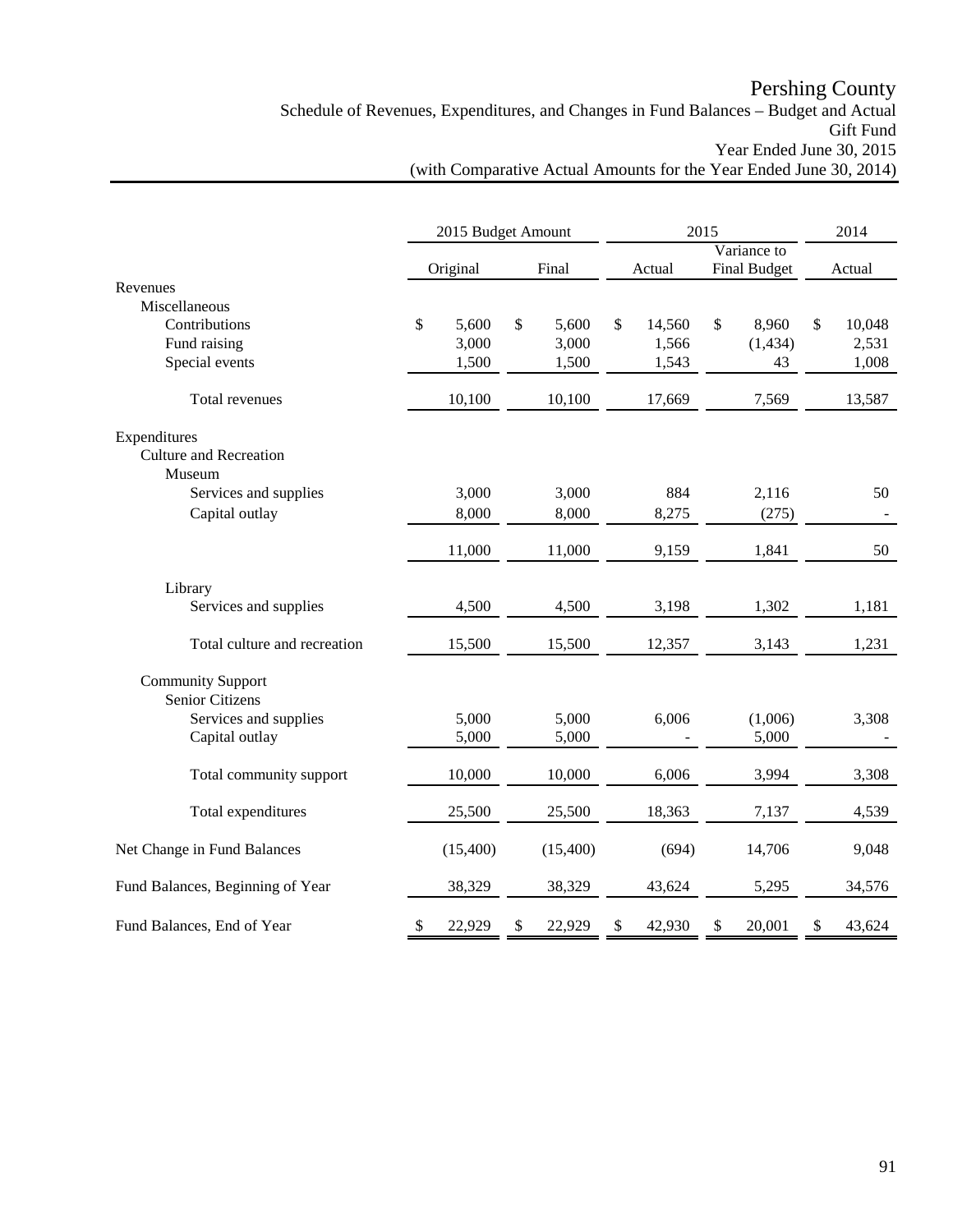# Pershing County

## Schedule of Revenues, Expenditures, and Changes in Fund Balances – Budget and Actual
### Gift Fund
### Year Ended June 30, 2015
### (with Comparative Actual Amounts for the Year Ended June 30, 2014)

| | 2015 Budget Amount | | 2015 | | 2014 |
|---|---|---|---|---|---|
| | Original | Final | Actual | Variance to Final Budget | Actual |
| Revenues | | | | | |
| Miscellaneous | | | | | |
| Contributions | $ 5,600 | $ 5,600 | $ 14,560 | $ 8,960 | $ 10,048 |
| Fund raising | 3,000 | 3,000 | 1,566 | (1,434) | 2,531 |
| Special events | 1,500 | 1,500 | 1,543 | 43 | 1,008 |
| Total revenues | 10,100 | 10,100 | 17,669 | 7,569 | 13,587 |
| Expenditures | | | | | |
| Culture and Recreation | | | | | |
| Museum | | | | | |
| Services and supplies | 3,000 | 3,000 | 884 | 2,116 | 50 |
| Capital outlay | 8,000 | 8,000 | 8,275 | (275) | - |
| | 11,000 | 11,000 | 9,159 | 1,841 | 50 |
| Library | | | | | |
| Services and supplies | 4,500 | 4,500 | 3,198 | 1,302 | 1,181 |
| Total culture and recreation | 15,500 | 15,500 | 12,357 | 3,143 | 1,231 |
| Community Support | | | | | |
| Senior Citizens | | | | | |
| Services and supplies | 5,000 | 5,000 | 6,006 | (1,006) | 3,308 |
| Capital outlay | 5,000 | 5,000 | - | 5,000 | - |
| Total community support | 10,000 | 10,000 | 6,006 | 3,994 | 3,308 |
| Total expenditures | 25,500 | 25,500 | 18,363 | 7,137 | 4,539 |
| Net Change in Fund Balances | (15,400) | (15,400) | (694) | 14,706 | 9,048 |
| Fund Balances, Beginning of Year | 38,329 | 38,329 | 43,624 | 5,295 | 34,576 |
| Fund Balances, End of Year | $ 22,929 | $ 22,929 | $ 42,930 | $ 20,001 | $ 43,624 |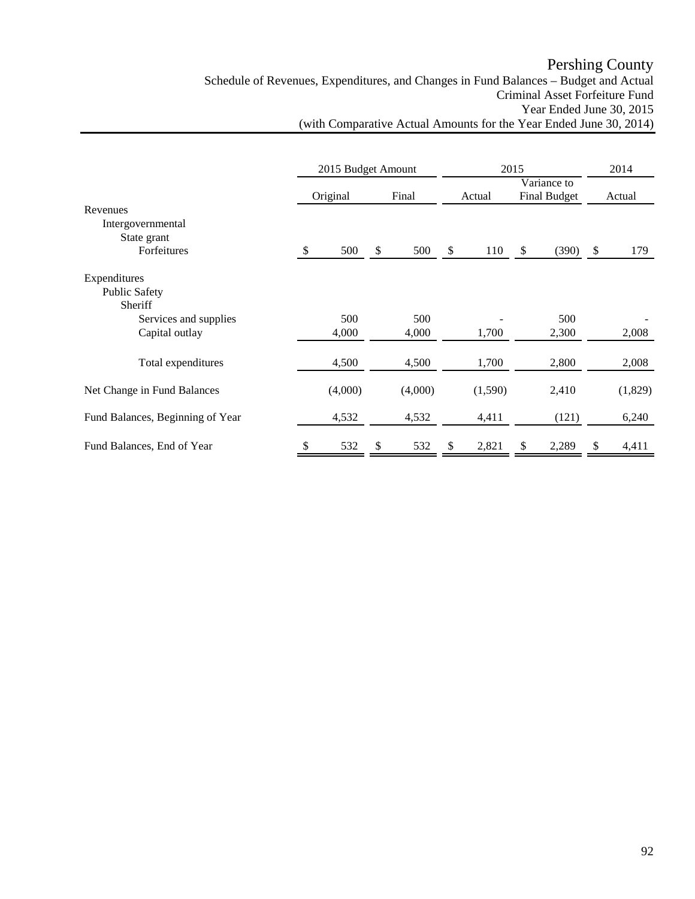# Pershing County

## Schedule of Revenues, Expenditures, and Changes in Fund Balances – Budget and Actual
## Criminal Asset Forfeiture Fund
## Year Ended June 30, 2015
## (with Comparative Actual Amounts for the Year Ended June 30, 2014)

| | 2015 Budget Amount | | 2015 | | 2014 |
|---|---|---|---|---|---|
| | Original | Final | Actual | Variance to Final Budget | Actual |
| Revenues | | | | | |
| Intergovernmental | | | | | |
| State grant | | | | | |
| Forfeitures | $ 500 | $ 500 | $ 110 | $ (390) | $ 179 |
| Expenditures | | | | | |
| Public Safety | | | | | |
| Sheriff | | | | | |
| Services and supplies | 500 | 500 | - | 500 | - |
| Capital outlay | 4,000 | 4,000 | 1,700 | 2,300 | 2,008 |
| Total expenditures | 4,500 | 4,500 | 1,700 | 2,800 | 2,008 |
| Net Change in Fund Balances | (4,000) | (4,000) | (1,590) | 2,410 | (1,829) |
| Fund Balances, Beginning of Year | 4,532 | 4,532 | 4,411 | (121) | 6,240 |
| Fund Balances, End of Year | $ 532 | $ 532 | $ 2,821 | $ 2,289 | $ 4,411 |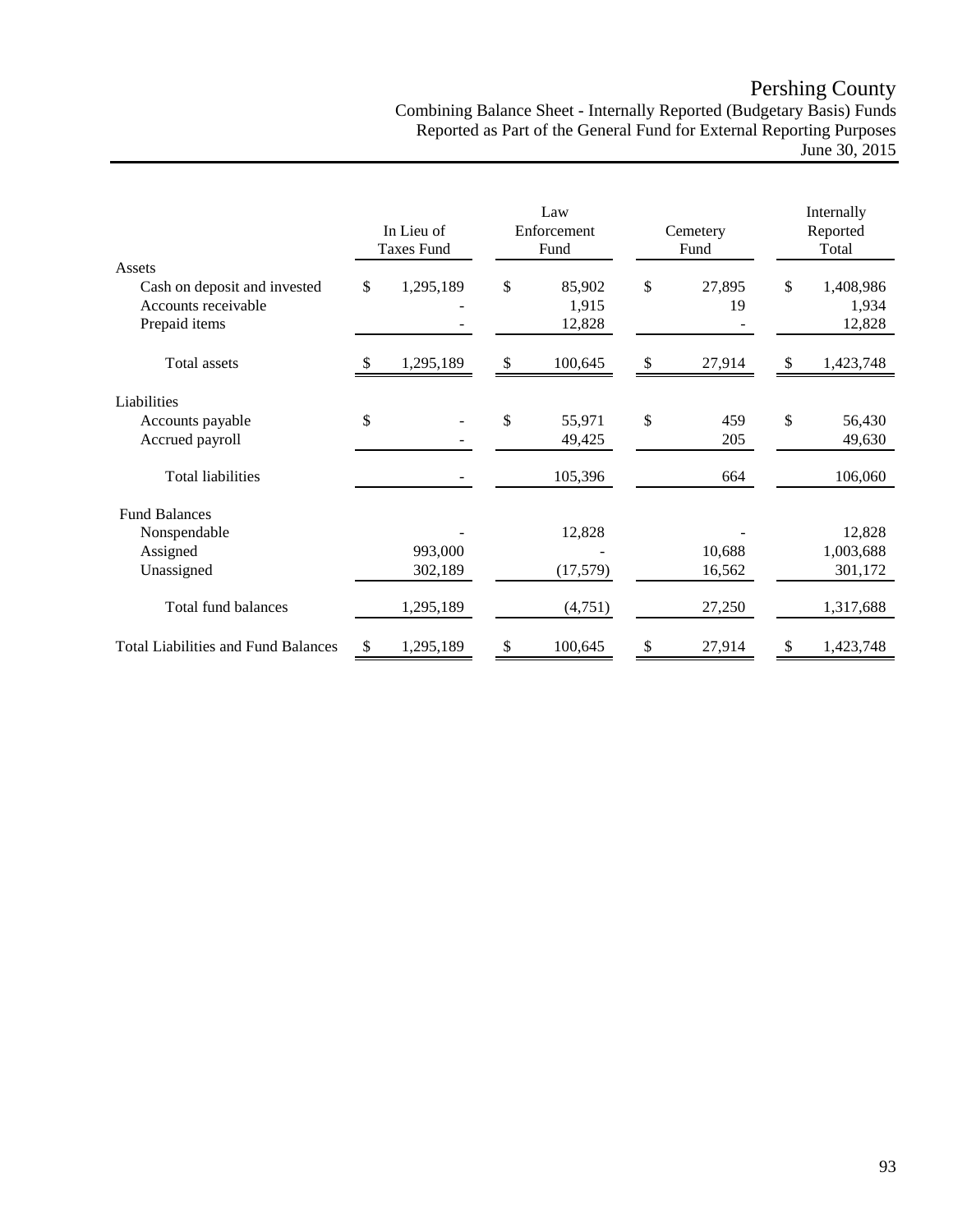# Pershing County

## Combining Balance Sheet - Internally Reported (Budgetary Basis) Funds Reported as Part of the General Fund for External Reporting Purposes

### June 30, 2015

| | In Lieu of Taxes Fund | Law Enforcement Fund | Cemetery Fund | Internally Reported Total |
|---|---|---|---|---|
| **Assets** | | | | |
| Cash on deposit and invested | $ 1,295,189 | $ 85,902 | $ 27,895 | $ 1,408,986 |
| Accounts receivable | - | 1,915 | 19 | 1,934 |
| Prepaid items | - | 12,828 | - | 12,828 |
| Total assets | $ 1,295,189 | $ 100,645 | $ 27,914 | $ 1,423,748 |
| **Liabilities** | | | | |
| Accounts payable | $ - | $ 55,971 | $ 459 | $ 56,430 |
| Accrued payroll | - | 49,425 | 205 | 49,630 |
| Total liabilities | - | 105,396 | 664 | 106,060 |
| **Fund Balances** | | | | |
| Nonspendable | - | 12,828 | - | 12,828 |
| Assigned | 993,000 | - | 10,688 | 1,003,688 |
| Unassigned | 302,189 | (17,579) | 16,562 | 301,172 |
| Total fund balances | 1,295,189 | (4,751) | 27,250 | 1,317,688 |
| Total Liabilities and Fund Balances | $ 1,295,189 | $ 100,645 | $ 27,914 | $ 1,423,748 |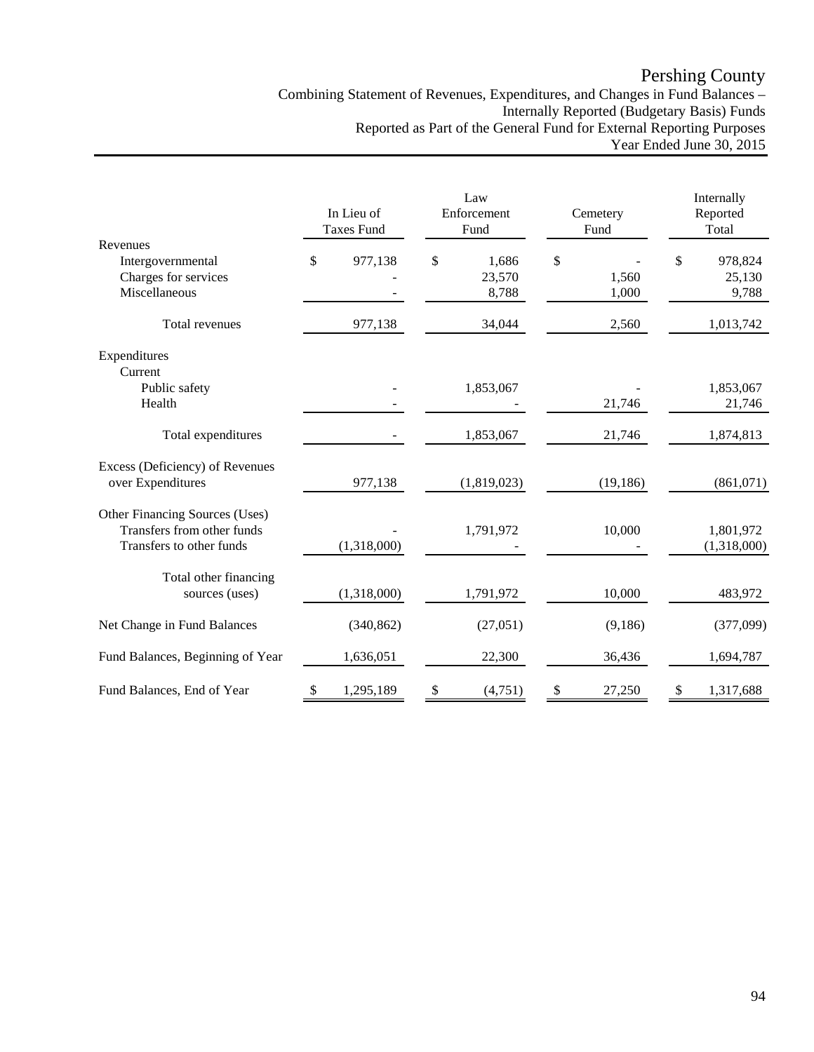# Pershing County

## Combining Statement of Revenues, Expenditures, and Changes in Fund Balances – Internally Reported (Budgetary Basis) Funds Reported as Part of the General Fund for External Reporting Purposes Year Ended June 30, 2015

| | In Lieu of Taxes Fund | Law Enforcement Fund | Cemetery Fund | Internally Reported Total |
|---|---|---|---|---|
| **Revenues** | | | | |
| Intergovernmental | $ 977,138 | $ 1,686 | $ - | $ 978,824 |
| Charges for services | - | 23,570 | 1,560 | 25,130 |
| Miscellaneous | - | 8,788 | 1,000 | 9,788 |
| Total revenues | 977,138 | 34,044 | 2,560 | 1,013,742 |
| **Expenditures** | | | | |
| Current | | | | |
| Public safety | - | 1,853,067 | - | 1,853,067 |
| Health | - | - | 21,746 | 21,746 |
| Total expenditures | - | 1,853,067 | 21,746 | 1,874,813 |
| **Excess (Deficiency) of Revenues over Expenditures** | 977,138 | (1,819,023) | (19,186) | (861,071) |
| **Other Financing Sources (Uses)** | | | | |
| Transfers from other funds | - | 1,791,972 | 10,000 | 1,801,972 |
| Transfers to other funds | (1,318,000) | - | - | (1,318,000) |
| Total other financing sources (uses) | (1,318,000) | 1,791,972 | 10,000 | 483,972 |
| **Net Change in Fund Balances** | (340,862) | (27,051) | (9,186) | (377,099) |
| **Fund Balances, Beginning of Year** | 1,636,051 | 22,300 | 36,436 | 1,694,787 |
| **Fund Balances, End of Year** | $ 1,295,189 | $ (4,751) | $ 27,250 | $ 1,317,688 |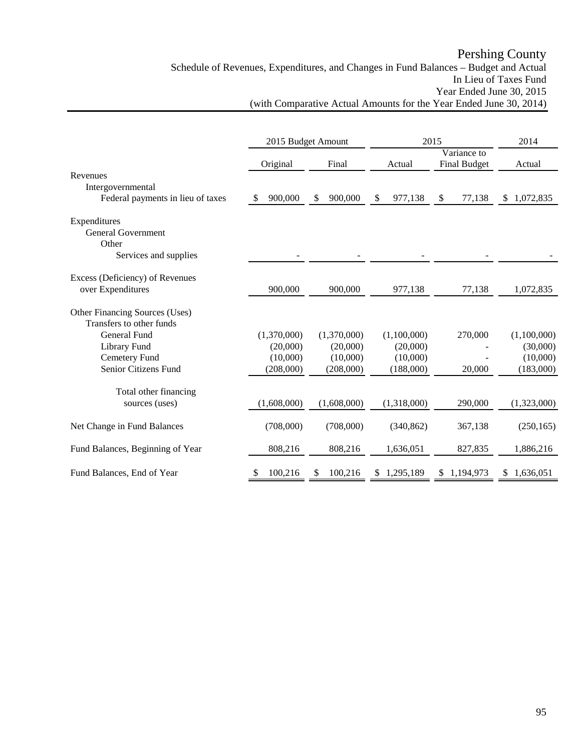# Pershing County

## Schedule of Revenues, Expenditures, and Changes in Fund Balances – Budget and Actual
### In Lieu of Taxes Fund
### Year Ended June 30, 2015
### (with Comparative Actual Amounts for the Year Ended June 30, 2014)

| | 2015 Budget Amount | | 2015 | | 2014 |
|---|---|---|---|---|---|
| | Original | Final | Actual | Variance to Final Budget | Actual |
| **Revenues** | | | | | |
| Intergovernmental | | | | | |
| Federal payments in lieu of taxes | $ 900,000 | $ 900,000 | $ 977,138 | $ 77,138 | $ 1,072,835 |
| **Expenditures** | | | | | |
| General Government | | | | | |
| Other | | | | | |
| Services and supplies | - | - | - | - | - |
| Excess (Deficiency) of Revenues over Expenditures | 900,000 | 900,000 | 977,138 | 77,138 | 1,072,835 |
| **Other Financing Sources (Uses)** | | | | | |
| Transfers to other funds | | | | | |
| General Fund | (1,370,000) | (1,370,000) | (1,100,000) | 270,000 | (1,100,000) |
| Library Fund | (20,000) | (20,000) | (20,000) | - | (30,000) |
| Cemetery Fund | (10,000) | (10,000) | (10,000) | - | (10,000) |
| Senior Citizens Fund | (208,000) | (208,000) | (188,000) | 20,000 | (183,000) |
| Total other financing sources (uses) | (1,608,000) | (1,608,000) | (1,318,000) | 290,000 | (1,323,000) |
| Net Change in Fund Balances | (708,000) | (708,000) | (340,862) | 367,138 | (250,165) |
| Fund Balances, Beginning of Year | 808,216 | 808,216 | 1,636,051 | 827,835 | 1,886,216 |
| Fund Balances, End of Year | $ 100,216 | $ 100,216 | $ 1,295,189 | $ 1,194,973 | $ 1,636,051 |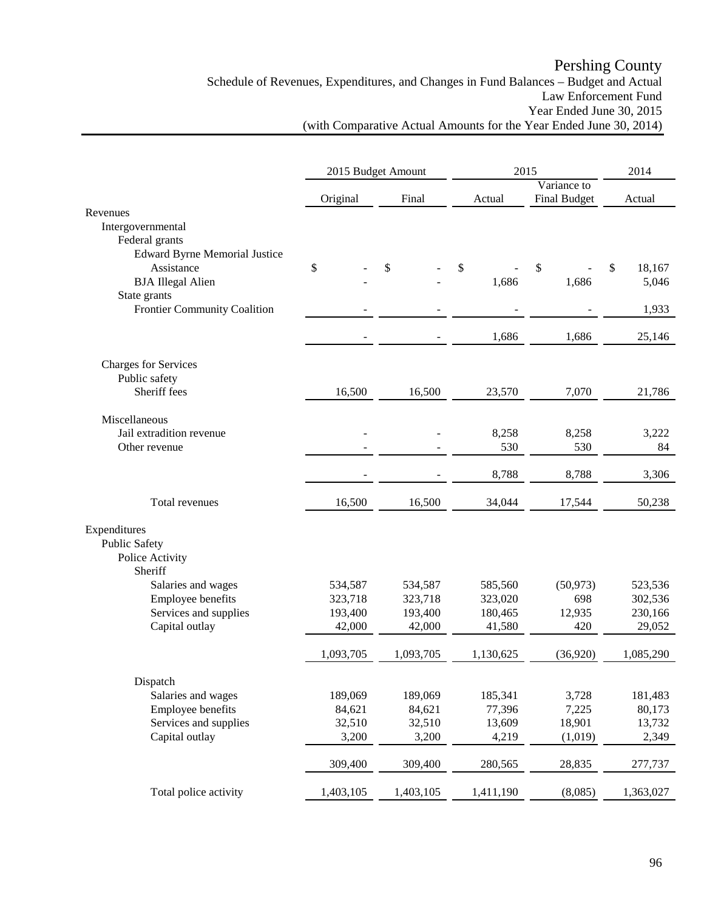# Pershing County

Schedule of Revenues, Expenditures, and Changes in Fund Balances – Budget and Actual
Law Enforcement Fund
Year Ended June 30, 2015
(with Comparative Actual Amounts for the Year Ended June 30, 2014)

| | 2015 Budget Amount | | 2015 | | 2014 |
|---|---|---|---|---|---|
| | Original | Final | Actual | Variance to Final Budget | Actual |
| Revenues | | | | | |
| Intergovernmental | | | | | |
| Federal grants | | | | | |
| Edward Byrne Memorial Justice Assistance | $ - | $ - | $ - | $ - | $ 18,167 |
| BJA Illegal Alien | - | - | 1,686 | 1,686 | 5,046 |
| State grants | | | | | |
| Frontier Community Coalition | - | - | - | - | 1,933 |
| | - | - | 1,686 | 1,686 | 25,146 |
| Charges for Services | | | | | |
| Public safety | | | | | |
| Sheriff fees | 16,500 | 16,500 | 23,570 | 7,070 | 21,786 |
| Miscellaneous | | | | | |
| Jail extradition revenue | - | - | 8,258 | 8,258 | 3,222 |
| Other revenue | - | - | 530 | 530 | 84 |
| | - | - | 8,788 | 8,788 | 3,306 |
| Total revenues | 16,500 | 16,500 | 34,044 | 17,544 | 50,238 |
| Expenditures | | | | | |
| Public Safety | | | | | |
| Police Activity | | | | | |
| Sheriff | | | | | |
| Salaries and wages | 534,587 | 534,587 | 585,560 | (50,973) | 523,536 |
| Employee benefits | 323,718 | 323,718 | 323,020 | 698 | 302,536 |
| Services and supplies | 193,400 | 193,400 | 180,465 | 12,935 | 230,166 |
| Capital outlay | 42,000 | 42,000 | 41,580 | 420 | 29,052 |
| | 1,093,705 | 1,093,705 | 1,130,625 | (36,920) | 1,085,290 |
| Dispatch | | | | | |
| Salaries and wages | 189,069 | 189,069 | 185,341 | 3,728 | 181,483 |
| Employee benefits | 84,621 | 84,621 | 77,396 | 7,225 | 80,173 |
| Services and supplies | 32,510 | 32,510 | 13,609 | 18,901 | 13,732 |
| Capital outlay | 3,200 | 3,200 | 4,219 | (1,019) | 2,349 |
| | 309,400 | 309,400 | 280,565 | 28,835 | 277,737 |
| Total police activity | 1,403,105 | 1,403,105 | 1,411,190 | (8,085) | 1,363,027 |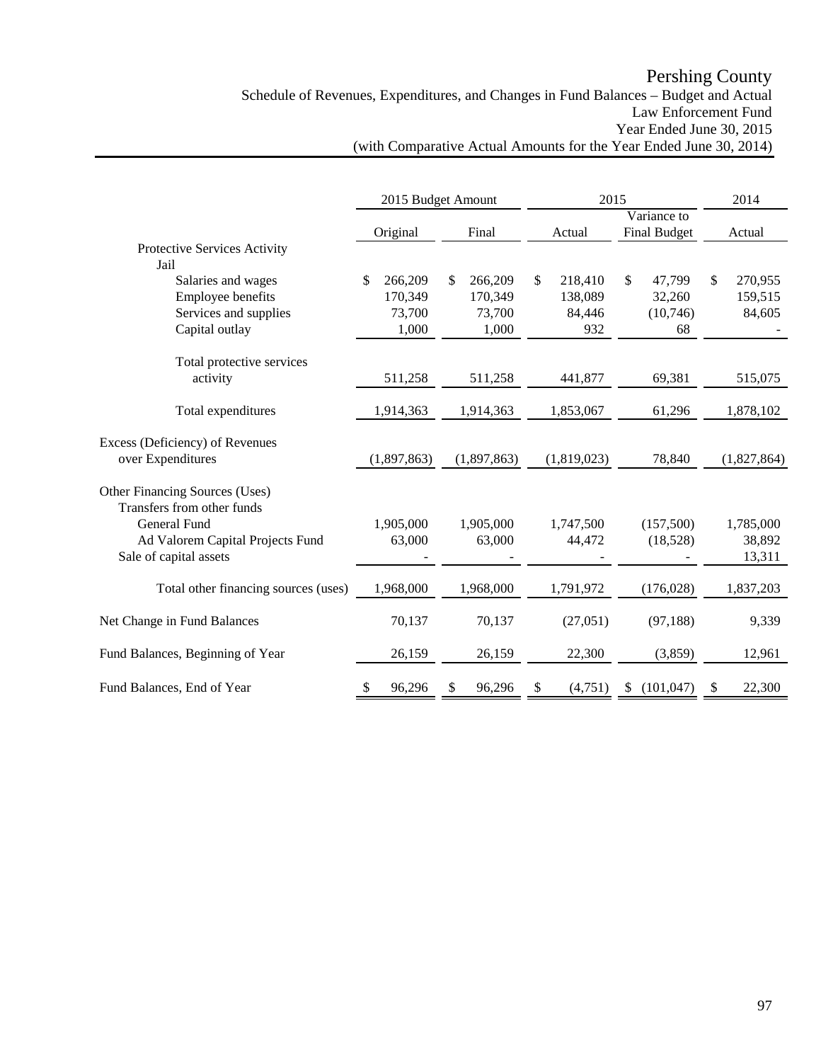# Pershing County

Schedule of Revenues, Expenditures, and Changes in Fund Balances – Budget and Actual
Law Enforcement Fund
Year Ended June 30, 2015
(with Comparative Actual Amounts for the Year Ended June 30, 2014)

| | 2015 Budget Amount | | 2015 | | 2014 |
|---|---|---|---|---|---|
| | Original | Final | Actual | Variance to Final Budget | Actual |
| Protective Services Activity | | | | | |
| Jail | | | | | |
| Salaries and wages | $ 266,209 | $ 266,209 | $ 218,410 | $ 47,799 | $ 270,955 |
| Employee benefits | 170,349 | 170,349 | 138,089 | 32,260 | 159,515 |
| Services and supplies | 73,700 | 73,700 | 84,446 | (10,746) | 84,605 |
| Capital outlay | 1,000 | 1,000 | 932 | 68 | - |
| Total protective services activity | 511,258 | 511,258 | 441,877 | 69,381 | 515,075 |
| Total expenditures | 1,914,363 | 1,914,363 | 1,853,067 | 61,296 | 1,878,102 |
| Excess (Deficiency) of Revenues over Expenditures | (1,897,863) | (1,897,863) | (1,819,023) | 78,840 | (1,827,864) |
| Other Financing Sources (Uses) | | | | | |
| Transfers from other funds | | | | | |
| General Fund | 1,905,000 | 1,905,000 | 1,747,500 | (157,500) | 1,785,000 |
| Ad Valorem Capital Projects Fund | 63,000 | 63,000 | 44,472 | (18,528) | 38,892 |
| Sale of capital assets | - | - | - | - | 13,311 |
| Total other financing sources (uses) | 1,968,000 | 1,968,000 | 1,791,972 | (176,028) | 1,837,203 |
| Net Change in Fund Balances | 70,137 | 70,137 | (27,051) | (97,188) | 9,339 |
| Fund Balances, Beginning of Year | 26,159 | 26,159 | 22,300 | (3,859) | 12,961 |
| Fund Balances, End of Year | $ 96,296 | $ 96,296 | $ (4,751) | $ (101,047) | $ 22,300 |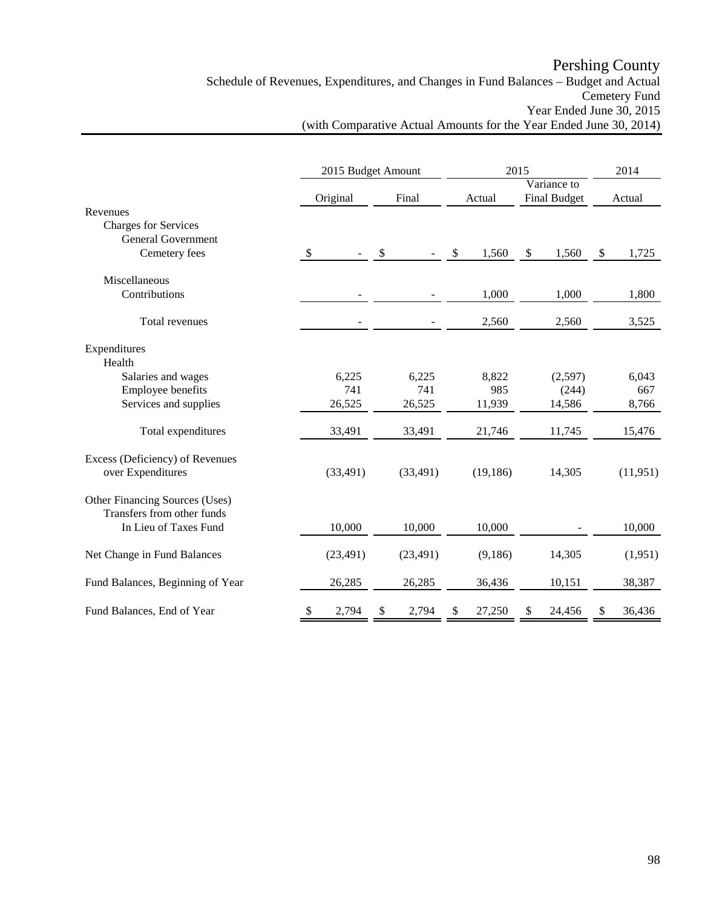# Pershing County

Schedule of Revenues, Expenditures, and Changes in Fund Balances – Budget and Actual
Cemetery Fund
Year Ended June 30, 2015
(with Comparative Actual Amounts for the Year Ended June 30, 2014)

| | 2015 Budget Amount | | 2015 | | 2014 |
|---|---|---|---|---|---|
| | Original | Final | Actual | Variance to Final Budget | Actual |
| Revenues | | | | | |
| Charges for Services | | | | | |
| General Government | | | | | |
| Cemetery fees | $ - | $ - | $ 1,560 | $ 1,560 | $ 1,725 |
| Miscellaneous | | | | | |
| Contributions | - | - | 1,000 | 1,000 | 1,800 |
| Total revenues | - | - | 2,560 | 2,560 | 3,525 |
| Expenditures | | | | | |
| Health | | | | | |
| Salaries and wages | 6,225 | 6,225 | 8,822 | (2,597) | 6,043 |
| Employee benefits | 741 | 741 | 985 | (244) | 667 |
| Services and supplies | 26,525 | 26,525 | 11,939 | 14,586 | 8,766 |
| Total expenditures | 33,491 | 33,491 | 21,746 | 11,745 | 15,476 |
| Excess (Deficiency) of Revenues over Expenditures | (33,491) | (33,491) | (19,186) | 14,305 | (11,951) |
| Other Financing Sources (Uses) | | | | | |
| Transfers from other funds | | | | | |
| In Lieu of Taxes Fund | 10,000 | 10,000 | 10,000 | - | 10,000 |
| Net Change in Fund Balances | (23,491) | (23,491) | (9,186) | 14,305 | (1,951) |
| Fund Balances, Beginning of Year | 26,285 | 26,285 | 36,436 | 10,151 | 38,387 |
| Fund Balances, End of Year | $ 2,794 | $ 2,794 | $ 27,250 | $ 24,456 | $ 36,436 |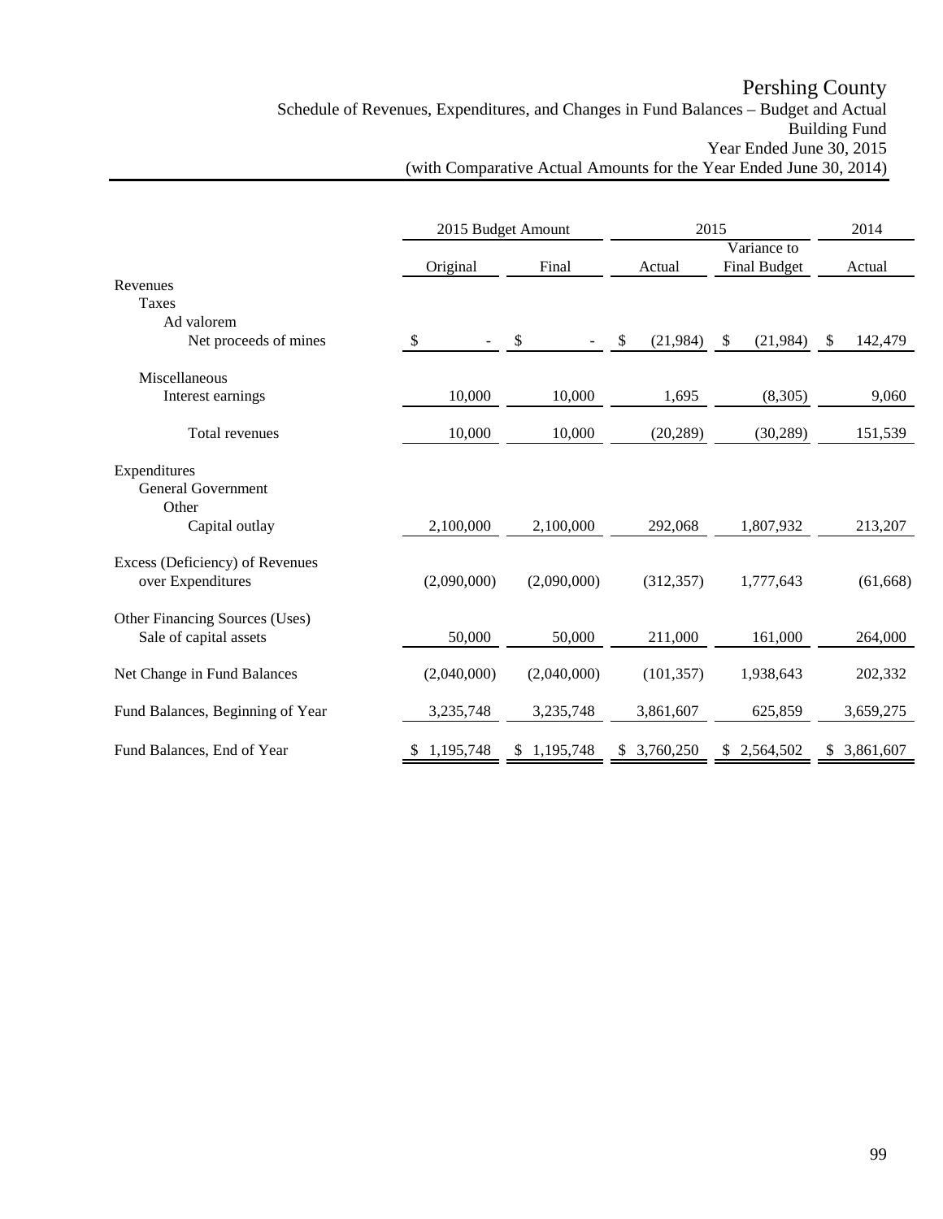# Pershing County

Schedule of Revenues, Expenditures, and Changes in Fund Balances – Budget and Actual
Building Fund
Year Ended June 30, 2015
(with Comparative Actual Amounts for the Year Ended June 30, 2014)

| | 2015 Budget Amount | | 2015 | | 2014 |
|---|---|---|---|---|---|
| | Original | Final | Actual | Variance to Final Budget | Actual |
| Revenues | | | | | |
| Taxes | | | | | |
| Ad valorem | | | | | |
| Net proceeds of mines | $ - | $ - | $ (21,984) | $ (21,984) | $ 142,479 |
| Miscellaneous | | | | | |
| Interest earnings | 10,000 | 10,000 | 1,695 | (8,305) | 9,060 |
| Total revenues | 10,000 | 10,000 | (20,289) | (30,289) | 151,539 |
| Expenditures | | | | | |
| General Government | | | | | |
| Other | | | | | |
| Capital outlay | 2,100,000 | 2,100,000 | 292,068 | 1,807,932 | 213,207 |
| Excess (Deficiency) of Revenues over Expenditures | (2,090,000) | (2,090,000) | (312,357) | 1,777,643 | (61,668) |
| Other Financing Sources (Uses) | | | | | |
| Sale of capital assets | 50,000 | 50,000 | 211,000 | 161,000 | 264,000 |
| Net Change in Fund Balances | (2,040,000) | (2,040,000) | (101,357) | 1,938,643 | 202,332 |
| Fund Balances, Beginning of Year | 3,235,748 | 3,235,748 | 3,861,607 | 625,859 | 3,659,275 |
| Fund Balances, End of Year | $ 1,195,748 | $ 1,195,748 | $ 3,760,250 | $ 2,564,502 | $ 3,861,607 |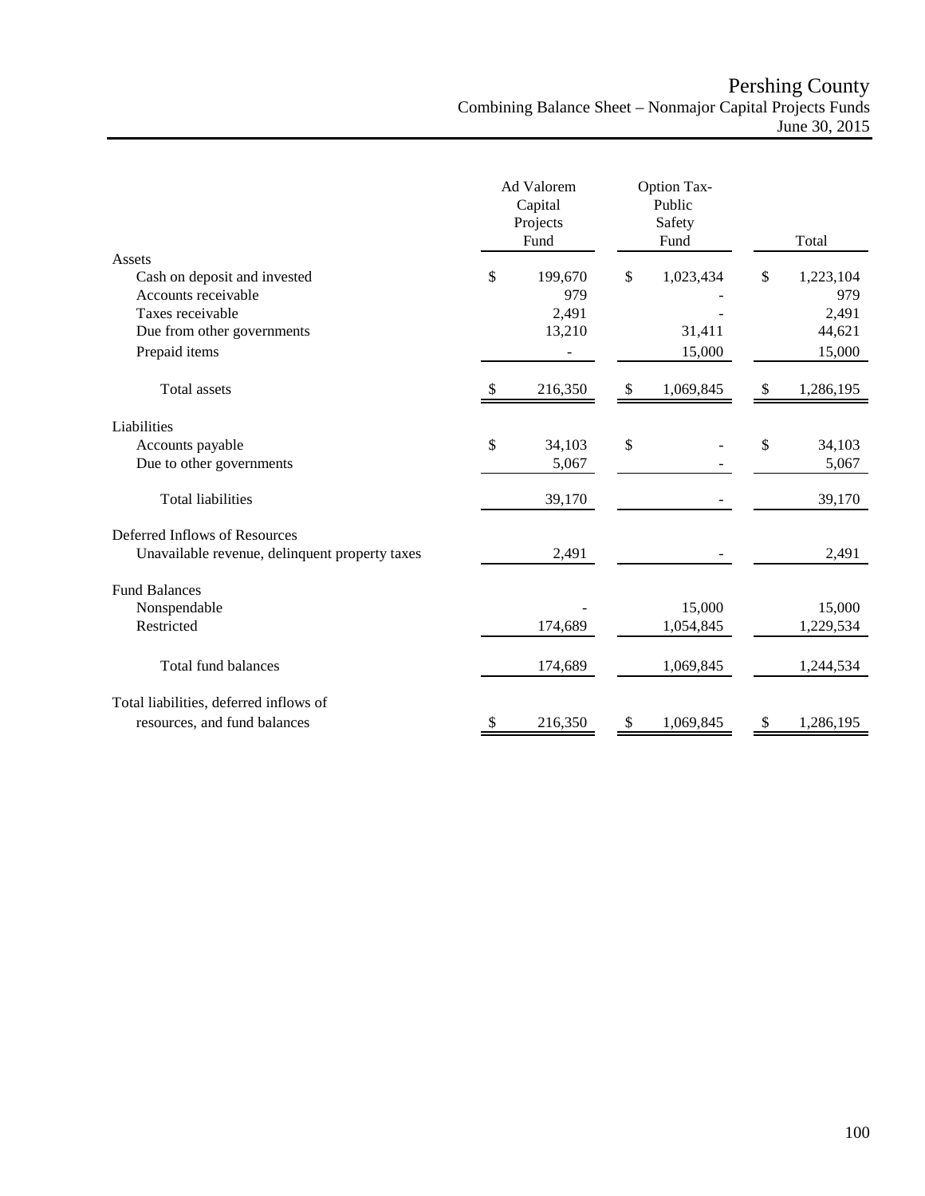# Pershing County

## Combining Balance Sheet – Nonmajor Capital Projects Funds

### June 30, 2015

| | Ad Valorem Capital Projects Fund | Option Tax-Public Safety Fund | Total |
|---|---|---|---|
| **Assets** | | | |
| Cash on deposit and invested | $ 199,670 | $ 1,023,434 | $ 1,223,104 |
| Accounts receivable | 979 | - | 979 |
| Taxes receivable | 2,491 | - | 2,491 |
| Due from other governments | 13,210 | 31,411 | 44,621 |
| Prepaid items | - | 15,000 | 15,000 |
| Total assets | $ 216,350 | $ 1,069,845 | $ 1,286,195 |
| **Liabilities** | | | |
| Accounts payable | $ 34,103 | $ - | $ 34,103 |
| Due to other governments | 5,067 | - | 5,067 |
| Total liabilities | 39,170 | - | 39,170 |
| **Deferred Inflows of Resources** | | | |
| Unavailable revenue, delinquent property taxes | 2,491 | - | 2,491 |
| **Fund Balances** | | | |
| Nonspendable | - | 15,000 | 15,000 |
| Restricted | 174,689 | 1,054,845 | 1,229,534 |
| Total fund balances | 174,689 | 1,069,845 | 1,244,534 |
| Total liabilities, deferred inflows of resources, and fund balances | $ 216,350 | $ 1,069,845 | $ 1,286,195 |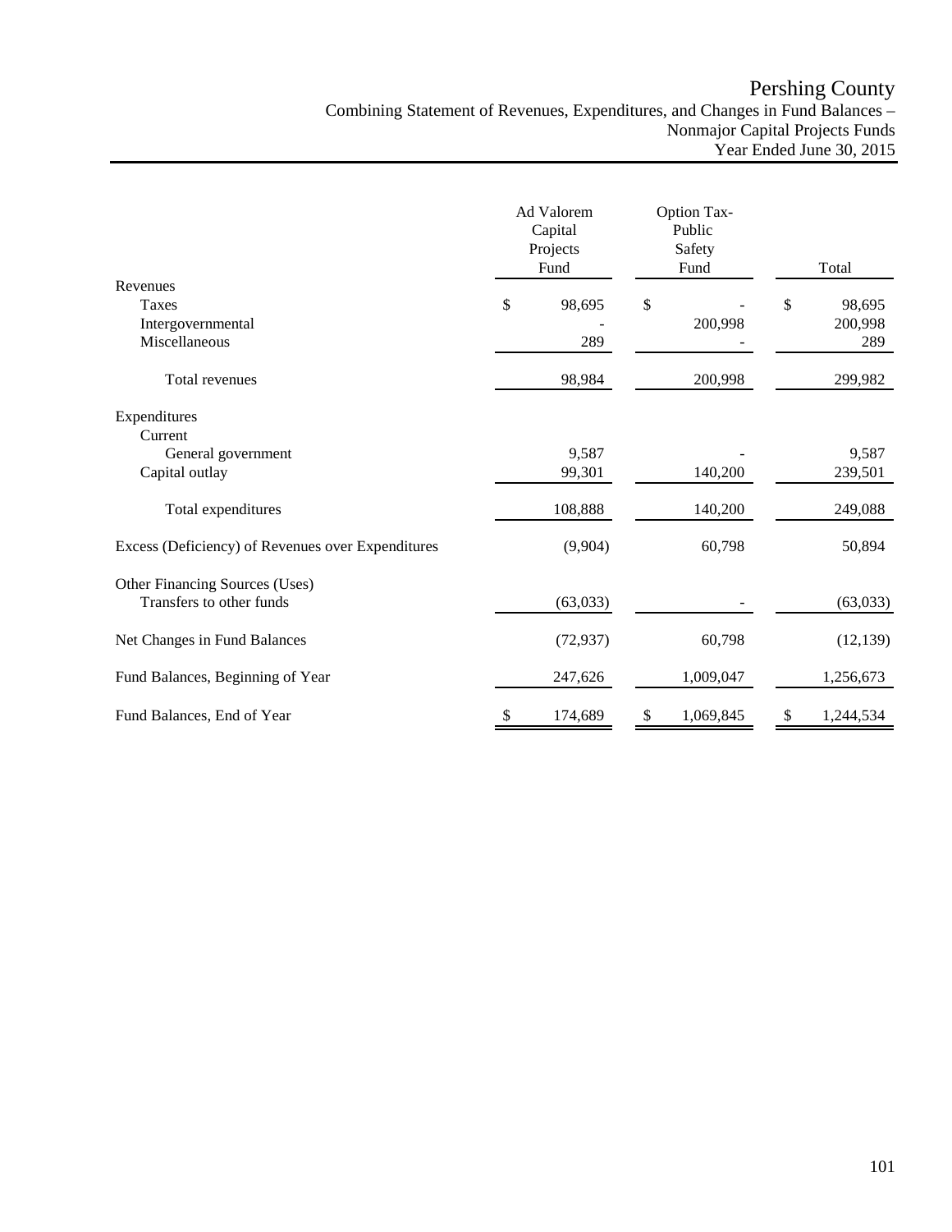# Pershing County

## Combining Statement of Revenues, Expenditures, and Changes in Fund Balances – Nonmajor Capital Projects Funds

### Year Ended June 30, 2015

| | Ad Valorem Capital Projects Fund | Option Tax-Public Safety Fund | Total |
|---|---|---|---|
| **Revenues** | | | |
| Taxes | $ 98,695 | $ - | $ 98,695 |
| Intergovernmental | - | 200,998 | 200,998 |
| Miscellaneous | 289 | - | 289 |
| Total revenues | 98,984 | 200,998 | 299,982 |
| **Expenditures** | | | |
| Current | | | |
| General government | 9,587 | - | 9,587 |
| Capital outlay | 99,301 | 140,200 | 239,501 |
| Total expenditures | 108,888 | 140,200 | 249,088 |
| Excess (Deficiency) of Revenues over Expenditures | (9,904) | 60,798 | 50,894 |
| **Other Financing Sources (Uses)** | | | |
| Transfers to other funds | (63,033) | - | (63,033) |
| Net Changes in Fund Balances | (72,937) | 60,798 | (12,139) |
| Fund Balances, Beginning of Year | 247,626 | 1,009,047 | 1,256,673 |
| Fund Balances, End of Year | $ 174,689 | $ 1,069,845 | $ 1,244,534 |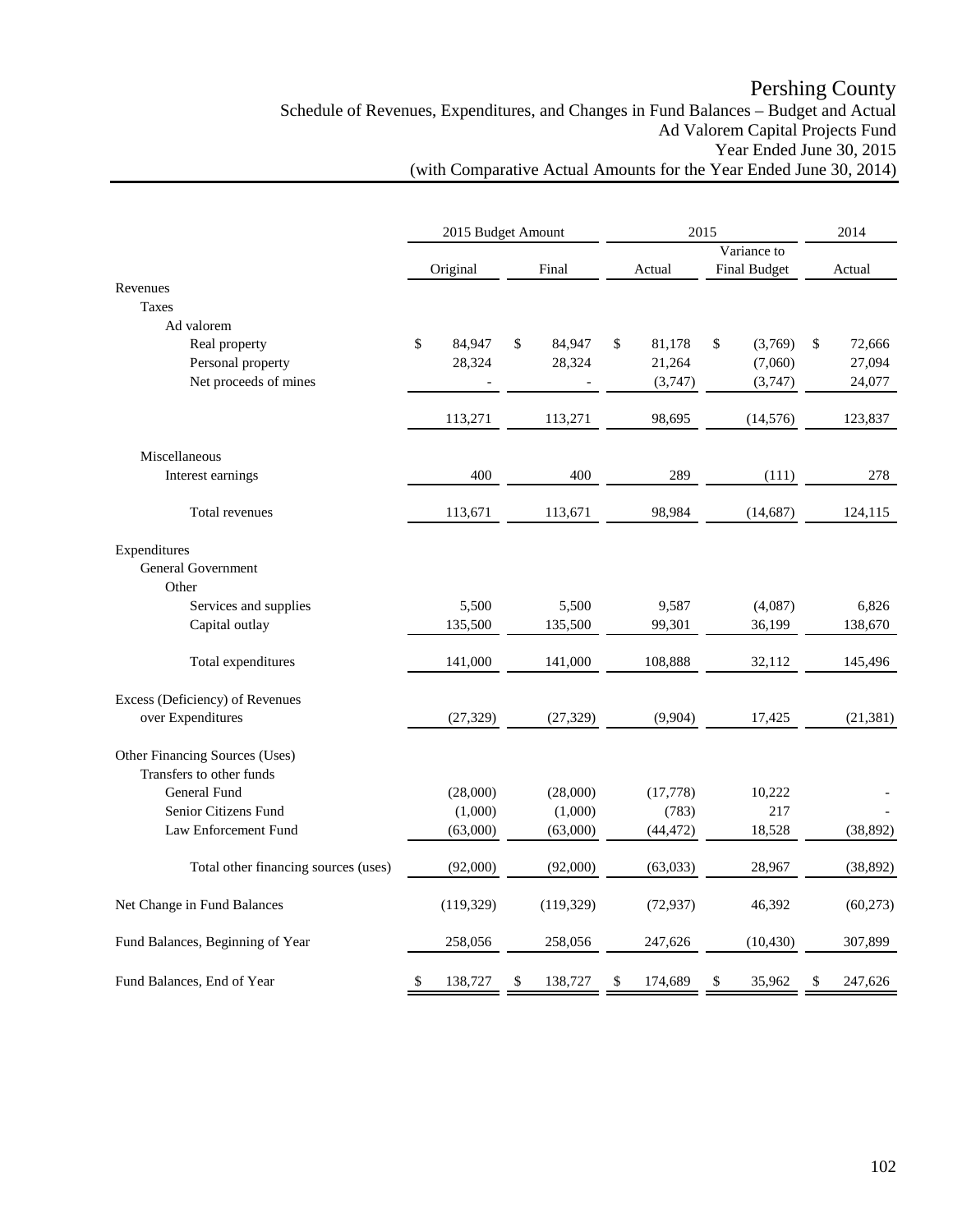# Pershing County

## Schedule of Revenues, Expenditures, and Changes in Fund Balances – Budget and Actual
## Ad Valorem Capital Projects Fund
## Year Ended June 30, 2015
## (with Comparative Actual Amounts for the Year Ended June 30, 2014)

| | 2015 Budget Amount | | 2015 | | 2014 |
|---|---|---|---|---|---|
| | Original | Final | Actual | Variance to Final Budget | Actual |
| **Revenues** | | | | | |
| Taxes | | | | | |
| Ad valorem | | | | | |
| Real property | $ 84,947 | $ 84,947 | $ 81,178 | $ (3,769) | $ 72,666 |
| Personal property | 28,324 | 28,324 | 21,264 | (7,060) | 27,094 |
| Net proceeds of mines | - | - | (3,747) | (3,747) | 24,077 |
| | 113,271 | 113,271 | 98,695 | (14,576) | 123,837 |
| Miscellaneous | | | | | |
| Interest earnings | 400 | 400 | 289 | (111) | 278 |
| Total revenues | 113,671 | 113,671 | 98,984 | (14,687) | 124,115 |
| **Expenditures** | | | | | |
| General Government | | | | | |
| Other | | | | | |
| Services and supplies | 5,500 | 5,500 | 9,587 | (4,087) | 6,826 |
| Capital outlay | 135,500 | 135,500 | 99,301 | 36,199 | 138,670 |
| Total expenditures | 141,000 | 141,000 | 108,888 | 32,112 | 145,496 |
| **Excess (Deficiency) of Revenues over Expenditures** | (27,329) | (27,329) | (9,904) | 17,425 | (21,381) |
| **Other Financing Sources (Uses)** | | | | | |
| Transfers to other funds | | | | | |
| General Fund | (28,000) | (28,000) | (17,778) | 10,222 | - |
| Senior Citizens Fund | (1,000) | (1,000) | (783) | 217 | - |
| Law Enforcement Fund | (63,000) | (63,000) | (44,472) | 18,528 | (38,892) |
| Total other financing sources (uses) | (92,000) | (92,000) | (63,033) | 28,967 | (38,892) |
| **Net Change in Fund Balances** | (119,329) | (119,329) | (72,937) | 46,392 | (60,273) |
| **Fund Balances, Beginning of Year** | 258,056 | 258,056 | 247,626 | (10,430) | 307,899 |
| **Fund Balances, End of Year** | $ 138,727 | $ 138,727 | $ 174,689 | $ 35,962 | $ 247,626 |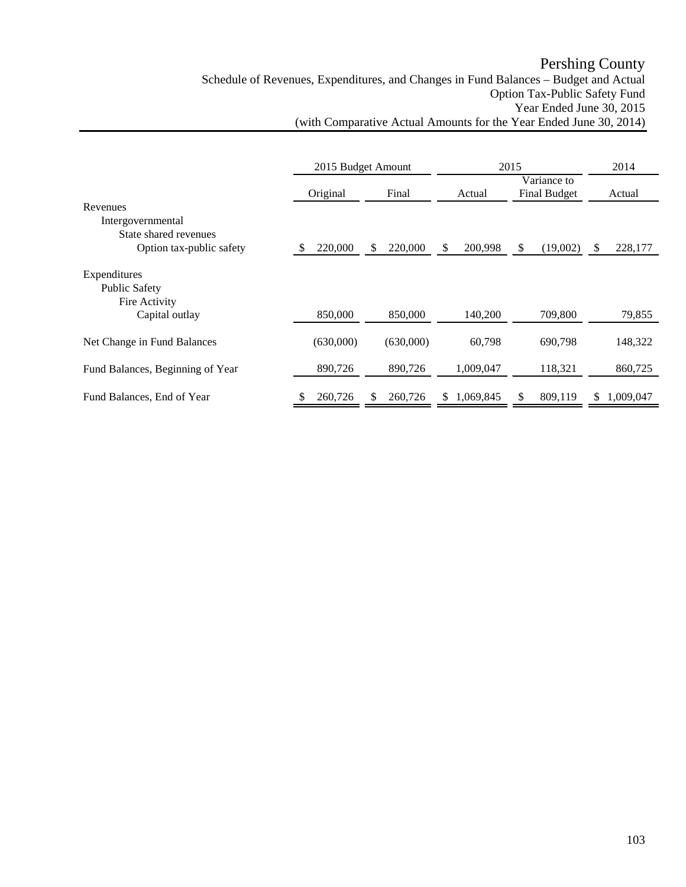# Pershing County

## Schedule of Revenues, Expenditures, and Changes in Fund Balances – Budget and Actual
## Option Tax-Public Safety Fund
## Year Ended June 30, 2015
## (with Comparative Actual Amounts for the Year Ended June 30, 2014)

| | 2015 Budget Amount | | 2015 | | 2014 |
|---|---|---|---|---|---|
| | Original | Final | Actual | Variance to Final Budget | Actual |
| Revenues | | | | | |
| Intergovernmental | | | | | |
| State shared revenues | | | | | |
| Option tax-public safety | $ 220,000 | $ 220,000 | $ 200,998 | $ (19,002) | $ 228,177 |
| Expenditures | | | | | |
| Public Safety | | | | | |
| Fire Activity | | | | | |
| Capital outlay | 850,000 | 850,000 | 140,200 | 709,800 | 79,855 |
| Net Change in Fund Balances | (630,000) | (630,000) | 60,798 | 690,798 | 148,322 |
| Fund Balances, Beginning of Year | 890,726 | 890,726 | 1,009,047 | 118,321 | 860,725 |
| Fund Balances, End of Year | $ 260,726 | $ 260,726 | $ 1,069,845 | $ 809,119 | $ 1,009,047 |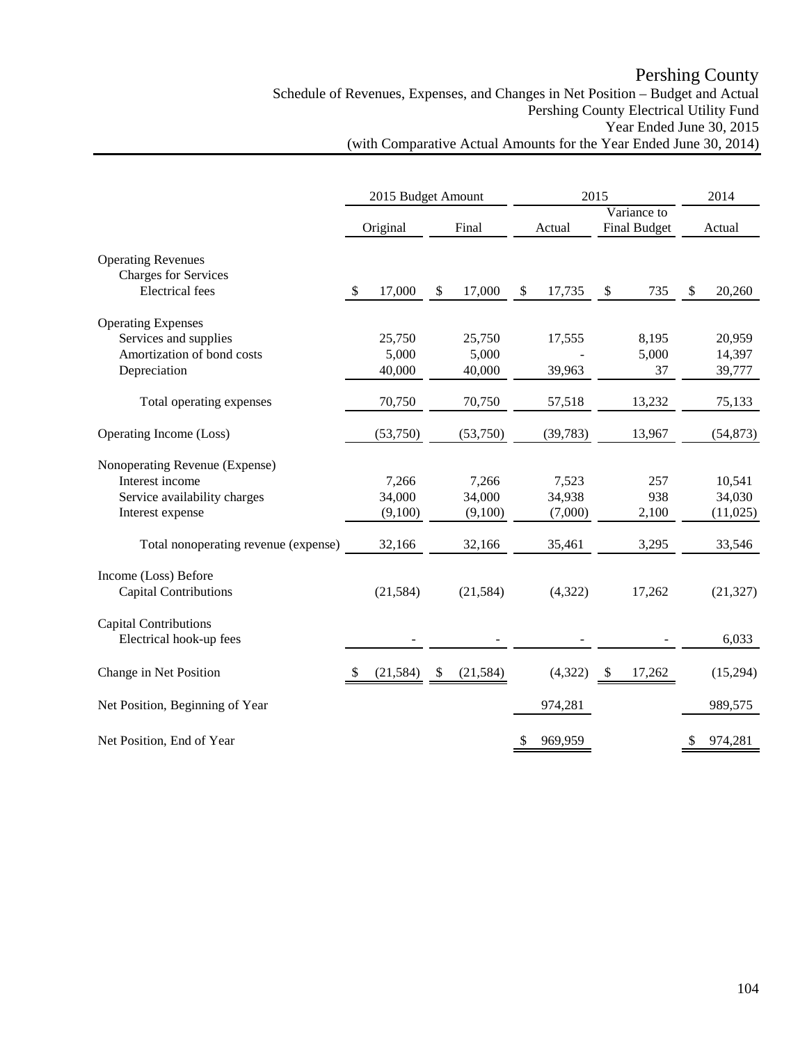# Pershing County

## Schedule of Revenues, Expenses, and Changes in Net Position – Budget and Actual
## Pershing County Electrical Utility Fund
## Year Ended June 30, 2015
## (with Comparative Actual Amounts for the Year Ended June 30, 2014)

| | 2015 Budget Amount | | 2015 | | 2014 |
|---|---|---|---|---|---|
| | Original | Final | Actual | Variance to Final Budget | Actual |
| **Operating Revenues** | | | | | |
| Charges for Services | | | | | |
| Electrical fees | $ 17,000 | $ 17,000 | $ 17,735 | $ 735 | $ 20,260 |
| **Operating Expenses** | | | | | |
| Services and supplies | 25,750 | 25,750 | 17,555 | 8,195 | 20,959 |
| Amortization of bond costs | 5,000 | 5,000 | - | 5,000 | 14,397 |
| Depreciation | 40,000 | 40,000 | 39,963 | 37 | 39,777 |
| Total operating expenses | 70,750 | 70,750 | 57,518 | 13,232 | 75,133 |
| Operating Income (Loss) | (53,750) | (53,750) | (39,783) | 13,967 | (54,873) |
| **Nonoperating Revenue (Expense)** | | | | | |
| Interest income | 7,266 | 7,266 | 7,523 | 257 | 10,541 |
| Service availability charges | 34,000 | 34,000 | 34,938 | 938 | 34,030 |
| Interest expense | (9,100) | (9,100) | (7,000) | 2,100 | (11,025) |
| Total nonoperating revenue (expense) | 32,166 | 32,166 | 35,461 | 3,295 | 33,546 |
| Income (Loss) Before Capital Contributions | (21,584) | (21,584) | (4,322) | 17,262 | (21,327) |
| **Capital Contributions** | | | | | |
| Electrical hook-up fees | - | - | - | - | 6,033 |
| Change in Net Position | $ (21,584) | $ (21,584) | (4,322) | $ 17,262 | (15,294) |
| Net Position, Beginning of Year | | | 974,281 | | 989,575 |
| Net Position, End of Year | | | $ 969,959 | | $ 974,281 |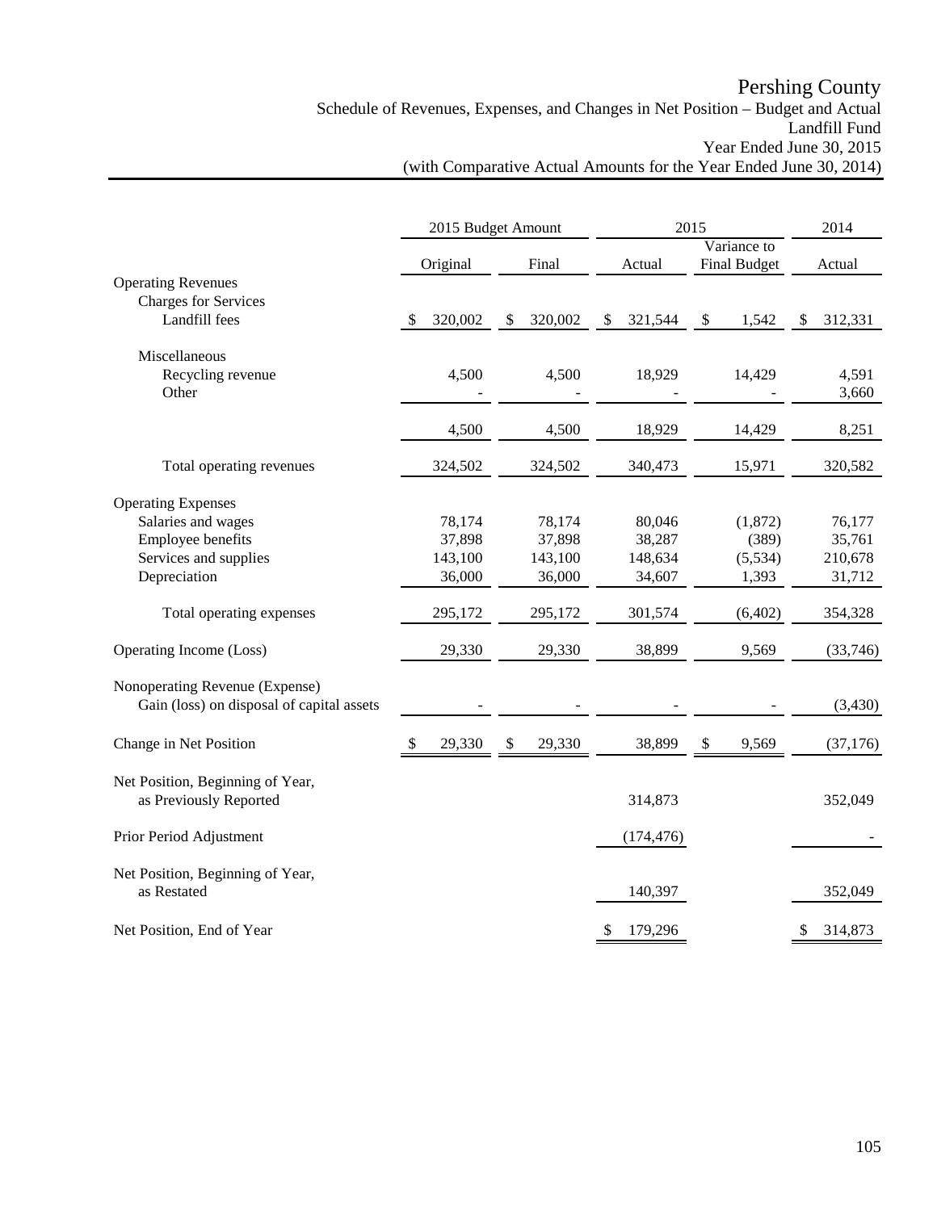# Pershing County

## Schedule of Revenues, Expenses, and Changes in Net Position – Budget and Actual

### Landfill Fund

### Year Ended June 30, 2015

### (with Comparative Actual Amounts for the Year Ended June 30, 2014)

| | 2015 Budget Amount | | 2015 | | 2014 |
|---|---|---|---|---|---|
| | Original | Final | Actual | Variance to Final Budget | Actual |
| **Operating Revenues** | | | | | |
| Charges for Services | | | | | |
| Landfill fees | $ 320,002 | $ 320,002 | $ 321,544 | $ 1,542 | $ 312,331 |
| Miscellaneous | | | | | |
| Recycling revenue | 4,500 | 4,500 | 18,929 | 14,429 | 4,591 |
| Other | - | - | - | - | 3,660 |
| | 4,500 | 4,500 | 18,929 | 14,429 | 8,251 |
| Total operating revenues | 324,502 | 324,502 | 340,473 | 15,971 | 320,582 |
| **Operating Expenses** | | | | | |
| Salaries and wages | 78,174 | 78,174 | 80,046 | (1,872) | 76,177 |
| Employee benefits | 37,898 | 37,898 | 38,287 | (389) | 35,761 |
| Services and supplies | 143,100 | 143,100 | 148,634 | (5,534) | 210,678 |
| Depreciation | 36,000 | 36,000 | 34,607 | 1,393 | 31,712 |
| Total operating expenses | 295,172 | 295,172 | 301,574 | (6,402) | 354,328 |
| Operating Income (Loss) | 29,330 | 29,330 | 38,899 | 9,569 | (33,746) |
| **Nonoperating Revenue (Expense)** | | | | | |
| Gain (loss) on disposal of capital assets | - | - | - | - | (3,430) |
| Change in Net Position | $ 29,330 | $ 29,330 | 38,899 | $ 9,569 | (37,176) |
| Net Position, Beginning of Year, as Previously Reported | | | 314,873 | | 352,049 |
| Prior Period Adjustment | | | (174,476) | | - |
| Net Position, Beginning of Year, as Restated | | | 140,397 | | 352,049 |
| Net Position, End of Year | | | $ 179,296 | | $ 314,873 |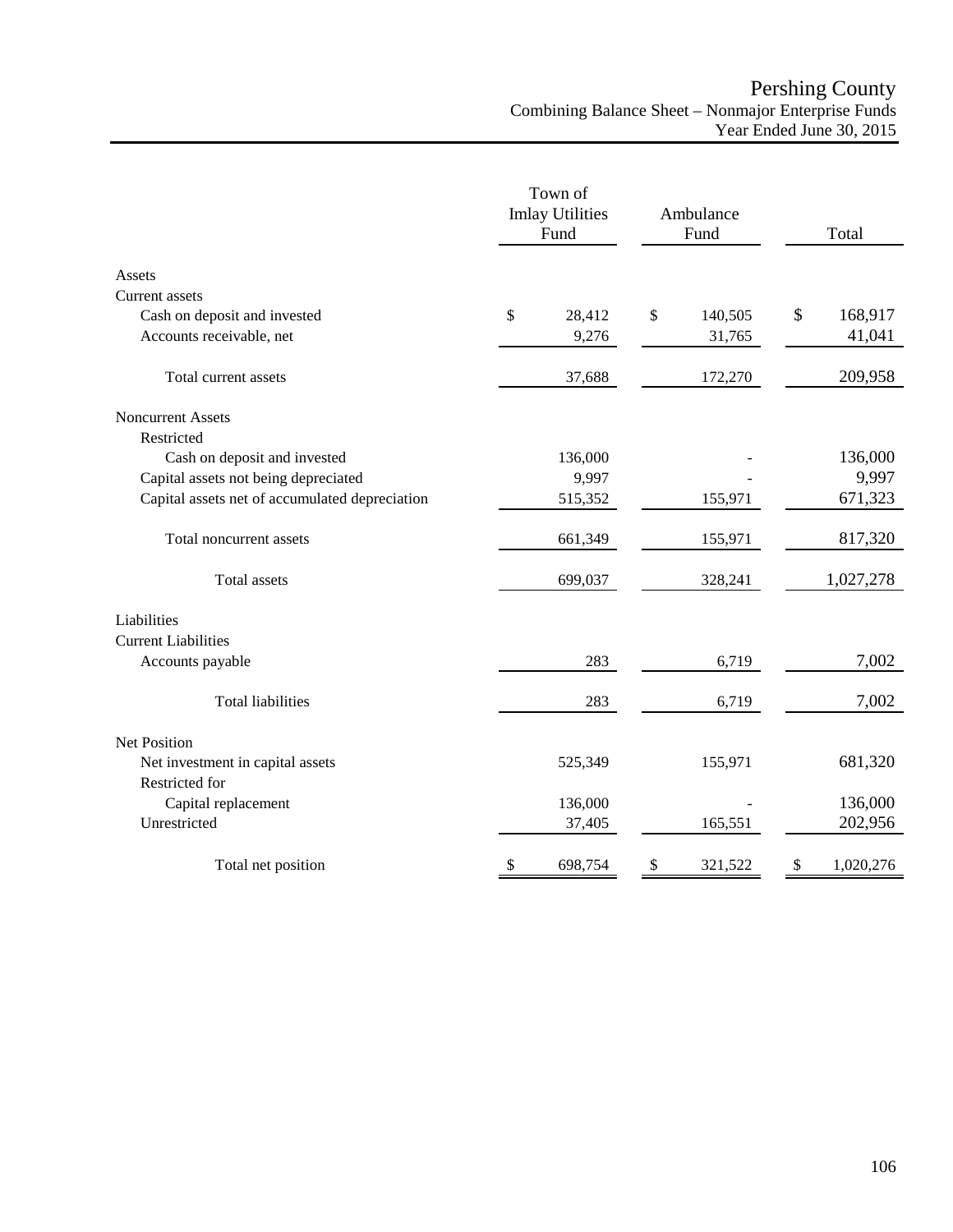# Pershing County
## Combining Balance Sheet – Nonmajor Enterprise Funds
### Year Ended June 30, 2015

| | Town of Imlay Utilities Fund | Ambulance Fund | Total |
|---|---|---|---|
| **Assets** | | | |
| Current assets | | | |
| Cash on deposit and invested | $ 28,412 | $ 140,505 | $ 168,917 |
| Accounts receivable, net | 9,276 | 31,765 | 41,041 |
| Total current assets | 37,688 | 172,270 | 209,958 |
| Noncurrent Assets | | | |
| Restricted | | | |
| Cash on deposit and invested | 136,000 | - | 136,000 |
| Capital assets not being depreciated | 9,997 | - | 9,997 |
| Capital assets net of accumulated depreciation | 515,352 | 155,971 | 671,323 |
| Total noncurrent assets | 661,349 | 155,971 | 817,320 |
| Total assets | 699,037 | 328,241 | 1,027,278 |
| **Liabilities** | | | |
| Current Liabilities | | | |
| Accounts payable | 283 | 6,719 | 7,002 |
| Total liabilities | 283 | 6,719 | 7,002 |
| **Net Position** | | | |
| Net investment in capital assets | 525,349 | 155,971 | 681,320 |
| Restricted for | | | |
| Capital replacement | 136,000 | - | 136,000 |
| Unrestricted | 37,405 | 165,551 | 202,956 |
| Total net position | $ 698,754 | $ 321,522 | $ 1,020,276 |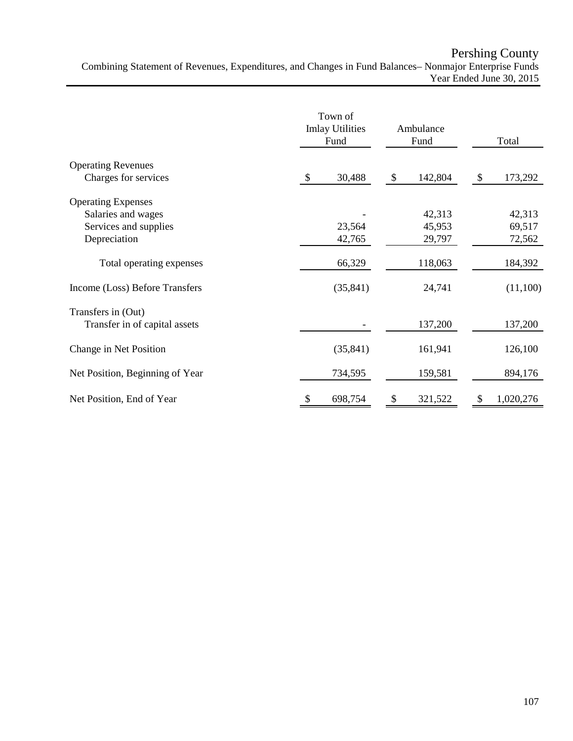# Pershing County

## Combining Statement of Revenues, Expenditures, and Changes in Fund Balances– Nonmajor Enterprise Funds

### Year Ended June 30, 2015

| | Town of Imlay Utilities Fund | Ambulance Fund | Total |
|---|---|---|---|
| **Operating Revenues** | | | |
| Charges for services | $ 30,488 | $ 142,804 | $ 173,292 |
| **Operating Expenses** | | | |
| Salaries and wages | - | 42,313 | 42,313 |
| Services and supplies | 23,564 | 45,953 | 69,517 |
| Depreciation | 42,765 | 29,797 | 72,562 |
| Total operating expenses | 66,329 | 118,063 | 184,392 |
| Income (Loss) Before Transfers | (35,841) | 24,741 | (11,100) |
| **Transfers in (Out)** | | | |
| Transfer in of capital assets | - | 137,200 | 137,200 |
| Change in Net Position | (35,841) | 161,941 | 126,100 |
| Net Position, Beginning of Year | 734,595 | 159,581 | 894,176 |
| Net Position, End of Year | $ 698,754 | $ 321,522 | $ 1,020,276 |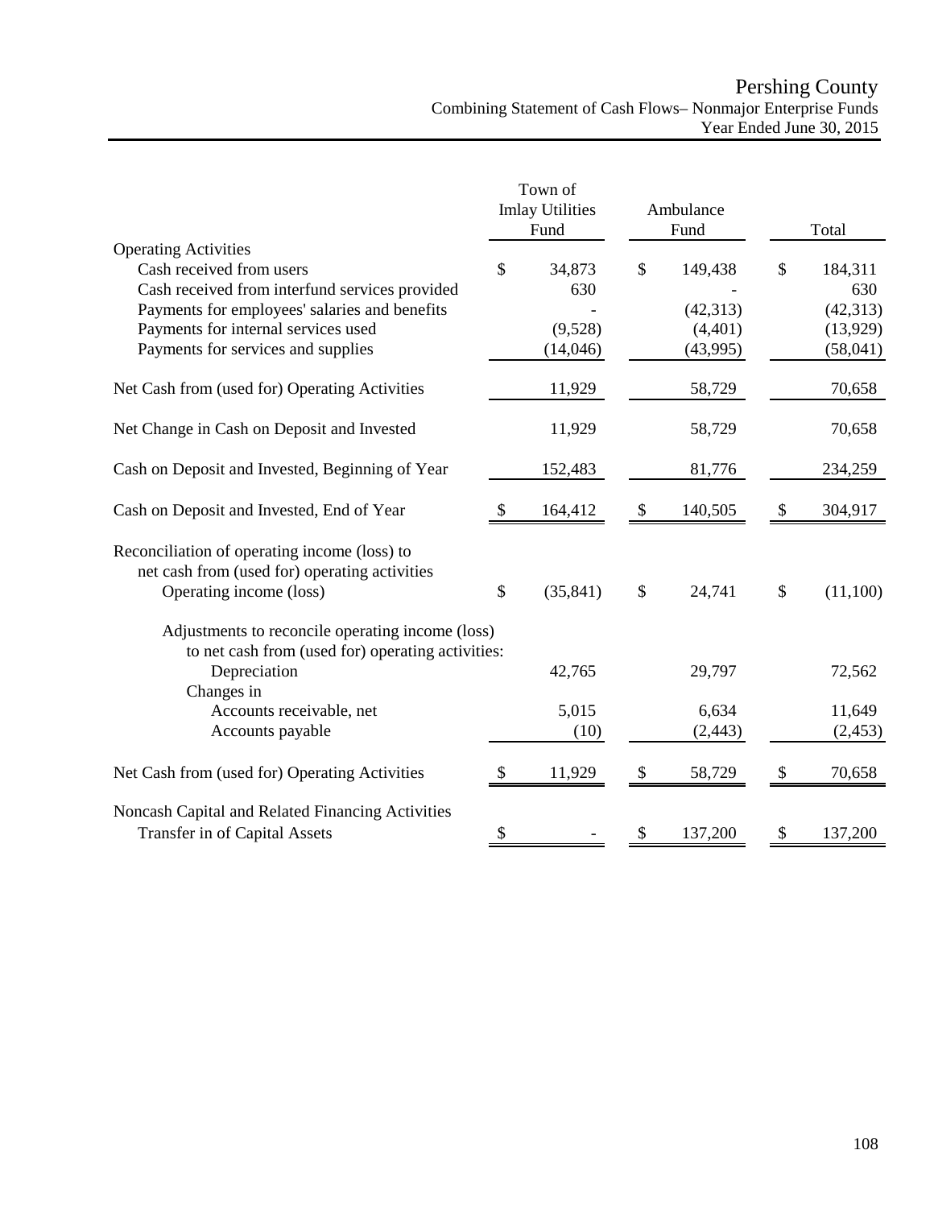# Pershing County

## Combining Statement of Cash Flows– Nonmajor Enterprise Funds

### Year Ended June 30, 2015

| | Town of Imlay Utilities Fund | Ambulance Fund | Total |
|---|---|---|---|
| **Operating Activities** | | | |
| Cash received from users | $ 34,873 | $ 149,438 | $ 184,311 |
| Cash received from interfund services provided | 630 | - | 630 |
| Payments for employees' salaries and benefits | - | (42,313) | (42,313) |
| Payments for internal services used | (9,528) | (4,401) | (13,929) |
| Payments for services and supplies | (14,046) | (43,995) | (58,041) |
| Net Cash from (used for) Operating Activities | 11,929 | 58,729 | 70,658 |
| Net Change in Cash on Deposit and Invested | 11,929 | 58,729 | 70,658 |
| Cash on Deposit and Invested, Beginning of Year | 152,483 | 81,776 | 234,259 |
| Cash on Deposit and Invested, End of Year | $ 164,412 | $ 140,505 | $ 304,917 |
| Reconciliation of operating income (loss) to net cash from (used for) operating activities | | | |
| Operating income (loss) | $ (35,841) | $ 24,741 | $ (11,100) |
| Adjustments to reconcile operating income (loss) to net cash from (used for) operating activities: | | | |
| Depreciation | 42,765 | 29,797 | 72,562 |
| Changes in | | | |
| Accounts receivable, net | 5,015 | 6,634 | 11,649 |
| Accounts payable | (10) | (2,443) | (2,453) |
| Net Cash from (used for) Operating Activities | $ 11,929 | $ 58,729 | $ 70,658 |
| **Noncash Capital and Related Financing Activities** | | | |
| Transfer in of Capital Assets | $ - | $ 137,200 | $ 137,200 |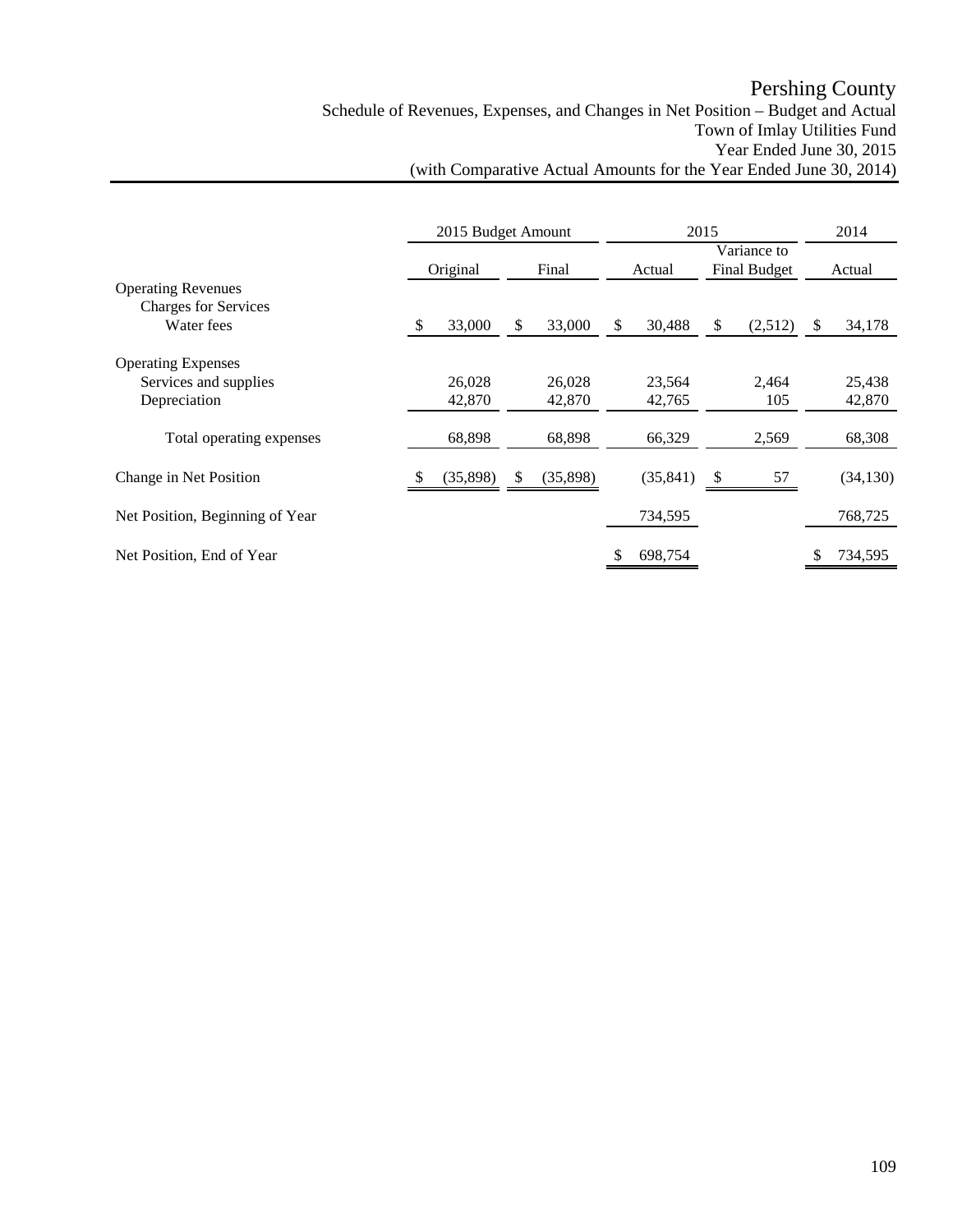# Pershing County

## Schedule of Revenues, Expenses, and Changes in Net Position – Budget and Actual
## Town of Imlay Utilities Fund
## Year Ended June 30, 2015
## (with Comparative Actual Amounts for the Year Ended June 30, 2014)

| | 2015 Budget Amount | | 2015 | | 2014 |
|---|---|---|---|---|---|
| | Original | Final | Actual | Variance to Final Budget | Actual |
| **Operating Revenues** | | | | | |
| Charges for Services | | | | | |
| Water fees | $ 33,000 | $ 33,000 | $ 30,488 | $ (2,512) | $ 34,178 |
| **Operating Expenses** | | | | | |
| Services and supplies | 26,028 | 26,028 | 23,564 | 2,464 | 25,438 |
| Depreciation | 42,870 | 42,870 | 42,765 | 105 | 42,870 |
| Total operating expenses | 68,898 | 68,898 | 66,329 | 2,569 | 68,308 |
| Change in Net Position | $ (35,898) | $ (35,898) | (35,841) | $ 57 | (34,130) |
| Net Position, Beginning of Year | | | 734,595 | | 768,725 |
| Net Position, End of Year | | | $ 698,754 | | $ 734,595 |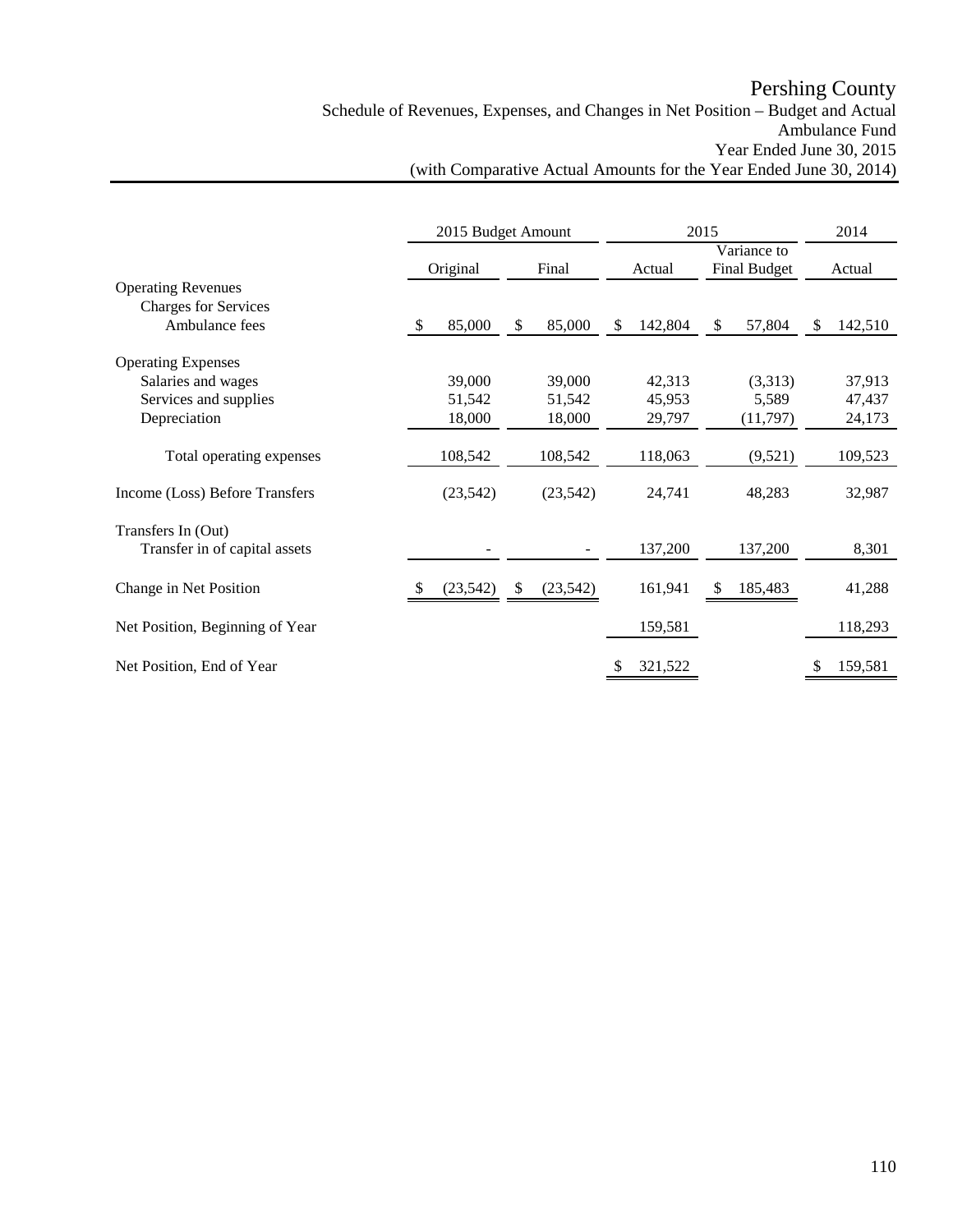# Pershing County

Schedule of Revenues, Expenses, and Changes in Net Position – Budget and Actual
Ambulance Fund
Year Ended June 30, 2015
(with Comparative Actual Amounts for the Year Ended June 30, 2014)

| | 2015 Budget Amount | | 2015 | | 2014 |
|---|---|---|---|---|---|
| | Original | Final | Actual | Variance to Final Budget | Actual |
| **Operating Revenues** | | | | | |
| Charges for Services | | | | | |
| Ambulance fees | $ 85,000 | $ 85,000 | $ 142,804 | $ 57,804 | $ 142,510 |
| **Operating Expenses** | | | | | |
| Salaries and wages | 39,000 | 39,000 | 42,313 | (3,313) | 37,913 |
| Services and supplies | 51,542 | 51,542 | 45,953 | 5,589 | 47,437 |
| Depreciation | 18,000 | 18,000 | 29,797 | (11,797) | 24,173 |
| Total operating expenses | 108,542 | 108,542 | 118,063 | (9,521) | 109,523 |
| Income (Loss) Before Transfers | (23,542) | (23,542) | 24,741 | 48,283 | 32,987 |
| **Transfers In (Out)** | | | | | |
| Transfer in of capital assets | - | - | 137,200 | 137,200 | 8,301 |
| Change in Net Position | $ (23,542) | $ (23,542) | 161,941 | $ 185,483 | 41,288 |
| Net Position, Beginning of Year | | | 159,581 | | 118,293 |
| Net Position, End of Year | | | $ 321,522 | | $ 159,581 |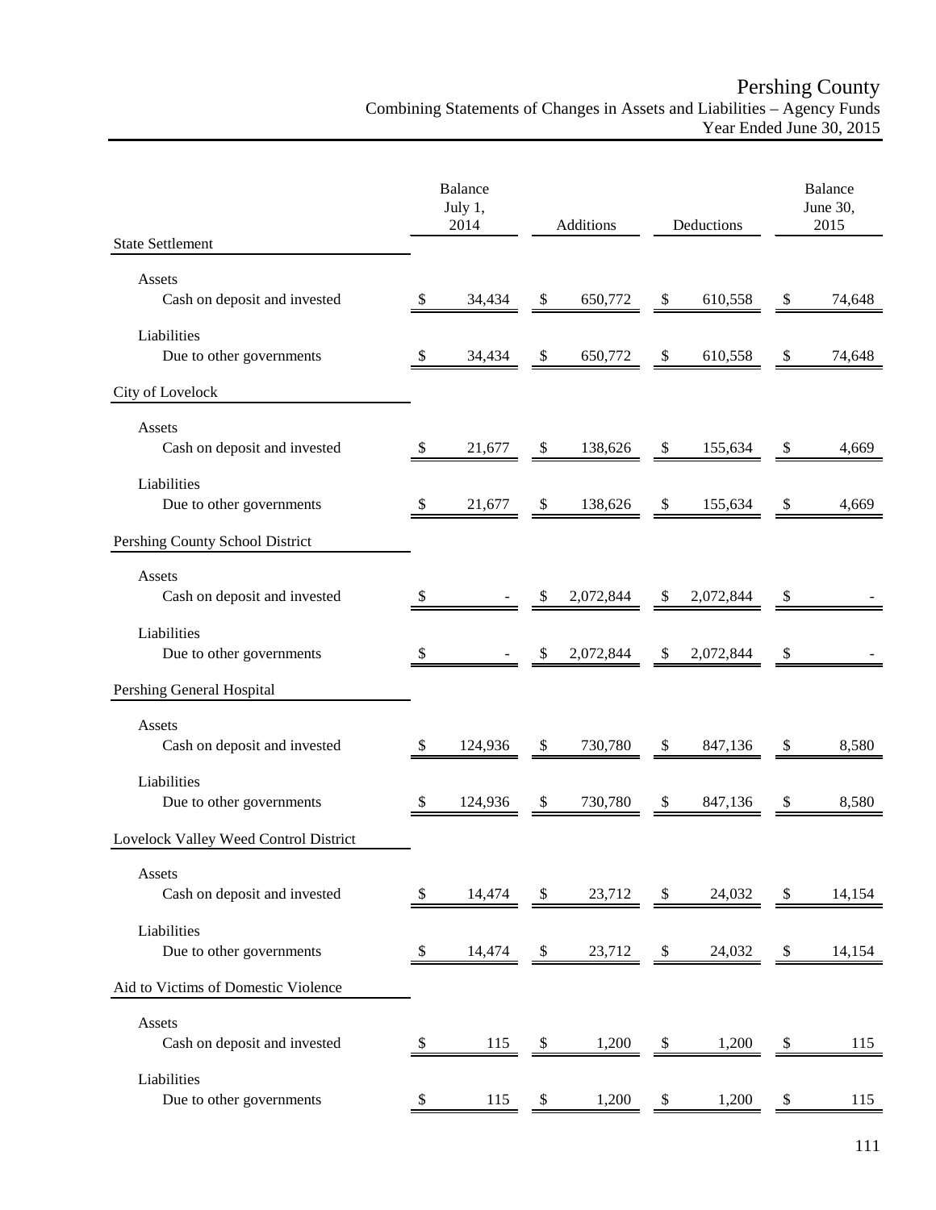# Pershing County

## Combining Statements of Changes in Assets and Liabilities – Agency Funds

### Year Ended June 30, 2015

| | Balance July 1, 2014 | Additions | Deductions | Balance June 30, 2015 |
|---|---|---|---|---|
| **State Settlement** | | | | |
| Assets | | | | |
| Cash on deposit and invested | $ 34,434 | $ 650,772 | $ 610,558 | $ 74,648 |
| Liabilities | | | | |
| Due to other governments | $ 34,434 | $ 650,772 | $ 610,558 | $ 74,648 |
| **City of Lovelock** | | | | |
| Assets | | | | |
| Cash on deposit and invested | $ 21,677 | $ 138,626 | $ 155,634 | $ 4,669 |
| Liabilities | | | | |
| Due to other governments | $ 21,677 | $ 138,626 | $ 155,634 | $ 4,669 |
| **Pershing County School District** | | | | |
| Assets | | | | |
| Cash on deposit and invested | $ - | $ 2,072,844 | $ 2,072,844 | $ - |
| Liabilities | | | | |
| Due to other governments | $ - | $ 2,072,844 | $ 2,072,844 | $ - |
| **Pershing General Hospital** | | | | |
| Assets | | | | |
| Cash on deposit and invested | $ 124,936 | $ 730,780 | $ 847,136 | $ 8,580 |
| Liabilities | | | | |
| Due to other governments | $ 124,936 | $ 730,780 | $ 847,136 | $ 8,580 |
| **Lovelock Valley Weed Control District** | | | | |
| Assets | | | | |
| Cash on deposit and invested | $ 14,474 | $ 23,712 | $ 24,032 | $ 14,154 |
| Liabilities | | | | |
| Due to other governments | $ 14,474 | $ 23,712 | $ 24,032 | $ 14,154 |
| **Aid to Victims of Domestic Violence** | | | | |
| Assets | | | | |
| Cash on deposit and invested | $ 115 | $ 1,200 | $ 1,200 | $ 115 |
| Liabilities | | | | |
| Due to other governments | $ 115 | $ 1,200 | $ 1,200 | $ 115 |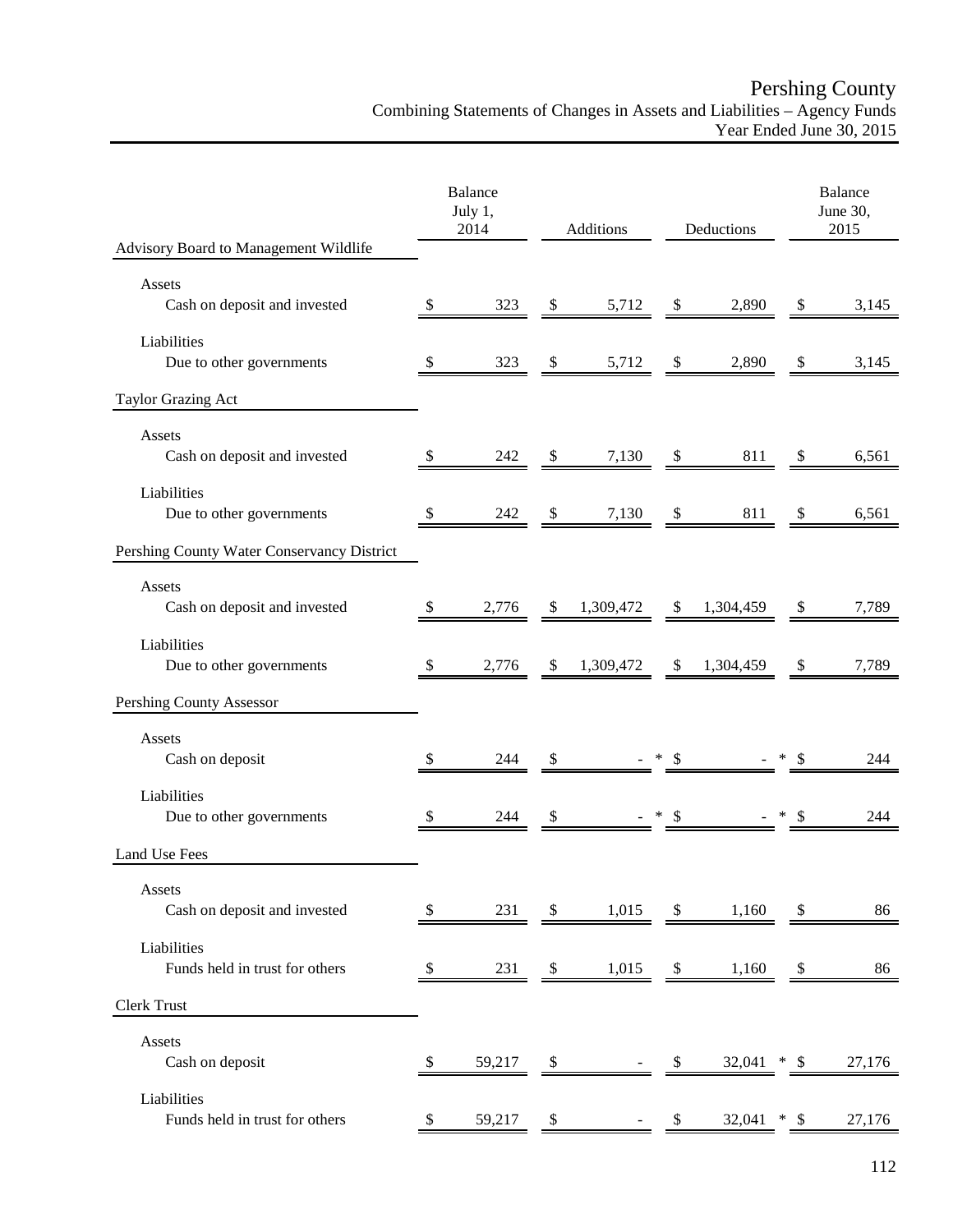# Pershing County
## Combining Statements of Changes in Assets and Liabilities – Agency Funds
### Year Ended June 30, 2015

| | Balance July 1, 2014 | Additions | Deductions | Balance June 30, 2015 |
|---|---|---|---|---|
| **Advisory Board to Management Wildlife** | | | | |
| Assets | | | | |
| Cash on deposit and invested | $ 323 | $ 5,712 | $ 2,890 | $ 3,145 |
| Liabilities | | | | |
| Due to other governments | $ 323 | $ 5,712 | $ 2,890 | $ 3,145 |
| **Taylor Grazing Act** | | | | |
| Assets | | | | |
| Cash on deposit and invested | $ 242 | $ 7,130 | $ 811 | $ 6,561 |
| Liabilities | | | | |
| Due to other governments | $ 242 | $ 7,130 | $ 811 | $ 6,561 |
| **Pershing County Water Conservancy District** | | | | |
| Assets | | | | |
| Cash on deposit and invested | $ 2,776 | $ 1,309,472 | $ 1,304,459 | $ 7,789 |
| Liabilities | | | | |
| Due to other governments | $ 2,776 | $ 1,309,472 | $ 1,304,459 | $ 7,789 |
| **Pershing County Assessor** | | | | |
| Assets | | | | |
| Cash on deposit | $ 244 | $ - * | $ - * | $ 244 |
| Liabilities | | | | |
| Due to other governments | $ 244 | $ - * | $ - * | $ 244 |
| **Land Use Fees** | | | | |
| Assets | | | | |
| Cash on deposit and invested | $ 231 | $ 1,015 | $ 1,160 | $ 86 |
| Liabilities | | | | |
| Funds held in trust for others | $ 231 | $ 1,015 | $ 1,160 | $ 86 |
| **Clerk Trust** | | | | |
| Assets | | | | |
| Cash on deposit | $ 59,217 | $ - | $ 32,041 * | $ 27,176 |
| Liabilities | | | | |
| Funds held in trust for others | $ 59,217 | $ - | $ 32,041 * | $ 27,176 |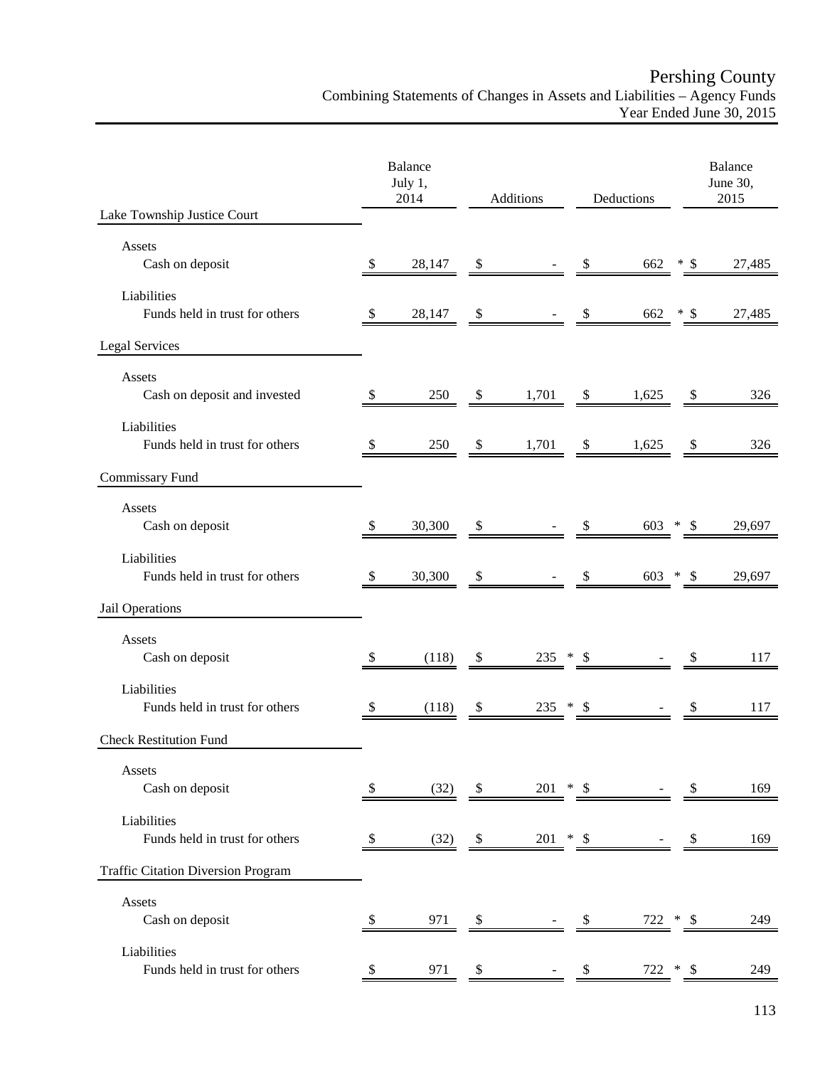# Pershing County

Combining Statements of Changes in Assets and Liabilities – Agency Funds
Year Ended June 30, 2015

| | Balance July 1, 2014 | Additions | Deductions | Balance June 30, 2015 |
|---|---|---|---|---|
| **Lake Township Justice Court** | | | | |
| Assets | | | | |
| Cash on deposit | $ 28,147 | $ - | $ 662 * | $ 27,485 |
| Liabilities | | | | |
| Funds held in trust for others | $ 28,147 | $ - | $ 662 * | $ 27,485 |
| **Legal Services** | | | | |
| Assets | | | | |
| Cash on deposit and invested | $ 250 | $ 1,701 | $ 1,625 | $ 326 |
| Liabilities | | | | |
| Funds held in trust for others | $ 250 | $ 1,701 | $ 1,625 | $ 326 |
| **Commissary Fund** | | | | |
| Assets | | | | |
| Cash on deposit | $ 30,300 | $ - | $ 603 * | $ 29,697 |
| Liabilities | | | | |
| Funds held in trust for others | $ 30,300 | $ - | $ 603 * | $ 29,697 |
| **Jail Operations** | | | | |
| Assets | | | | |
| Cash on deposit | $ (118) | $ 235 * | $ - | $ 117 |
| Liabilities | | | | |
| Funds held in trust for others | $ (118) | $ 235 * | $ - | $ 117 |
| **Check Restitution Fund** | | | | |
| Assets | | | | |
| Cash on deposit | $ (32) | $ 201 * | $ - | $ 169 |
| Liabilities | | | | |
| Funds held in trust for others | $ (32) | $ 201 * | $ - | $ 169 |
| **Traffic Citation Diversion Program** | | | | |
| Assets | | | | |
| Cash on deposit | $ 971 | $ - | $ 722 * | $ 249 |
| Liabilities | | | | |
| Funds held in trust for others | $ 971 | $ - | $ 722 * | $ 249 |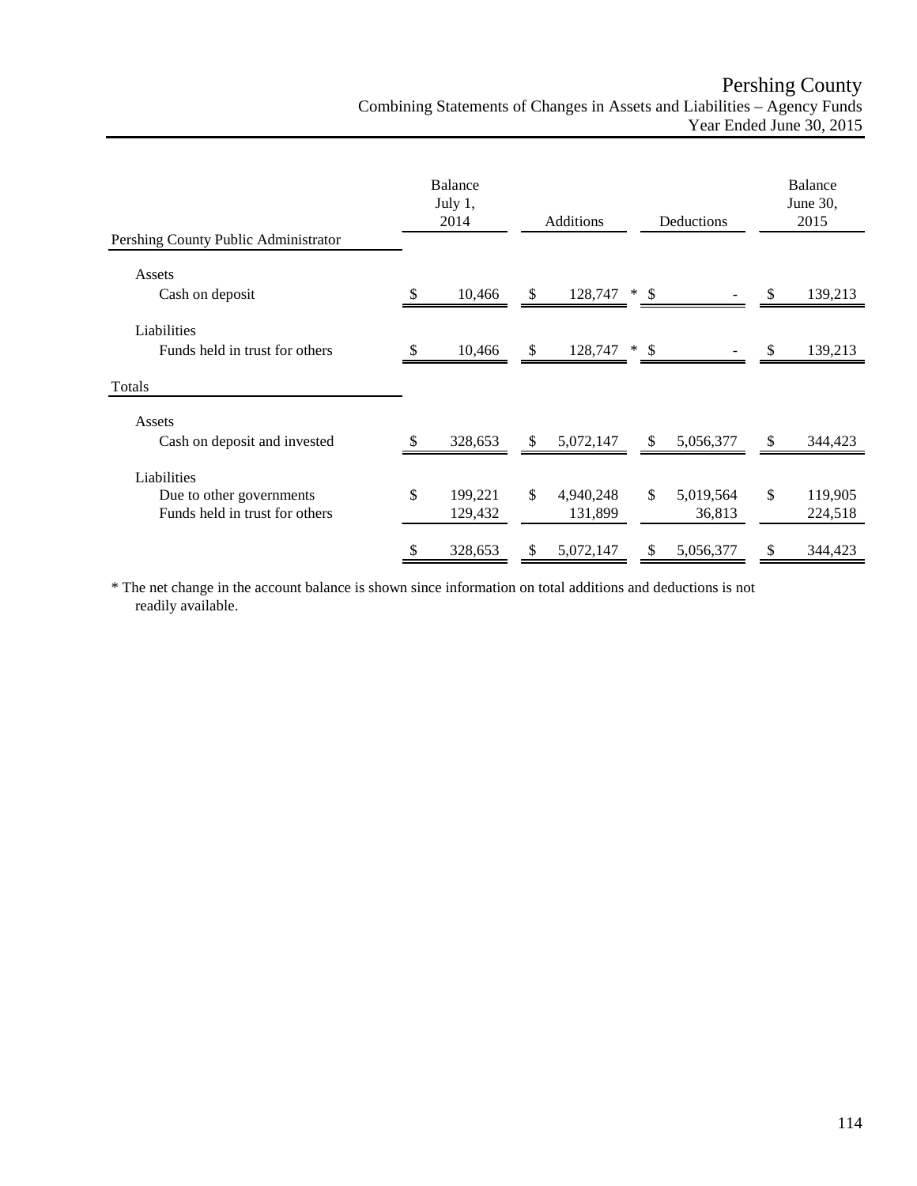# Pershing County

## Combining Statements of Changes in Assets and Liabilities – Agency Funds

### Year Ended June 30, 2015

| | Balance July 1, 2014 | Additions | Deductions | Balance June 30, 2015 |
|---|---|---|---|---|
| **Pershing County Public Administrator** | | | | |
| Assets | | | | |
| Cash on deposit | $ 10,466 | $ 128,747 * | $ - | $ 139,213 |
| Liabilities | | | | |
| Funds held in trust for others | $ 10,466 | $ 128,747 * | $ - | $ 139,213 |
| **Totals** | | | | |
| Assets | | | | |
| Cash on deposit and invested | $ 328,653 | $ 5,072,147 | $ 5,056,377 | $ 344,423 |
| Liabilities | | | | |
| Due to other governments | $ 199,221 | $ 4,940,248 | $ 5,019,564 | $ 119,905 |
| Funds held in trust for others | 129,432 | 131,899 | 36,813 | 224,518 |
| | $ 328,653 | $ 5,072,147 | $ 5,056,377 | $ 344,423 |

* The net change in the account balance is shown since information on total additions and deductions is not readily available.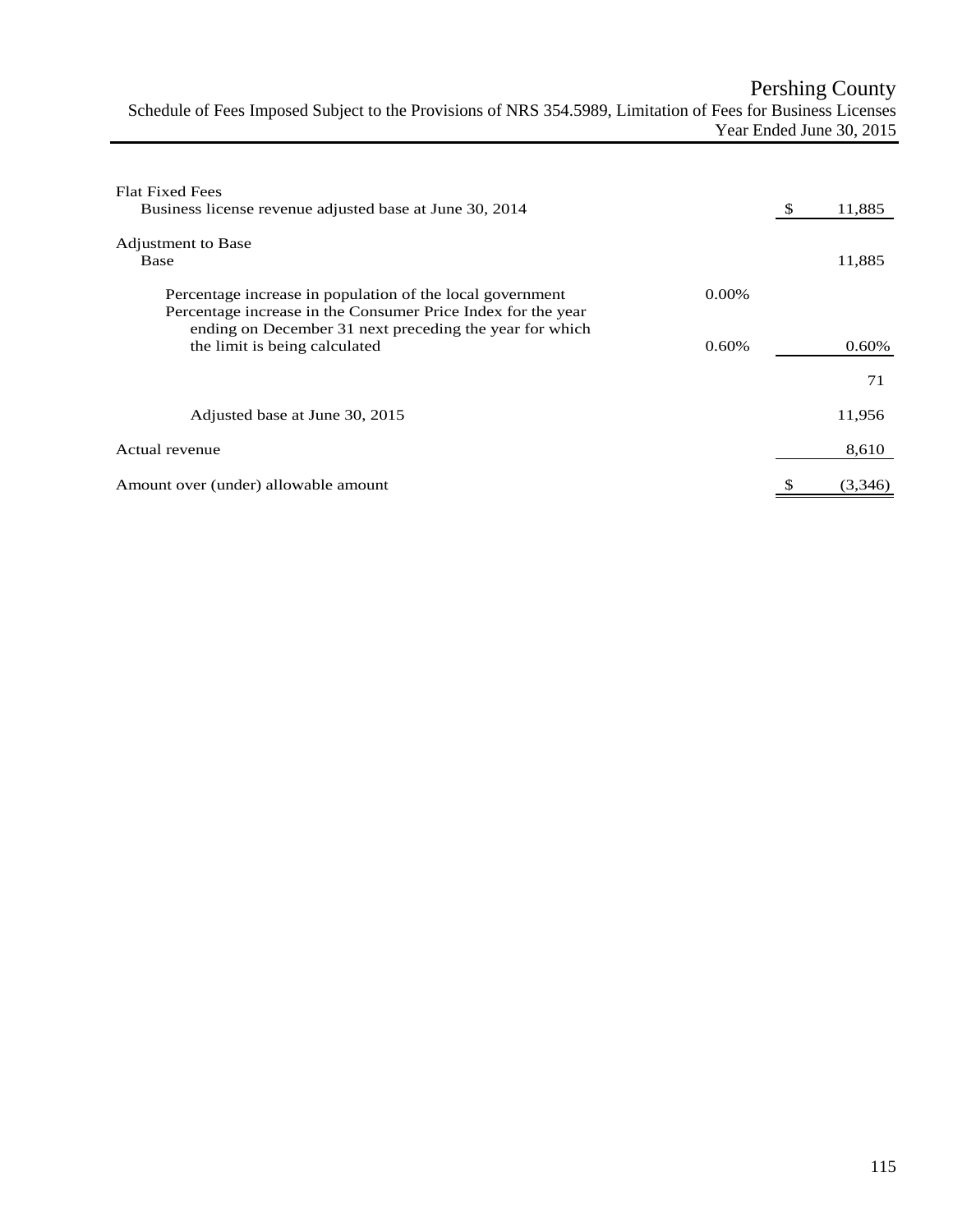# Pershing County

## Schedule of Fees Imposed Subject to the Provisions of NRS 354.5989, Limitation of Fees for Business Licenses

### Year Ended June 30, 2015

| | | |
|---|---|---|
| **Flat Fixed Fees** | | |
| Business license revenue adjusted base at June 30, 2014 | | $ 11,885 |
| **Adjustment to Base** | | |
| Base | | 11,885 |
| Percentage increase in population of the local government | 0.00% | |
| Percentage increase in the Consumer Price Index for the year ending on December 31 next preceding the year for which the limit is being calculated | 0.60% | 0.60% |
| | | 71 |
| Adjusted base at June 30, 2015 | | 11,956 |
| Actual revenue | | 8,610 |
| Amount over (under) allowable amount | | $ (3,346) |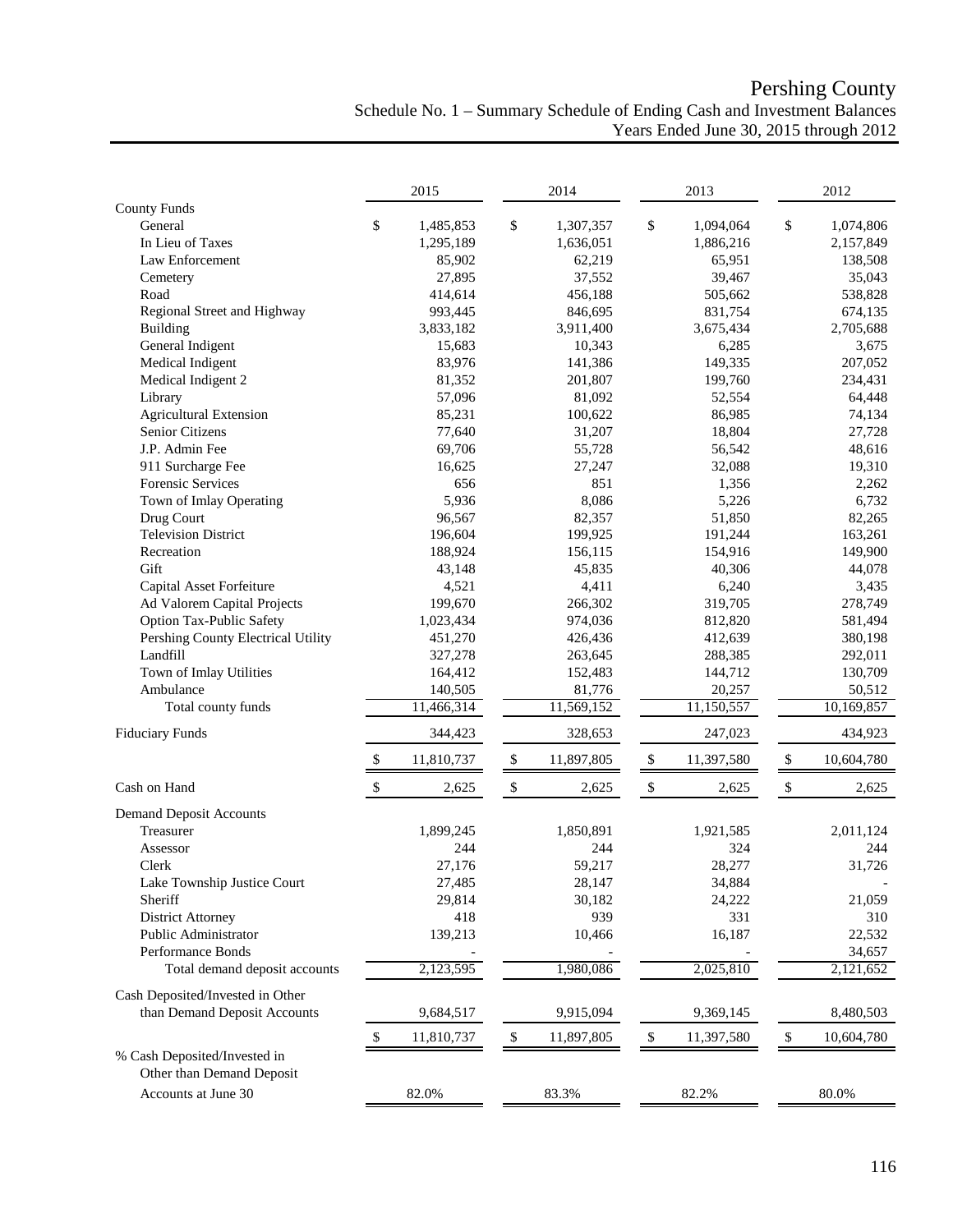# Pershing County

## Schedule No. 1 – Summary Schedule of Ending Cash and Investment Balances

### Years Ended June 30, 2015 through 2012

| | 2015 | 2014 | 2013 | 2012 |
|---|---|---|---|---|
| **County Funds** | | | | |
| General | $ 1,485,853 | $ 1,307,357 | $ 1,094,064 | $ 1,074,806 |
| In Lieu of Taxes | 1,295,189 | 1,636,051 | 1,886,216 | 2,157,849 |
| Law Enforcement | 85,902 | 62,219 | 65,951 | 138,508 |
| Cemetery | 27,895 | 37,552 | 39,467 | 35,043 |
| Road | 414,614 | 456,188 | 505,662 | 538,828 |
| Regional Street and Highway | 993,445 | 846,695 | 831,754 | 674,135 |
| Building | 3,833,182 | 3,911,400 | 3,675,434 | 2,705,688 |
| General Indigent | 15,683 | 10,343 | 6,285 | 3,675 |
| Medical Indigent | 83,976 | 141,386 | 149,335 | 207,052 |
| Medical Indigent 2 | 81,352 | 201,807 | 199,760 | 234,431 |
| Library | 57,096 | 81,092 | 52,554 | 64,448 |
| Agricultural Extension | 85,231 | 100,622 | 86,985 | 74,134 |
| Senior Citizens | 77,640 | 31,207 | 18,804 | 27,728 |
| J.P. Admin Fee | 69,706 | 55,728 | 56,542 | 48,616 |
| 911 Surcharge Fee | 16,625 | 27,247 | 32,088 | 19,310 |
| Forensic Services | 656 | 851 | 1,356 | 2,262 |
| Town of Imlay Operating | 5,936 | 8,086 | 5,226 | 6,732 |
| Drug Court | 96,567 | 82,357 | 51,850 | 82,265 |
| Television District | 196,604 | 199,925 | 191,244 | 163,261 |
| Recreation | 188,924 | 156,115 | 154,916 | 149,900 |
| Gift | 43,148 | 45,835 | 40,306 | 44,078 |
| Capital Asset Forfeiture | 4,521 | 4,411 | 6,240 | 3,435 |
| Ad Valorem Capital Projects | 199,670 | 266,302 | 319,705 | 278,749 |
| Option Tax-Public Safety | 1,023,434 | 974,036 | 812,820 | 581,494 |
| Pershing County Electrical Utility | 451,270 | 426,436 | 412,639 | 380,198 |
| Landfill | 327,278 | 263,645 | 288,385 | 292,011 |
| Town of Imlay Utilities | 164,412 | 152,483 | 144,712 | 130,709 |
| Ambulance | 140,505 | 81,776 | 20,257 | 50,512 |
| Total county funds | 11,466,314 | 11,569,152 | 11,150,557 | 10,169,857 |
| Fiduciary Funds | 344,423 | 328,653 | 247,023 | 434,923 |
| | $ 11,810,737 | $ 11,897,805 | $ 11,397,580 | $ 10,604,780 |
| Cash on Hand | $ 2,625 | $ 2,625 | $ 2,625 | $ 2,625 |
| **Demand Deposit Accounts** | | | | |
| Treasurer | 1,899,245 | 1,850,891 | 1,921,585 | 2,011,124 |
| Assessor | 244 | 244 | 324 | 244 |
| Clerk | 27,176 | 59,217 | 28,277 | 31,726 |
| Lake Township Justice Court | 27,485 | 28,147 | 34,884 | - |
| Sheriff | 29,814 | 30,182 | 24,222 | 21,059 |
| District Attorney | 418 | 939 | 331 | 310 |
| Public Administrator | 139,213 | 10,466 | 16,187 | 22,532 |
| Performance Bonds | - | - | - | 34,657 |
| Total demand deposit accounts | 2,123,595 | 1,980,086 | 2,025,810 | 2,121,652 |
| Cash Deposited/Invested in Other than Demand Deposit Accounts | 9,684,517 | 9,915,094 | 9,369,145 | 8,480,503 |
| | $ 11,810,737 | $ 11,897,805 | $ 11,397,580 | $ 10,604,780 |
| % Cash Deposited/Invested in Other than Demand Deposit Accounts at June 30 | 82.0% | 83.3% | 82.2% | 80.0% |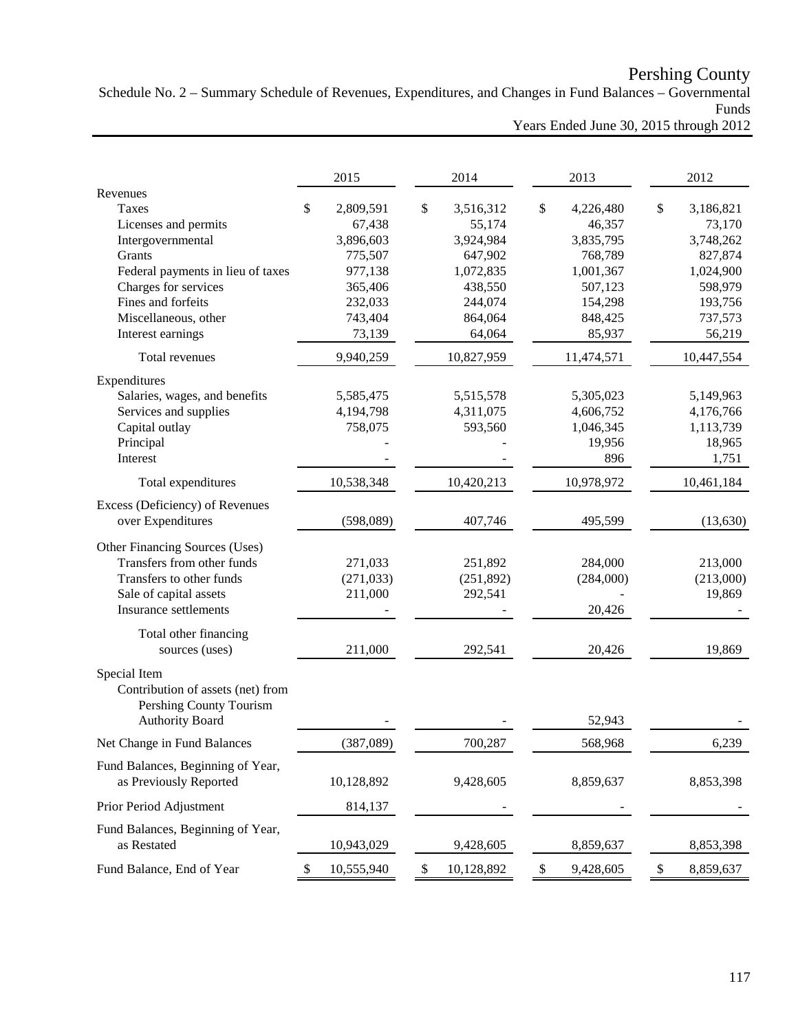# Pershing County

## Schedule No. 2 – Summary Schedule of Revenues, Expenditures, and Changes in Fund Balances – Governmental Funds

### Years Ended June 30, 2015 through 2012

| | 2015 | 2014 | 2013 | 2012 |
|---|---|---|---|---|
| **Revenues** | | | | |
| Taxes | $ 2,809,591 | $ 3,516,312 | $ 4,226,480 | $ 3,186,821 |
| Licenses and permits | 67,438 | 55,174 | 46,357 | 73,170 |
| Intergovernmental | 3,896,603 | 3,924,984 | 3,835,795 | 3,748,262 |
| Grants | 775,507 | 647,902 | 768,789 | 827,874 |
| Federal payments in lieu of taxes | 977,138 | 1,072,835 | 1,001,367 | 1,024,900 |
| Charges for services | 365,406 | 438,550 | 507,123 | 598,979 |
| Fines and forfeits | 232,033 | 244,074 | 154,298 | 193,756 |
| Miscellaneous, other | 743,404 | 864,064 | 848,425 | 737,573 |
| Interest earnings | 73,139 | 64,064 | 85,937 | 56,219 |
| Total revenues | 9,940,259 | 10,827,959 | 11,474,571 | 10,447,554 |
| **Expenditures** | | | | |
| Salaries, wages, and benefits | 5,585,475 | 5,515,578 | 5,305,023 | 5,149,963 |
| Services and supplies | 4,194,798 | 4,311,075 | 4,606,752 | 4,176,766 |
| Capital outlay | 758,075 | 593,560 | 1,046,345 | 1,113,739 |
| Principal | - | - | 19,956 | 18,965 |
| Interest | - | - | 896 | 1,751 |
| Total expenditures | 10,538,348 | 10,420,213 | 10,978,972 | 10,461,184 |
| Excess (Deficiency) of Revenues over Expenditures | (598,089) | 407,746 | 495,599 | (13,630) |
| **Other Financing Sources (Uses)** | | | | |
| Transfers from other funds | 271,033 | 251,892 | 284,000 | 213,000 |
| Transfers to other funds | (271,033) | (251,892) | (284,000) | (213,000) |
| Sale of capital assets | 211,000 | 292,541 | - | 19,869 |
| Insurance settlements | - | - | 20,426 | - |
| Total other financing sources (uses) | 211,000 | 292,541 | 20,426 | 19,869 |
| **Special Item** | | | | |
| Contribution of assets (net) from Pershing County Tourism Authority Board | - | - | 52,943 | - |
| Net Change in Fund Balances | (387,089) | 700,287 | 568,968 | 6,239 |
| Fund Balances, Beginning of Year, as Previously Reported | 10,128,892 | 9,428,605 | 8,859,637 | 8,853,398 |
| Prior Period Adjustment | 814,137 | - | - | - |
| Fund Balances, Beginning of Year, as Restated | 10,943,029 | 9,428,605 | 8,859,637 | 8,853,398 |
| Fund Balance, End of Year | $ 10,555,940 | $ 10,128,892 | $ 9,428,605 | $ 8,859,637 |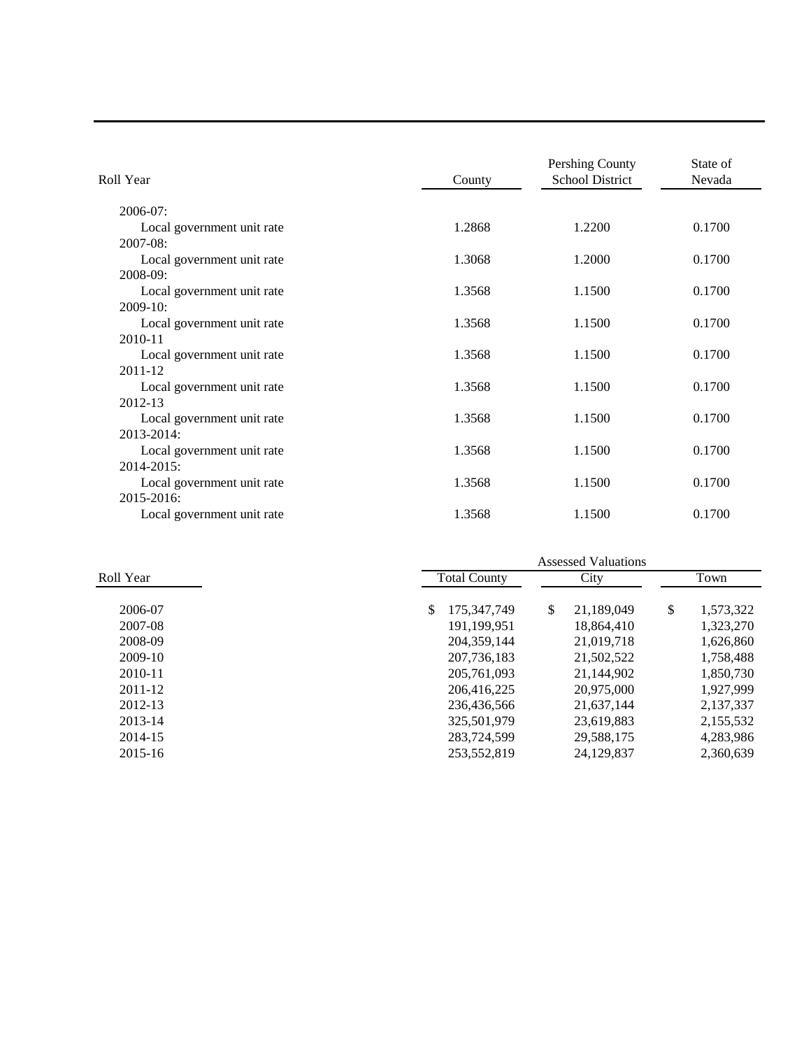| Roll Year | County | Pershing County School District | State of Nevada |
|---|---|---|---|
| 2006-07: | | | |
| Local government unit rate | 1.2868 | 1.2200 | 0.1700 |
| 2007-08: | | | |
| Local government unit rate | 1.3068 | 1.2000 | 0.1700 |
| 2008-09: | | | |
| Local government unit rate | 1.3568 | 1.1500 | 0.1700 |
| 2009-10: | | | |
| Local government unit rate | 1.3568 | 1.1500 | 0.1700 |
| 2010-11 | | | |
| Local government unit rate | 1.3568 | 1.1500 | 0.1700 |
| 2011-12 | | | |
| Local government unit rate | 1.3568 | 1.1500 | 0.1700 |
| 2012-13 | | | |
| Local government unit rate | 1.3568 | 1.1500 | 0.1700 |
| 2013-2014: | | | |
| Local government unit rate | 1.3568 | 1.1500 | 0.1700 |
| 2014-2015: | | | |
| Local government unit rate | 1.3568 | 1.1500 | 0.1700 |
| 2015-2016: | | | |
| Local government unit rate | 1.3568 | 1.1500 | 0.1700 |

| | Assessed Valuations | | |
|---|---|---|---|
| Roll Year | Total County | City | Town |
| 2006-07 | $ 175,347,749 | $ 21,189,049 | $ 1,573,322 |
| 2007-08 | 191,199,951 | 18,864,410 | 1,323,270 |
| 2008-09 | 204,359,144 | 21,019,718 | 1,626,860 |
| 2009-10 | 207,736,183 | 21,502,522 | 1,758,488 |
| 2010-11 | 205,761,093 | 21,144,902 | 1,850,730 |
| 2011-12 | 206,416,225 | 20,975,000 | 1,927,999 |
| 2012-13 | 236,436,566 | 21,637,144 | 2,137,337 |
| 2013-14 | 325,501,979 | 23,619,883 | 2,155,532 |
| 2014-15 | 283,724,599 | 29,588,175 | 4,283,986 |
| 2015-16 | 253,552,819 | 24,129,837 | 2,360,639 |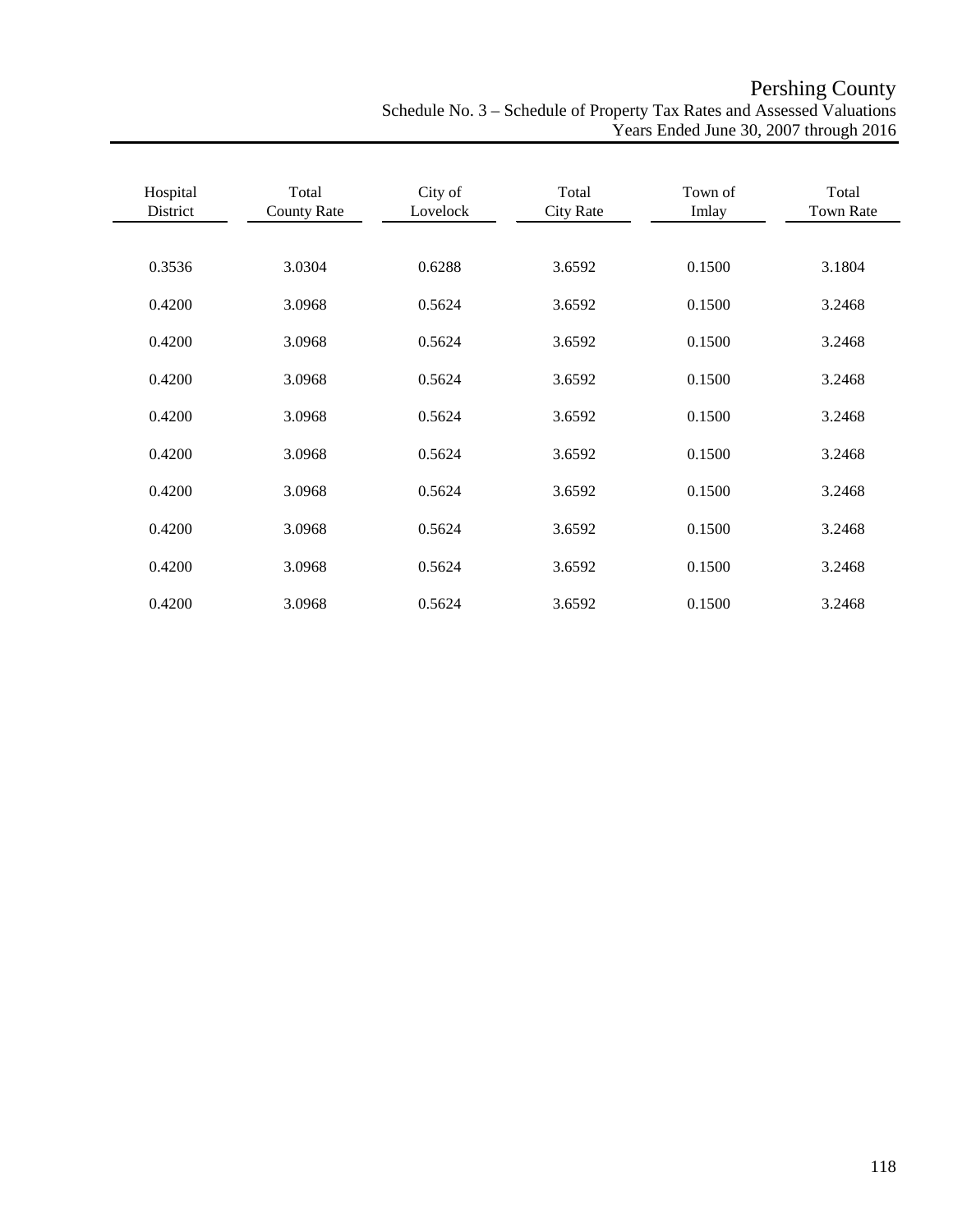# Pershing County

Schedule No. 3 – Schedule of Property Tax Rates and Assessed Valuations
Years Ended June 30, 2007 through 2016

| Hospital District | Total County Rate | City of Lovelock | Total City Rate | Town of Imlay | Total Town Rate |
|---|---|---|---|---|---|
| 0.3536 | 3.0304 | 0.6288 | 3.6592 | 0.1500 | 3.1804 |
| 0.4200 | 3.0968 | 0.5624 | 3.6592 | 0.1500 | 3.2468 |
| 0.4200 | 3.0968 | 0.5624 | 3.6592 | 0.1500 | 3.2468 |
| 0.4200 | 3.0968 | 0.5624 | 3.6592 | 0.1500 | 3.2468 |
| 0.4200 | 3.0968 | 0.5624 | 3.6592 | 0.1500 | 3.2468 |
| 0.4200 | 3.0968 | 0.5624 | 3.6592 | 0.1500 | 3.2468 |
| 0.4200 | 3.0968 | 0.5624 | 3.6592 | 0.1500 | 3.2468 |
| 0.4200 | 3.0968 | 0.5624 | 3.6592 | 0.1500 | 3.2468 |
| 0.4200 | 3.0968 | 0.5624 | 3.6592 | 0.1500 | 3.2468 |
| 0.4200 | 3.0968 | 0.5624 | 3.6592 | 0.1500 | 3.2468 |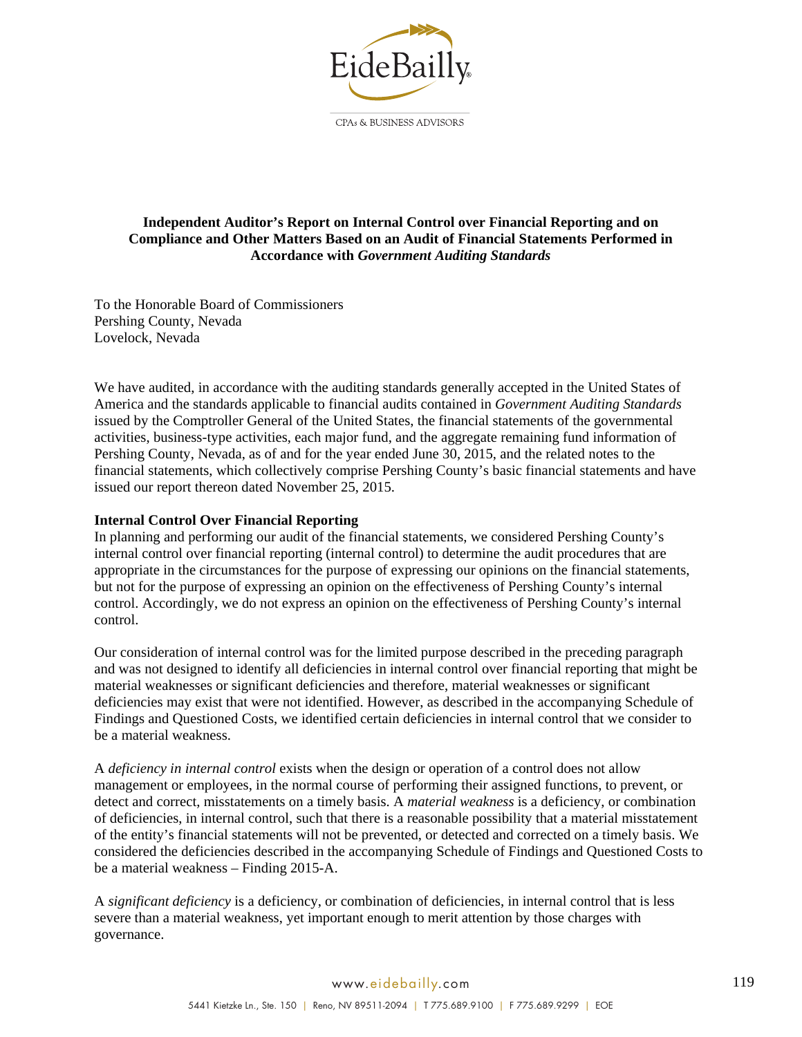EideBailly

CPAs & BUSINESS ADVISORS

**Independent Auditor's Report on Internal Control over Financial Reporting and on Compliance and Other Matters Based on an Audit of Financial Statements Performed in Accordance with *Government Auditing Standards***

To the Honorable Board of Commissioners
Pershing County, Nevada
Lovelock, Nevada

We have audited, in accordance with the auditing standards generally accepted in the United States of America and the standards applicable to financial audits contained in *Government Auditing Standards* issued by the Comptroller General of the United States, the financial statements of the governmental activities, business-type activities, each major fund, and the aggregate remaining fund information of Pershing County, Nevada, as of and for the year ended June 30, 2015, and the related notes to the financial statements, which collectively comprise Pershing County's basic financial statements and have issued our report thereon dated November 25, 2015.

**Internal Control Over Financial Reporting**

In planning and performing our audit of the financial statements, we considered Pershing County's internal control over financial reporting (internal control) to determine the audit procedures that are appropriate in the circumstances for the purpose of expressing our opinions on the financial statements, but not for the purpose of expressing an opinion on the effectiveness of Pershing County's internal control. Accordingly, we do not express an opinion on the effectiveness of Pershing County's internal control.

Our consideration of internal control was for the limited purpose described in the preceding paragraph and was not designed to identify all deficiencies in internal control over financial reporting that might be material weaknesses or significant deficiencies and therefore, material weaknesses or significant deficiencies may exist that were not identified. However, as described in the accompanying Schedule of Findings and Questioned Costs, we identified certain deficiencies in internal control that we consider to be a material weakness.

A *deficiency in internal control* exists when the design or operation of a control does not allow management or employees, in the normal course of performing their assigned functions, to prevent, or detect and correct, misstatements on a timely basis. A *material weakness* is a deficiency, or combination of deficiencies, in internal control, such that there is a reasonable possibility that a material misstatement of the entity's financial statements will not be prevented, or detected and corrected on a timely basis. We considered the deficiencies described in the accompanying Schedule of Findings and Questioned Costs to be a material weakness – Finding 2015-A.

A *significant deficiency* is a deficiency, or combination of deficiencies, in internal control that is less severe than a material weakness, yet important enough to merit attention by those charges with governance.

www.eidebailly.com

5441 Kietzke Ln., Ste. 150 | Reno, NV 89511-2094 | T 775.689.9100 | F 775.689.9299 | EOE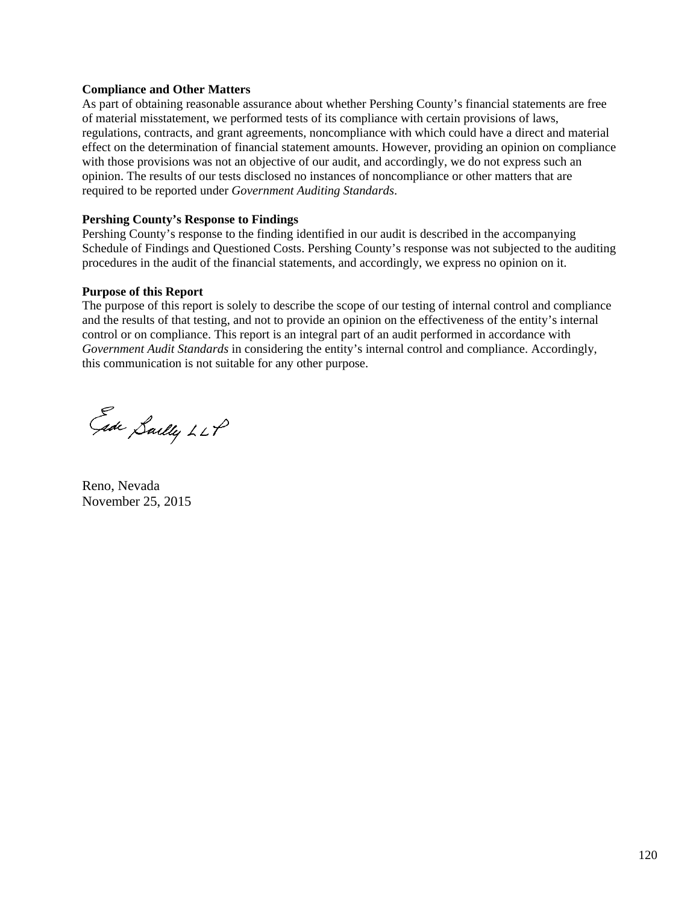**Compliance and Other Matters**
As part of obtaining reasonable assurance about whether Pershing County's financial statements are free of material misstatement, we performed tests of its compliance with certain provisions of laws, regulations, contracts, and grant agreements, noncompliance with which could have a direct and material effect on the determination of financial statement amounts. However, providing an opinion on compliance with those provisions was not an objective of our audit, and accordingly, we do not express such an opinion. The results of our tests disclosed no instances of noncompliance or other matters that are required to be reported under *Government Auditing Standards*.

**Pershing County's Response to Findings**
Pershing County's response to the finding identified in our audit is described in the accompanying Schedule of Findings and Questioned Costs. Pershing County's response was not subjected to the auditing procedures in the audit of the financial statements, and accordingly, we express no opinion on it.

**Purpose of this Report**
The purpose of this report is solely to describe the scope of our testing of internal control and compliance and the results of that testing, and not to provide an opinion on the effectiveness of the entity's internal control or on compliance. This report is an integral part of an audit performed in accordance with *Government Audit Standards* in considering the entity's internal control and compliance. Accordingly, this communication is not suitable for any other purpose.

Eide Bailly LLP

Reno, Nevada
November 25, 2015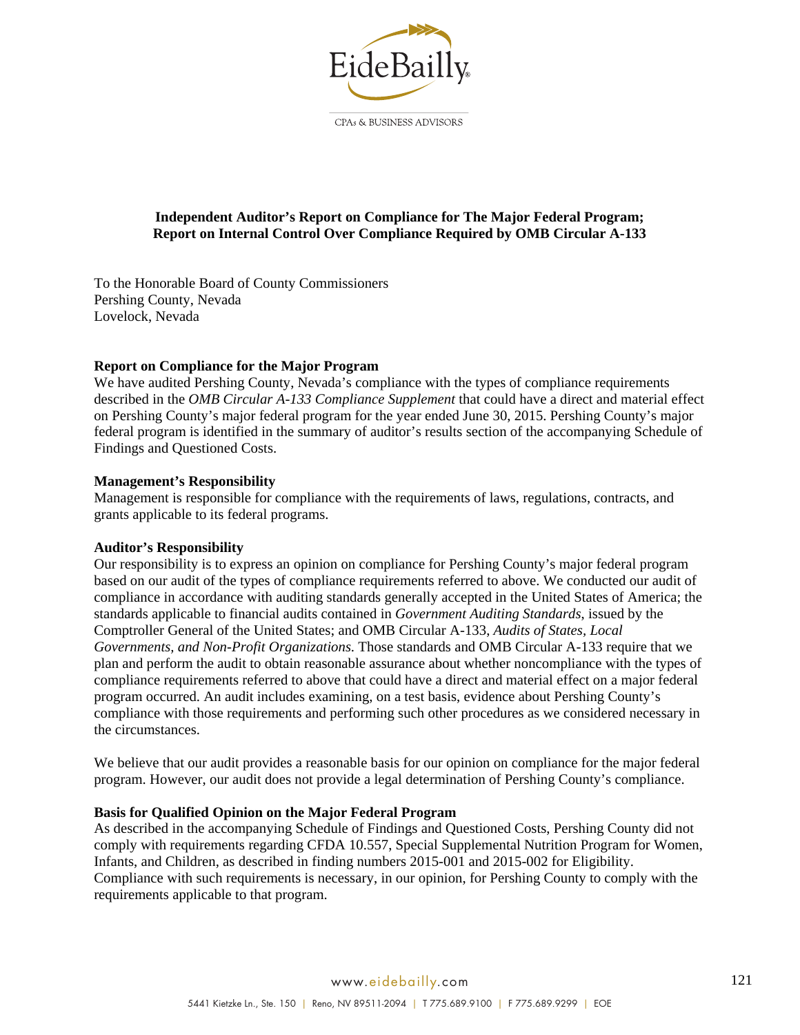**Independent Auditor's Report on Compliance for The Major Federal Program; Report on Internal Control Over Compliance Required by OMB Circular A-133**

To the Honorable Board of County Commissioners
Pershing County, Nevada
Lovelock, Nevada

**Report on Compliance for the Major Program**

We have audited Pershing County, Nevada's compliance with the types of compliance requirements described in the *OMB Circular A-133 Compliance Supplement* that could have a direct and material effect on Pershing County's major federal program for the year ended June 30, 2015. Pershing County's major federal program is identified in the summary of auditor's results section of the accompanying Schedule of Findings and Questioned Costs.

**Management's Responsibility**

Management is responsible for compliance with the requirements of laws, regulations, contracts, and grants applicable to its federal programs.

**Auditor's Responsibility**

Our responsibility is to express an opinion on compliance for Pershing County's major federal program based on our audit of the types of compliance requirements referred to above. We conducted our audit of compliance in accordance with auditing standards generally accepted in the United States of America; the standards applicable to financial audits contained in *Government Auditing Standards*, issued by the Comptroller General of the United States; and OMB Circular A-133, *Audits of States, Local Governments, and Non-Profit Organizations.* Those standards and OMB Circular A-133 require that we plan and perform the audit to obtain reasonable assurance about whether noncompliance with the types of compliance requirements referred to above that could have a direct and material effect on a major federal program occurred. An audit includes examining, on a test basis, evidence about Pershing County's compliance with those requirements and performing such other procedures as we considered necessary in the circumstances.

We believe that our audit provides a reasonable basis for our opinion on compliance for the major federal program. However, our audit does not provide a legal determination of Pershing County's compliance.

**Basis for Qualified Opinion on the Major Federal Program**

As described in the accompanying Schedule of Findings and Questioned Costs, Pershing County did not comply with requirements regarding CFDA 10.557, Special Supplemental Nutrition Program for Women, Infants, and Children, as described in finding numbers 2015-001 and 2015-002 for Eligibility. Compliance with such requirements is necessary, in our opinion, for Pershing County to comply with the requirements applicable to that program.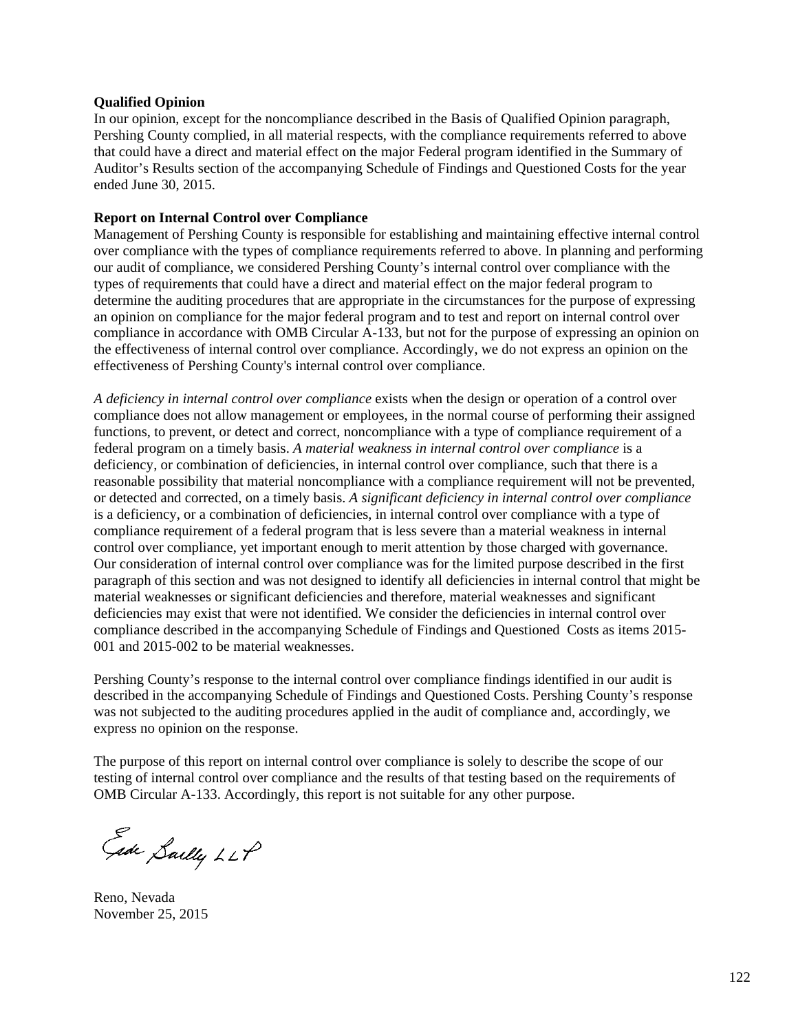**Qualified Opinion**

In our opinion, except for the noncompliance described in the Basis of Qualified Opinion paragraph, Pershing County complied, in all material respects, with the compliance requirements referred to above that could have a direct and material effect on the major Federal program identified in the Summary of Auditor's Results section of the accompanying Schedule of Findings and Questioned Costs for the year ended June 30, 2015.

**Report on Internal Control over Compliance**

Management of Pershing County is responsible for establishing and maintaining effective internal control over compliance with the types of compliance requirements referred to above. In planning and performing our audit of compliance, we considered Pershing County's internal control over compliance with the types of requirements that could have a direct and material effect on the major federal program to determine the auditing procedures that are appropriate in the circumstances for the purpose of expressing an opinion on compliance for the major federal program and to test and report on internal control over compliance in accordance with OMB Circular A-133, but not for the purpose of expressing an opinion on the effectiveness of internal control over compliance. Accordingly, we do not express an opinion on the effectiveness of Pershing County's internal control over compliance.

*A deficiency in internal control over compliance* exists when the design or operation of a control over compliance does not allow management or employees, in the normal course of performing their assigned functions, to prevent, or detect and correct, noncompliance with a type of compliance requirement of a federal program on a timely basis. *A material weakness in internal control over compliance* is a deficiency, or combination of deficiencies, in internal control over compliance, such that there is a reasonable possibility that material noncompliance with a compliance requirement will not be prevented, or detected and corrected, on a timely basis. *A significant deficiency in internal control over compliance* is a deficiency, or a combination of deficiencies, in internal control over compliance with a type of compliance requirement of a federal program that is less severe than a material weakness in internal control over compliance, yet important enough to merit attention by those charged with governance. Our consideration of internal control over compliance was for the limited purpose described in the first paragraph of this section and was not designed to identify all deficiencies in internal control that might be material weaknesses or significant deficiencies and therefore, material weaknesses and significant deficiencies may exist that were not identified. We consider the deficiencies in internal control over compliance described in the accompanying Schedule of Findings and Questioned Costs as items 2015-001 and 2015-002 to be material weaknesses.

Pershing County's response to the internal control over compliance findings identified in our audit is described in the accompanying Schedule of Findings and Questioned Costs. Pershing County's response was not subjected to the auditing procedures applied in the audit of compliance and, accordingly, we express no opinion on the response.

The purpose of this report on internal control over compliance is solely to describe the scope of our testing of internal control over compliance and the results of that testing based on the requirements of OMB Circular A-133. Accordingly, this report is not suitable for any other purpose.

Eide Bailly LLP

Reno, Nevada
November 25, 2015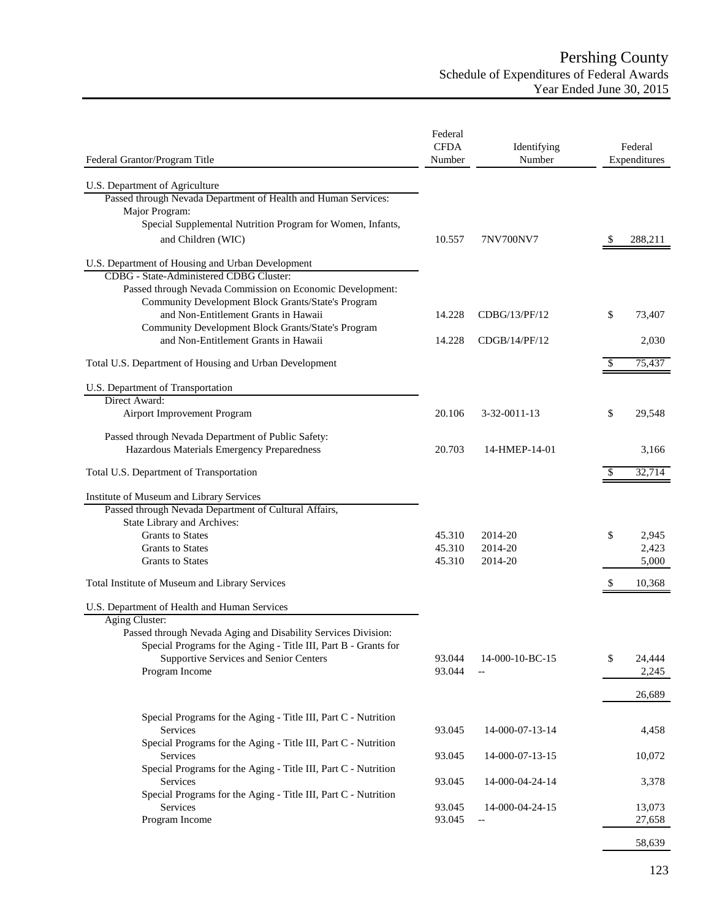# Pershing County

## Schedule of Expenditures of Federal Awards

### Year Ended June 30, 2015

| Federal Grantor/Program Title | Federal CFDA Number | Identifying Number | Federal Expenditures |
|---|---|---|---|
| U.S. Department of Agriculture | | | |
| Passed through Nevada Department of Health and Human Services: | | | |
| Major Program: | | | |
| Special Supplemental Nutrition Program for Women, Infants, and Children (WIC) | 10.557 | 7NV700NV7 | $ 288,211 |
| U.S. Department of Housing and Urban Development | | | |
| CDBG - State-Administered CDBG Cluster: | | | |
| Passed through Nevada Commission on Economic Development: | | | |
| Community Development Block Grants/State's Program and Non-Entitlement Grants in Hawaii | 14.228 | CDBG/13/PF/12 | $ 73,407 |
| Community Development Block Grants/State's Program and Non-Entitlement Grants in Hawaii | 14.228 | CDGB/14/PF/12 | 2,030 |
| Total U.S. Department of Housing and Urban Development | | | $ 75,437 |
| U.S. Department of Transportation | | | |
| Direct Award: | | | |
| Airport Improvement Program | 20.106 | 3-32-0011-13 | $ 29,548 |
| Passed through Nevada Department of Public Safety: | | | |
| Hazardous Materials Emergency Preparedness | 20.703 | 14-HMEP-14-01 | 3,166 |
| Total U.S. Department of Transportation | | | $ 32,714 |
| Institute of Museum and Library Services | | | |
| Passed through Nevada Department of Cultural Affairs, State Library and Archives: | | | |
| Grants to States | 45.310 | 2014-20 | $ 2,945 |
| Grants to States | 45.310 | 2014-20 | 2,423 |
| Grants to States | 45.310 | 2014-20 | 5,000 |
| Total Institute of Museum and Library Services | | | $ 10,368 |
| U.S. Department of Health and Human Services | | | |
| Aging Cluster: | | | |
| Passed through Nevada Aging and Disability Services Division: | | | |
| Special Programs for the Aging - Title III, Part B - Grants for Supportive Services and Senior Centers | 93.044 | 14-000-10-BC-15 | $ 24,444 |
| Program Income | 93.044 | -- | 2,245 |
| | | | 26,689 |
| Special Programs for the Aging - Title III, Part C - Nutrition Services | 93.045 | 14-000-07-13-14 | 4,458 |
| Special Programs for the Aging - Title III, Part C - Nutrition Services | 93.045 | 14-000-07-13-15 | 10,072 |
| Special Programs for the Aging - Title III, Part C - Nutrition Services | 93.045 | 14-000-04-24-14 | 3,378 |
| Special Programs for the Aging - Title III, Part C - Nutrition Services | 93.045 | 14-000-04-24-15 | 13,073 |
| Program Income | 93.045 | -- | 27,658 |
| | | | 58,639 |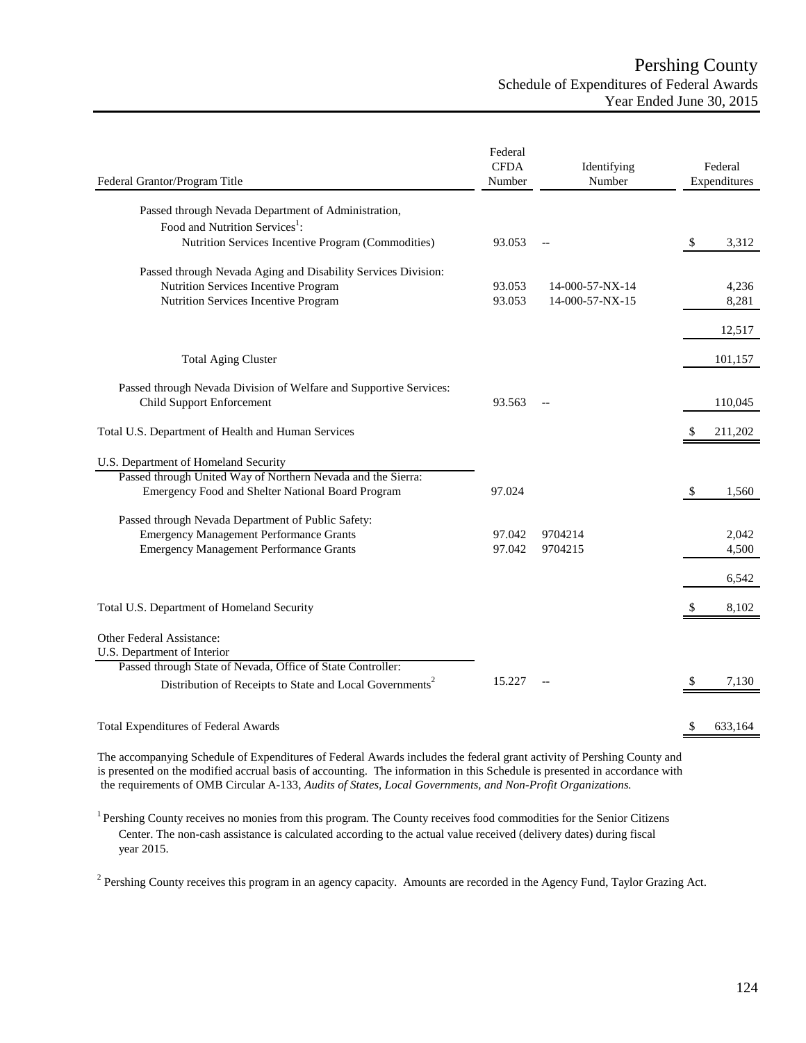# Pershing County
## Schedule of Expenditures of Federal Awards
### Year Ended June 30, 2015

| Federal Grantor/Program Title | Federal CFDA Number | Identifying Number | Federal Expenditures |
|---|---|---|---|
| Passed through Nevada Department of Administration, | | | |
| Food and Nutrition Services[1]: | | | |
| Nutrition Services Incentive Program (Commodities) | 93.053 | -- | $ 3,312 |
| Passed through Nevada Aging and Disability Services Division: | | | |
| Nutrition Services Incentive Program | 93.053 | 14-000-57-NX-14 | 4,236 |
| Nutrition Services Incentive Program | 93.053 | 14-000-57-NX-15 | 8,281 |
| | | | 12,517 |
| Total Aging Cluster | | | 101,157 |
| Passed through Nevada Division of Welfare and Supportive Services: | | | |
| Child Support Enforcement | 93.563 | -- | 110,045 |
| Total U.S. Department of Health and Human Services | | | $ 211,202 |
| U.S. Department of Homeland Security | | | |
| Passed through United Way of Northern Nevada and the Sierra: | | | |
| Emergency Food and Shelter National Board Program | 97.024 | | $ 1,560 |
| Passed through Nevada Department of Public Safety: | | | |
| Emergency Management Performance Grants | 97.042 | 9704214 | 2,042 |
| Emergency Management Performance Grants | 97.042 | 9704215 | 4,500 |
| | | | 6,542 |
| Total U.S. Department of Homeland Security | | | $ 8,102 |
| Other Federal Assistance: | | | |
| U.S. Department of Interior | | | |
| Passed through State of Nevada, Office of State Controller: | | | |
| Distribution of Receipts to State and Local Governments[2] | 15.227 | -- | $ 7,130 |
| Total Expenditures of Federal Awards | | | $ 633,164 |

The accompanying Schedule of Expenditures of Federal Awards includes the federal grant activity of Pershing County and is presented on the modified accrual basis of accounting. The information in this Schedule is presented in accordance with the requirements of OMB Circular A-133, *Audits of States, Local Governments, and Non-Profit Organizations.*

[1] Pershing County receives no monies from this program. The County receives food commodities for the Senior Citizens Center. The non-cash assistance is calculated according to the actual value received (delivery dates) during fiscal year 2015.

[2] Pershing County receives this program in an agency capacity. Amounts are recorded in the Agency Fund, Taylor Grazing Act.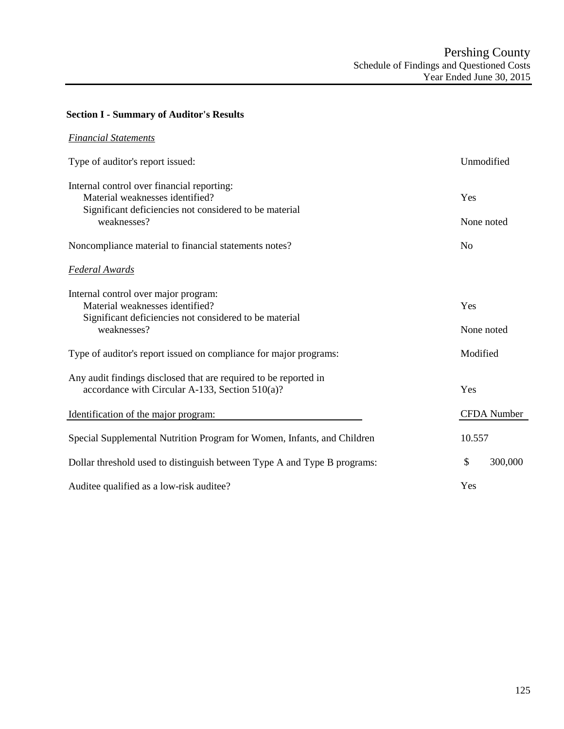# Pershing County
## Schedule of Findings and Questioned Costs
### Year Ended June 30, 2015

**Section I - Summary of Auditor's Results**

*Financial Statements*

| | |
|---|---|
| Type of auditor's report issued: | Unmodified |
| Internal control over financial reporting: | |
| Material weaknesses identified? | Yes |
| Significant deficiencies not considered to be material weaknesses? | None noted |
| Noncompliance material to financial statements notes? | No |

*Federal Awards*

| | |
|---|---|
| Internal control over major program: | |
| Material weaknesses identified? | Yes |
| Significant deficiencies not considered to be material weaknesses? | None noted |
| Type of auditor's report issued on compliance for major programs: | Modified |
| Any audit findings disclosed that are required to be reported in accordance with Circular A-133, Section 510(a)? | Yes |

| Identification of the major program: | CFDA Number |
|---|---|
| Special Supplemental Nutrition Program for Women, Infants, and Children | 10.557 |

| | |
|---|---|
| Dollar threshold used to distinguish between Type A and Type B programs: | $ 300,000 |
| Auditee qualified as a low-risk auditee? | Yes |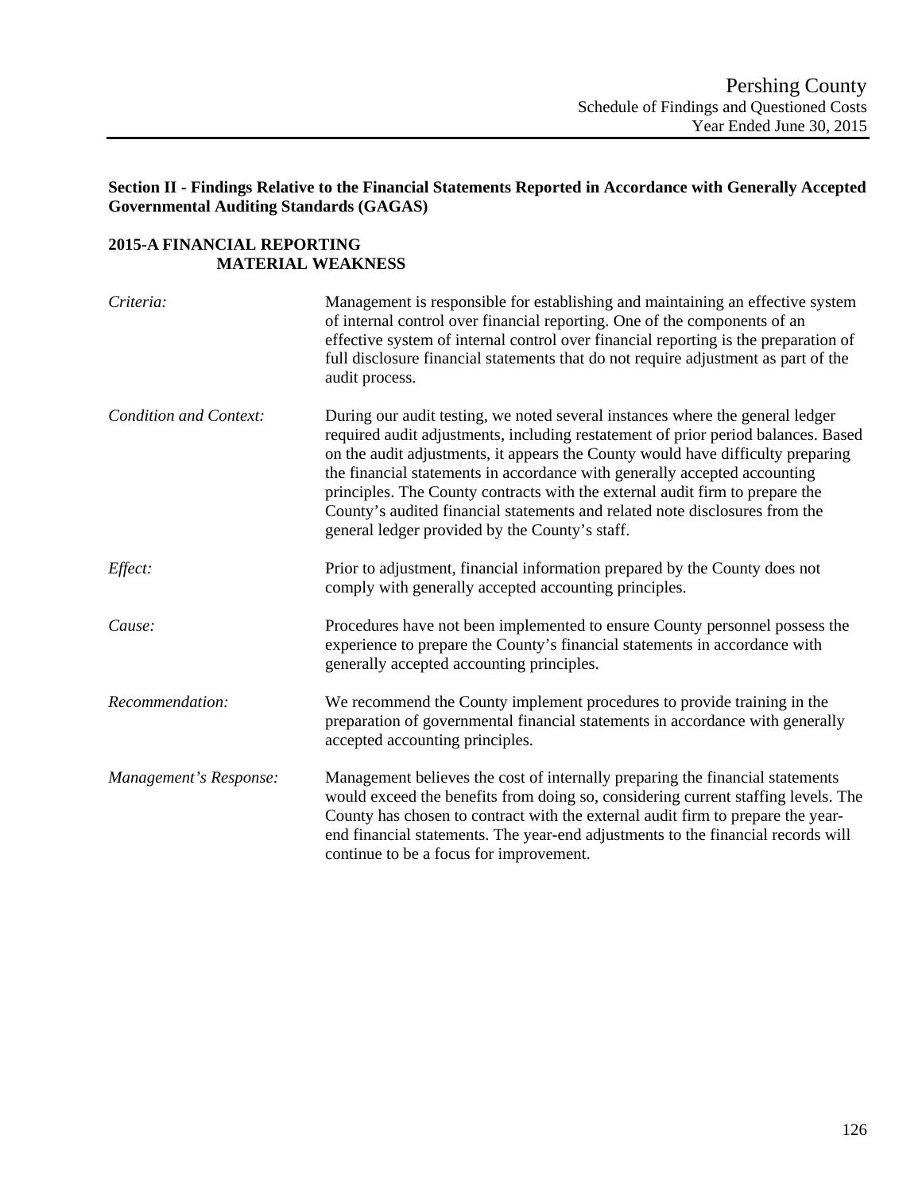## Section II - Findings Relative to the Financial Statements Reported in Accordance with Generally Accepted Governmental Auditing Standards (GAGAS)

### 2015-A FINANCIAL REPORTING
### MATERIAL WEAKNESS

*Criteria:* Management is responsible for establishing and maintaining an effective system of internal control over financial reporting. One of the components of an effective system of internal control over financial reporting is the preparation of full disclosure financial statements that do not require adjustment as part of the audit process.

*Condition and Context:* During our audit testing, we noted several instances where the general ledger required audit adjustments, including restatement of prior period balances. Based on the audit adjustments, it appears the County would have difficulty preparing the financial statements in accordance with generally accepted accounting principles. The County contracts with the external audit firm to prepare the County's audited financial statements and related note disclosures from the general ledger provided by the County's staff.

*Effect:* Prior to adjustment, financial information prepared by the County does not comply with generally accepted accounting principles.

*Cause:* Procedures have not been implemented to ensure County personnel possess the experience to prepare the County's financial statements in accordance with generally accepted accounting principles.

*Recommendation:* We recommend the County implement procedures to provide training in the preparation of governmental financial statements in accordance with generally accepted accounting principles.

*Management's Response:* Management believes the cost of internally preparing the financial statements would exceed the benefits from doing so, considering current staffing levels. The County has chosen to contract with the external audit firm to prepare the year-end financial statements. The year-end adjustments to the financial records will continue to be a focus for improvement.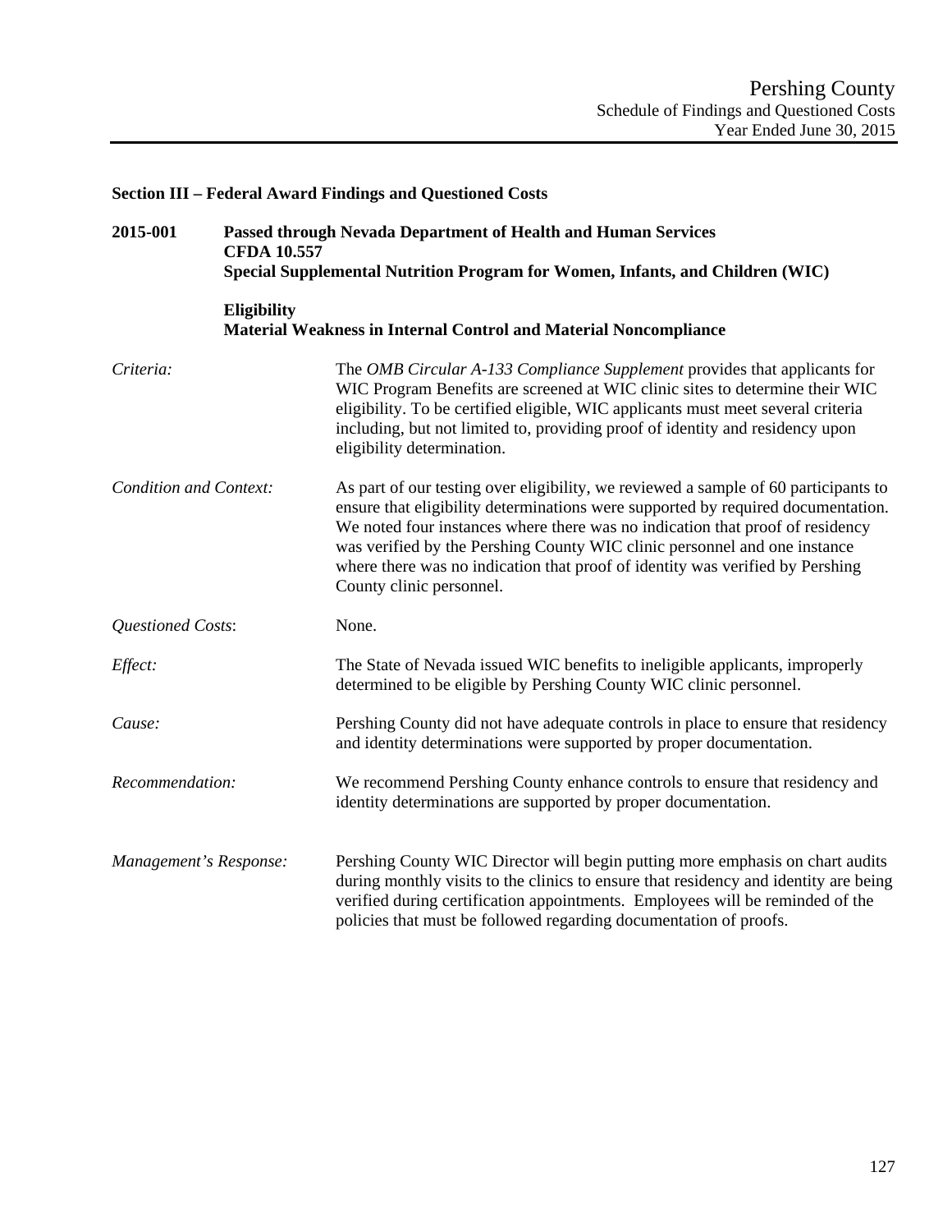## Section III – Federal Award Findings and Questioned Costs

**2015-001 Passed through Nevada Department of Health and Human Services**
**CFDA 10.557**
**Special Supplemental Nutrition Program for Women, Infants, and Children (WIC)**

**Eligibility**
**Material Weakness in Internal Control and Material Noncompliance**

*Criteria:* The *OMB Circular A-133 Compliance Supplement* provides that applicants for WIC Program Benefits are screened at WIC clinic sites to determine their WIC eligibility. To be certified eligible, WIC applicants must meet several criteria including, but not limited to, providing proof of identity and residency upon eligibility determination.

*Condition and Context:* As part of our testing over eligibility, we reviewed a sample of 60 participants to ensure that eligibility determinations were supported by required documentation. We noted four instances where there was no indication that proof of residency was verified by the Pershing County WIC clinic personnel and one instance where there was no indication that proof of identity was verified by Pershing County clinic personnel.

*Questioned Costs*: None.

*Effect:* The State of Nevada issued WIC benefits to ineligible applicants, improperly determined to be eligible by Pershing County WIC clinic personnel.

*Cause:* Pershing County did not have adequate controls in place to ensure that residency and identity determinations were supported by proper documentation.

*Recommendation:* We recommend Pershing County enhance controls to ensure that residency and identity determinations are supported by proper documentation.

*Management's Response:* Pershing County WIC Director will begin putting more emphasis on chart audits during monthly visits to the clinics to ensure that residency and identity are being verified during certification appointments. Employees will be reminded of the policies that must be followed regarding documentation of proofs.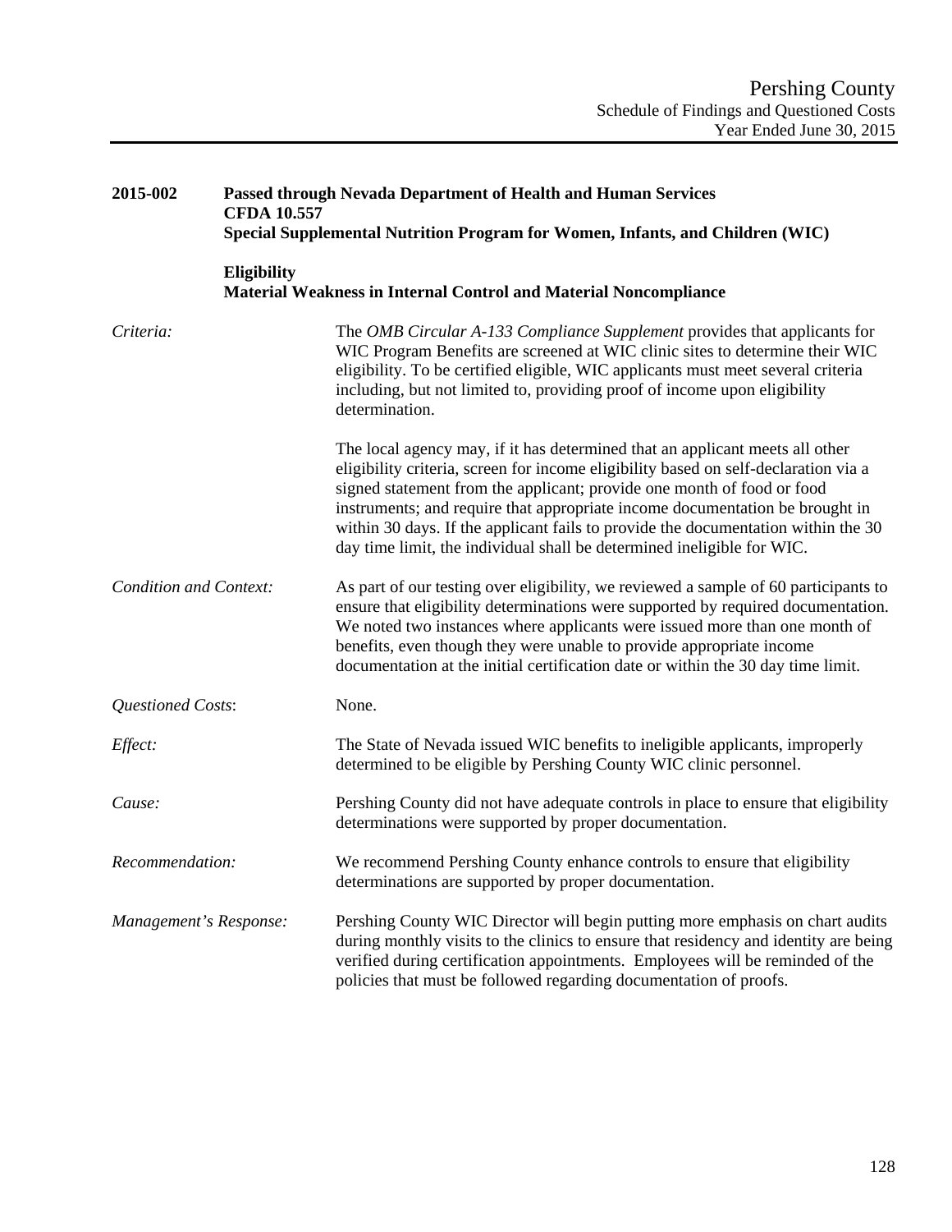**2015-002 Passed through Nevada Department of Health and Human Services**
**CFDA 10.557**
**Special Supplemental Nutrition Program for Women, Infants, and Children (WIC)**

**Eligibility**
**Material Weakness in Internal Control and Material Noncompliance**

*Criteria:* The *OMB Circular A-133 Compliance Supplement* provides that applicants for WIC Program Benefits are screened at WIC clinic sites to determine their WIC eligibility. To be certified eligible, WIC applicants must meet several criteria including, but not limited to, providing proof of income upon eligibility determination.

The local agency may, if it has determined that an applicant meets all other eligibility criteria, screen for income eligibility based on self-declaration via a signed statement from the applicant; provide one month of food or food instruments; and require that appropriate income documentation be brought in within 30 days. If the applicant fails to provide the documentation within the 30 day time limit, the individual shall be determined ineligible for WIC.

*Condition and Context:* As part of our testing over eligibility, we reviewed a sample of 60 participants to ensure that eligibility determinations were supported by required documentation. We noted two instances where applicants were issued more than one month of benefits, even though they were unable to provide appropriate income documentation at the initial certification date or within the 30 day time limit.

*Questioned Costs*: None.

*Effect:* The State of Nevada issued WIC benefits to ineligible applicants, improperly determined to be eligible by Pershing County WIC clinic personnel.

*Cause:* Pershing County did not have adequate controls in place to ensure that eligibility determinations were supported by proper documentation.

*Recommendation:* We recommend Pershing County enhance controls to ensure that eligibility determinations are supported by proper documentation.

*Management's Response:* Pershing County WIC Director will begin putting more emphasis on chart audits during monthly visits to the clinics to ensure that residency and identity are being verified during certification appointments. Employees will be reminded of the policies that must be followed regarding documentation of proofs.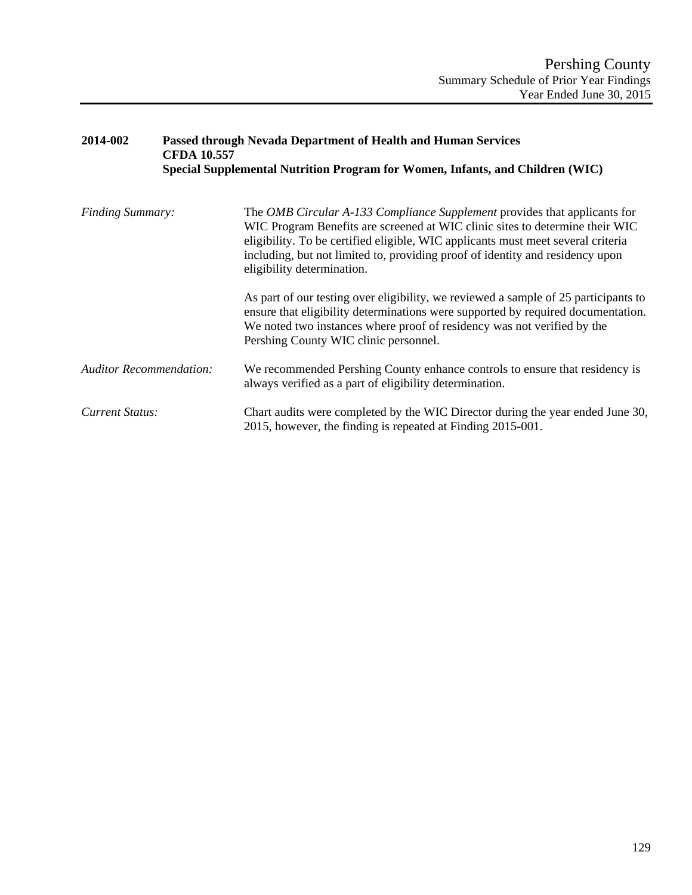## 2014-002 Passed through Nevada Department of Health and Human Services CFDA 10.557 Special Supplemental Nutrition Program for Women, Infants, and Children (WIC)

*Finding Summary:*

The *OMB Circular A-133 Compliance Supplement* provides that applicants for WIC Program Benefits are screened at WIC clinic sites to determine their WIC eligibility. To be certified eligible, WIC applicants must meet several criteria including, but not limited to, providing proof of identity and residency upon eligibility determination.

As part of our testing over eligibility, we reviewed a sample of 25 participants to ensure that eligibility determinations were supported by required documentation. We noted two instances where proof of residency was not verified by the Pershing County WIC clinic personnel.

*Auditor Recommendation:*

We recommended Pershing County enhance controls to ensure that residency is always verified as a part of eligibility determination.

*Current Status:*

Chart audits were completed by the WIC Director during the year ended June 30, 2015, however, the finding is repeated at Finding 2015-001.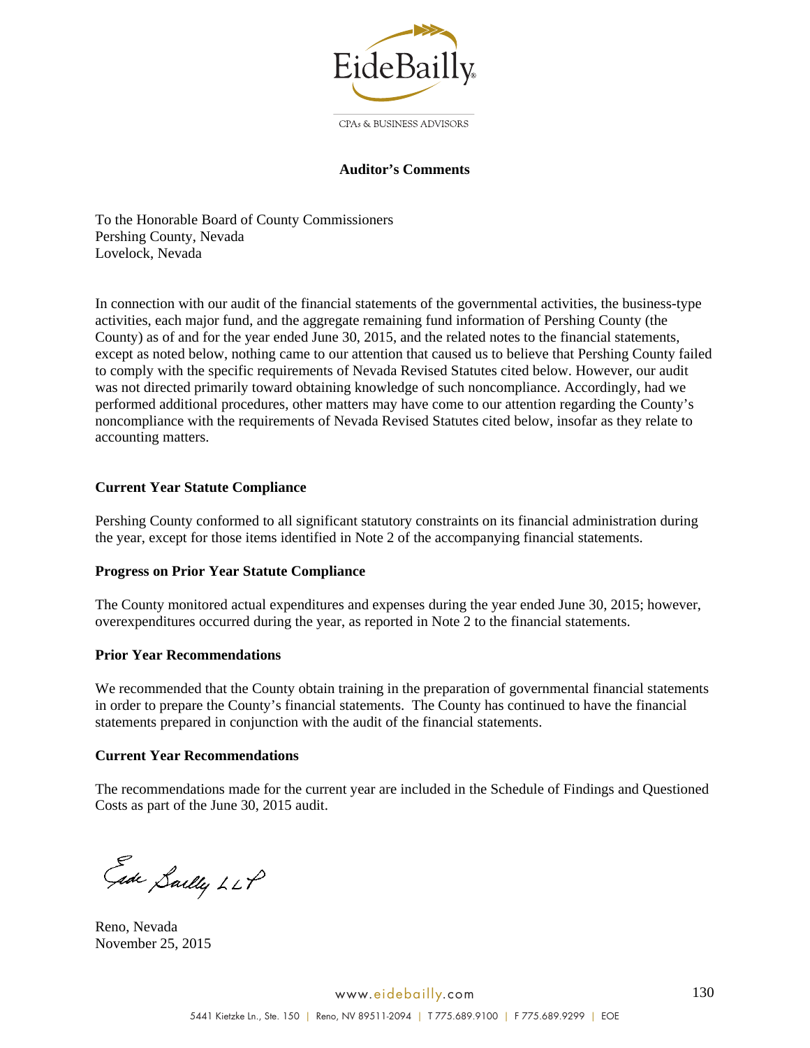EideBailly

CPAs & BUSINESS ADVISORS

## Auditor's Comments

To the Honorable Board of County Commissioners
Pershing County, Nevada
Lovelock, Nevada

In connection with our audit of the financial statements of the governmental activities, the business-type activities, each major fund, and the aggregate remaining fund information of Pershing County (the County) as of and for the year ended June 30, 2015, and the related notes to the financial statements, except as noted below, nothing came to our attention that caused us to believe that Pershing County failed to comply with the specific requirements of Nevada Revised Statutes cited below. However, our audit was not directed primarily toward obtaining knowledge of such noncompliance. Accordingly, had we performed additional procedures, other matters may have come to our attention regarding the County's noncompliance with the requirements of Nevada Revised Statutes cited below, insofar as they relate to accounting matters.

**Current Year Statute Compliance**

Pershing County conformed to all significant statutory constraints on its financial administration during the year, except for those items identified in Note 2 of the accompanying financial statements.

**Progress on Prior Year Statute Compliance**

The County monitored actual expenditures and expenses during the year ended June 30, 2015; however, overexpenditures occurred during the year, as reported in Note 2 to the financial statements.

**Prior Year Recommendations**

We recommended that the County obtain training in the preparation of governmental financial statements in order to prepare the County's financial statements. The County has continued to have the financial statements prepared in conjunction with the audit of the financial statements.

**Current Year Recommendations**

The recommendations made for the current year are included in the Schedule of Findings and Questioned Costs as part of the June 30, 2015 audit.

Eide Bailly LLP

Reno, Nevada
November 25, 2015

www.eidebailly.com

5441 Kietzke Ln., Ste. 150 | Reno, NV 89511-2094 | T 775.689.9100 | F 775.689.9299 | EOE